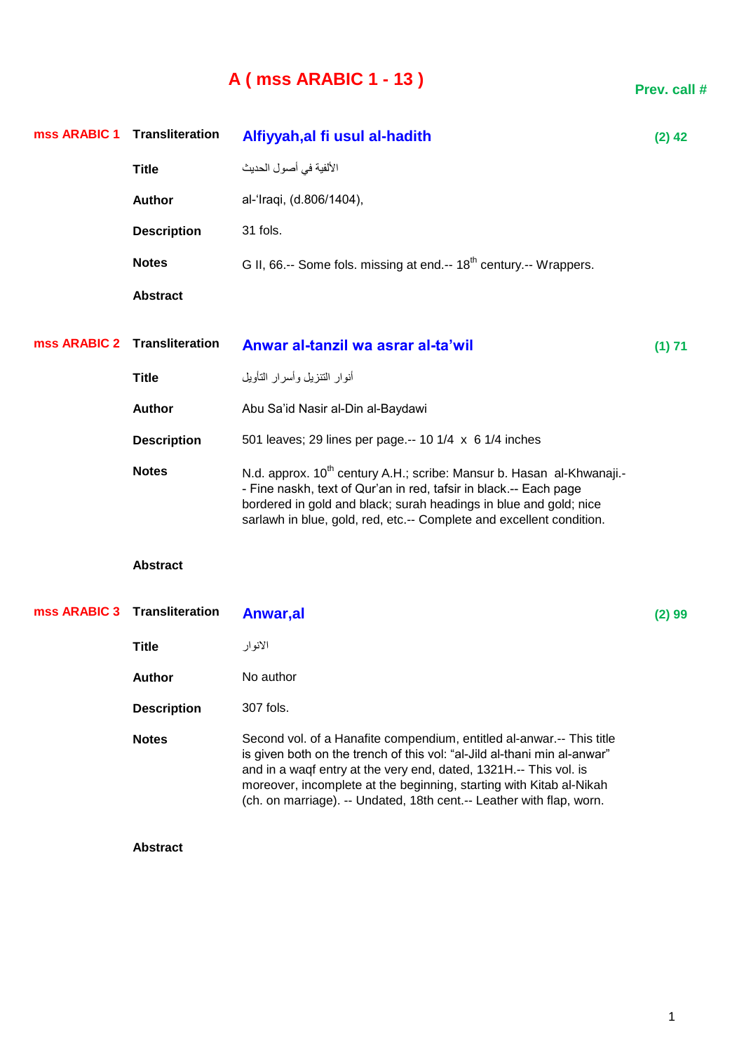# A ( mss ARABIC 1 - 13 )

**Prev. call #**

| | | | |
|---|---|---|---|
| **mss ARABIC 1** | **Transliteration** | **Alfiyyah,al fi usul al-hadith** | **(2) 42** |
| | **Title** | الألفية في أصول الحديث | |
| | **Author** | al-'Iraqi, (d.806/1404), | |
| | **Description** | 31 fols. | |
| | **Notes** | G II, 66.-- Some fols. missing at end.-- 18th century.-- Wrappers. | |
| | **Abstract** | | |
| **mss ARABIC 2** | **Transliteration** | **Anwar al-tanzil wa asrar al-ta'wil** | **(1) 71** |
| | **Title** | أنوار التنزيل وأسرار التأويل | |
| | **Author** | Abu Sa'id Nasir al-Din al-Baydawi | |
| | **Description** | 501 leaves; 29 lines per page.-- 10 1/4 x 6 1/4 inches | |
| | **Notes** | N.d. approx. 10th century A.H.; scribe: Mansur b. Hasan al-Khwanaji.-- Fine naskh, text of Qur'an in red, tafsir in black.-- Each page bordered in gold and black; surah headings in blue and gold; nice sarlawh in blue, gold, red, etc.-- Complete and excellent condition. | |
| | **Abstract** | | |
| **mss ARABIC 3** | **Transliteration** | **Anwar,al** | **(2) 99** |
| | **Title** | الانوار | |
| | **Author** | No author | |
| | **Description** | 307 fols. | |
| | **Notes** | Second vol. of a Hanafite compendium, entitled al-anwar.-- This title is given both on the trench of this vol: "al-Jild al-thani min al-anwar" and in a waqf entry at the very end, dated, 1321H.-- This vol. is moreover, incomplete at the beginning, starting with Kitab al-Nikah (ch. on marriage). -- Undated, 18th cent.-- Leather with flap, worn. | |
| | **Abstract** | | |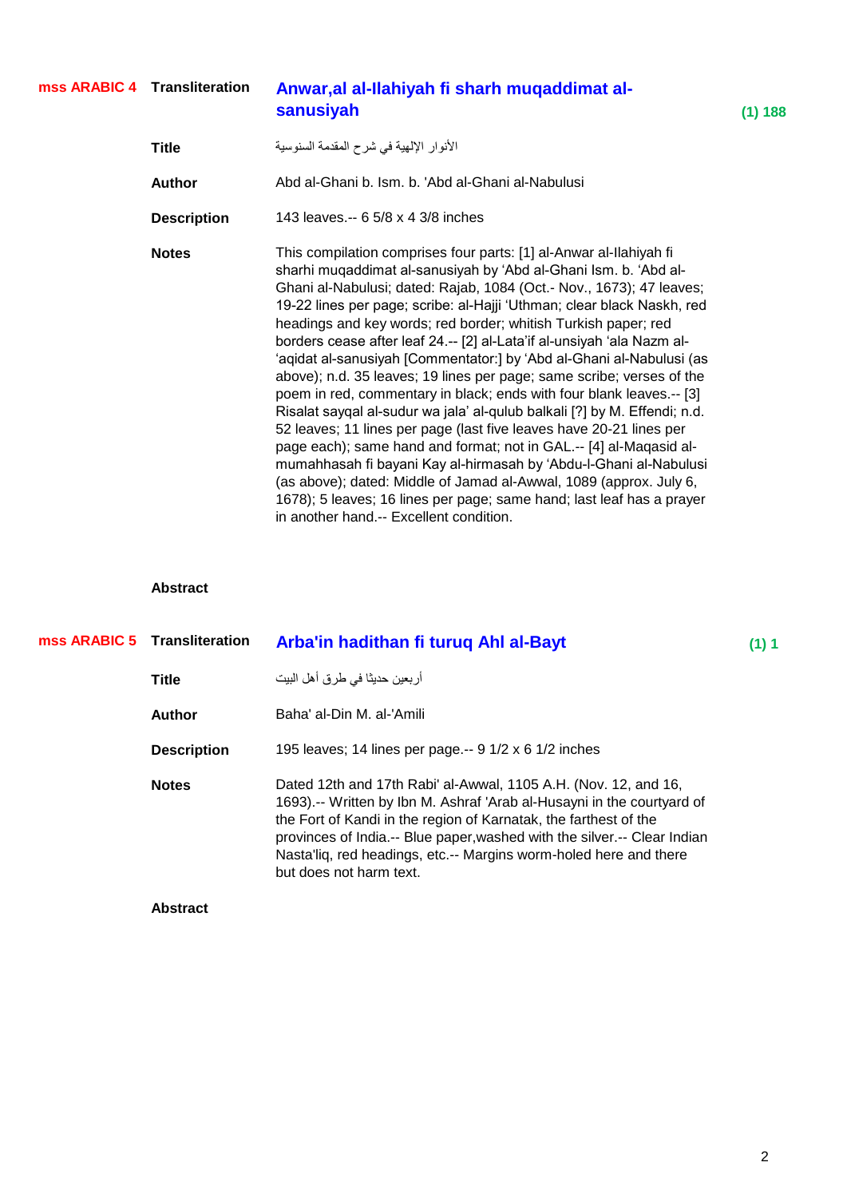**mss ARABIC 4**

**Transliteration** **Anwar,al al-Ilahiyah fi sharh muqaddimat al-sanusiyah** **(1) 188**

**Title** الأنوار الإلهية في شرح المقدمة السنوسية

**Author** Abd al-Ghani b. Ism. b. 'Abd al-Ghani al-Nabulusi

**Description** 143 leaves.-- 6 5/8 x 4 3/8 inches

**Notes** This compilation comprises four parts: [1] al-Anwar al-Ilahiyah fi sharhi muqaddimat al-sanusiyah by 'Abd al-Ghani Ism. b. 'Abd al-Ghani al-Nabulusi; dated: Rajab, 1084 (Oct.- Nov., 1673); 47 leaves; 19-22 lines per page; scribe: al-Hajji 'Uthman; clear black Naskh, red headings and key words; red border; whitish Turkish paper; red borders cease after leaf 24.-- [2] al-Lata'if al-unsiyah 'ala Nazm al-'aqidat al-sanusiyah [Commentator:] by 'Abd al-Ghani al-Nabulusi (as above); n.d. 35 leaves; 19 lines per page; same scribe; verses of the poem in red, commentary in black; ends with four blank leaves.-- [3] Risalat sayqal al-sudur wa jala' al-qulub balkali [?] by M. Effendi; n.d. 52 leaves; 11 lines per page (last five leaves have 20-21 lines per page each); same hand and format; not in GAL.-- [4] al-Maqasid al-mumahhasah fi bayani Kay al-hirmasah by 'Abdu-l-Ghani al-Nabulusi (as above); dated: Middle of Jamad al-Awwal, 1089 (approx. July 6, 1678); 5 leaves; 16 lines per page; same hand; last leaf has a prayer in another hand.-- Excellent condition.

**Abstract**

**mss ARABIC 5**

**Transliteration** **Arba'in hadithan fi turuq Ahl al-Bayt** **(1) 1**

**Title** أربعين حديثا في طرق أهل البيت

**Author** Baha' al-Din M. al-'Amili

**Description** 195 leaves; 14 lines per page.-- 9 1/2 x 6 1/2 inches

**Notes** Dated 12th and 17th Rabi' al-Awwal, 1105 A.H. (Nov. 12, and 16, 1693).-- Written by Ibn M. Ashraf 'Arab al-Husayni in the courtyard of the Fort of Kandi in the region of Karnatak, the farthest of the provinces of India.-- Blue paper,washed with the silver.-- Clear Indian Nasta'liq, red headings, etc.-- Margins worm-holed here and there but does not harm text.

**Abstract**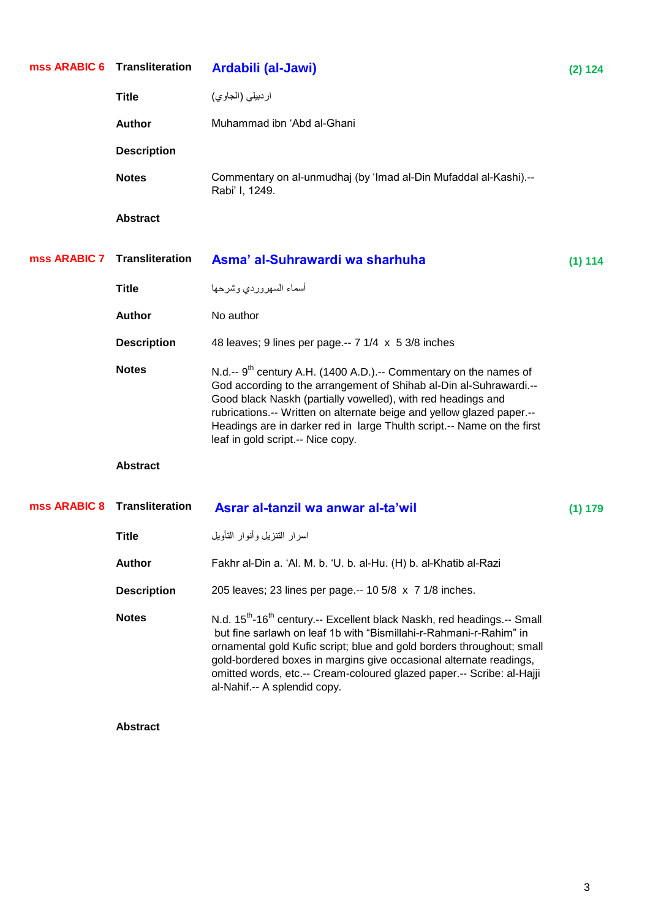## mss ARABIC 6

| | | |
|---|---|---|
| **Transliteration** | **Ardabili (al-Jawi)** | (2) 124 |
| **Title** | اردبيلي (الجاوي) | |
| **Author** | Muhammad ibn ‘Abd al-Ghani | |
| **Description** | | |
| **Notes** | Commentary on al-unmudhaj (by ‘Imad al-Din Mufaddal al-Kashi).-- Rabi’ I, 1249. | |
| **Abstract** | | |

## mss ARABIC 7

| | | |
|---|---|---|
| **Transliteration** | **Asma’ al-Suhrawardi wa sharhuha** | (1) 114 |
| **Title** | أسماء السهروردي وشرحها | |
| **Author** | No author | |
| **Description** | 48 leaves; 9 lines per page.-- 7 1/4 x 5 3/8 inches | |
| **Notes** | N.d.-- 9th century A.H. (1400 A.D.).-- Commentary on the names of God according to the arrangement of Shihab al-Din al-Suhrawardi.-- Good black Naskh (partially vowelled), with red headings and rubrications.-- Written on alternate beige and yellow glazed paper.-- Headings are in darker red in large Thulth script.-- Name on the first leaf in gold script.-- Nice copy. | |
| **Abstract** | | |

## mss ARABIC 8

| | | |
|---|---|---|
| **Transliteration** | **Asrar al-tanzil wa anwar al-ta’wil** | (1) 179 |
| **Title** | اسرار التنزيل وأنوار التأويل | |
| **Author** | Fakhr al-Din a. ‘Al. M. b. ‘U. b. al-Hu. (H) b. al-Khatib al-Razi | |
| **Description** | 205 leaves; 23 lines per page.-- 10 5/8 x 7 1/8 inches. | |
| **Notes** | N.d. 15th-16th century.-- Excellent black Naskh, red headings.-- Small but fine sarlawh on leaf 1b with “Bismillahi-r-Rahmani-r-Rahim” in ornamental gold Kufic script; blue and gold borders throughout; small gold-bordered boxes in margins give occasional alternate readings, omitted words, etc.-- Cream-coloured glazed paper.-- Scribe: al-Hajji al-Nahif.-- A splendid copy. | |
| **Abstract** | | |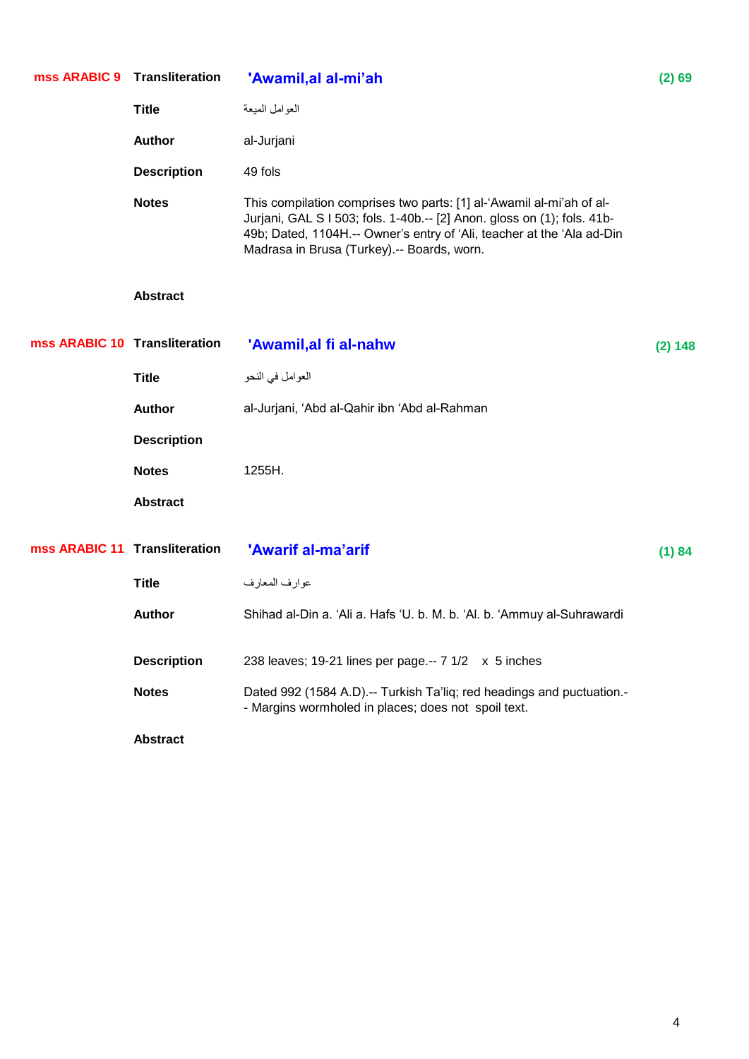**mss ARABIC 9** **Transliteration** **'Awamil,al al-mi'ah** **(2) 69**

**Title** العوامل الميعة

**Author** al-Jurjani

**Description** 49 fols

**Notes** This compilation comprises two parts: [1] al-'Awamil al-mi'ah of al-Jurjani, GAL S I 503; fols. 1-40b.-- [2] Anon. gloss on (1); fols. 41b-49b; Dated, 1104H.-- Owner's entry of 'Ali, teacher at the 'Ala ad-Din Madrasa in Brusa (Turkey).-- Boards, worn.

**Abstract**

**mss ARABIC 10** **Transliteration** **'Awamil,al fi al-nahw** **(2) 148**

**Title** العوامل في النحو

**Author** al-Jurjani, 'Abd al-Qahir ibn 'Abd al-Rahman

**Description**

**Notes** 1255H.

**Abstract**

**mss ARABIC 11** **Transliteration** **'Awarif al-ma'arif** **(1) 84**

**Title** عوارف المعارف

**Author** Shihad al-Din a. 'Ali a. Hafs 'U. b. M. b. 'Al. b. 'Ammuy al-Suhrawardi

**Description** 238 leaves; 19-21 lines per page.-- 7 1/2 x 5 inches

**Notes** Dated 992 (1584 A.D).-- Turkish Ta'liq; red headings and puctuation.-- Margins wormholed in places; does not spoil text.

**Abstract**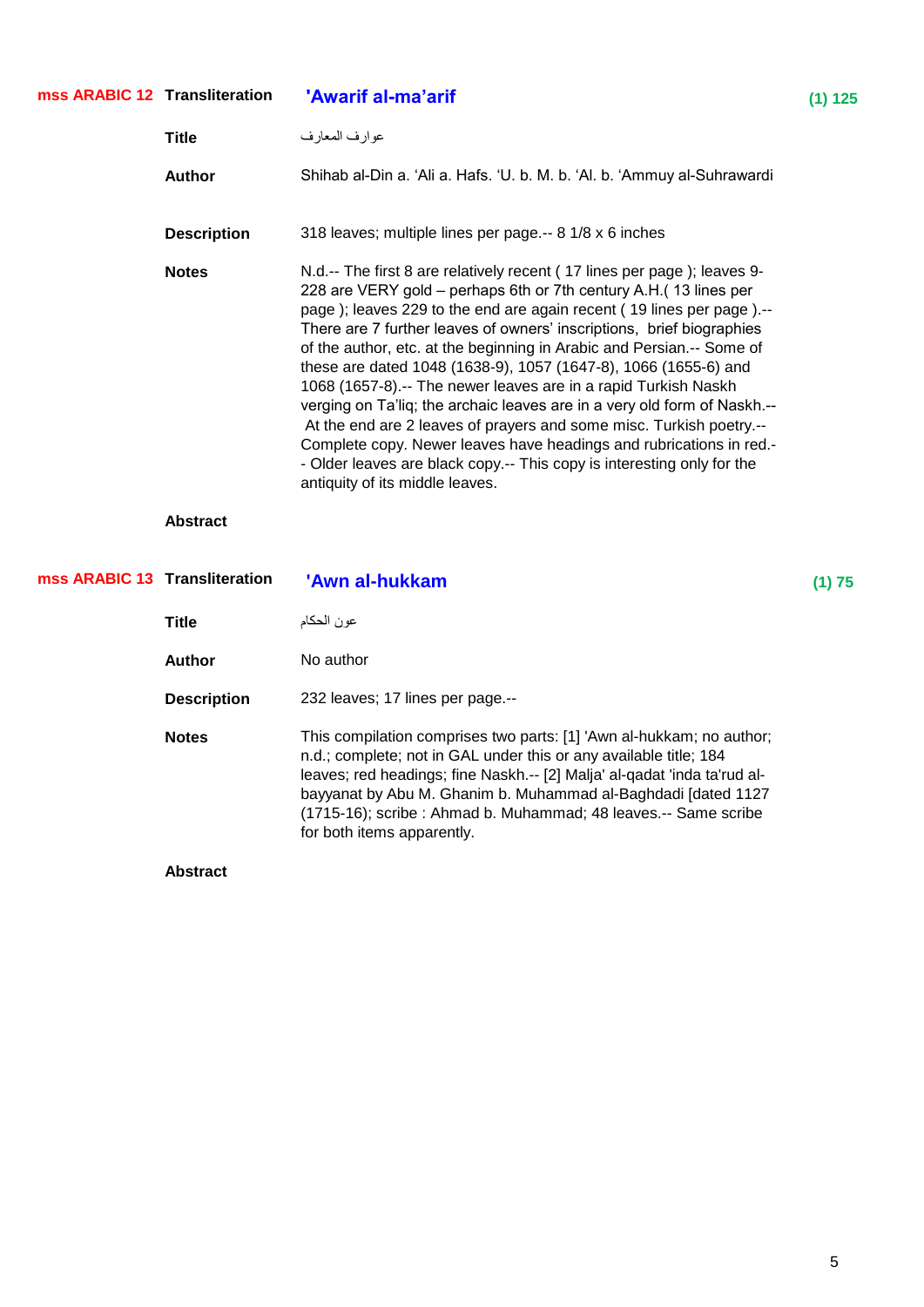**mss ARABIC 12** **Transliteration** **'Awarif al-ma'arif** **(1) 125**

**Title** عوارف المعارف

**Author** Shihab al-Din a. 'Ali a. Hafs. 'U. b. M. b. 'Al. b. 'Ammuy al-Suhrawardi

**Description** 318 leaves; multiple lines per page.-- 8 1/8 x 6 inches

**Notes** N.d.-- The first 8 are relatively recent ( 17 lines per page ); leaves 9-228 are VERY gold – perhaps 6th or 7th century A.H.( 13 lines per page ); leaves 229 to the end are again recent ( 19 lines per page ).-- There are 7 further leaves of owners' inscriptions, brief biographies of the author, etc. at the beginning in Arabic and Persian.-- Some of these are dated 1048 (1638-9), 1057 (1647-8), 1066 (1655-6) and 1068 (1657-8).-- The newer leaves are in a rapid Turkish Naskh verging on Ta'liq; the archaic leaves are in a very old form of Naskh.-- At the end are 2 leaves of prayers and some misc. Turkish poetry.-- Complete copy. Newer leaves have headings and rubrications in red.-- Older leaves are black copy.-- This copy is interesting only for the antiquity of its middle leaves.

**Abstract**

**mss ARABIC 13** **Transliteration** **'Awn al-hukkam** **(1) 75**

**Title** عون الحكام

**Author** No author

**Description** 232 leaves; 17 lines per page.--

**Notes** This compilation comprises two parts: [1] 'Awn al-hukkam; no author; n.d.; complete; not in GAL under this or any available title; 184 leaves; red headings; fine Naskh.-- [2] Malja' al-qadat 'inda ta'rud al-bayyanat by Abu M. Ghanim b. Muhammad al-Baghdadi [dated 1127 (1715-16); scribe : Ahmad b. Muhammad; 48 leaves.-- Same scribe for both items apparently.

**Abstract**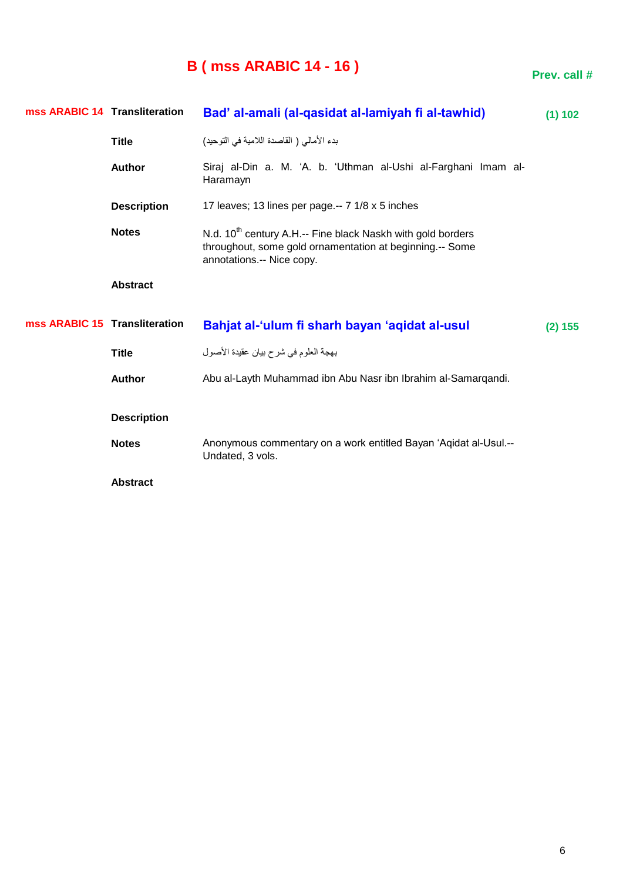# B ( mss ARABIC 14 - 16 )

**Prev. call #**

| | | | |
|---|---|---|---|
| **mss ARABIC 14** | **Transliteration** | **Bad' al-amali (al-qasidat al-lamiyah fi al-tawhid)** | **(1) 102** |
| | **Title** | بدء الأمالي ( القاصدة اللامية في التوحيد) | |
| | **Author** | Siraj al-Din a. M. 'A. b. 'Uthman al-Ushi al-Farghani Imam al-Haramayn | |
| | **Description** | 17 leaves; 13 lines per page.-- 7 1/8 x 5 inches | |
| | **Notes** | N.d. 10th century A.H.-- Fine black Naskh with gold borders throughout, some gold ornamentation at beginning.-- Some annotations.-- Nice copy. | |
| | **Abstract** | | |

| | | | |
|---|---|---|---|
| **mss ARABIC 15** | **Transliteration** | **Bahjat al-'ulum fi sharh bayan 'aqidat al-usul** | **(2) 155** |
| | **Title** | بهجة العلوم في شرح بيان عقيدة الأصول | |
| | **Author** | Abu al-Layth Muhammad ibn Abu Nasr ibn Ibrahim al-Samarqandi. | |
| | **Description** | | |
| | **Notes** | Anonymous commentary on a work entitled Bayan 'Aqidat al-Usul.-- Undated, 3 vols. | |
| | **Abstract** | | |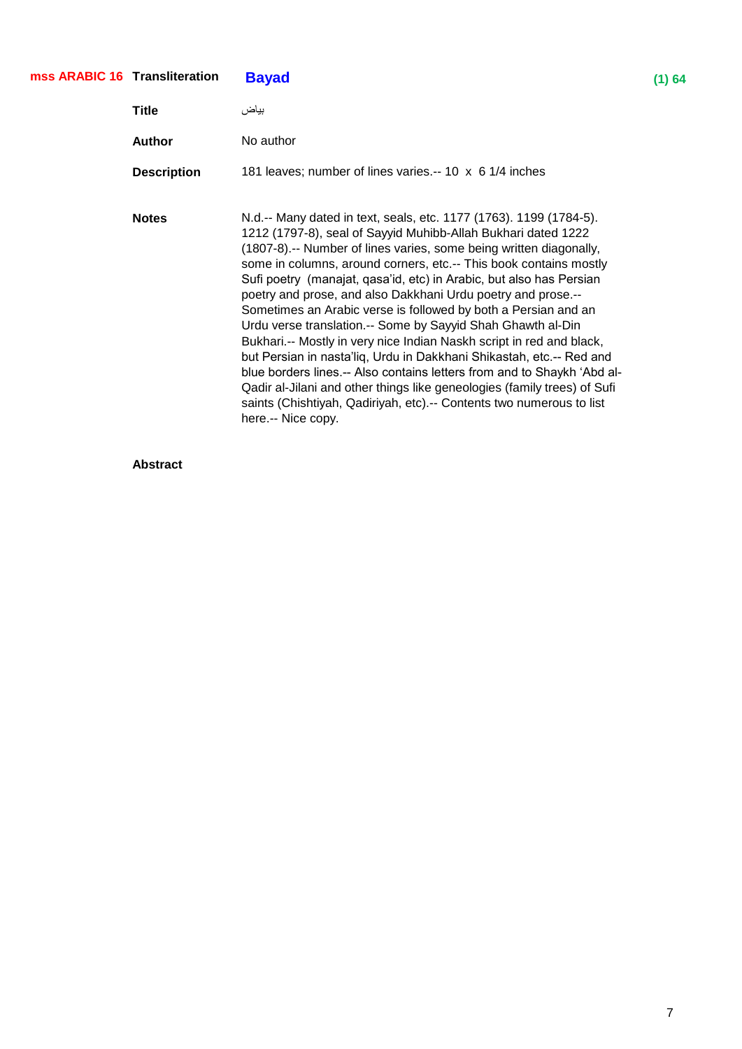**mss ARABIC 16** **Transliteration** **Bayad** **(1) 64**

**Title** بياض

**Author** No author

**Description** 181 leaves; number of lines varies.-- 10 x 6 1/4 inches

**Notes** N.d.-- Many dated in text, seals, etc. 1177 (1763). 1199 (1784-5). 1212 (1797-8), seal of Sayyid Muhibb-Allah Bukhari dated 1222 (1807-8).-- Number of lines varies, some being written diagonally, some in columns, around corners, etc.-- This book contains mostly Sufi poetry (manajat, qasa'id, etc) in Arabic, but also has Persian poetry and prose, and also Dakkhani Urdu poetry and prose.-- Sometimes an Arabic verse is followed by both a Persian and an Urdu verse translation.-- Some by Sayyid Shah Ghawth al-Din Bukhari.-- Mostly in very nice Indian Naskh script in red and black, but Persian in nasta'liq, Urdu in Dakkhani Shikastah, etc.-- Red and blue borders lines.-- Also contains letters from and to Shaykh 'Abd al-Qadir al-Jilani and other things like geneologies (family trees) of Sufi saints (Chishtiyah, Qadiriyah, etc).-- Contents two numerous to list here.-- Nice copy.

**Abstract**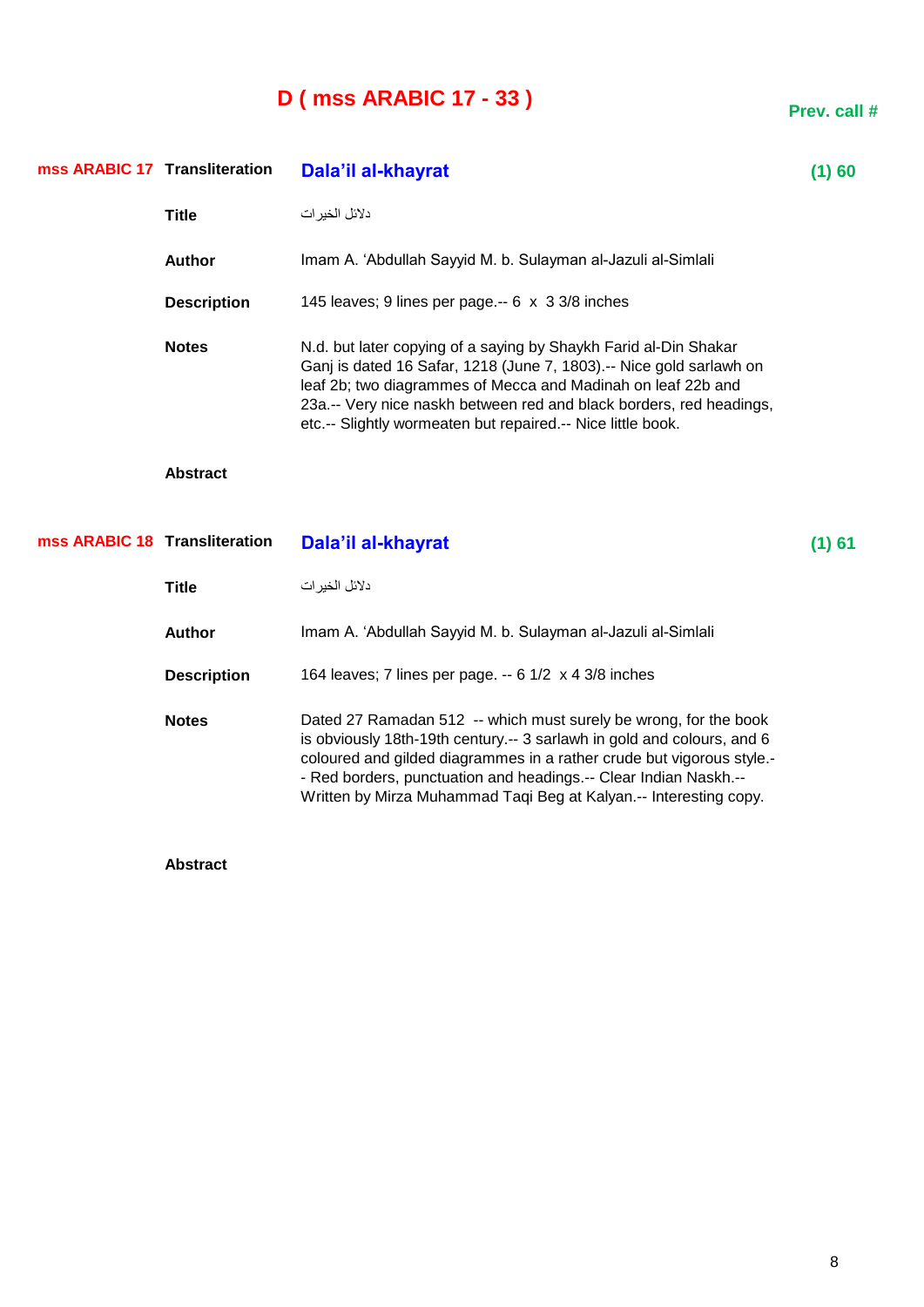# D ( mss ARABIC 17 - 33 )

**Prev. call #**

**mss ARABIC 17**

| | | |
|---|---|---|
| **Transliteration** | **Dala'il al-khayrat** | **(1) 60** |
| **Title** | دلائل الخيرات | |
| **Author** | Imam A. 'Abdullah Sayyid M. b. Sulayman al-Jazuli al-Simlali | |
| **Description** | 145 leaves; 9 lines per page.-- 6 x 3 3/8 inches | |
| **Notes** | N.d. but later copying of a saying by Shaykh Farid al-Din Shakar Ganj is dated 16 Safar, 1218 (June 7, 1803).-- Nice gold sarlawh on leaf 2b; two diagrammes of Mecca and Madinah on leaf 22b and 23a.-- Very nice naskh between red and black borders, red headings, etc.-- Slightly wormeaten but repaired.-- Nice little book. | |
| **Abstract** | | |

**mss ARABIC 18**

| | | |
|---|---|---|
| **Transliteration** | **Dala'il al-khayrat** | **(1) 61** |
| **Title** | دلائل الخيرات | |
| **Author** | Imam A. 'Abdullah Sayyid M. b. Sulayman al-Jazuli al-Simlali | |
| **Description** | 164 leaves; 7 lines per page. -- 6 1/2 x 4 3/8 inches | |
| **Notes** | Dated 27 Ramadan 512 -- which must surely be wrong, for the book is obviously 18th-19th century.-- 3 sarlawh in gold and colours, and 6 coloured and gilded diagrammes in a rather crude but vigorous style.-- Red borders, punctuation and headings.-- Clear Indian Naskh.-- Written by Mirza Muhammad Taqi Beg at Kalyan.-- Interesting copy. | |
| **Abstract** | | |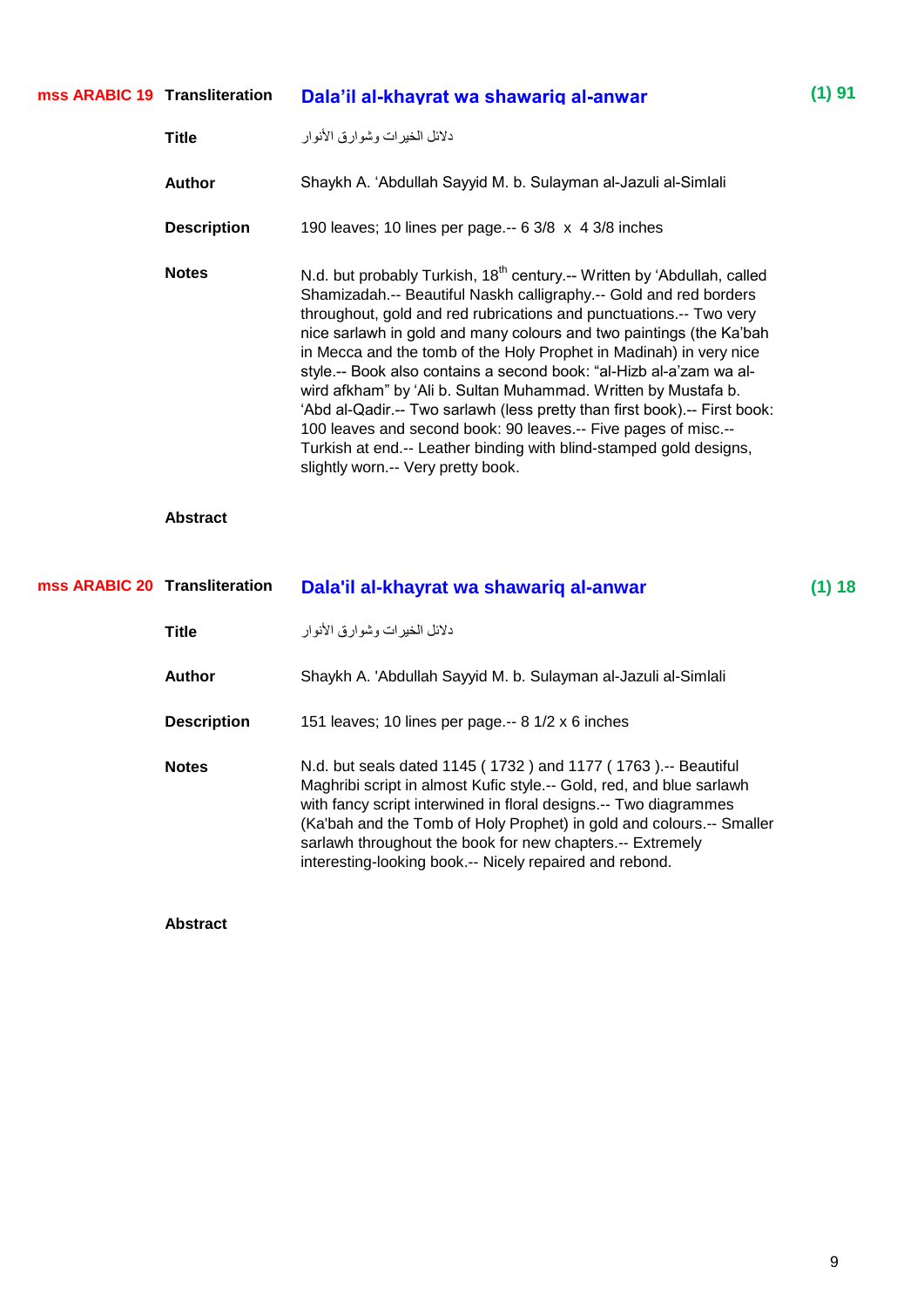**mss ARABIC 19** **Transliteration** **Dala'il al-khayrat wa shawariq al-anwar** **(1) 91**

**Title** دلائل الخيرات وشوارق الأنوار

**Author** Shaykh A. 'Abdullah Sayyid M. b. Sulayman al-Jazuli al-Simlali

**Description** 190 leaves; 10 lines per page.-- 6 3/8 x 4 3/8 inches

**Notes** N.d. but probably Turkish, 18th century.-- Written by 'Abdullah, called Shamizadah.-- Beautiful Naskh calligraphy.-- Gold and red borders throughout, gold and red rubrications and punctuations.-- Two very nice sarlawh in gold and many colours and two paintings (the Ka'bah in Mecca and the tomb of the Holy Prophet in Madinah) in very nice style.-- Book also contains a second book: "al-Hizb al-a'zam wa al-wird afkham" by 'Ali b. Sultan Muhammad. Written by Mustafa b. 'Abd al-Qadir.-- Two sarlawh (less pretty than first book).-- First book: 100 leaves and second book: 90 leaves.-- Five pages of misc.-- Turkish at end.-- Leather binding with blind-stamped gold designs, slightly worn.-- Very pretty book.

**Abstract**

**mss ARABIC 20** **Transliteration** **Dala'il al-khayrat wa shawariq al-anwar** **(1) 18**

**Title** دلائل الخيرات وشوارق الأنوار

**Author** Shaykh A. 'Abdullah Sayyid M. b. Sulayman al-Jazuli al-Simlali

**Description** 151 leaves; 10 lines per page.-- 8 1/2 x 6 inches

**Notes** N.d. but seals dated 1145 ( 1732 ) and 1177 ( 1763 ).-- Beautiful Maghribi script in almost Kufic style.-- Gold, red, and blue sarlawh with fancy script interwined in floral designs.-- Two diagrammes (Ka'bah and the Tomb of Holy Prophet) in gold and colours.-- Smaller sarlawh throughout the book for new chapters.-- Extremely interesting-looking book.-- Nicely repaired and rebond.

**Abstract**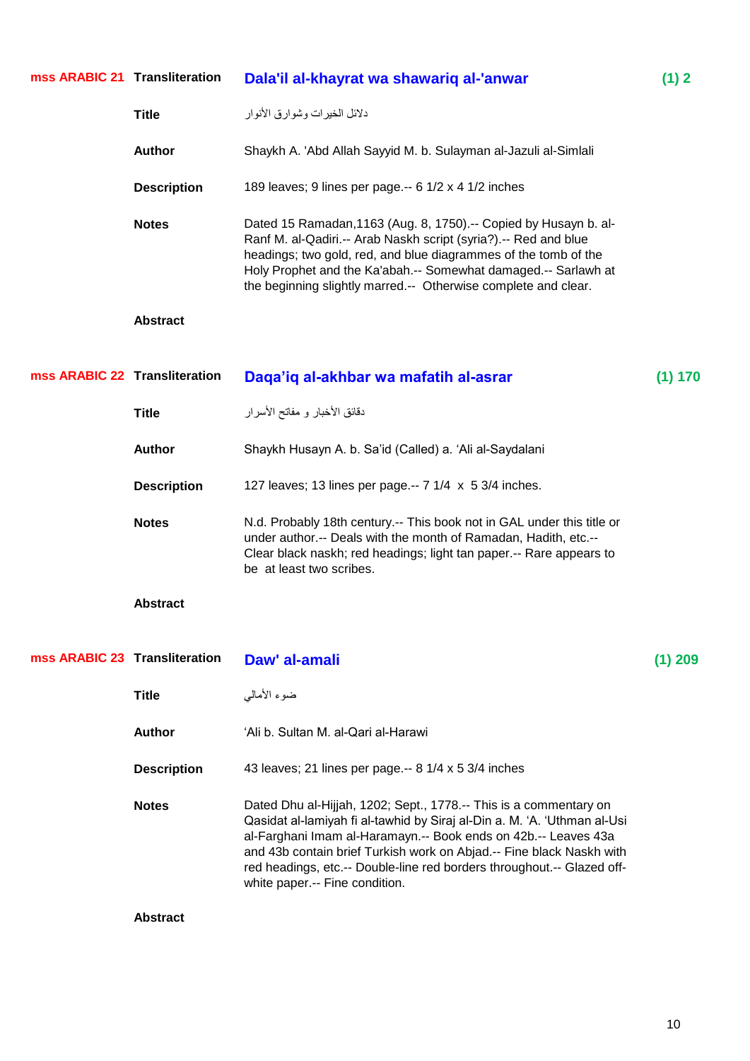**mss ARABIC 21** **Transliteration** **Dala'il al-khayrat wa shawariq al-'anwar** **(1) 2**

**Title** دلائل الخيرات وشوارق الأنوار

**Author** Shaykh A. 'Abd Allah Sayyid M. b. Sulayman al-Jazuli al-Simlali

**Description** 189 leaves; 9 lines per page.-- 6 1/2 x 4 1/2 inches

**Notes** Dated 15 Ramadan,1163 (Aug. 8, 1750).-- Copied by Husayn b. al-Ranf M. al-Qadiri.-- Arab Naskh script (syria?).-- Red and blue headings; two gold, red, and blue diagrammes of the tomb of the Holy Prophet and the Ka'abah.-- Somewhat damaged.-- Sarlawh at the beginning slightly marred.-- Otherwise complete and clear.

**Abstract**

**mss ARABIC 22** **Transliteration** **Daqa'iq al-akhbar wa mafatih al-asrar** **(1) 170**

**Title** دقائق الأخبار و مفاتح الأسرار

**Author** Shaykh Husayn A. b. Sa'id (Called) a. 'Ali al-Saydalani

**Description** 127 leaves; 13 lines per page.-- 7 1/4 x 5 3/4 inches.

**Notes** N.d. Probably 18th century.-- This book not in GAL under this title or under author.-- Deals with the month of Ramadan, Hadith, etc.-- Clear black naskh; red headings; light tan paper.-- Rare appears to be at least two scribes.

**Abstract**

**mss ARABIC 23** **Transliteration** **Daw' al-amali** **(1) 209**

**Title** ضوء الأمالي

**Author** 'Ali b. Sultan M. al-Qari al-Harawi

**Description** 43 leaves; 21 lines per page.-- 8 1/4 x 5 3/4 inches

**Notes** Dated Dhu al-Hijjah, 1202; Sept., 1778.-- This is a commentary on Qasidat al-lamiyah fi al-tawhid by Siraj al-Din a. M. 'A. 'Uthman al-Usi al-Farghani Imam al-Haramayn.-- Book ends on 42b.-- Leaves 43a and 43b contain brief Turkish work on Abjad.-- Fine black Naskh with red headings, etc.-- Double-line red borders throughout.-- Glazed off-white paper.-- Fine condition.

**Abstract**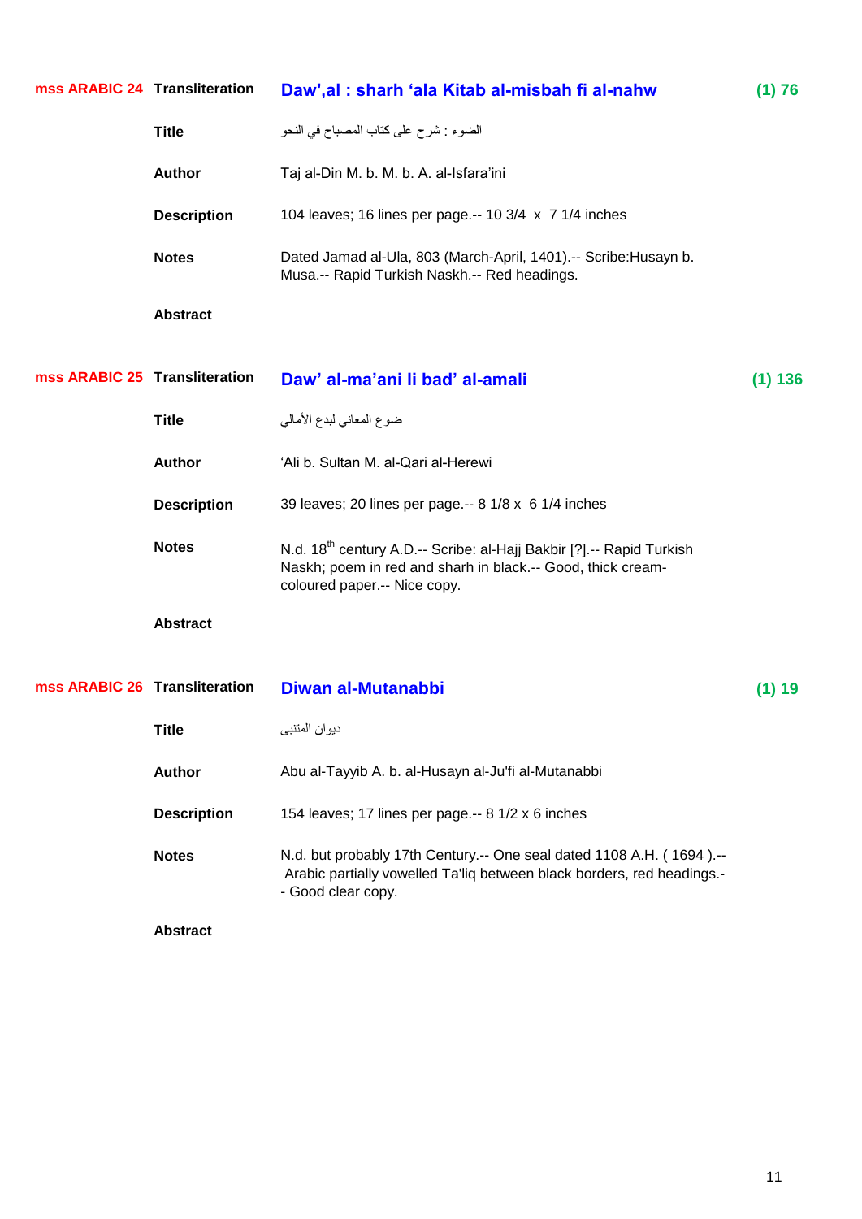| | | | |
|---|---|---|---|
| **mss ARABIC 24** | **Transliteration** | **Daw',al : sharh ‘ala Kitab al-misbah fi al-nahw** | **(1) 76** |
| | **Title** | الضوء : شرح على كتاب المصباح في النحو | |
| | **Author** | Taj al-Din M. b. M. b. A. al-Isfara’ini | |
| | **Description** | 104 leaves; 16 lines per page.-- 10 3/4 x 7 1/4 inches | |
| | **Notes** | Dated Jamad al-Ula, 803 (March-April, 1401).-- Scribe:Husayn b. Musa.-- Rapid Turkish Naskh.-- Red headings. | |
| | **Abstract** | | |
| **mss ARABIC 25** | **Transliteration** | **Daw’ al-ma’ani li bad’ al-amali** | **(1) 136** |
| | **Title** | ضوء المعاني لبدع الأمالي | |
| | **Author** | ‘Ali b. Sultan M. al-Qari al-Herewi | |
| | **Description** | 39 leaves; 20 lines per page.-- 8 1/8 x 6 1/4 inches | |
| | **Notes** | N.d. 18th century A.D.-- Scribe: al-Hajj Bakbir [?].-- Rapid Turkish Naskh; poem in red and sharh in black.-- Good, thick cream-coloured paper.-- Nice copy. | |
| | **Abstract** | | |
| **mss ARABIC 26** | **Transliteration** | **Diwan al-Mutanabbi** | **(1) 19** |
| | **Title** | ديوان المتنبى | |
| | **Author** | Abu al-Tayyib A. b. al-Husayn al-Ju'fi al-Mutanabbi | |
| | **Description** | 154 leaves; 17 lines per page.-- 8 1/2 x 6 inches | |
| | **Notes** | N.d. but probably 17th Century.-- One seal dated 1108 A.H. ( 1694 ).-- Arabic partially vowelled Ta'liq between black borders, red headings.-- Good clear copy. | |
| | **Abstract** | | |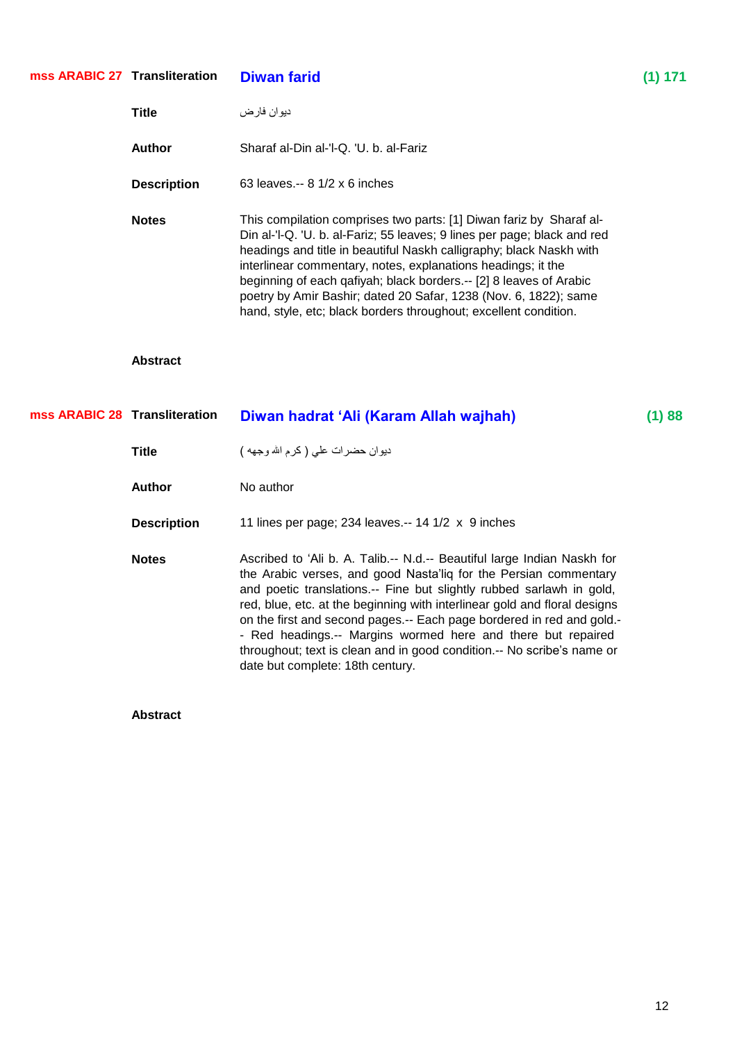**mss ARABIC 27** **Transliteration** **Diwan farid** **(1) 171**

**Title** ديوان فارض

**Author** Sharaf al-Din al-'l-Q. 'U. b. al-Fariz

**Description** 63 leaves.-- 8 1/2 x 6 inches

**Notes** This compilation comprises two parts: [1] Diwan fariz by Sharaf al-Din al-'l-Q. 'U. b. al-Fariz; 55 leaves; 9 lines per page; black and red headings and title in beautiful Naskh calligraphy; black Naskh with interlinear commentary, notes, explanations headings; it the beginning of each qafiyah; black borders.-- [2] 8 leaves of Arabic poetry by Amir Bashir; dated 20 Safar, 1238 (Nov. 6, 1822); same hand, style, etc; black borders throughout; excellent condition.

**Abstract**

**mss ARABIC 28** **Transliteration** **Diwan hadrat 'Ali (Karam Allah wajhah)** **(1) 88**

**Title** ديوان حضرات علي ( كرم الله وجهه )

**Author** No author

**Description** 11 lines per page; 234 leaves.-- 14 1/2 x 9 inches

**Notes** Ascribed to 'Ali b. A. Talib.-- N.d.-- Beautiful large Indian Naskh for the Arabic verses, and good Nasta'liq for the Persian commentary and poetic translations.-- Fine but slightly rubbed sarlawh in gold, red, blue, etc. at the beginning with interlinear gold and floral designs on the first and second pages.-- Each page bordered in red and gold.-- Red headings.-- Margins wormed here and there but repaired throughout; text is clean and in good condition.-- No scribe's name or date but complete: 18th century.

**Abstract**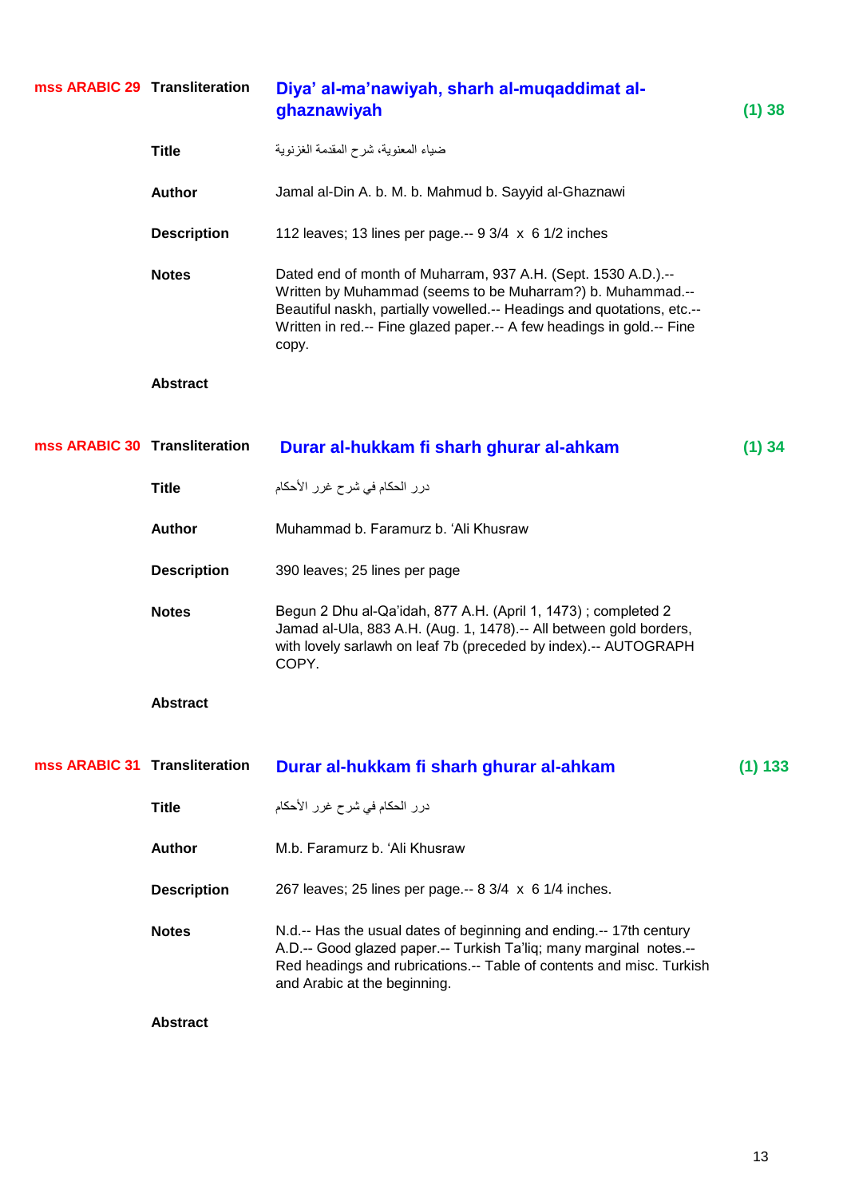**mss ARABIC 29**

| | | |
|---|---|---|
| **Transliteration** | **Diya' al-ma'nawiyah, sharh al-muqaddimat al-ghaznawiyah** | **(1) 38** |
| **Title** | ضياء المعنوية، شرح المقدمة الغزنوية | |
| **Author** | Jamal al-Din A. b. M. b. Mahmud b. Sayyid al-Ghaznawi | |
| **Description** | 112 leaves; 13 lines per page.-- 9 3/4 x 6 1/2 inches | |
| **Notes** | Dated end of month of Muharram, 937 A.H. (Sept. 1530 A.D.).-- Written by Muhammad (seems to be Muharram?) b. Muhammad.-- Beautiful naskh, partially vowelled.-- Headings and quotations, etc.-- Written in red.-- Fine glazed paper.-- A few headings in gold.-- Fine copy. | |
| **Abstract** | | |

**mss ARABIC 30**

| | | |
|---|---|---|
| **Transliteration** | **Durar al-hukkam fi sharh ghurar al-ahkam** | **(1) 34** |
| **Title** | درر الحكام في شرح غرر الأحكام | |
| **Author** | Muhammad b. Faramurz b. 'Ali Khusraw | |
| **Description** | 390 leaves; 25 lines per page | |
| **Notes** | Begun 2 Dhu al-Qa'idah, 877 A.H. (April 1, 1473) ; completed 2 Jamad al-Ula, 883 A.H. (Aug. 1, 1478).-- All between gold borders, with lovely sarlawh on leaf 7b (preceded by index).-- AUTOGRAPH COPY. | |
| **Abstract** | | |

**mss ARABIC 31**

| | | |
|---|---|---|
| **Transliteration** | **Durar al-hukkam fi sharh ghurar al-ahkam** | **(1) 133** |
| **Title** | درر الحكام في شرح غرر الأحكام | |
| **Author** | M.b. Faramurz b. 'Ali Khusraw | |
| **Description** | 267 leaves; 25 lines per page.-- 8 3/4 x 6 1/4 inches. | |
| **Notes** | N.d.-- Has the usual dates of beginning and ending.-- 17th century A.D.-- Good glazed paper.-- Turkish Ta'liq; many marginal notes.-- Red headings and rubrications.-- Table of contents and misc. Turkish and Arabic at the beginning. | |
| **Abstract** | | |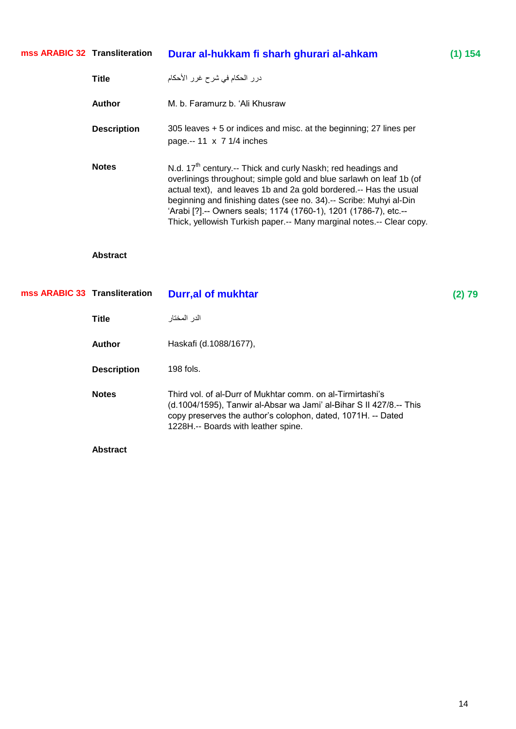**mss ARABIC 32** **Transliteration** **Durar al-hukkam fi sharh ghurari al-ahkam** **(1) 154**

**Title** درر الحكام في شرح غرر الأحكام

**Author** M. b. Faramurz b. ‘Ali Khusraw

**Description** 305 leaves + 5 or indices and misc. at the beginning; 27 lines per page.-- 11 x 7 1/4 inches

**Notes** N.d. 17th century.-- Thick and curly Naskh; red headings and overlinings throughout; simple gold and blue sarlawh on leaf 1b (of actual text), and leaves 1b and 2a gold bordered.-- Has the usual beginning and finishing dates (see no. 34).-- Scribe: Muhyi al-Din ‘Arabi [?].-- Owners seals; 1174 (1760-1), 1201 (1786-7), etc.-- Thick, yellowish Turkish paper.-- Many marginal notes.-- Clear copy.

**Abstract**

**mss ARABIC 33** **Transliteration** **Durr,al of mukhtar** **(2) 79**

**Title** الدر المختار

**Author** Haskafi (d.1088/1677),

**Description** 198 fols.

**Notes** Third vol. of al-Durr of Mukhtar comm. on al-Tirmirtashi’s (d.1004/1595), Tanwir al-Absar wa Jami’ al-Bihar S II 427/8.-- This copy preserves the author’s colophon, dated, 1071H. -- Dated 1228H.-- Boards with leather spine.

**Abstract**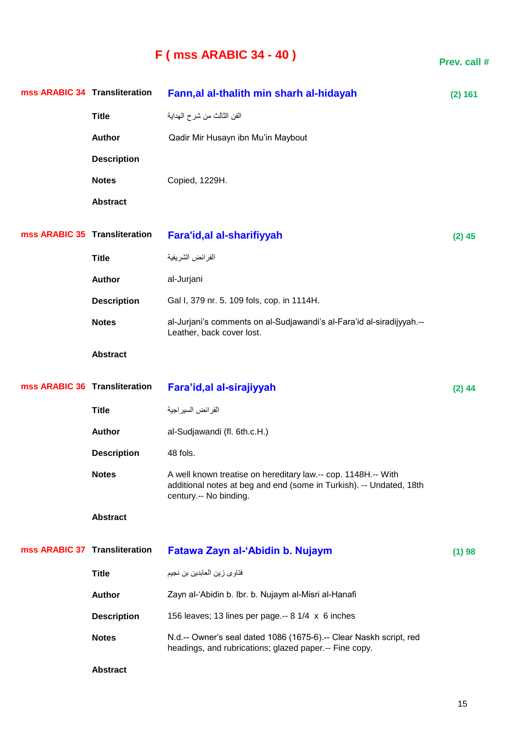# F ( mss ARABIC 34 - 40 )

**Prev. call #**

| | | | |
|---|---|---|---|
| **mss ARABIC 34** | **Transliteration** | **Fann,al al-thalith min sharh al-hidayah** | **(2) 161** |
| | **Title** | الفن الثالث من شرح الهداية | |
| | **Author** | Qadir Mir Husayn ibn Mu'in Maybout | |
| | **Description** | | |
| | **Notes** | Copied, 1229H. | |
| | **Abstract** | | |
| **mss ARABIC 35** | **Transliteration** | **Fara'id,al al-sharifiyyah** | **(2) 45** |
| | **Title** | الفرائض الشريفية | |
| | **Author** | al-Jurjani | |
| | **Description** | Gal I, 379 nr. 5. 109 fols, cop. in 1114H. | |
| | **Notes** | al-Jurjani's comments on al-Sudjawandi's al-Fara'id al-siradijyyah.-- Leather, back cover lost. | |
| | **Abstract** | | |
| **mss ARABIC 36** | **Transliteration** | **Fara'id,al al-sirajiyyah** | **(2) 44** |
| | **Title** | الفرائض السيراجية | |
| | **Author** | al-Sudjawandi (fl. 6th.c.H.) | |
| | **Description** | 48 fols. | |
| | **Notes** | A well known treatise on hereditary law.-- cop. 1148H.-- With additional notes at beg and end (some in Turkish). -- Undated, 18th century.-- No binding. | |
| | **Abstract** | | |
| **mss ARABIC 37** | **Transliteration** | **Fatawa Zayn al-'Abidin b. Nujaym** | **(1) 98** |
| | **Title** | فتاوى زين العابدين بن نجيم | |
| | **Author** | Zayn al-'Abidin b. Ibr. b. Nujaym al-Misri al-Hanafi | |
| | **Description** | 156 leaves; 13 lines per page.-- 8 1/4 x 6 inches | |
| | **Notes** | N.d.-- Owner's seal dated 1086 (1675-6).-- Clear Naskh script, red headings, and rubrications; glazed paper.-- Fine copy. | |
| | **Abstract** | | |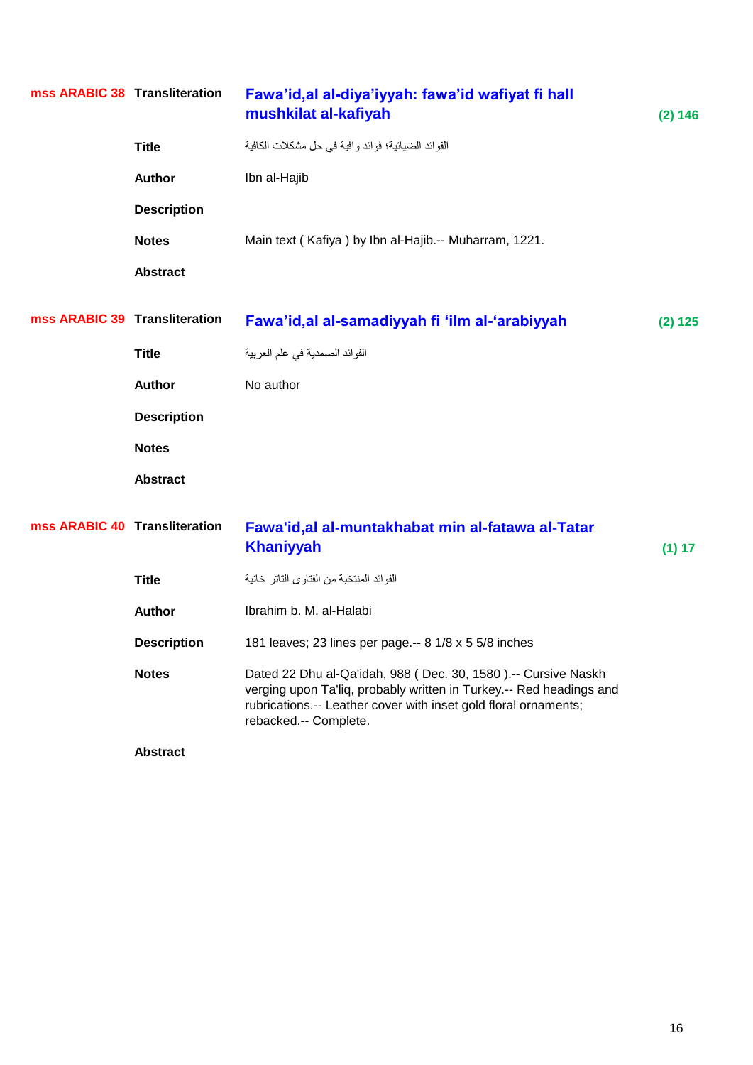## mss ARABIC 38

| | | |
|---|---|---|
| **Transliteration** | **Fawa'id,al al-diya'iyyah: fawa'id wafiyat fi hall mushkilat al-kafiyah** | **(2) 146** |
| **Title** | الفوائد الضيائية؛ فوائد وافية في حل مشكلات الكافية | |
| **Author** | Ibn al-Hajib | |
| **Description** | | |
| **Notes** | Main text ( Kafiya ) by Ibn al-Hajib.-- Muharram, 1221. | |
| **Abstract** | | |

## mss ARABIC 39

| | | |
|---|---|---|
| **Transliteration** | **Fawa'id,al al-samadiyyah fi 'ilm al-'arabiyyah** | **(2) 125** |
| **Title** | الفوائد الصمدية في علم العربية | |
| **Author** | No author | |
| **Description** | | |
| **Notes** | | |
| **Abstract** | | |

## mss ARABIC 40

| | | |
|---|---|---|
| **Transliteration** | **Fawa'id,al al-muntakhabat min al-fatawa al-Tatar Khaniyyah** | **(1) 17** |
| **Title** | الفوائد المنتخبة من الفتاوى التاتر خانية | |
| **Author** | Ibrahim b. M. al-Halabi | |
| **Description** | 181 leaves; 23 lines per page.-- 8 1/8 x 5 5/8 inches | |
| **Notes** | Dated 22 Dhu al-Qa'idah, 988 ( Dec. 30, 1580 ).-- Cursive Naskh verging upon Ta'liq, probably written in Turkey.-- Red headings and rubrications.-- Leather cover with inset gold floral ornaments; rebacked.-- Complete. | |
| **Abstract** | | |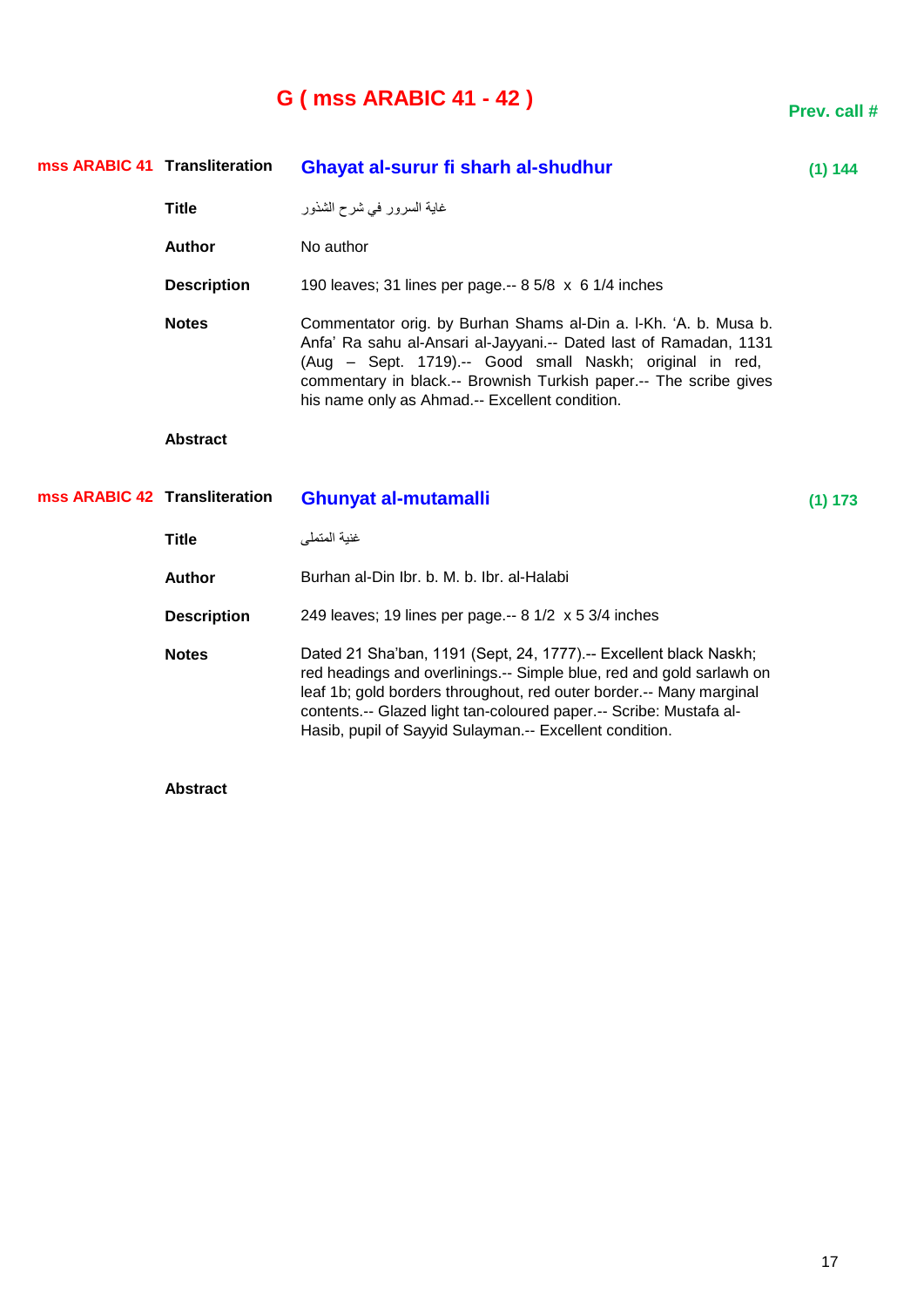# G ( mss ARABIC 41 - 42 )

**Prev. call #**

| | | | Prev. call # |
|---|---|---|---|
| **mss ARABIC 41** | **Transliteration** | **Ghayat al-surur fi sharh al-shudhur** | (1) 144 |
| | **Title** | غاية السرور في شرح الشذور | |
| | **Author** | No author | |
| | **Description** | 190 leaves; 31 lines per page.-- 8 5/8 x 6 1/4 inches | |
| | **Notes** | Commentator orig. by Burhan Shams al-Din a. l-Kh. 'A. b. Musa b. Anfa' Ra sahu al-Ansari al-Jayyani.-- Dated last of Ramadan, 1131 (Aug – Sept. 1719).-- Good small Naskh; original in red, commentary in black.-- Brownish Turkish paper.-- The scribe gives his name only as Ahmad.-- Excellent condition. | |
| | **Abstract** | | |
| **mss ARABIC 42** | **Transliteration** | **Ghunyat al-mutamalli** | (1) 173 |
| | **Title** | غنية المتملى | |
| | **Author** | Burhan al-Din Ibr. b. M. b. Ibr. al-Halabi | |
| | **Description** | 249 leaves; 19 lines per page.-- 8 1/2 x 5 3/4 inches | |
| | **Notes** | Dated 21 Sha'ban, 1191 (Sept, 24, 1777).-- Excellent black Naskh; red headings and overlinings.-- Simple blue, red and gold sarlawh on leaf 1b; gold borders throughout, red outer border.-- Many marginal contents.-- Glazed light tan-coloured paper.-- Scribe: Mustafa al-Hasib, pupil of Sayyid Sulayman.-- Excellent condition. | |
| | **Abstract** | | |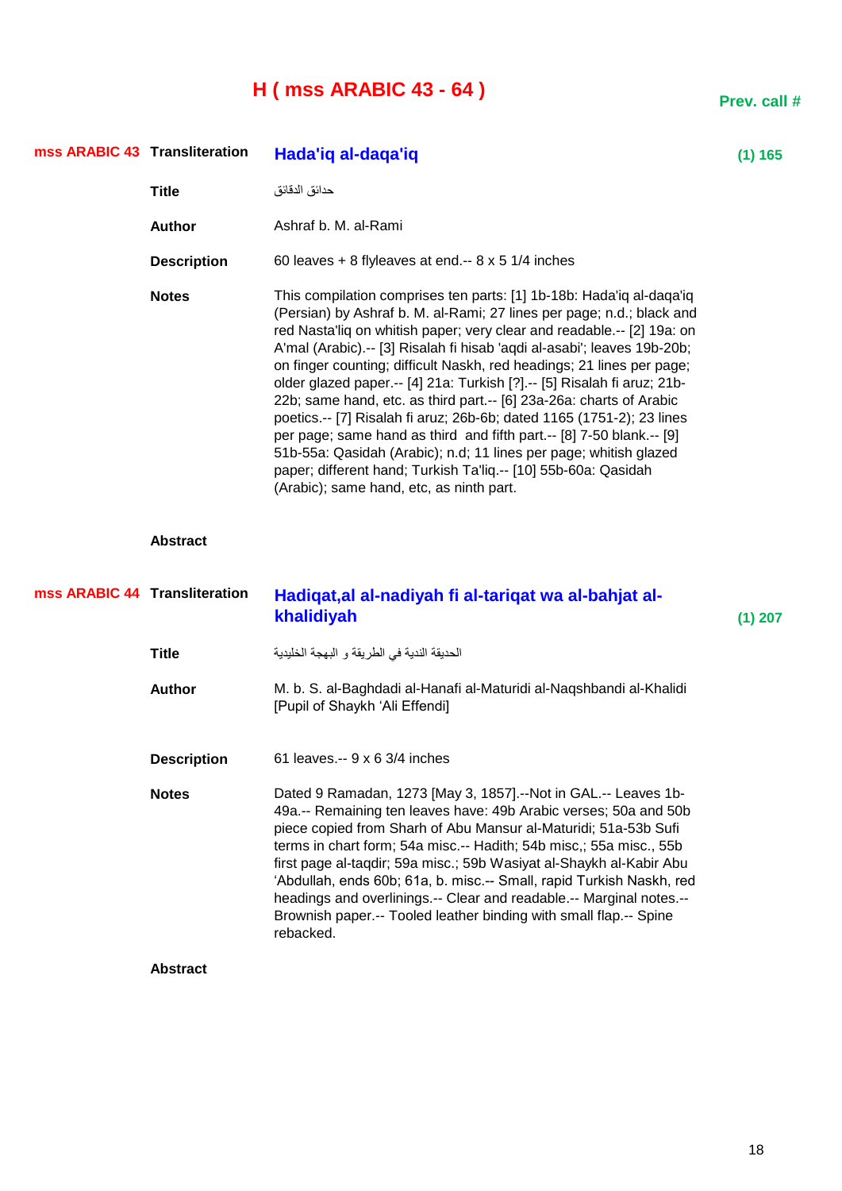# H ( mss ARABIC 43 - 64 )

**Prev. call #**

**mss ARABIC 43**

**Transliteration** — **Hada'iq al-daqa'iq** — (1) 165

**Title**: حدائق الدقائق

**Author**: Ashraf b. M. al-Rami

**Description**: 60 leaves + 8 flyleaves at end.-- 8 x 5 1/4 inches

**Notes**: This compilation comprises ten parts: [1] 1b-18b: Hada'iq al-daqa'iq (Persian) by Ashraf b. M. al-Rami; 27 lines per page; n.d.; black and red Nasta'liq on whitish paper; very clear and readable.-- [2] 19a: on A'mal (Arabic).-- [3] Risalah fi hisab 'aqdi al-asabi'; leaves 19b-20b; on finger counting; difficult Naskh, red headings; 21 lines per page; older glazed paper.-- [4] 21a: Turkish [?].-- [5] Risalah fi aruz; 21b-22b; same hand, etc. as third part.-- [6] 23a-26a: charts of Arabic poetics.-- [7] Risalah fi aruz; 26b-6b; dated 1165 (1751-2); 23 lines per page; same hand as third and fifth part.-- [8] 7-50 blank.-- [9] 51b-55a: Qasidah (Arabic); n.d; 11 lines per page; whitish glazed paper; different hand; Turkish Ta'liq.-- [10] 55b-60a: Qasidah (Arabic); same hand, etc, as ninth part.

**Abstract**

**mss ARABIC 44**

**Transliteration** — **Hadiqat,al al-nadiyah fi al-tariqat wa al-bahjat al-khalidiyah** — (1) 207

**Title**: الحديقة الندية في الطريقة و البهجة الخليدية

**Author**: M. b. S. al-Baghdadi al-Hanafi al-Maturidi al-Naqshbandi al-Khalidi [Pupil of Shaykh ‘Ali Effendi]

**Description**: 61 leaves.-- 9 x 6 3/4 inches

**Notes**: Dated 9 Ramadan, 1273 [May 3, 1857].--Not in GAL.-- Leaves 1b-49a.-- Remaining ten leaves have: 49b Arabic verses; 50a and 50b piece copied from Sharh of Abu Mansur al-Maturidi; 51a-53b Sufi terms in chart form; 54a misc.-- Hadith; 54b misc,; 55a misc., 55b first page al-taqdir; 59a misc.; 59b Wasiyat al-Shaykh al-Kabir Abu ‘Abdullah, ends 60b; 61a, b. misc.-- Small, rapid Turkish Naskh, red headings and overlinings.-- Clear and readable.-- Marginal notes.-- Brownish paper.-- Tooled leather binding with small flap.-- Spine rebacked.

**Abstract**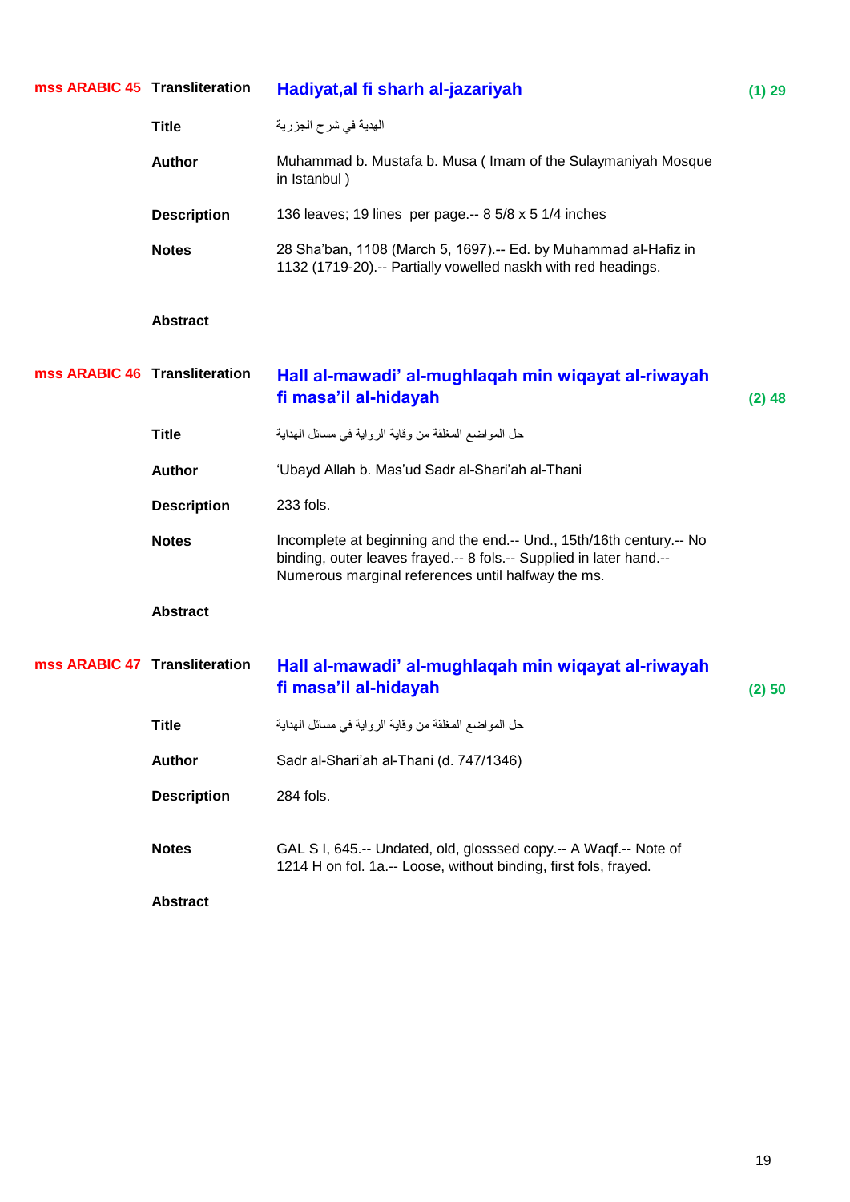**mss ARABIC 45**

| | |
|---|---|
| **Transliteration** | **Hadiyat,al fi sharh al-jazariyah** (1) 29 |
| **Title** | الهدية في شرح الجزرية |
| **Author** | Muhammad b. Mustafa b. Musa ( Imam of the Sulaymaniyah Mosque in Istanbul ) |
| **Description** | 136 leaves; 19 lines per page.-- 8 5/8 x 5 1/4 inches |
| **Notes** | 28 Sha'ban, 1108 (March 5, 1697).-- Ed. by Muhammad al-Hafiz in 1132 (1719-20).-- Partially vowelled naskh with red headings. |
| **Abstract** | |

**mss ARABIC 46**

| | |
|---|---|
| **Transliteration** | **Hall al-mawadi' al-mughlaqah min wiqayat al-riwayah fi masa'il al-hidayah** (2) 48 |
| **Title** | حل المواضع المغلقة من وقاية الرواية في مسائل الهداية |
| **Author** | 'Ubayd Allah b. Mas'ud Sadr al-Shari'ah al-Thani |
| **Description** | 233 fols. |
| **Notes** | Incomplete at beginning and the end.-- Und., 15th/16th century.-- No binding, outer leaves frayed.-- 8 fols.-- Supplied in later hand.-- Numerous marginal references until halfway the ms. |
| **Abstract** | |

**mss ARABIC 47**

| | |
|---|---|
| **Transliteration** | **Hall al-mawadi' al-mughlaqah min wiqayat al-riwayah fi masa'il al-hidayah** (2) 50 |
| **Title** | حل المواضع المغلقة من وقاية الرواية في مسائل الهداية |
| **Author** | Sadr al-Shari'ah al-Thani (d. 747/1346) |
| **Description** | 284 fols. |
| **Notes** | GAL S I, 645.-- Undated, old, glosssed copy.-- A Waqf.-- Note of 1214 H on fol. 1a.-- Loose, without binding, first fols, frayed. |
| **Abstract** | |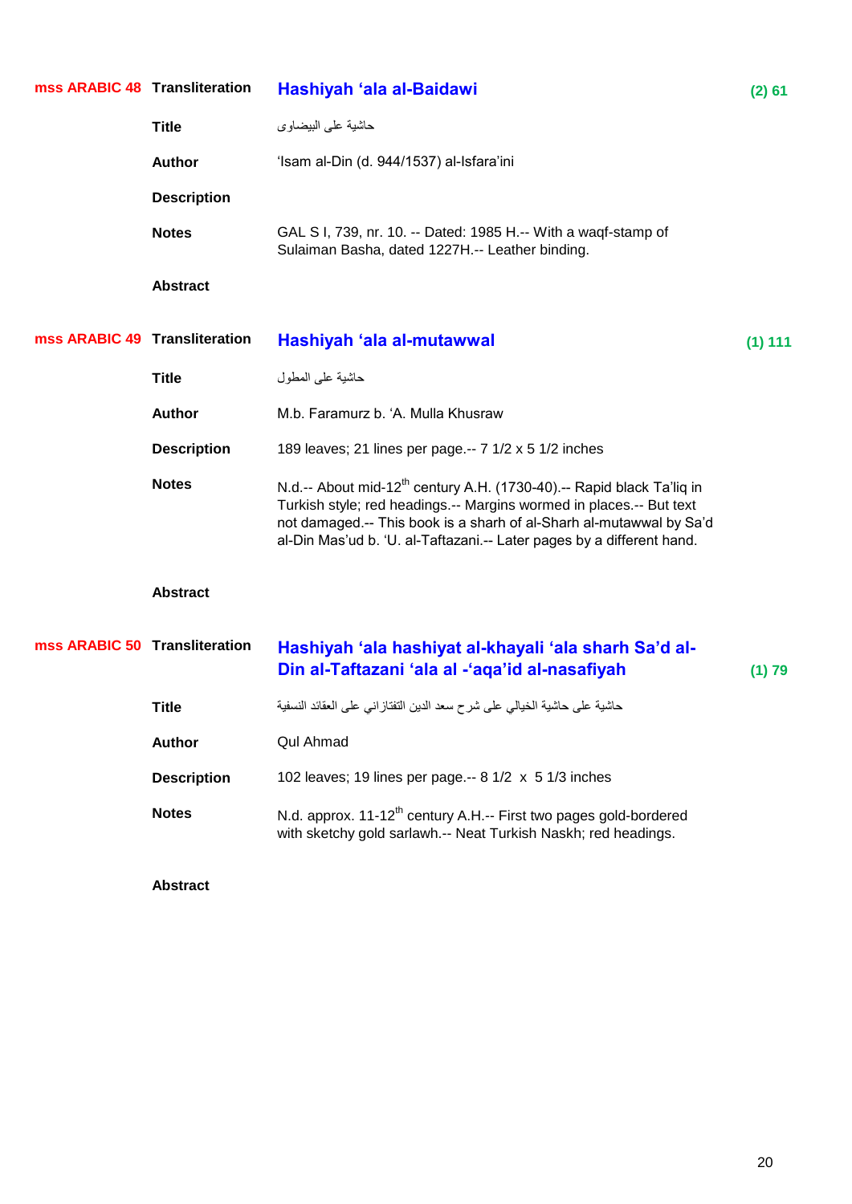## mss ARABIC 48

**Transliteration** **Hashiyah ‘ala al-Baidawi** (2) 61

**Title** حاشية على البيضاوى

**Author** ‘Isam al-Din (d. 944/1537) al-Isfara’ini

**Description**

**Notes** GAL S I, 739, nr. 10. -- Dated: 1985 H.-- With a waqf-stamp of Sulaiman Basha, dated 1227H.-- Leather binding.

**Abstract**

## mss ARABIC 49

**Transliteration** **Hashiyah ‘ala al-mutawwal** (1) 111

**Title** حاشية على المطول

**Author** M.b. Faramurz b. ‘A. Mulla Khusraw

**Description** 189 leaves; 21 lines per page.-- 7 1/2 x 5 1/2 inches

**Notes** N.d.-- About mid-12th century A.H. (1730-40).-- Rapid black Ta’liq in Turkish style; red headings.-- Margins wormed in places.-- But text not damaged.-- This book is a sharh of al-Sharh al-mutawwal by Sa’d al-Din Mas’ud b. ‘U. al-Taftazani.-- Later pages by a different hand.

**Abstract**

## mss ARABIC 50

**Transliteration** **Hashiyah ‘ala hashiyat al-khayali ‘ala sharh Sa’d al-Din al-Taftazani ‘ala al -‘aqa’id al-nasafiyah** (1) 79

**Title** حاشية على حاشية الخيالي على شرح سعد الدين التفتازاني على العقائد النسفية

**Author** Qul Ahmad

**Description** 102 leaves; 19 lines per page.-- 8 1/2 x 5 1/3 inches

**Notes** N.d. approx. 11-12th century A.H.-- First two pages gold-bordered with sketchy gold sarlawh.-- Neat Turkish Naskh; red headings.

**Abstract**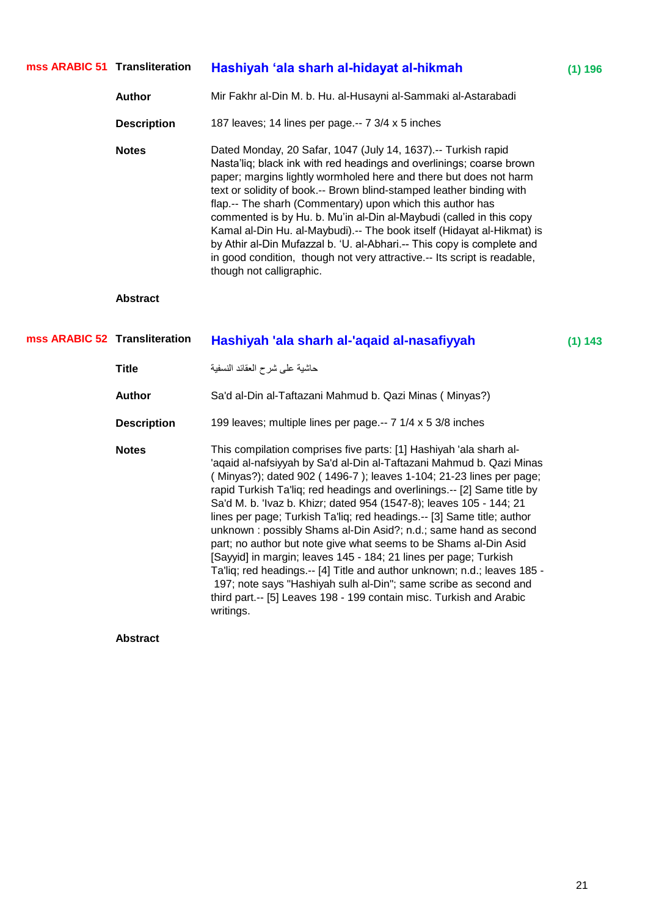**mss ARABIC 51** **Transliteration** **Hashiyah ‘ala sharh al-hidayat al-hikmah** **(1) 196**

**Author** Mir Fakhr al-Din M. b. Hu. al-Husayni al-Sammaki al-Astarabadi

**Description** 187 leaves; 14 lines per page.-- 7 3/4 x 5 inches

**Notes** Dated Monday, 20 Safar, 1047 (July 14, 1637).-- Turkish rapid Nasta’liq; black ink with red headings and overlinings; coarse brown paper; margins lightly wormholed here and there but does not harm text or solidity of book.-- Brown blind-stamped leather binding with flap.-- The sharh (Commentary) upon which this author has commented is by Hu. b. Mu’in al-Din al-Maybudi (called in this copy Kamal al-Din Hu. al-Maybudi).-- The book itself (Hidayat al-Hikmat) is by Athir al-Din Mufazzal b. ‘U. al-Abhari.-- This copy is complete and in good condition, though not very attractive.-- Its script is readable, though not calligraphic.

**Abstract**

**mss ARABIC 52** **Transliteration** **Hashiyah 'ala sharh al-'aqaid al-nasafiyyah** **(1) 143**

**Title** حاشية على شرح العقائد النسفية

**Author** Sa'd al-Din al-Taftazani Mahmud b. Qazi Minas ( Minyas?)

**Description** 199 leaves; multiple lines per page.-- 7 1/4 x 5 3/8 inches

**Notes** This compilation comprises five parts: [1] Hashiyah 'ala sharh al-'aqaid al-nafsiyyah by Sa'd al-Din al-Taftazani Mahmud b. Qazi Minas ( Minyas?); dated 902 ( 1496-7 ); leaves 1-104; 21-23 lines per page; rapid Turkish Ta'liq; red headings and overlinings.-- [2] Same title by Sa'd M. b. 'Ivaz b. Khizr; dated 954 (1547-8); leaves 105 - 144; 21 lines per page; Turkish Ta'liq; red headings.-- [3] Same title; author unknown : possibly Shams al-Din Asid?; n.d.; same hand as second part; no author but note give what seems to be Shams al-Din Asid [Sayyid] in margin; leaves 145 - 184; 21 lines per page; Turkish Ta'liq; red headings.-- [4] Title and author unknown; n.d.; leaves 185 - 197; note says "Hashiyah sulh al-Din"; same scribe as second and third part.-- [5] Leaves 198 - 199 contain misc. Turkish and Arabic writings.

**Abstract**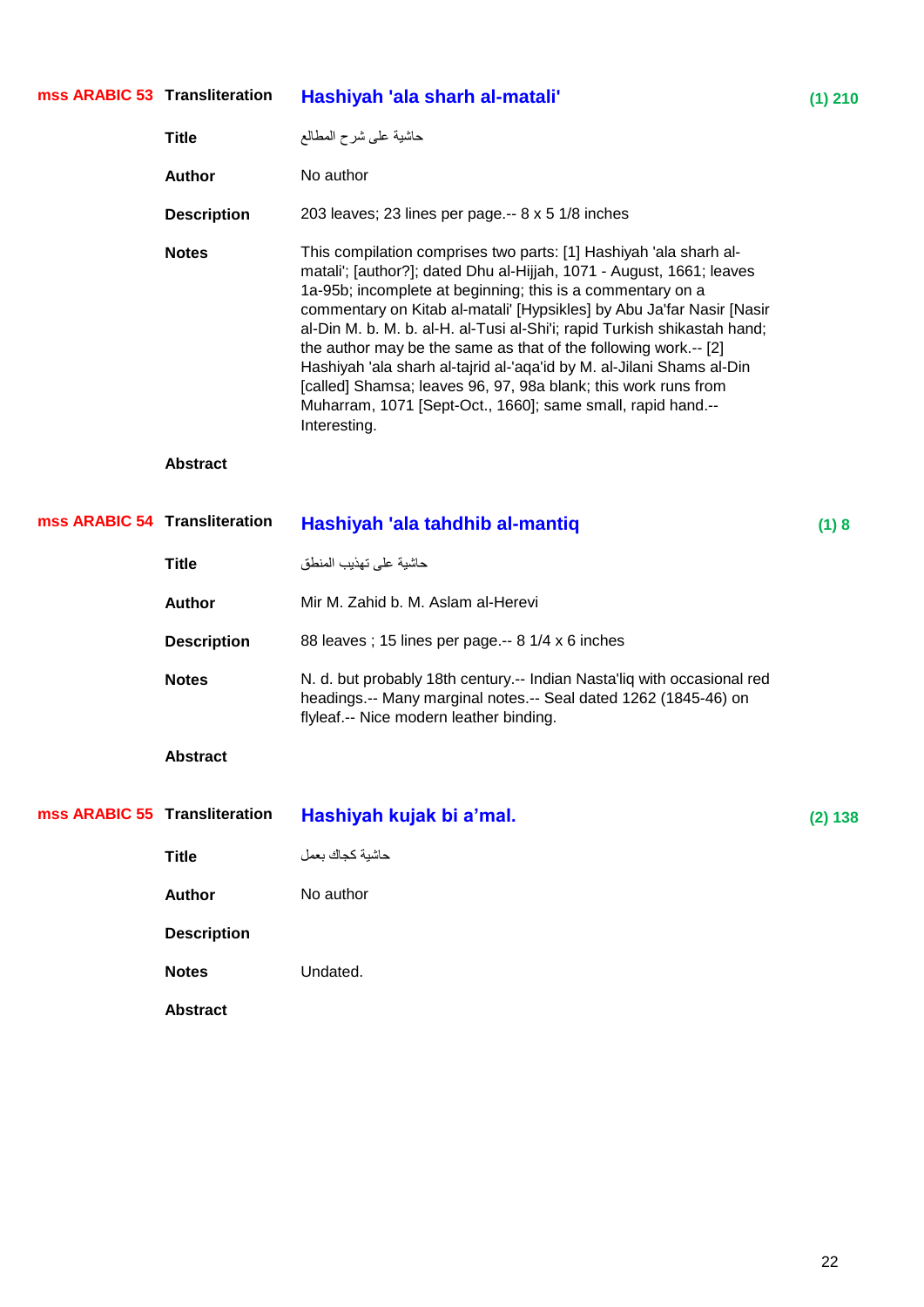## mss ARABIC 53

**Transliteration:** Hashiyah 'ala sharh al-matali' — (1) 210

**Title:** حاشية على شرح المطالع

**Author:** No author

**Description:** 203 leaves; 23 lines per page.-- 8 x 5 1/8 inches

**Notes:** This compilation comprises two parts: [1] Hashiyah 'ala sharh al-matali'; [author?]; dated Dhu al-Hijjah, 1071 - August, 1661; leaves 1a-95b; incomplete at beginning; this is a commentary on a commentary on Kitab al-matali' [Hypsikles] by Abu Ja'far Nasir [Nasir al-Din M. b. M. b. al-H. al-Tusi al-Shi'i; rapid Turkish shikastah hand; the author may be the same as that of the following work.-- [2] Hashiyah 'ala sharh al-tajrid al-'aqa'id by M. al-Jilani Shams al-Din [called] Shamsa; leaves 96, 97, 98a blank; this work runs from Muharram, 1071 [Sept-Oct., 1660]; same small, rapid hand.-- Interesting.

**Abstract:**

## mss ARABIC 54

**Transliteration:** Hashiyah 'ala tahdhib al-mantiq — (1) 8

**Title:** حاشية على تهذيب المنطق

**Author:** Mir M. Zahid b. M. Aslam al-Herevi

**Description:** 88 leaves ; 15 lines per page.-- 8 1/4 x 6 inches

**Notes:** N. d. but probably 18th century.-- Indian Nasta'liq with occasional red headings.-- Many marginal notes.-- Seal dated 1262 (1845-46) on flyleaf.-- Nice modern leather binding.

**Abstract:**

## mss ARABIC 55

**Transliteration:** Hashiyah kujak bi a’mal. — (2) 138

**Title:** حاشية كجاك بعمل

**Author:** No author

**Description:**

**Notes:** Undated.

**Abstract:**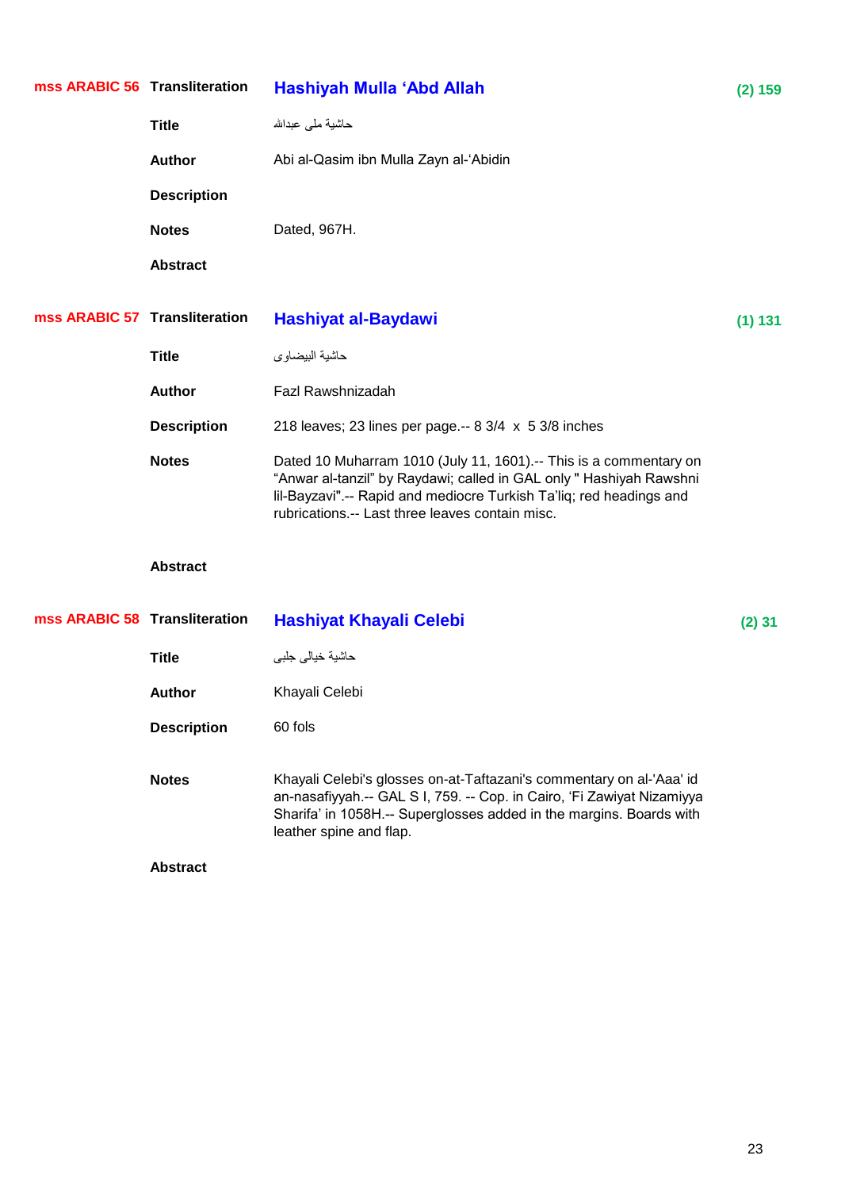**mss ARABIC 56** **Transliteration** **Hashiyah Mulla 'Abd Allah** **(2) 159**

**Title** حاشية ملى عبدالله

**Author** Abi al-Qasim ibn Mulla Zayn al-'Abidin

**Description**

**Notes** Dated, 967H.

**Abstract**

**mss ARABIC 57** **Transliteration** **Hashiyat al-Baydawi** **(1) 131**

**Title** حاشية البيضاوى

**Author** Fazl Rawshnizadah

**Description** 218 leaves; 23 lines per page.-- 8 3/4 x 5 3/8 inches

**Notes** Dated 10 Muharram 1010 (July 11, 1601).-- This is a commentary on "Anwar al-tanzil" by Raydawi; called in GAL only " Hashiyah Rawshni lil-Bayzavi".-- Rapid and mediocre Turkish Ta'liq; red headings and rubrications.-- Last three leaves contain misc.

**Abstract**

**mss ARABIC 58** **Transliteration** **Hashiyat Khayali Celebi** **(2) 31**

**Title** حاشية خيالى جلبى

**Author** Khayali Celebi

**Description** 60 fols

**Notes** Khayali Celebi's glosses on-at-Taftazani's commentary on al-'Aaa' id an-nasafiyyah.-- GAL S I, 759. -- Cop. in Cairo, 'Fi Zawiyat Nizamiyya Sharifa' in 1058H.-- Superglosses added in the margins. Boards with leather spine and flap.

**Abstract**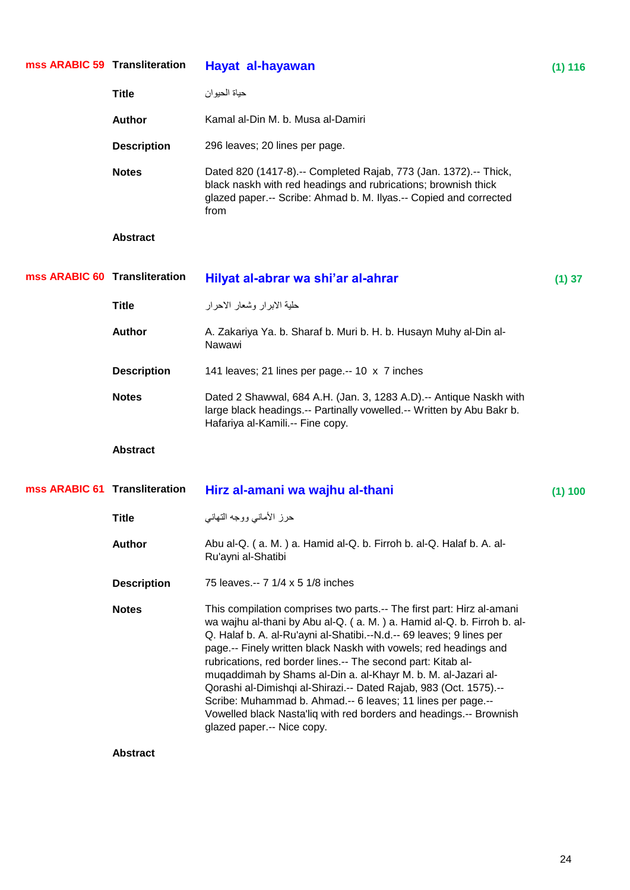**mss ARABIC 59** **Transliteration** **Hayat al-hayawan** **(1) 116**

**Title** حياة الحيوان

**Author** Kamal al-Din M. b. Musa al-Damiri

**Description** 296 leaves; 20 lines per page.

**Notes** Dated 820 (1417-8).-- Completed Rajab, 773 (Jan. 1372).-- Thick, black naskh with red headings and rubrications; brownish thick glazed paper.-- Scribe: Ahmad b. M. Ilyas.-- Copied and corrected from

**Abstract**

**mss ARABIC 60** **Transliteration** **Hilyat al-abrar wa shi'ar al-ahrar** **(1) 37**

**Title** حلية الابرار وشعار الاحرار

**Author** A. Zakariya Ya. b. Sharaf b. Muri b. H. b. Husayn Muhy al-Din al-Nawawi

**Description** 141 leaves; 21 lines per page.-- 10 x 7 inches

**Notes** Dated 2 Shawwal, 684 A.H. (Jan. 3, 1283 A.D).-- Antique Naskh with large black headings.-- Partinally vowelled.-- Written by Abu Bakr b. Hafariya al-Kamili.-- Fine copy.

**Abstract**

**mss ARABIC 61** **Transliteration** **Hirz al-amani wa wajhu al-thani** **(1) 100**

**Title** حرز الأماني ووجه التهاني

**Author** Abu al-Q. ( a. M. ) a. Hamid al-Q. b. Firroh b. al-Q. Halaf b. A. al-Ru'ayni al-Shatibi

**Description** 75 leaves.-- 7 1/4 x 5 1/8 inches

**Notes** This compilation comprises two parts.-- The first part: Hirz al-amani wa wajhu al-thani by Abu al-Q. ( a. M. ) a. Hamid al-Q. b. Firroh b. al-Q. Halaf b. A. al-Ru'ayni al-Shatibi.--N.d.-- 69 leaves; 9 lines per page.-- Finely written black Naskh with vowels; red headings and rubrications, red border lines.-- The second part: Kitab al-muqaddimah by Shams al-Din a. al-Khayr M. b. M. al-Jazari al-Qorashi al-Dimishqi al-Shirazi.-- Dated Rajab, 983 (Oct. 1575).-- Scribe: Muhammad b. Ahmad.-- 6 leaves; 11 lines per page.-- Vowelled black Nasta'liq with red borders and headings.-- Brownish glazed paper.-- Nice copy.

**Abstract**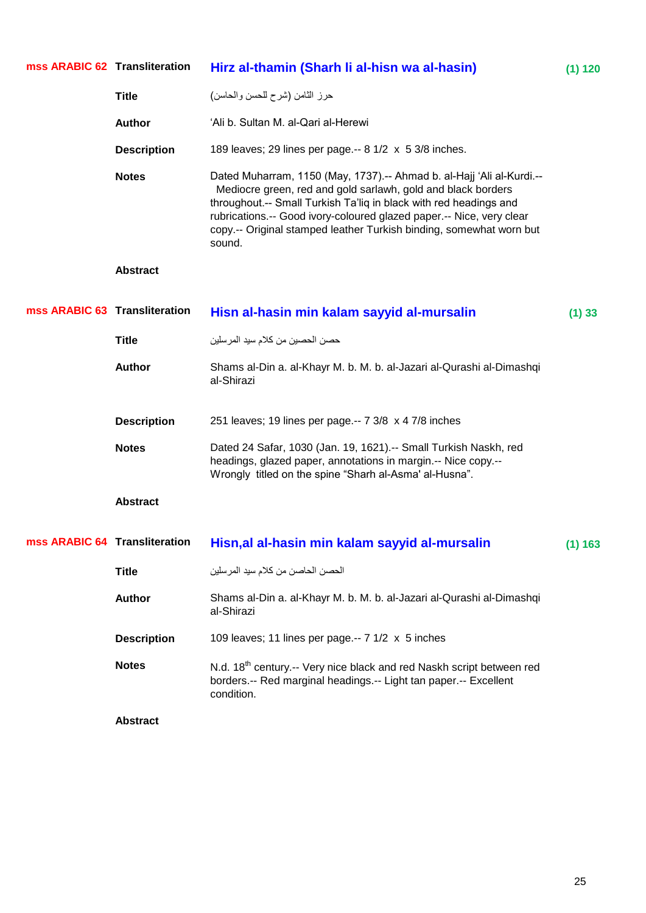**mss ARABIC 62** **Transliteration** **Hirz al-thamin (Sharh li al-hisn wa al-hasin)** **(1) 120**

**Title** حرز الثامن (شرح للحسن والحاسن)

**Author** ‘Ali b. Sultan M. al-Qari al-Herewi

**Description** 189 leaves; 29 lines per page.-- 8 1/2 x 5 3/8 inches.

**Notes** Dated Muharram, 1150 (May, 1737).-- Ahmad b. al-Hajj ‘Ali al-Kurdi.-- Mediocre green, red and gold sarlawh, gold and black borders throughout.-- Small Turkish Ta’liq in black with red headings and rubrications.-- Good ivory-coloured glazed paper.-- Nice, very clear copy.-- Original stamped leather Turkish binding, somewhat worn but sound.

**Abstract**

**mss ARABIC 63** **Transliteration** **Hisn al-hasin min kalam sayyid al-mursalin** **(1) 33**

**Title** حصن الحصين من كلام سيد المرسلين

**Author** Shams al-Din a. al-Khayr M. b. M. b. al-Jazari al-Qurashi al-Dimashqi al-Shirazi

**Description** 251 leaves; 19 lines per page.-- 7 3/8 x 4 7/8 inches

**Notes** Dated 24 Safar, 1030 (Jan. 19, 1621).-- Small Turkish Naskh, red headings, glazed paper, annotations in margin.-- Nice copy.-- Wrongly titled on the spine “Sharh al-Asma' al-Husna”.

**Abstract**

**mss ARABIC 64** **Transliteration** **Hisn,al al-hasin min kalam sayyid al-mursalin** **(1) 163**

**Title** الحصن الحاصن من كلام سيد المرسلين

**Author** Shams al-Din a. al-Khayr M. b. M. b. al-Jazari al-Qurashi al-Dimashqi al-Shirazi

**Description** 109 leaves; 11 lines per page.-- 7 1/2 x 5 inches

**Notes** N.d. 18th century.-- Very nice black and red Naskh script between red borders.-- Red marginal headings.-- Light tan paper.-- Excellent condition.

**Abstract**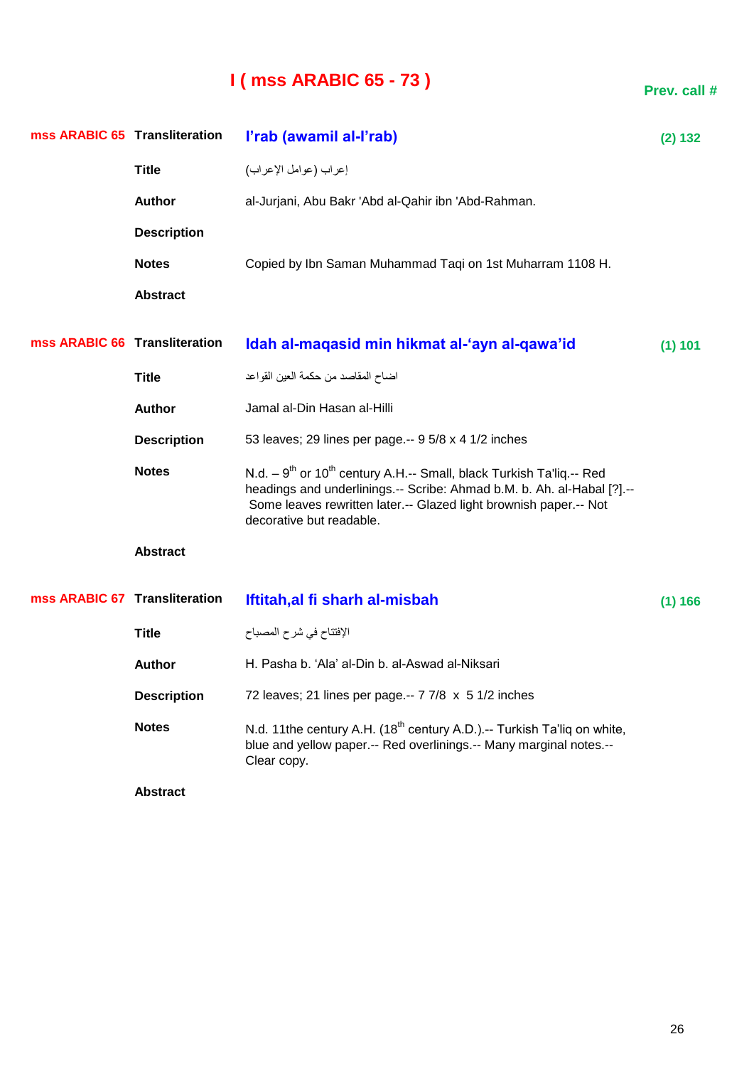# I ( mss ARABIC 65 - 73 )

**Prev. call #**

**mss ARABIC 65**

| | | Prev. call # |
|---|---|---|
| **Transliteration** | **I'rab (awamil al-I'rab)** | (2) 132 |
| **Title** | إعراب (عوامل الإعراب) | |
| **Author** | al-Jurjani, Abu Bakr 'Abd al-Qahir ibn 'Abd-Rahman. | |
| **Description** | | |
| **Notes** | Copied by Ibn Saman Muhammad Taqi on 1st Muharram 1108 H. | |
| **Abstract** | | |

**mss ARABIC 66**

| | | Prev. call # |
|---|---|---|
| **Transliteration** | **Idah al-maqasid min hikmat al-'ayn al-qawa'id** | (1) 101 |
| **Title** | اضاح المقاصد من حكمة العين القواعد | |
| **Author** | Jamal al-Din Hasan al-Hilli | |
| **Description** | 53 leaves; 29 lines per page.-- 9 5/8 x 4 1/2 inches | |
| **Notes** | N.d. – 9th or 10th century A.H.-- Small, black Turkish Ta'liq.-- Red headings and underlinings.-- Scribe: Ahmad b.M. b. Ah. al-Habal [?].-- Some leaves rewritten later.-- Glazed light brownish paper.-- Not decorative but readable. | |
| **Abstract** | | |

**mss ARABIC 67**

| | | Prev. call # |
|---|---|---|
| **Transliteration** | **Iftitah,al fi sharh al-misbah** | (1) 166 |
| **Title** | الإفتتاح في شرح المصباح | |
| **Author** | H. Pasha b. 'Ala' al-Din b. al-Aswad al-Niksari | |
| **Description** | 72 leaves; 21 lines per page.-- 7 7/8 x 5 1/2 inches | |
| **Notes** | N.d. 11the century A.H. (18th century A.D.).-- Turkish Ta'liq on white, blue and yellow paper.-- Red overlinings.-- Many marginal notes.-- Clear copy. | |
| **Abstract** | | |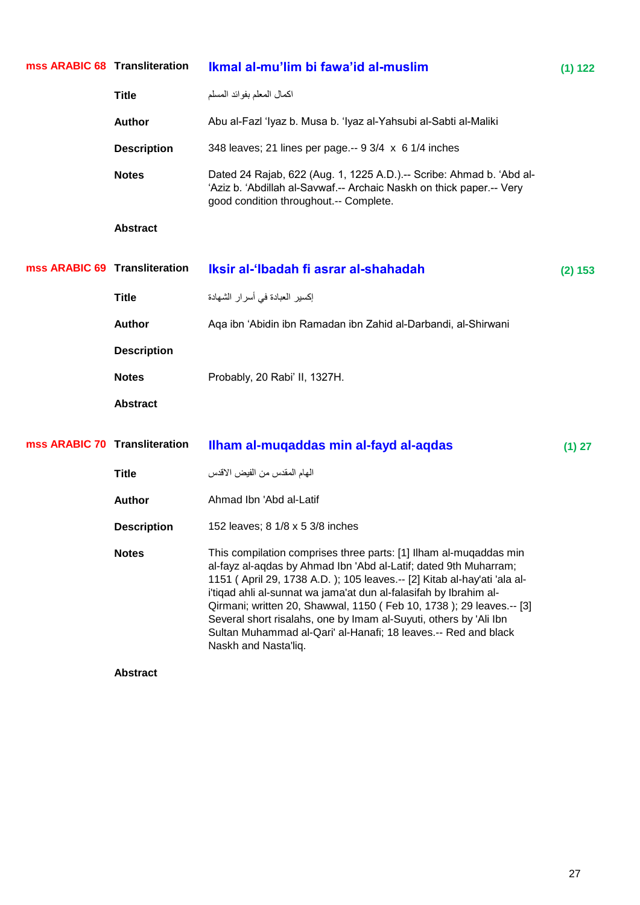**mss ARABIC 68**

**Transliteration** **Ikmal al-mu’lim bi fawa’id al-muslim** **(1) 122**

**Title** اكمال المعلم بفوائد المسلم

**Author** Abu al-Fazl ‘Iyaz b. Musa b. ‘Iyaz al-Yahsubi al-Sabti al-Maliki

**Description** 348 leaves; 21 lines per page.-- 9 3/4 x 6 1/4 inches

**Notes** Dated 24 Rajab, 622 (Aug. 1, 1225 A.D.).-- Scribe: Ahmad b. ‘Abd al-‘Aziz b. ‘Abdillah al-Savwaf.-- Archaic Naskh on thick paper.-- Very good condition throughout.-- Complete.

**Abstract**

**mss ARABIC 69**

**Transliteration** **Iksir al-‘Ibadah fi asrar al-shahadah** **(2) 153**

**Title** إكسير العبادة في أسرار الشهادة

**Author** Aqa ibn ‘Abidin ibn Ramadan ibn Zahid al-Darbandi, al-Shirwani

**Description**

**Notes** Probably, 20 Rabi’ II, 1327H.

**Abstract**

**mss ARABIC 70**

**Transliteration** **Ilham al-muqaddas min al-fayd al-aqdas** **(1) 27**

**Title** الهام المقدس من الفيض الاقدس

**Author** Ahmad Ibn 'Abd al-Latif

**Description** 152 leaves; 8 1/8 x 5 3/8 inches

**Notes** This compilation comprises three parts: [1] Ilham al-muqaddas min al-fayz al-aqdas by Ahmad Ibn 'Abd al-Latif; dated 9th Muharram; 1151 ( April 29, 1738 A.D. ); 105 leaves.-- [2] Kitab al-hay'ati 'ala al-i'tiqad ahli al-sunnat wa jama'at dun al-falasifah by Ibrahim al-Qirmani; written 20, Shawwal, 1150 ( Feb 10, 1738 ); 29 leaves.-- [3] Several short risalahs, one by Imam al-Suyuti, others by 'Ali Ibn Sultan Muhammad al-Qari' al-Hanafi; 18 leaves.-- Red and black Naskh and Nasta'liq.

**Abstract**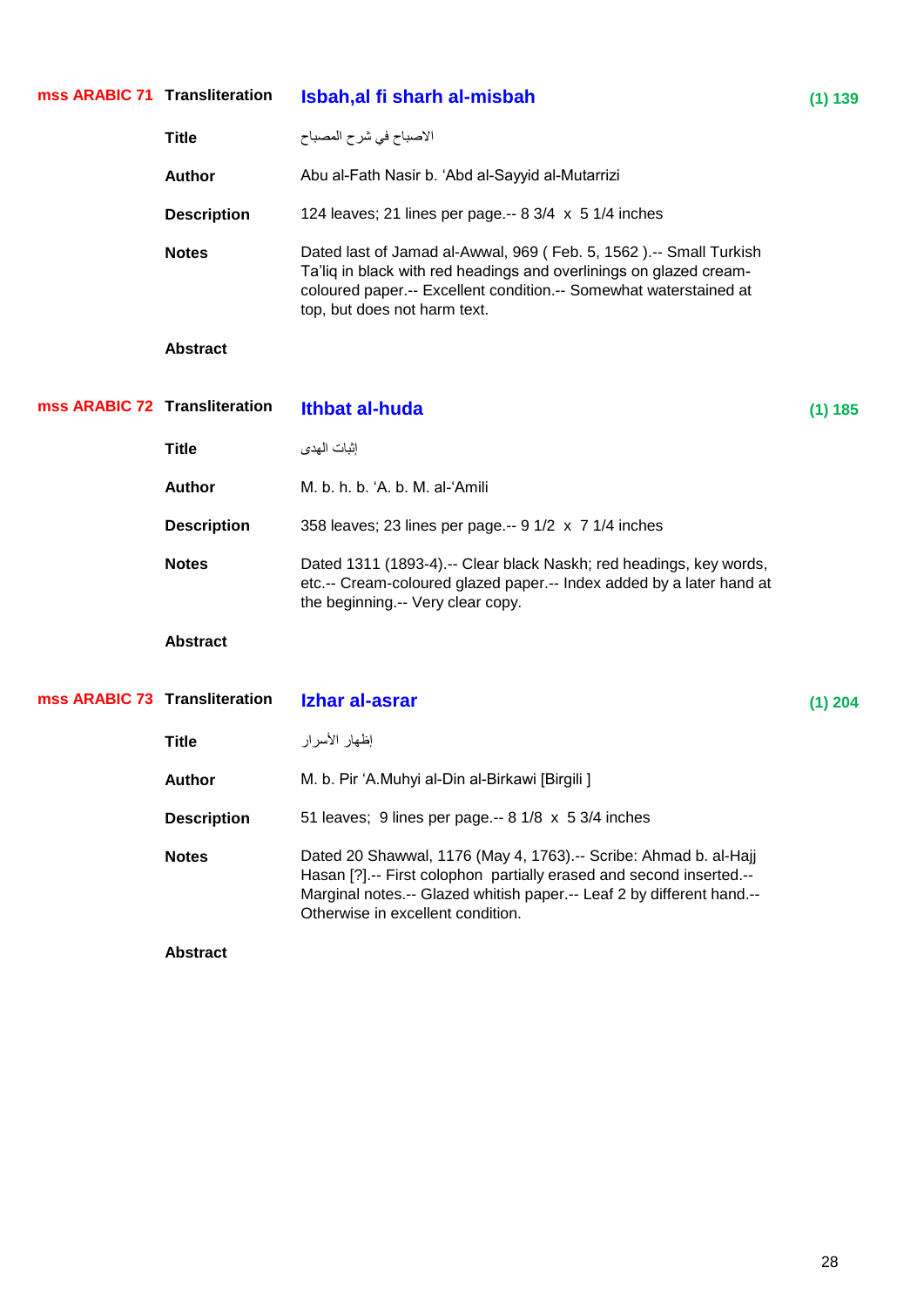**mss ARABIC 71** **Transliteration** **Isbah,al fi sharh al-misbah** **(1) 139**

**Title** الاصباح في شرح المصباح

**Author** Abu al-Fath Nasir b. ʻAbd al-Sayyid al-Mutarrizi

**Description** 124 leaves; 21 lines per page.-- 8 3/4 x 5 1/4 inches

**Notes** Dated last of Jamad al-Awwal, 969 ( Feb. 5, 1562 ).-- Small Turkish Ta'liq in black with red headings and overlinings on glazed cream-coloured paper.-- Excellent condition.-- Somewhat waterstained at top, but does not harm text.

**Abstract**

**mss ARABIC 72** **Transliteration** **Ithbat al-huda** **(1) 185**

**Title** إثبات الهدى

**Author** M. b. h. b. ʻA. b. M. al-ʻAmili

**Description** 358 leaves; 23 lines per page.-- 9 1/2 x 7 1/4 inches

**Notes** Dated 1311 (1893-4).-- Clear black Naskh; red headings, key words, etc.-- Cream-coloured glazed paper.-- Index added by a later hand at the beginning.-- Very clear copy.

**Abstract**

**mss ARABIC 73** **Transliteration** **Izhar al-asrar** **(1) 204**

**Title** إظهار الأسرار

**Author** M. b. Pir ʻA.Muhyi al-Din al-Birkawi [Birgili ]

**Description** 51 leaves; 9 lines per page.-- 8 1/8 x 5 3/4 inches

**Notes** Dated 20 Shawwal, 1176 (May 4, 1763).-- Scribe: Ahmad b. al-Hajj Hasan [?].-- First colophon partially erased and second inserted.-- Marginal notes.-- Glazed whitish paper.-- Leaf 2 by different hand.-- Otherwise in excellent condition.

**Abstract**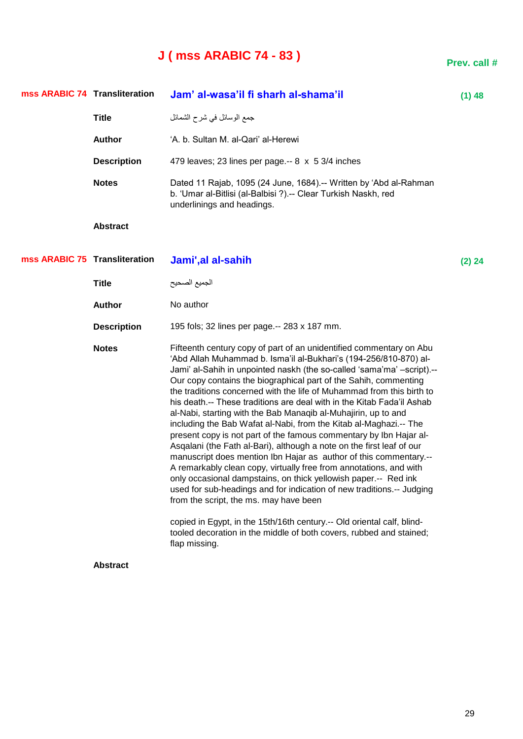# J ( mss ARABIC 74 - 83 )

**Prev. call #**

| | | | |
|---|---|---|---|
| **mss ARABIC 74** | **Transliteration** | **Jam' al-wasa'il fi sharh al-shama'il** | **(1) 48** |
| | **Title** | جمع الوسائل في شرح الشمائل | |
| | **Author** | 'A. b. Sultan M. al-Qari' al-Herewi | |
| | **Description** | 479 leaves; 23 lines per page.-- 8 x 5 3/4 inches | |
| | **Notes** | Dated 11 Rajab, 1095 (24 June, 1684).-- Written by 'Abd al-Rahman b. 'Umar al-Bitlisi (al-Balbisi ?).-- Clear Turkish Naskh, red underlinings and headings. | |
| | **Abstract** | | |

| | | | |
|---|---|---|---|
| **mss ARABIC 75** | **Transliteration** | **Jami',al al-sahih** | **(2) 24** |
| | **Title** | الجميع الصحيح | |
| | **Author** | No author | |
| | **Description** | 195 fols; 32 lines per page.-- 283 x 187 mm. | |
| | **Notes** | Fifteenth century copy of part of an unidentified commentary on Abu 'Abd Allah Muhammad b. Isma'il al-Bukhari's (194-256/810-870) al-Jami' al-Sahih in unpointed naskh (the so-called 'sama'ma' –script).-- Our copy contains the biographical part of the Sahih, commenting the traditions concerned with the life of Muhammad from this birth to his death.-- These traditions are deal with in the Kitab Fada'il Ashab al-Nabi, starting with the Bab Manaqib al-Muhajirin, up to and including the Bab Wafat al-Nabi, from the Kitab al-Maghazi.-- The present copy is not part of the famous commentary by Ibn Hajar al-Asqalani (the Fath al-Bari), although a note on the first leaf of our manuscript does mention Ibn Hajar as author of this commentary.-- A remarkably clean copy, virtually free from annotations, and with only occasional dampstains, on thick yellowish paper.-- Red ink used for sub-headings and for indication of new traditions.-- Judging from the script, the ms. may have been copied in Egypt, in the 15th/16th century.-- Old oriental calf, blind-tooled decoration in the middle of both covers, rubbed and stained; flap missing. | |
| | **Abstract** | | |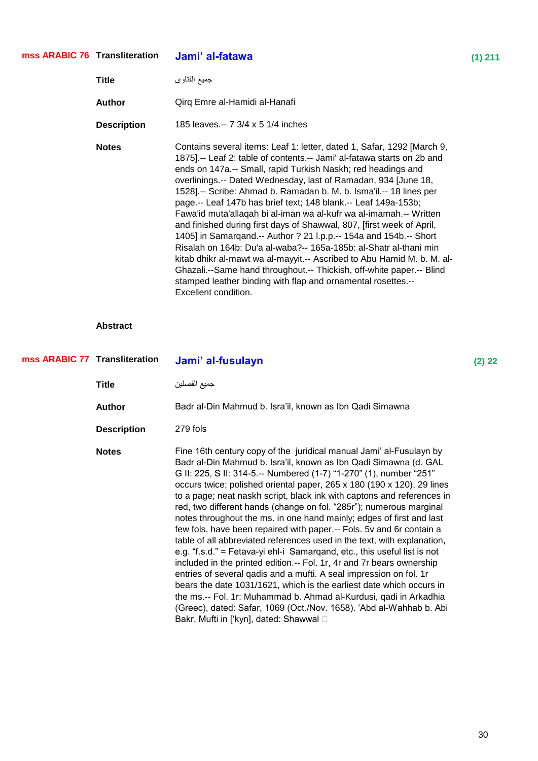**mss ARABIC 76** **Transliteration** **Jami' al-fatawa** **(1) 211**

**Title** جميع الفتاوى

**Author** Qirq Emre al-Hamidi al-Hanafi

**Description** 185 leaves.-- 7 3/4 x 5 1/4 inches

**Notes** Contains several items: Leaf 1: letter, dated 1, Safar, 1292 [March 9, 1875].-- Leaf 2: table of contents.-- Jami' al-fatawa starts on 2b and ends on 147a.-- Small, rapid Turkish Naskh; red headings and overlinings.-- Dated Wednesday, last of Ramadan, 934 [June 18, 1528].-- Scribe: Ahmad b. Ramadan b. M. b. Isma'il.-- 18 lines per page.-- Leaf 147b has brief text; 148 blank.-- Leaf 149a-153b; Fawa'id muta'allaqah bi al-iman wa al-kufr wa al-imamah.-- Written and finished during first days of Shawwal, 807, [first week of April, 1405] in Samarqand.-- Author ? 21 l.p.p.-- 154a and 154b.-- Short Risalah on 164b: Du'a al-waba?-- 165a-185b: al-Shatr al-thani min kitab dhikr al-mawt wa al-mayyit.-- Ascribed to Abu Hamid M. b. M. al-Ghazali.--Same hand throughout.-- Thickish, off-white paper.-- Blind stamped leather binding with flap and ornamental rosettes.-- Excellent condition.

**Abstract**

**mss ARABIC 77** **Transliteration** **Jami' al-fusulayn** **(2) 22**

**Title** جميع الفصلين

**Author** Badr al-Din Mahmud b. Isra'il, known as Ibn Qadi Simawna

**Description** 279 fols

**Notes** Fine 16th century copy of the juridical manual Jami' al-Fusulayn by Badr al-Din Mahmud b. Isra'il, known as Ibn Qadi Simawna (d. GAL G II: 225, S II: 314-5.-- Numbered (1-7) "1-270" (1), number "251" occurs twice; polished oriental paper, 265 x 180 (190 x 120), 29 lines to a page; neat naskh script, black ink with captons and references in red, two different hands (change on fol. "285r"); numerous marginal notes throughout the ms. in one hand mainly; edges of first and last few fols. have been repaired with paper.-- Fols. 5v and 6r contain a table of all abbreviated references used in the text, with explanation, e.g. "f.s.d." = Fetava-yi ehl-i Samarqand, etc., this useful list is not included in the printed edition.-- Fol. 1r, 4r and 7r bears ownership entries of several qadis and a mufti. A seal impression on fol. 1r bears the date 1031/1621, which is the earliest date which occurs in the ms.-- Fol. 1r: Muhammad b. Ahmad al-Kurdusi, qadi in Arkadhia (Greec), dated: Safar, 1069 (Oct./Nov. 1658). 'Abd al-Wahhab b. Abi Bakr, Mufti in ['kyn], dated: Shawwal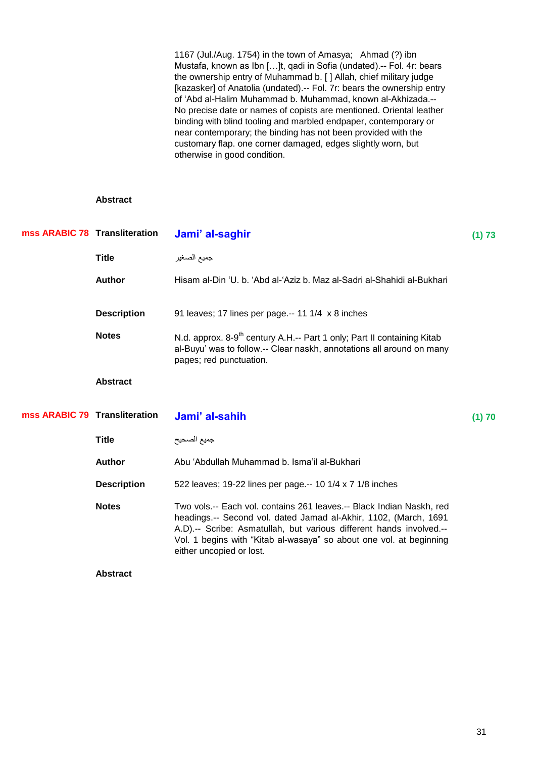1167 (Jul./Aug. 1754) in the town of Amasya; Ahmad (?) ibn Mustafa, known as Ibn […]t, qadi in Sofia (undated).-- Fol. 4r: bears the ownership entry of Muhammad b. [ ] Allah, chief military judge [kazasker] of Anatolia (undated).-- Fol. 7r: bears the ownership entry of 'Abd al-Halim Muhammad b. Muhammad, known al-Akhizada.-- No precise date or names of copists are mentioned. Oriental leather binding with blind tooling and marbled endpaper, contemporary or near contemporary; the binding has not been provided with the customary flap. one corner damaged, edges slightly worn, but otherwise in good condition.

**Abstract**

---

**mss ARABIC 78**

**Transliteration** — **Jami' al-saghir** — (1) 73

**Title** — جميع الصغير

**Author** — Hisam al-Din 'U. b. 'Abd al-'Aziz b. Maz al-Sadri al-Shahidi al-Bukhari

**Description** — 91 leaves; 17 lines per page.-- 11 1/4 x 8 inches

**Notes** — N.d. approx. 8-9th century A.H.-- Part 1 only; Part II containing Kitab al-Buyu' was to follow.-- Clear naskh, annotations all around on many pages; red punctuation.

**Abstract**

---

**mss ARABIC 79**

**Transliteration** — **Jami' al-sahih** — (1) 70

**Title** — جميع الصحيح

**Author** — Abu 'Abdullah Muhammad b. Isma'il al-Bukhari

**Description** — 522 leaves; 19-22 lines per page.-- 10 1/4 x 7 1/8 inches

**Notes** — Two vols.-- Each vol. contains 261 leaves.-- Black Indian Naskh, red headings.-- Second vol. dated Jamad al-Akhir, 1102, (March, 1691 A.D).-- Scribe: Asmatullah, but various different hands involved.-- Vol. 1 begins with "Kitab al-wasaya" so about one vol. at beginning either uncopied or lost.

**Abstract**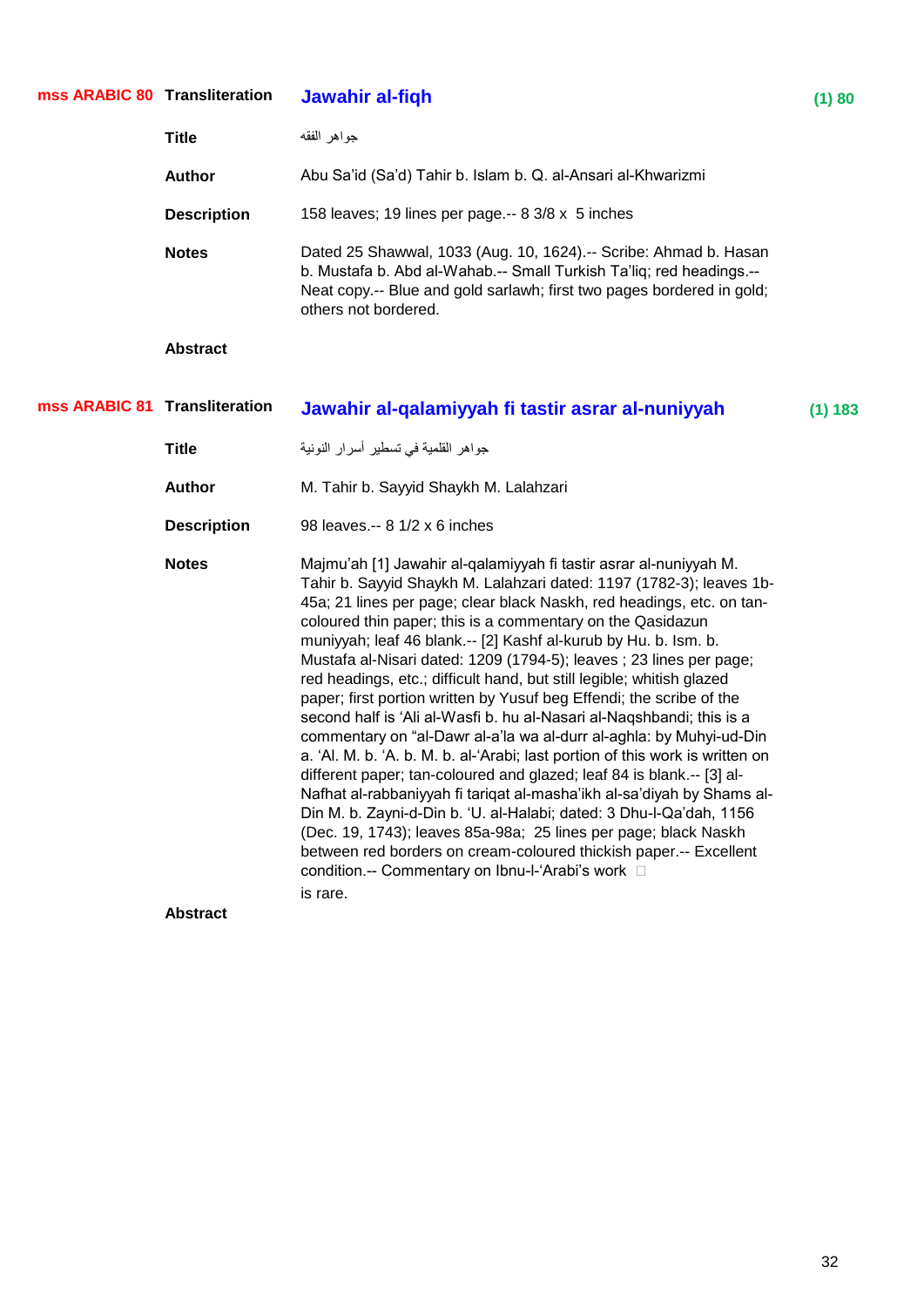**mss ARABIC 80** **Transliteration** **Jawahir al-fiqh** **(1) 80**

**Title** جواهر الفقه

**Author** Abu Sa'id (Sa'd) Tahir b. Islam b. Q. al-Ansari al-Khwarizmi

**Description** 158 leaves; 19 lines per page.-- 8 3/8 x 5 inches

**Notes** Dated 25 Shawwal, 1033 (Aug. 10, 1624).-- Scribe: Ahmad b. Hasan b. Mustafa b. Abd al-Wahab.-- Small Turkish Ta'liq; red headings.-- Neat copy.-- Blue and gold sarlawh; first two pages bordered in gold; others not bordered.

**Abstract**

**mss ARABIC 81** **Transliteration** **Jawahir al-qalamiyyah fi tastir asrar al-nuniyyah** **(1) 183**

**Title** جواهر القلمية في تسطير أسرار النونية

**Author** M. Tahir b. Sayyid Shaykh M. Lalahzari

**Description** 98 leaves.-- 8 1/2 x 6 inches

**Notes** Majmu'ah [1] Jawahir al-qalamiyyah fi tastir asrar al-nuniyyah M. Tahir b. Sayyid Shaykh M. Lalahzari dated: 1197 (1782-3); leaves 1b-45a; 21 lines per page; clear black Naskh, red headings, etc. on tan-coloured thin paper; this is a commentary on the Qasidazun muniyyah; leaf 46 blank.-- [2] Kashf al-kurub by Hu. b. Ism. b. Mustafa al-Nisari dated: 1209 (1794-5); leaves ; 23 lines per page; red headings, etc.; difficult hand, but still legible; whitish glazed paper; first portion written by Yusuf beg Effendi; the scribe of the second half is 'Ali al-Wasfi b. hu al-Nasari al-Naqshbandi; this is a commentary on "al-Dawr al-a'la wa al-durr al-aghla: by Muhyi-ud-Din a. 'Al. M. b. 'A. b. M. b. al-'Arabi; last portion of this work is written on different paper; tan-coloured and glazed; leaf 84 is blank.-- [3] al-Nafhat al-rabbaniyyah fi tariqat al-masha'ikh al-sa'diyah by Shams al-Din M. b. Zayni-d-Din b. 'U. al-Halabi; dated: 3 Dhu-l-Qa'dah, 1156 (Dec. 19, 1743); leaves 85a-98a; 25 lines per page; black Naskh between red borders on cream-coloured thickish paper.-- Excellent condition.-- Commentary on Ibnu-l-'Arabi's work  is rare.

**Abstract**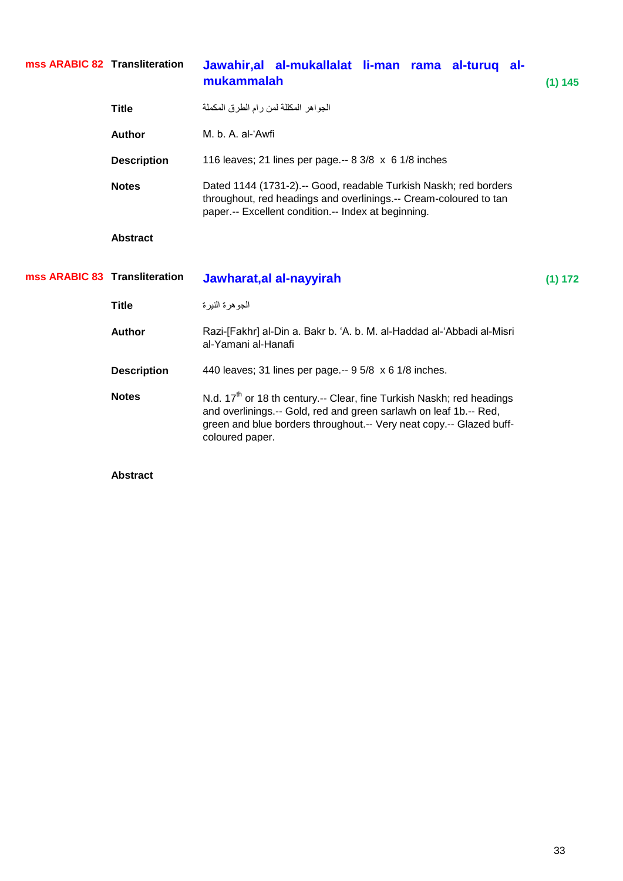**mss ARABIC 82**

| | | |
|---|---|---|
| **Transliteration** | **Jawahir,al al-mukallalat li-man rama al-turuq al-mukammalah** | (1) 145 |
| **Title** | الجواهر المكللة لمن رام الطرق المكملة | |
| **Author** | M. b. A. al-'Awfi | |
| **Description** | 116 leaves; 21 lines per page.-- 8 3/8 x 6 1/8 inches | |
| **Notes** | Dated 1144 (1731-2).-- Good, readable Turkish Naskh; red borders throughout, red headings and overlinings.-- Cream-coloured to tan paper.-- Excellent condition.-- Index at beginning. | |
| **Abstract** | | |

**mss ARABIC 83**

| | | |
|---|---|---|
| **Transliteration** | **Jawharat,al al-nayyirah** | (1) 172 |
| **Title** | الجوهرة النيرة | |
| **Author** | Razi-[Fakhr] al-Din a. Bakr b. 'A. b. M. al-Haddad al-'Abbadi al-Misri al-Yamani al-Hanafi | |
| **Description** | 440 leaves; 31 lines per page.-- 9 5/8 x 6 1/8 inches. | |
| **Notes** | N.d. 17th or 18 th century.-- Clear, fine Turkish Naskh; red headings and overlinings.-- Gold, red and green sarlawh on leaf 1b.-- Red, green and blue borders throughout.-- Very neat copy.-- Glazed buff-coloured paper. | |
| **Abstract** | | |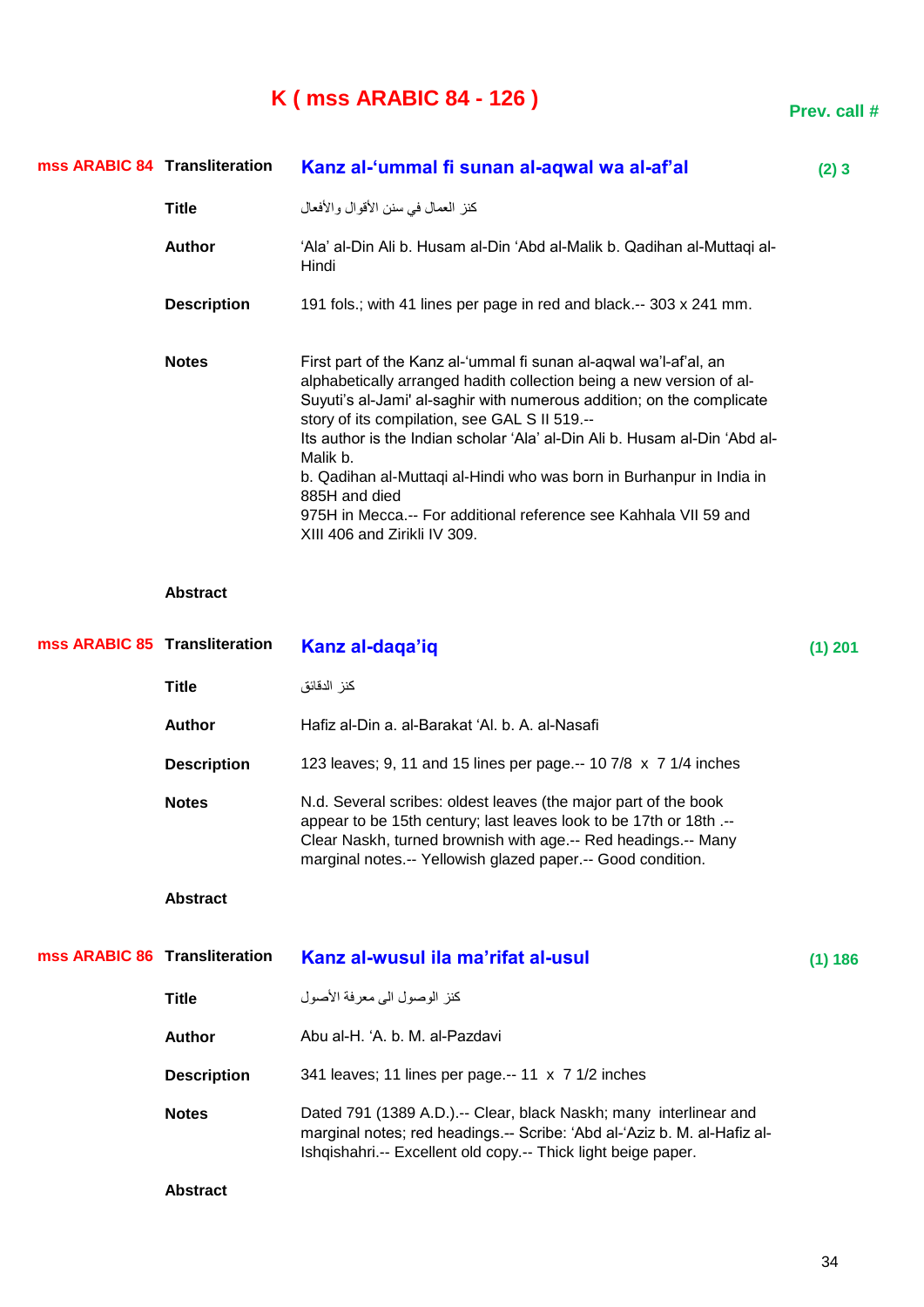# K ( mss ARABIC 84 - 126 )

**Prev. call #**

## mss ARABIC 84

**Transliteration:** **Kanz al-‘ummal fi sunan al-aqwal wa al-af’al** — (2) 3

**Title:** كنز العمال في سنن الأقوال والأفعال

**Author:** ‘Ala’ al-Din Ali b. Husam al-Din ‘Abd al-Malik b. Qadihan al-Muttaqi al-Hindi

**Description:** 191 fols.; with 41 lines per page in red and black.-- 303 x 241 mm.

**Notes:** First part of the Kanz al-‘ummal fi sunan al-aqwal wa’l-af’al, an alphabetically arranged hadith collection being a new version of al-Suyuti’s al-Jami' al-saghir with numerous addition; on the complicate story of its compilation, see GAL S II 519.--
Its author is the Indian scholar ‘Ala’ al-Din Ali b. Husam al-Din ‘Abd al-Malik b.
b. Qadihan al-Muttaqi al-Hindi who was born in Burhanpur in India in 885H and died
975H in Mecca.-- For additional reference see Kahhala VII 59 and XIII 406 and Zirikli IV 309.

**Abstract**

## mss ARABIC 85

**Transliteration:** **Kanz al-daqa’iq** — (1) 201

**Title:** كنز الدقائق

**Author:** Hafiz al-Din a. al-Barakat ‘Al. b. A. al-Nasafi

**Description:** 123 leaves; 9, 11 and 15 lines per page.-- 10 7/8 x 7 1/4 inches

**Notes:** N.d. Several scribes: oldest leaves (the major part of the book appear to be 15th century; last leaves look to be 17th or 18th .-- Clear Naskh, turned brownish with age.-- Red headings.-- Many marginal notes.-- Yellowish glazed paper.-- Good condition.

**Abstract**

## mss ARABIC 86

**Transliteration:** **Kanz al-wusul ila ma’rifat al-usul** — (1) 186

**Title:** كنز الوصول الى معرفة الأصول

**Author:** Abu al-H. ‘A. b. M. al-Pazdavi

**Description:** 341 leaves; 11 lines per page.-- 11 x 7 1/2 inches

**Notes:** Dated 791 (1389 A.D.).-- Clear, black Naskh; many interlinear and marginal notes; red headings.-- Scribe: ‘Abd al-‘Aziz b. M. al-Hafiz al-Ishqishahri.-- Excellent old copy.-- Thick light beige paper.

**Abstract**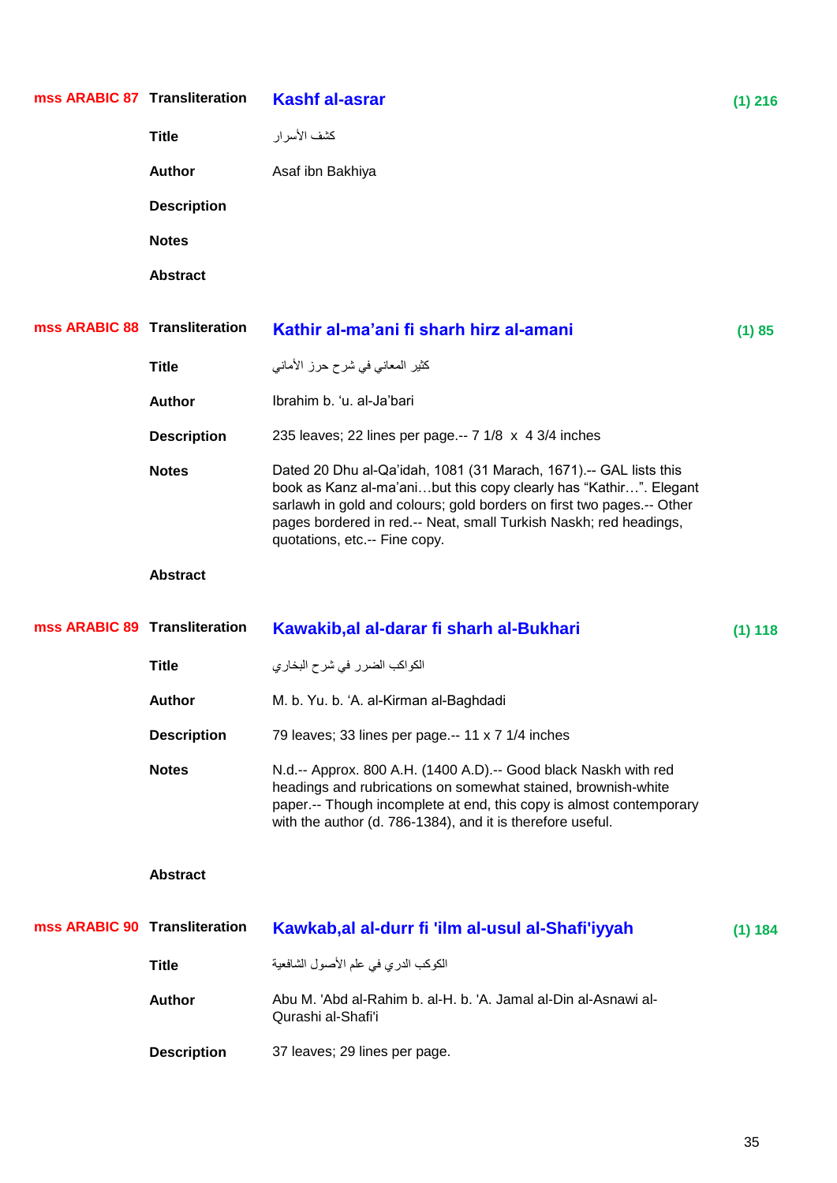**mss ARABIC 87**

**Transliteration** **Kashf al-asrar** (1) 216

**Title** كشف الأسرار

**Author** Asaf ibn Bakhiya

**Description**

**Notes**

**Abstract**

**mss ARABIC 88**

**Transliteration** **Kathir al-ma'ani fi sharh hirz al-amani** (1) 85

**Title** كثير المعاني في شرح حرز الأماني

**Author** Ibrahim b. 'u. al-Ja'bari

**Description** 235 leaves; 22 lines per page.-- 7 1/8 x 4 3/4 inches

**Notes** Dated 20 Dhu al-Qa'idah, 1081 (31 Marach, 1671).-- GAL lists this book as Kanz al-ma'ani…but this copy clearly has "Kathir…". Elegant sarlawh in gold and colours; gold borders on first two pages.-- Other pages bordered in red.-- Neat, small Turkish Naskh; red headings, quotations, etc.-- Fine copy.

**Abstract**

**mss ARABIC 89**

**Transliteration** **Kawakib,al al-darar fi sharh al-Bukhari** (1) 118

**Title** الكواكب الضرر في شرح البخاري

**Author** M. b. Yu. b. 'A. al-Kirman al-Baghdadi

**Description** 79 leaves; 33 lines per page.-- 11 x 7 1/4 inches

**Notes** N.d.-- Approx. 800 A.H. (1400 A.D).-- Good black Naskh with red headings and rubrications on somewhat stained, brownish-white paper.-- Though incomplete at end, this copy is almost contemporary with the author (d. 786-1384), and it is therefore useful.

**Abstract**

**mss ARABIC 90**

**Transliteration** **Kawkab,al al-durr fi 'ilm al-usul al-Shafi'iyyah** (1) 184

**Title** الكوكب الدري في علم الأصول الشافعية

**Author** Abu M. 'Abd al-Rahim b. al-H. b. 'A. Jamal al-Din al-Asnawi al-Qurashi al-Shafi'i

**Description** 37 leaves; 29 lines per page.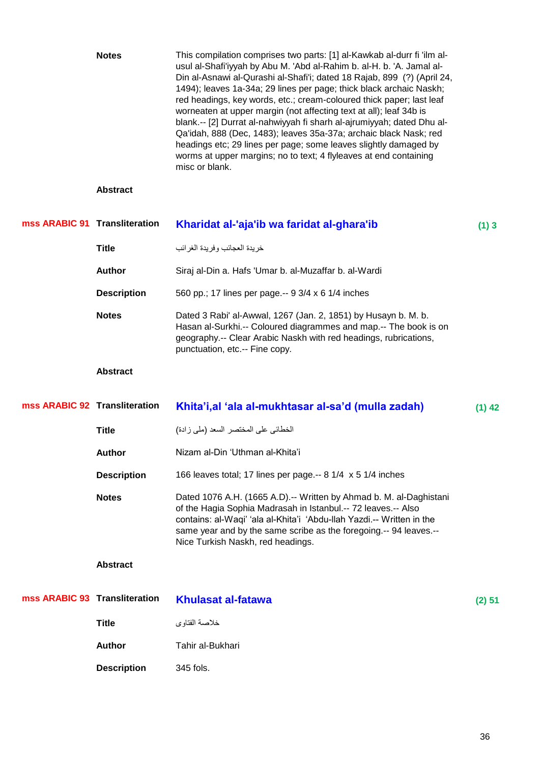| | | | |
|---|---|---|---|
| | **Notes** | This compilation comprises two parts: [1] al-Kawkab al-durr fi 'ilm al-usul al-Shafi'iyyah by Abu M. 'Abd al-Rahim b. al-H. b. 'A. Jamal al-Din al-Asnawi al-Qurashi al-Shafi'i; dated 18 Rajab, 899 (?) (April 24, 1494); leaves 1a-34a; 29 lines per page; thick black archaic Naskh; red headings, key words, etc.; cream-coloured thick paper; last leaf worneaten at upper margin (not affecting text at all); leaf 34b is blank.-- [2] Durrat al-nahwiyyah fi sharh al-ajrumiyyah; dated Dhu al-Qa'idah, 888 (Dec, 1483); leaves 35a-37a; archaic black Nask; red headings etc; 29 lines per page; some leaves slightly damaged by worms at upper margins; no to text; 4 flyleaves at end containing misc or blank. | |
| | **Abstract** | | |
| **mss ARABIC 91** | **Transliteration** | **Kharidat al-'aja'ib wa faridat al-ghara'ib** | **(1) 3** |
| | **Title** | خريدة العجائب وفريدة الغرائب | |
| | **Author** | Siraj al-Din a. Hafs 'Umar b. al-Muzaffar b. al-Wardi | |
| | **Description** | 560 pp.; 17 lines per page.-- 9 3/4 x 6 1/4 inches | |
| | **Notes** | Dated 3 Rabi' al-Awwal, 1267 (Jan. 2, 1851) by Husayn b. M. b. Hasan al-Surkhi.-- Coloured diagrammes and map.-- The book is on geography.-- Clear Arabic Naskh with red headings, rubrications, punctuation, etc.-- Fine copy. | |
| | **Abstract** | | |
| **mss ARABIC 92** | **Transliteration** | **Khita'i,al 'ala al-mukhtasar al-sa'd (mulla zadah)** | **(1) 42** |
| | **Title** | الخطائى على المختصر السعد (ملى زادة) | |
| | **Author** | Nizam al-Din 'Uthman al-Khita'i | |
| | **Description** | 166 leaves total; 17 lines per page.-- 8 1/4 x 5 1/4 inches | |
| | **Notes** | Dated 1076 A.H. (1665 A.D).-- Written by Ahmad b. M. al-Daghistani of the Hagia Sophia Madrasah in Istanbul.-- 72 leaves.-- Also contains: al-Waqi' 'ala al-Khita'i 'Abdu-llah Yazdi.-- Written in the same year and by the same scribe as the foregoing.-- 94 leaves.-- Nice Turkish Naskh, red headings. | |
| | **Abstract** | | |
| **mss ARABIC 93** | **Transliteration** | **Khulasat al-fatawa** | **(2) 51** |
| | **Title** | خلاصة الفتاوى | |
| | **Author** | Tahir al-Bukhari | |
| | **Description** | 345 fols. | |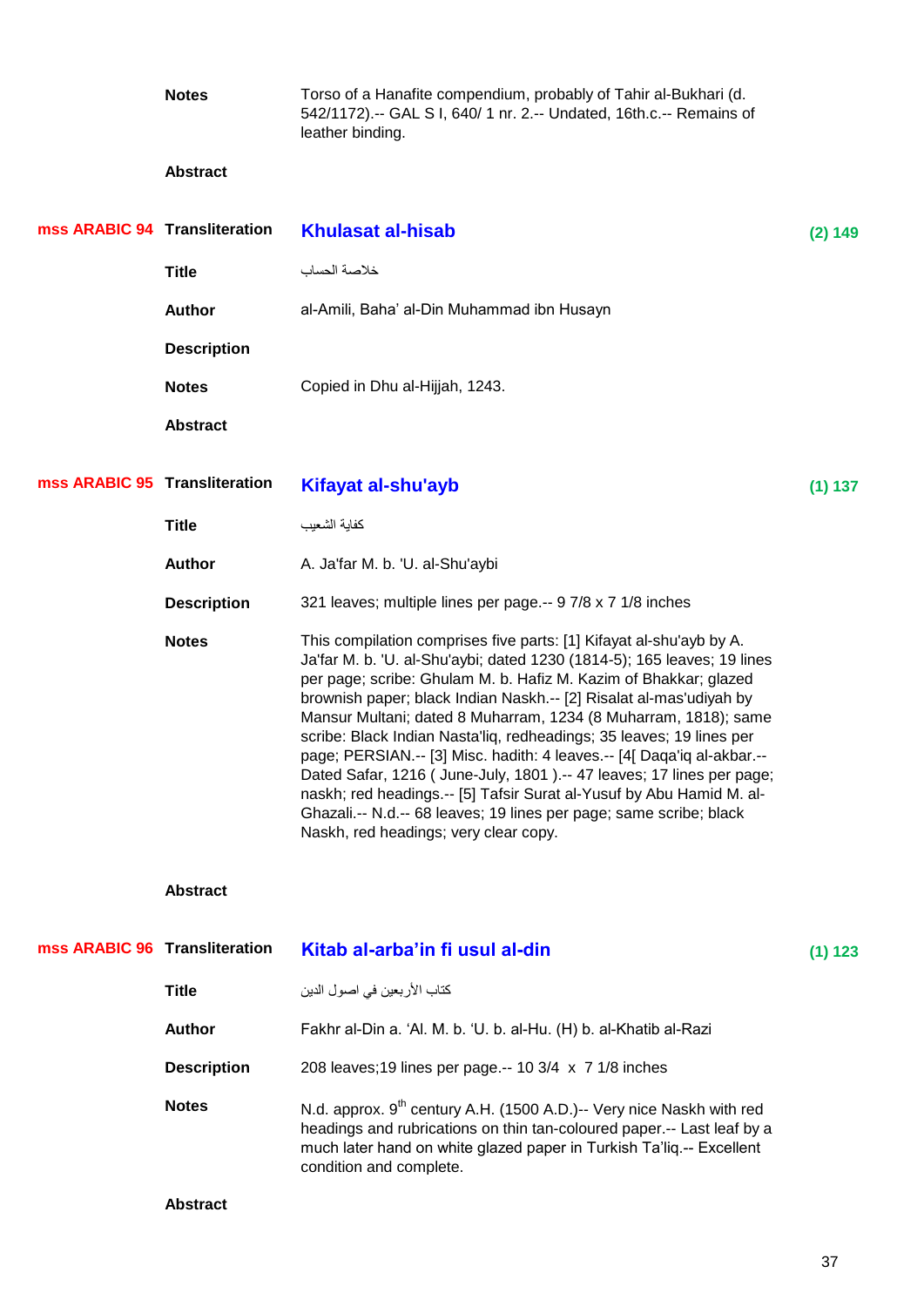| | | | |
|---|---|---|---|
| | **Notes** | Torso of a Hanafite compendium, probably of Tahir al-Bukhari (d. 542/1172).-- GAL S I, 640/ 1 nr. 2.-- Undated, 16th.c.-- Remains of leather binding. | |
| | **Abstract** | | |
| **mss ARABIC 94** | **Transliteration** | **Khulasat al-hisab** | **(2) 149** |
| | **Title** | خلاصة الحساب | |
| | **Author** | al-Amili, Baha' al-Din Muhammad ibn Husayn | |
| | **Description** | | |
| | **Notes** | Copied in Dhu al-Hijjah, 1243. | |
| | **Abstract** | | |
| **mss ARABIC 95** | **Transliteration** | **Kifayat al-shu'ayb** | **(1) 137** |
| | **Title** | كفاية الشعيب | |
| | **Author** | A. Ja'far M. b. 'U. al-Shu'aybi | |
| | **Description** | 321 leaves; multiple lines per page.-- 9 7/8 x 7 1/8 inches | |
| | **Notes** | This compilation comprises five parts: [1] Kifayat al-shu'ayb by A. Ja'far M. b. 'U. al-Shu'aybi; dated 1230 (1814-5); 165 leaves; 19 lines per page; scribe: Ghulam M. b. Hafiz M. Kazim of Bhakkar; glazed brownish paper; black Indian Naskh.-- [2] Risalat al-mas'udiyah by Mansur Multani; dated 8 Muharram, 1234 (8 Muharram, 1818); same scribe: Black Indian Nasta'liq, redheadings; 35 leaves; 19 lines per page; PERSIAN.-- [3] Misc. hadith: 4 leaves.-- [4[ Daqa'iq al-akbar.-- Dated Safar, 1216 ( June-July, 1801 ).-- 47 leaves; 17 lines per page; naskh; red headings.-- [5] Tafsir Surat al-Yusuf by Abu Hamid M. al-Ghazali.-- N.d.-- 68 leaves; 19 lines per page; same scribe; black Naskh, red headings; very clear copy. | |
| | **Abstract** | | |
| **mss ARABIC 96** | **Transliteration** | **Kitab al-arba'in fi usul al-din** | **(1) 123** |
| | **Title** | كتاب الأربعين في اصول الدين | |
| | **Author** | Fakhr al-Din a. 'Al. M. b. 'U. b. al-Hu. (H) b. al-Khatib al-Razi | |
| | **Description** | 208 leaves;19 lines per page.-- 10 3/4 x 7 1/8 inches | |
| | **Notes** | N.d. approx. 9th century A.H. (1500 A.D.)-- Very nice Naskh with red headings and rubrications on thin tan-coloured paper.-- Last leaf by a much later hand on white glazed paper in Turkish Ta'liq.-- Excellent condition and complete. | |
| | **Abstract** | | |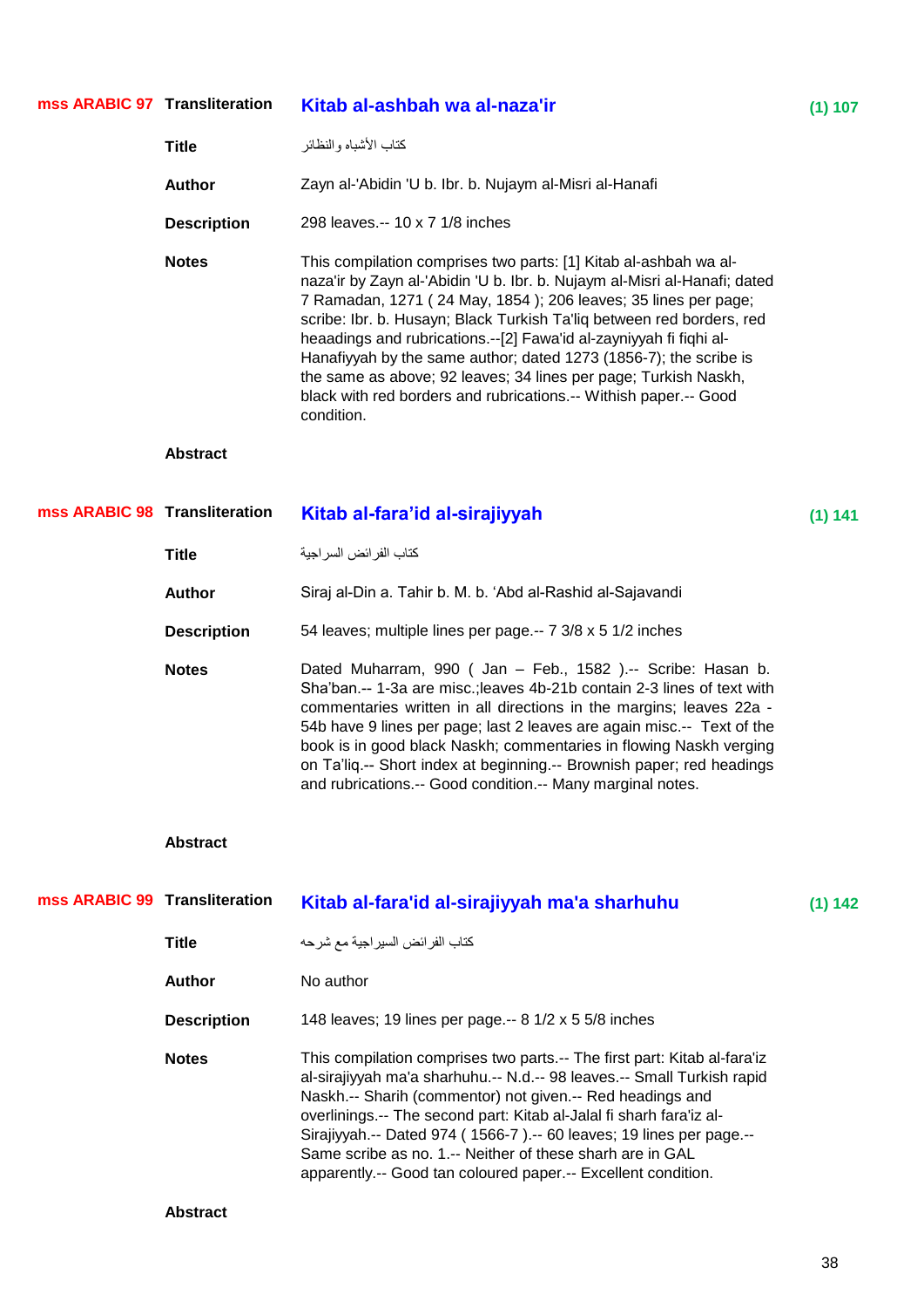**mss ARABIC 97** **Transliteration** **Kitab al-ashbah wa al-naza'ir** **(1) 107**

**Title** كتاب الأشباه والنظائر

**Author** Zayn al-'Abidin 'U b. Ibr. b. Nujaym al-Misri al-Hanafi

**Description** 298 leaves.-- 10 x 7 1/8 inches

**Notes** This compilation comprises two parts: [1] Kitab al-ashbah wa al-naza'ir by Zayn al-'Abidin 'U b. Ibr. b. Nujaym al-Misri al-Hanafi; dated 7 Ramadan, 1271 ( 24 May, 1854 ); 206 leaves; 35 lines per page; scribe: Ibr. b. Husayn; Black Turkish Ta'liq between red borders, red heaadings and rubrications.--[2] Fawa'id al-zayniyyah fi fiqhi al-Hanafiyyah by the same author; dated 1273 (1856-7); the scribe is the same as above; 92 leaves; 34 lines per page; Turkish Naskh, black with red borders and rubrications.-- Withish paper.-- Good condition.

**Abstract**

**mss ARABIC 98** **Transliteration** **Kitab al-fara'id al-sirajiyyah** **(1) 141**

**Title** كتاب الفرائض السراجية

**Author** Siraj al-Din a. Tahir b. M. b. 'Abd al-Rashid al-Sajavandi

**Description** 54 leaves; multiple lines per page.-- 7 3/8 x 5 1/2 inches

**Notes** Dated Muharram, 990 ( Jan – Feb., 1582 ).-- Scribe: Hasan b. Sha'ban.-- 1-3a are misc.;leaves 4b-21b contain 2-3 lines of text with commentaries written in all directions in the margins; leaves 22a - 54b have 9 lines per page; last 2 leaves are again misc.-- Text of the book is in good black Naskh; commentaries in flowing Naskh verging on Ta'liq.-- Short index at beginning.-- Brownish paper; red headings and rubrications.-- Good condition.-- Many marginal notes.

**Abstract**

**mss ARABIC 99** **Transliteration** **Kitab al-fara'id al-sirajiyyah ma'a sharhuhu** **(1) 142**

**Title** كتاب الفرائض السيراجية مع شرحه

**Author** No author

**Description** 148 leaves; 19 lines per page.-- 8 1/2 x 5 5/8 inches

**Notes** This compilation comprises two parts.-- The first part: Kitab al-fara'iz al-sirajiyyah ma'a sharhuhu.-- N.d.-- 98 leaves.-- Small Turkish rapid Naskh.-- Sharih (commentor) not given.-- Red headings and overlinings.-- The second part: Kitab al-Jalal fi sharh fara'iz al-Sirajiyyah.-- Dated 974 ( 1566-7 ).-- 60 leaves; 19 lines per page.-- Same scribe as no. 1.-- Neither of these sharh are in GAL apparently.-- Good tan coloured paper.-- Excellent condition.

**Abstract**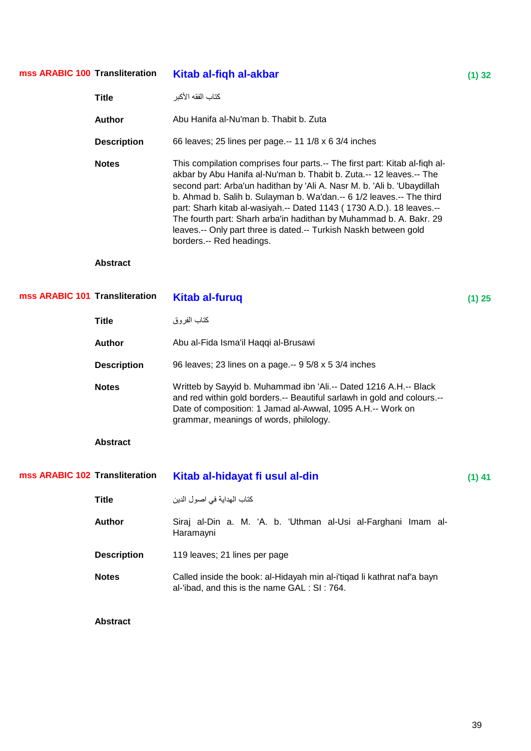**mss ARABIC 100** **Transliteration** **Kitab al-fiqh al-akbar** **(1) 32**

**Title** كتاب الفقه الأكبر

**Author** Abu Hanifa al-Nu'man b. Thabit b. Zuta

**Description** 66 leaves; 25 lines per page.-- 11 1/8 x 6 3/4 inches

**Notes** This compilation comprises four parts.-- The first part: Kitab al-fiqh al-akbar by Abu Hanifa al-Nu'man b. Thabit b. Zuta.-- 12 leaves.-- The second part: Arba'un hadithan by 'Ali A. Nasr M. b. 'Ali b. 'Ubaydillah b. Ahmad b. Salih b. Sulayman b. Wa'dan.-- 6 1/2 leaves.-- The third part: Sharh kitab al-wasiyah.-- Dated 1143 ( 1730 A.D.). 18 leaves.-- The fourth part: Sharh arba'in hadithan by Muhammad b. A. Bakr. 29 leaves.-- Only part three is dated.-- Turkish Naskh between gold borders.-- Red headings.

**Abstract**

**mss ARABIC 101** **Transliteration** **Kitab al-furuq** **(1) 25**

**Title** كتاب الفروق

**Author** Abu al-Fida Isma'il Haqqi al-Brusawi

**Description** 96 leaves; 23 lines on a page.-- 9 5/8 x 5 3/4 inches

**Notes** Writteb by Sayyid b. Muhammad ibn 'Ali.-- Dated 1216 A.H.-- Black and red within gold borders.-- Beautiful sarlawh in gold and colours.-- Date of composition: 1 Jamad al-Awwal, 1095 A.H.-- Work on grammar, meanings of words, philology.

**Abstract**

**mss ARABIC 102** **Transliteration** **Kitab al-hidayat fi usul al-din** **(1) 41**

**Title** كتاب الهداية في اصول الدين

**Author** Siraj al-Din a. M. ‘A. b. ‘Uthman al-Usi al-Farghani Imam al-Haramayni

**Description** 119 leaves; 21 lines per page

**Notes** Called inside the book: al-Hidayah min al-i'tiqad li kathrat naf'a bayn al-'ibad, and this is the name GAL : SI : 764.

**Abstract**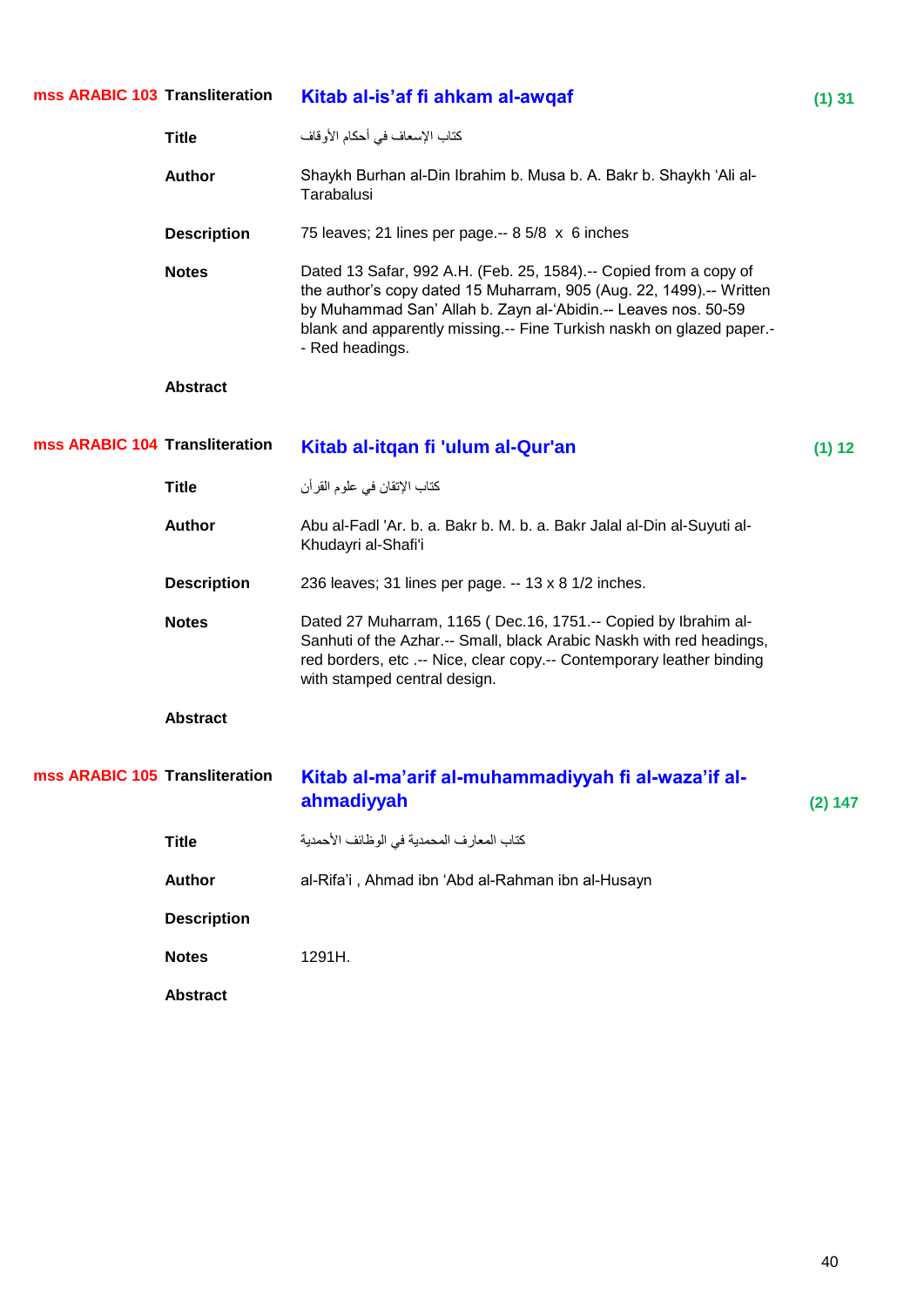**mss ARABIC 103**

| | | |
|---|---|---|
| **Transliteration** | **Kitab al-is’af fi ahkam al-awqaf** | **(1) 31** |
| **Title** | كتاب الإسعاف في أحكام الأوقاف | |
| **Author** | Shaykh Burhan al-Din Ibrahim b. Musa b. A. Bakr b. Shaykh ‘Ali al-Tarabalusi | |
| **Description** | 75 leaves; 21 lines per page.-- 8 5/8 x 6 inches | |
| **Notes** | Dated 13 Safar, 992 A.H. (Feb. 25, 1584).-- Copied from a copy of the author’s copy dated 15 Muharram, 905 (Aug. 22, 1499).-- Written by Muhammad San’ Allah b. Zayn al-‘Abidin.-- Leaves nos. 50-59 blank and apparently missing.-- Fine Turkish naskh on glazed paper.-- Red headings. | |
| **Abstract** | | |

**mss ARABIC 104**

| | | |
|---|---|---|
| **Transliteration** | **Kitab al-itqan fi 'ulum al-Qur'an** | **(1) 12** |
| **Title** | كتاب الإتقان في علوم القرأن | |
| **Author** | Abu al-Fadl 'Ar. b. a. Bakr b. M. b. a. Bakr Jalal al-Din al-Suyuti al-Khudayri al-Shafi'i | |
| **Description** | 236 leaves; 31 lines per page. -- 13 x 8 1/2 inches. | |
| **Notes** | Dated 27 Muharram, 1165 ( Dec.16, 1751.-- Copied by Ibrahim al-Sanhuti of the Azhar.-- Small, black Arabic Naskh with red headings, red borders, etc .-- Nice, clear copy.-- Contemporary leather binding with stamped central design. | |
| **Abstract** | | |

**mss ARABIC 105**

| | | |
|---|---|---|
| **Transliteration** | **Kitab al-ma’arif al-muhammadiyyah fi al-waza’if al-ahmadiyyah** | **(2) 147** |
| **Title** | كتاب المعارف المحمدية في الوظائف الأحمدية | |
| **Author** | al-Rifa’i , Ahmad ibn ‘Abd al-Rahman ibn al-Husayn | |
| **Description** | | |
| **Notes** | 1291H. | |
| **Abstract** | | |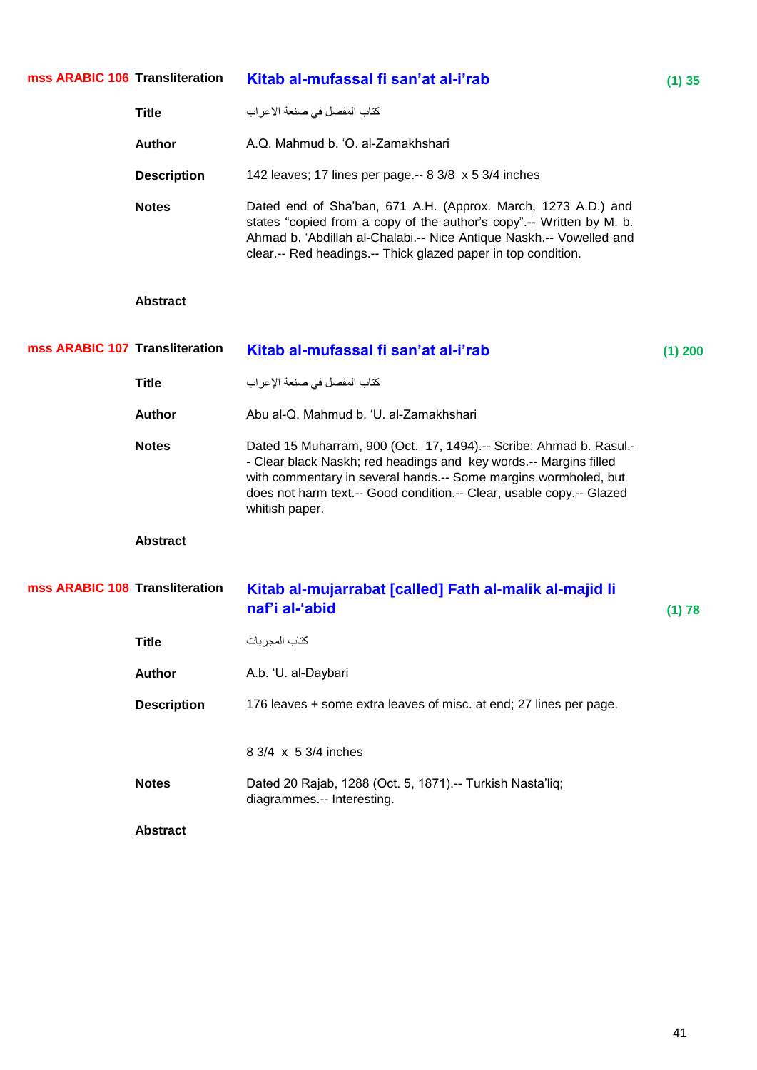**mss ARABIC 106**

| | | |
|---|---|---|
| **Transliteration** | **Kitab al-mufassal fi san'at al-i'rab** | **(1) 35** |
| **Title** | كتاب المفصل في صنعة الاعراب | |
| **Author** | A.Q. Mahmud b. 'O. al-Zamakhshari | |
| **Description** | 142 leaves; 17 lines per page.-- 8 3/8 x 5 3/4 inches | |
| **Notes** | Dated end of Sha'ban, 671 A.H. (Approx. March, 1273 A.D.) and states "copied from a copy of the author's copy".-- Written by M. b. Ahmad b. 'Abdillah al-Chalabi.-- Nice Antique Naskh.-- Vowelled and clear.-- Red headings.-- Thick glazed paper in top condition. | |
| **Abstract** | | |

**mss ARABIC 107**

| | | |
|---|---|---|
| **Transliteration** | **Kitab al-mufassal fi san'at al-i'rab** | **(1) 200** |
| **Title** | كتاب المفصل في صنعة الإعراب | |
| **Author** | Abu al-Q. Mahmud b. 'U. al-Zamakhshari | |
| **Notes** | Dated 15 Muharram, 900 (Oct. 17, 1494).-- Scribe: Ahmad b. Rasul.-- Clear black Naskh; red headings and key words.-- Margins filled with commentary in several hands.-- Some margins wormholed, but does not harm text.-- Good condition.-- Clear, usable copy.-- Glazed whitish paper. | |
| **Abstract** | | |

**mss ARABIC 108**

| | | |
|---|---|---|
| **Transliteration** | **Kitab al-mujarrabat [called] Fath al-malik al-majid li naf'i al-'abid** | **(1) 78** |
| **Title** | كتاب المجربات | |
| **Author** | A.b. 'U. al-Daybari | |
| **Description** | 176 leaves + some extra leaves of misc. at end; 27 lines per page. 8 3/4 x 5 3/4 inches | |
| **Notes** | Dated 20 Rajab, 1288 (Oct. 5, 1871).-- Turkish Nasta'liq; diagrammes.-- Interesting. | |
| **Abstract** | | |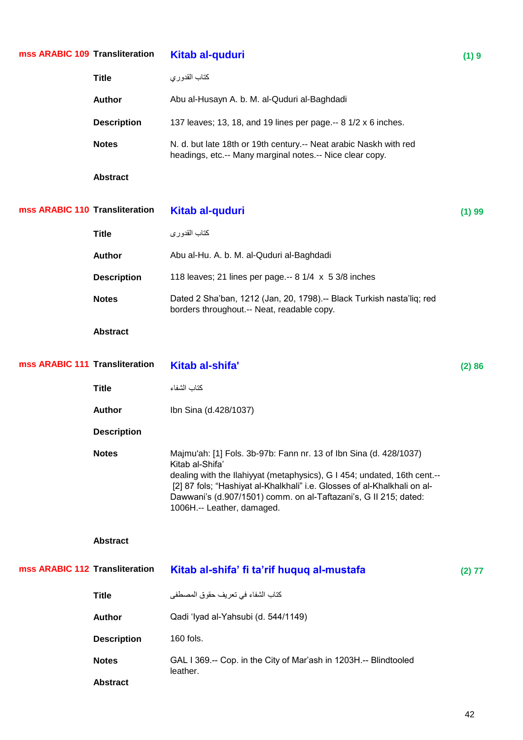**mss ARABIC 109** **Transliteration** **Kitab al-quduri** **(1) 9**

**Title** كتاب القدوري

**Author** Abu al-Husayn A. b. M. al-Quduri al-Baghdadi

**Description** 137 leaves; 13, 18, and 19 lines per page.-- 8 1/2 x 6 inches.

**Notes** N. d. but late 18th or 19th century.-- Neat arabic Naskh with red headings, etc.-- Many marginal notes.-- Nice clear copy.

**Abstract**

**mss ARABIC 110** **Transliteration** **Kitab al-quduri** **(1) 99**

**Title** كتاب القدورى

**Author** Abu al-Hu. A. b. M. al-Quduri al-Baghdadi

**Description** 118 leaves; 21 lines per page.-- 8 1/4 x 5 3/8 inches

**Notes** Dated 2 Sha'ban, 1212 (Jan, 20, 1798).-- Black Turkish nasta'liq; red borders throughout.-- Neat, readable copy.

**Abstract**

**mss ARABIC 111** **Transliteration** **Kitab al-shifa'** **(2) 86**

**Title** كتاب الشفاء

**Author** Ibn Sina (d.428/1037)

**Description**

**Notes** Majmu'ah: [1] Fols. 3b-97b: Fann nr. 13 of Ibn Sina (d. 428/1037) Kitab al-Shifa' dealing with the Ilahiyyat (metaphysics), G I 454; undated, 16th cent.-- [2] 87 fols; "Hashiyat al-Khalkhali" i.e. Glosses of al-Khalkhali on al-Dawwani's (d.907/1501) comm. on al-Taftazani's, G II 215; dated: 1006H.-- Leather, damaged.

**Abstract**

**mss ARABIC 112** **Transliteration** **Kitab al-shifa' fi ta'rif huquq al-mustafa** **(2) 77**

**Title** كتاب الشفاء في تعريف حقوق المصطفى

**Author** Qadi 'Iyad al-Yahsubi (d. 544/1149)

**Description** 160 fols.

**Notes** GAL I 369.-- Cop. in the City of Mar'ash in 1203H.-- Blindtooled leather.

**Abstract**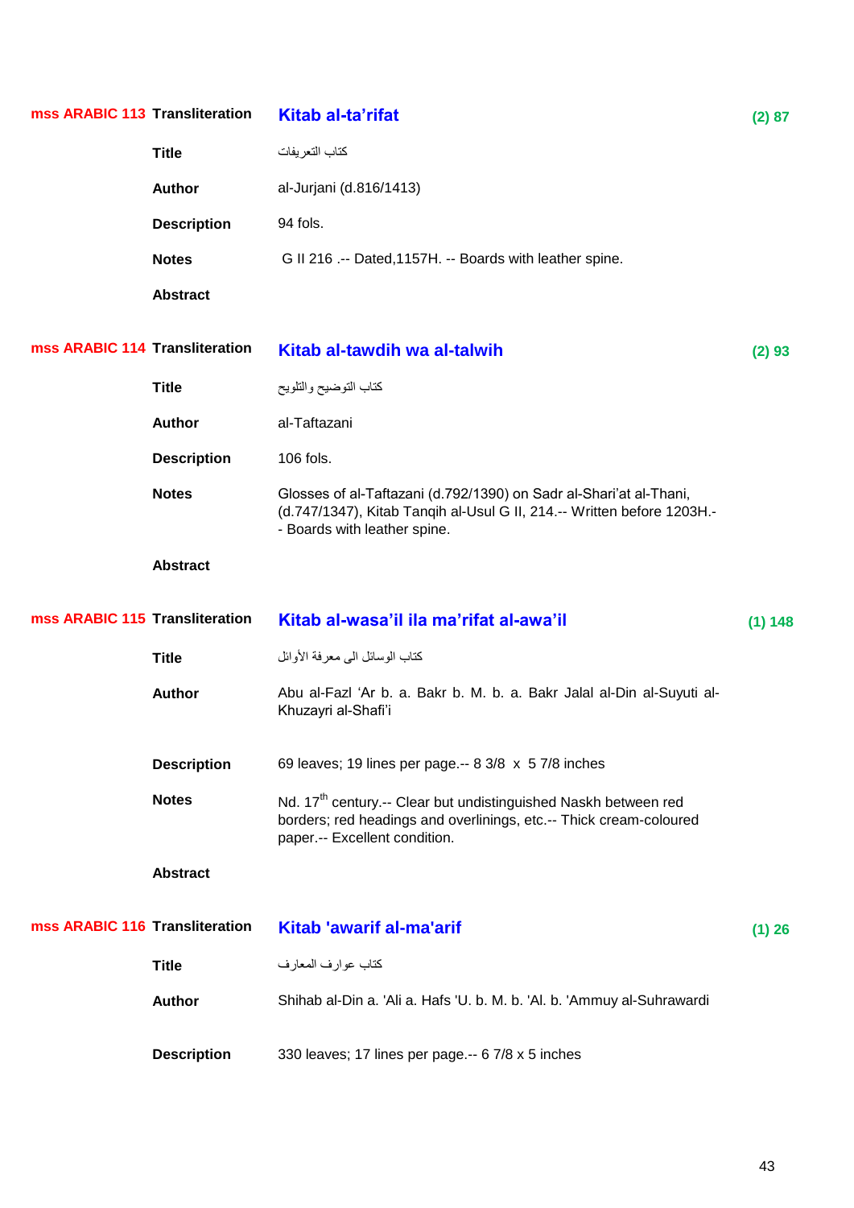**mss ARABIC 113** **Transliteration** **Kitab al-ta'rifat** **(2) 87**

**Title** كتاب التعريفات

**Author** al-Jurjani (d.816/1413)

**Description** 94 fols.

**Notes** G II 216 .-- Dated,1157H. -- Boards with leather spine.

**Abstract**

**mss ARABIC 114** **Transliteration** **Kitab al-tawdih wa al-talwih** **(2) 93**

**Title** كتاب التوضيح والتلويح

**Author** al-Taftazani

**Description** 106 fols.

**Notes** Glosses of al-Taftazani (d.792/1390) on Sadr al-Shari'at al-Thani, (d.747/1347), Kitab Tanqih al-Usul G II, 214.-- Written before 1203H.-- Boards with leather spine.

**Abstract**

**mss ARABIC 115** **Transliteration** **Kitab al-wasa'il ila ma'rifat al-awa'il** **(1) 148**

**Title** كتاب الوسائل الى معرفة الأوائل

**Author** Abu al-Fazl 'Ar b. a. Bakr b. M. b. a. Bakr Jalal al-Din al-Suyuti al-Khuzayri al-Shafi'i

**Description** 69 leaves; 19 lines per page.-- 8 3/8 x 5 7/8 inches

**Notes** Nd. 17th century.-- Clear but undistinguished Naskh between red borders; red headings and overlinings, etc.-- Thick cream-coloured paper.-- Excellent condition.

**Abstract**

**mss ARABIC 116** **Transliteration** **Kitab 'awarif al-ma'arif** **(1) 26**

**Title** كتاب عوارف المعارف

**Author** Shihab al-Din a. 'Ali a. Hafs 'U. b. M. b. 'Al. b. 'Ammuy al-Suhrawardi

**Description** 330 leaves; 17 lines per page.-- 6 7/8 x 5 inches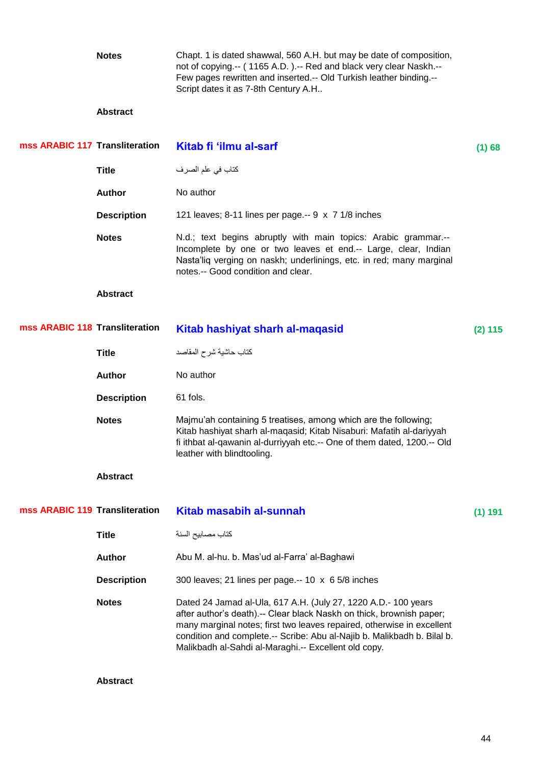**Notes** Chapt. 1 is dated shawwal, 560 A.H. but may be date of composition, not of copying.-- ( 1165 A.D. ).-- Red and black very clear Naskh.-- Few pages rewritten and inserted.-- Old Turkish leather binding.-- Script dates it as 7-8th Century A.H..

**Abstract**

---

**mss ARABIC 117** **Transliteration** **Kitab fi ‘ilmu al-sarf** **(1) 68**

**Title** كتاب في علم الصرف

**Author** No author

**Description** 121 leaves; 8-11 lines per page.-- 9 x 7 1/8 inches

**Notes** N.d.; text begins abruptly with main topics: Arabic grammar.-- Incomplete by one or two leaves et end.-- Large, clear, Indian Nasta'liq verging on naskh; underlinings, etc. in red; many marginal notes.-- Good condition and clear.

**Abstract**

---

**mss ARABIC 118** **Transliteration** **Kitab hashiyat sharh al-maqasid** **(2) 115**

**Title** كتاب حاشية شرح المقاصد

**Author** No author

**Description** 61 fols.

**Notes** Majmu’ah containing 5 treatises, among which are the following; Kitab hashiyat sharh al-maqasid; Kitab Nisaburi: Mafatih al-dariyyah fi ithbat al-qawanin al-durriyyah etc.-- One of them dated, 1200.-- Old leather with blindtooling.

**Abstract**

---

**mss ARABIC 119** **Transliteration** **Kitab masabih al-sunnah** **(1) 191**

**Title** كتاب مصابيح السنة

**Author** Abu M. al-hu. b. Mas’ud al-Farra’ al-Baghawi

**Description** 300 leaves; 21 lines per page.-- 10 x 6 5/8 inches

**Notes** Dated 24 Jamad al-Ula, 617 A.H. (July 27, 1220 A.D.- 100 years after author’s death).-- Clear black Naskh on thick, brownish paper; many marginal notes; first two leaves repaired, otherwise in excellent condition and complete.-- Scribe: Abu al-Najib b. Malikbadh b. Bilal b. Malikbadh al-Sahdi al-Maraghi.-- Excellent old copy.

**Abstract**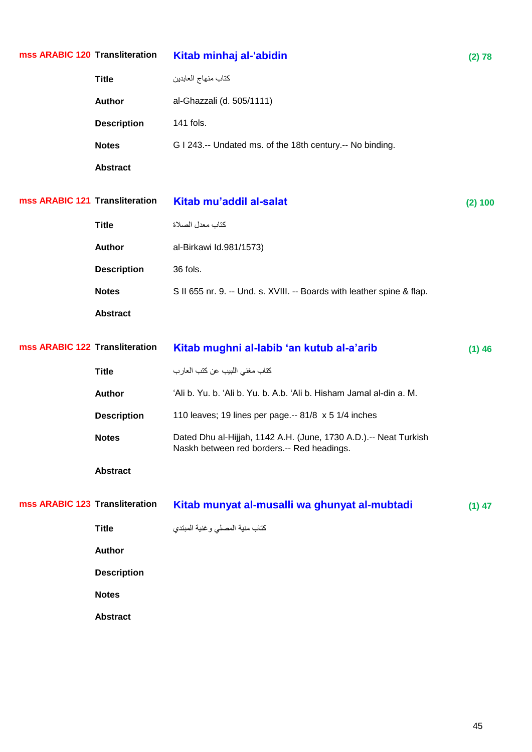**mss ARABIC 120** **Transliteration** **Kitab minhaj al-'abidin** **(2) 78**

**Title** كتاب منهاج العابدين

**Author** al-Ghazzali (d. 505/1111)

**Description** 141 fols.

**Notes** G I 243.-- Undated ms. of the 18th century.-- No binding.

**Abstract**

**mss ARABIC 121** **Transliteration** **Kitab mu'addil al-salat** **(2) 100**

**Title** كتاب معدل الصلاة

**Author** al-Birkawi Id.981/1573)

**Description** 36 fols.

**Notes** S II 655 nr. 9. -- Und. s. XVIII. -- Boards with leather spine & flap.

**Abstract**

**mss ARABIC 122** **Transliteration** **Kitab mughni al-labib 'an kutub al-a'arib** **(1) 46**

**Title** كتاب مغني اللبيب عن كتب العارب

**Author** 'Ali b. Yu. b. 'Ali b. Yu. b. A.b. 'Ali b. Hisham Jamal al-din a. M.

**Description** 110 leaves; 19 lines per page.-- 81/8 x 5 1/4 inches

**Notes** Dated Dhu al-Hijjah, 1142 A.H. (June, 1730 A.D.).-- Neat Turkish Naskh between red borders.-- Red headings.

**Abstract**

**mss ARABIC 123** **Transliteration** **Kitab munyat al-musalli wa ghunyat al-mubtadi** **(1) 47**

**Title** كتاب منية المصلي وغنية المبتدي

**Author**

**Description**

**Notes**

**Abstract**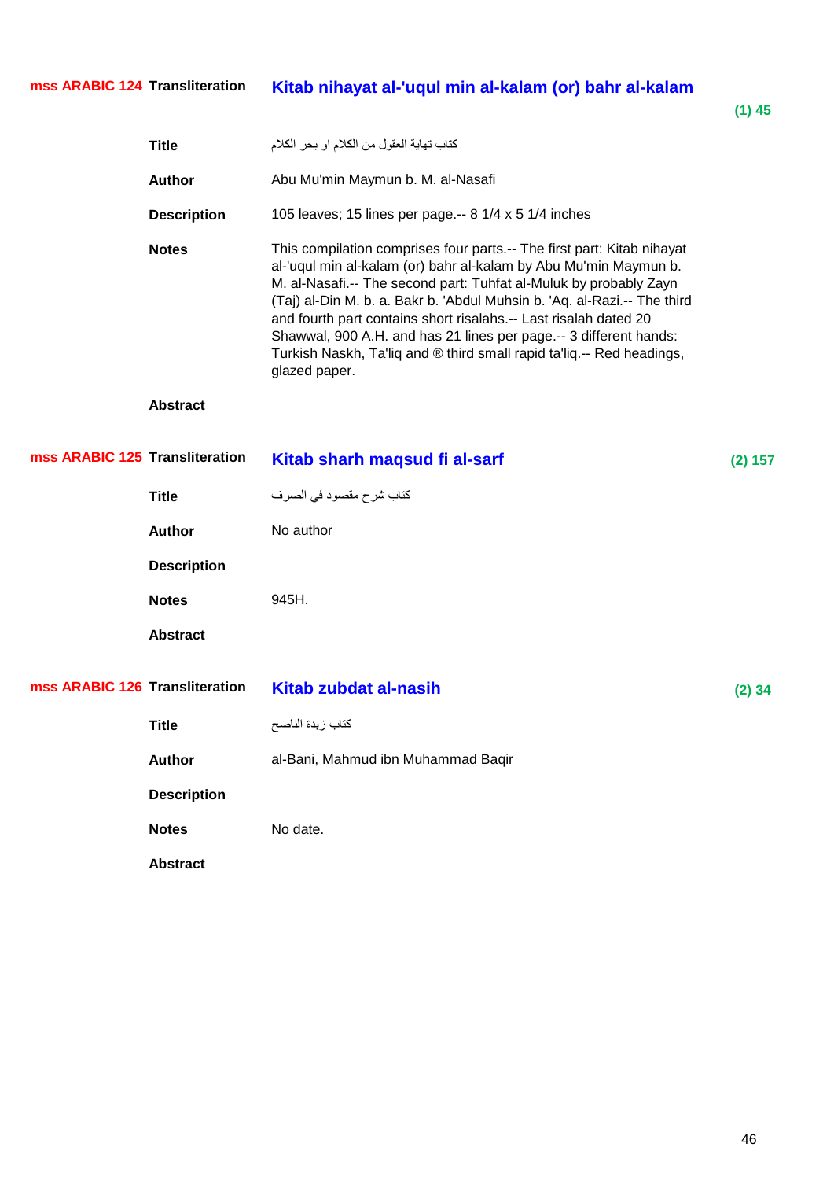## mss ARABIC 124

**Transliteration:** Kitab nihayat al-'uqul min al-kalam (or) bahr al-kalam

(1) 45

**Title:** كتاب تهاية العقول من الكلام او بحر الكلام

**Author:** Abu Mu'min Maymun b. M. al-Nasafi

**Description:** 105 leaves; 15 lines per page.-- 8 1/4 x 5 1/4 inches

**Notes:** This compilation comprises four parts.-- The first part: Kitab nihayat al-'uqul min al-kalam (or) bahr al-kalam by Abu Mu'min Maymun b. M. al-Nasafi.-- The second part: Tuhfat al-Muluk by probably Zayn (Taj) al-Din M. b. a. Bakr b. 'Abdul Muhsin b. 'Aq. al-Razi.-- The third and fourth part contains short risalahs.-- Last risalah dated 20 Shawwal, 900 A.H. and has 21 lines per page.-- 3 different hands: Turkish Naskh, Ta'liq and ® third small rapid ta'liq.-- Red headings, glazed paper.

**Abstract:**

## mss ARABIC 125

**Transliteration:** Kitab sharh maqsud fi al-sarf

(2) 157

**Title:** كتاب شرح مقصود في الصرف

**Author:** No author

**Description:**

**Notes:** 945H.

**Abstract:**

## mss ARABIC 126

**Transliteration:** Kitab zubdat al-nasih

(2) 34

**Title:** كتاب زبدة الناصح

**Author:** al-Bani, Mahmud ibn Muhammad Baqir

**Description:**

**Notes:** No date.

**Abstract:**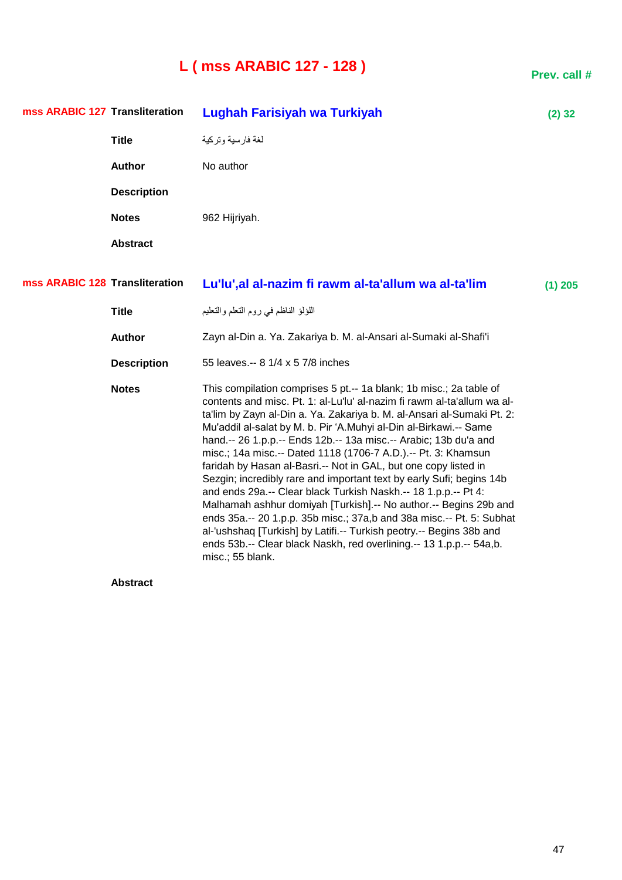# L ( mss ARABIC 127 - 128 )

**Prev. call #**

**mss ARABIC 127** **Transliteration** **Lughah Farisiyah wa Turkiyah** **(2) 32**

**Title** لغة فارسية وتركية

**Author** No author

**Description**

**Notes** 962 Hijriyah.

**Abstract**

**mss ARABIC 128** **Transliteration** **Lu'lu',al al-nazim fi rawm al-ta'allum wa al-ta'lim** **(1) 205**

**Title** اللؤلؤ الناظم في روم التعلم والتعليم

**Author** Zayn al-Din a. Ya. Zakariya b. M. al-Ansari al-Sumaki al-Shafi'i

**Description** 55 leaves.-- 8 1/4 x 5 7/8 inches

**Notes** This compilation comprises 5 pt.-- 1a blank; 1b misc.; 2a table of contents and misc. Pt. 1: al-Lu'lu' al-nazim fi rawm al-ta'allum wa al-ta'lim by Zayn al-Din a. Ya. Zakariya b. M. al-Ansari al-Sumaki Pt. 2: Mu'addil al-salat by M. b. Pir ‘A.Muhyi al-Din al-Birkawi.-- Same hand.-- 26 1.p.p.-- Ends 12b.-- 13a misc.-- Arabic; 13b du'a and misc.; 14a misc.-- Dated 1118 (1706-7 A.D.).-- Pt. 3: Khamsun faridah by Hasan al-Basri.-- Not in GAL, but one copy listed in Sezgin; incredibly rare and important text by early Sufi; begins 14b and ends 29a.-- Clear black Turkish Naskh.-- 18 1.p.p.-- Pt 4: Malhamah ashhur domiyah [Turkish].-- No author.-- Begins 29b and ends 35a.-- 20 1.p.p. 35b misc.; 37a,b and 38a misc.-- Pt. 5: Subhat al-'ushshaq [Turkish] by Latifi.-- Turkish peotry.-- Begins 38b and ends 53b.-- Clear black Naskh, red overlining.-- 13 1.p.p.-- 54a,b. misc.; 55 blank.

**Abstract**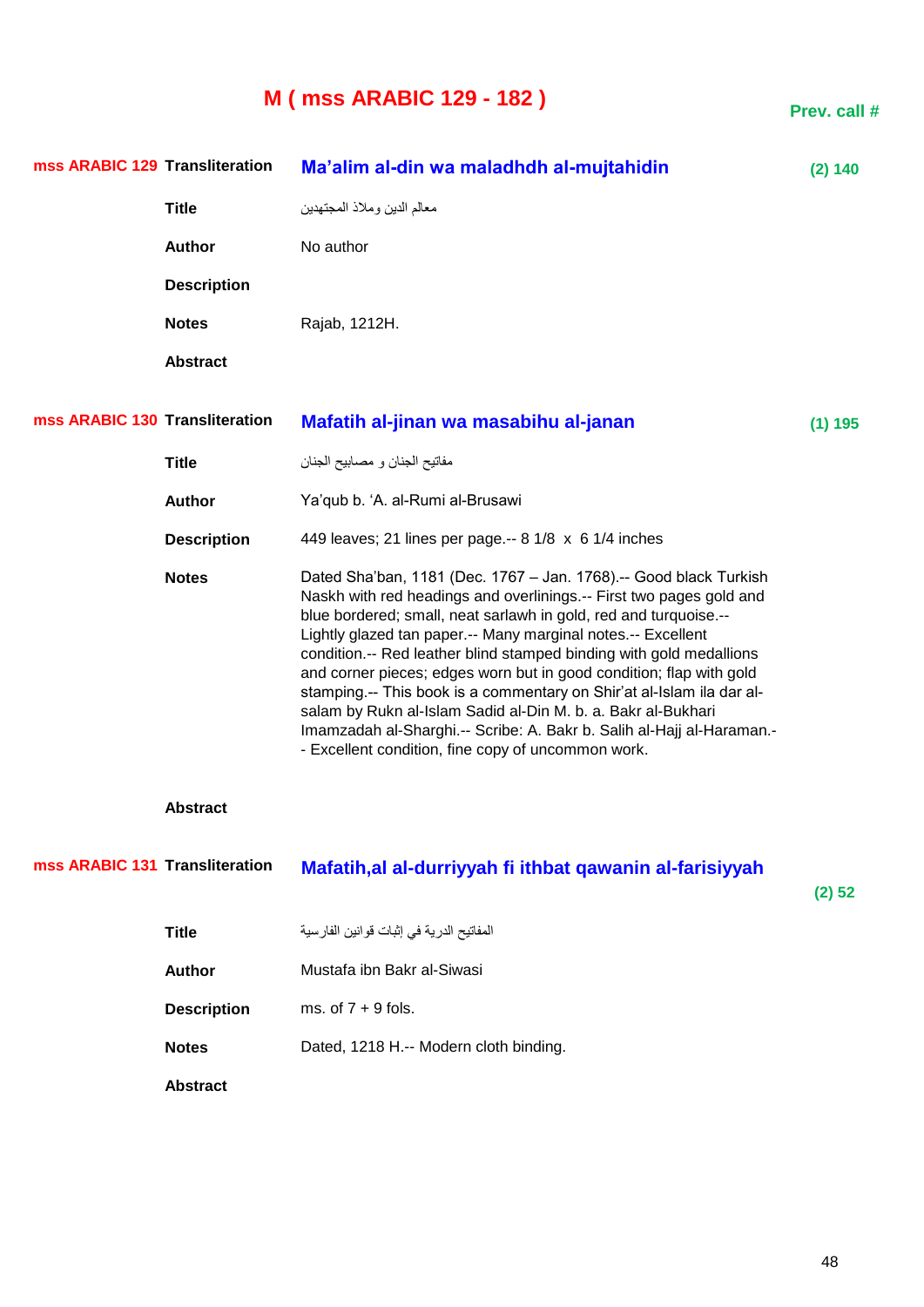# M ( mss ARABIC 129 - 182 )

**Prev. call #**

| | | | |
|---|---|---|---|
| **mss ARABIC 129** | **Transliteration** | **Ma'alim al-din wa maladhdh al-mujtahidin** | **(2) 140** |
| | **Title** | معالم الدين وملاذ المجتهدين | |
| | **Author** | No author | |
| | **Description** | | |
| | **Notes** | Rajab, 1212H. | |
| | **Abstract** | | |
| **mss ARABIC 130** | **Transliteration** | **Mafatih al-jinan wa masabihu al-janan** | **(1) 195** |
| | **Title** | مفاتيح الجنان و مصابيح الجنان | |
| | **Author** | Ya'qub b. 'A. al-Rumi al-Brusawi | |
| | **Description** | 449 leaves; 21 lines per page.-- 8 1/8 x 6 1/4 inches | |
| | **Notes** | Dated Sha'ban, 1181 (Dec. 1767 – Jan. 1768).-- Good black Turkish Naskh with red headings and overlinings.-- First two pages gold and blue bordered; small, neat sarlawh in gold, red and turquoise.-- Lightly glazed tan paper.-- Many marginal notes.-- Excellent condition.-- Red leather blind stamped binding with gold medallions and corner pieces; edges worn but in good condition; flap with gold stamping.-- This book is a commentary on Shir'at al-Islam ila dar al-salam by Rukn al-Islam Sadid al-Din M. b. a. Bakr al-Bukhari Imamzadah al-Sharghi.-- Scribe: A. Bakr b. Salih al-Hajj al-Haraman.-- Excellent condition, fine copy of uncommon work. | |
| | **Abstract** | | |
| **mss ARABIC 131** | **Transliteration** | **Mafatih,al al-durriyyah fi ithbat qawanin al-farisiyyah** | **(2) 52** |
| | **Title** | المفاتيح الدرية في إثبات قوانين الفارسية | |
| | **Author** | Mustafa ibn Bakr al-Siwasi | |
| | **Description** | ms. of 7 + 9 fols. | |
| | **Notes** | Dated, 1218 H.-- Modern cloth binding. | |
| | **Abstract** | | |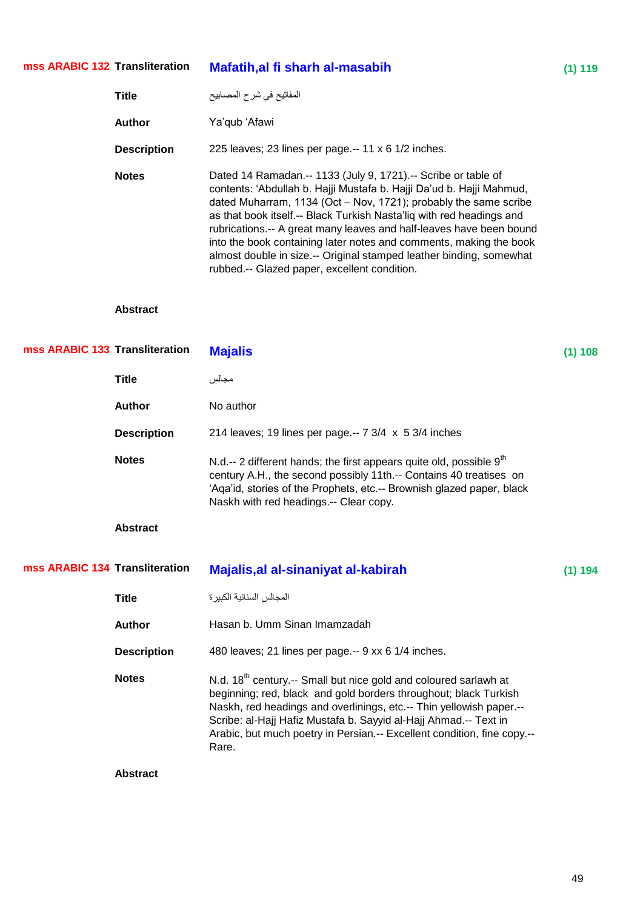**mss ARABIC 132** **Transliteration** **Mafatih,al fi sharh al-masabih** **(1) 119**

**Title** المفاتيح في شرح المصابيح

**Author** Ya'qub 'Afawi

**Description** 225 leaves; 23 lines per page.-- 11 x 6 1/2 inches.

**Notes** Dated 14 Ramadan.-- 1133 (July 9, 1721).-- Scribe or table of contents: 'Abdullah b. Hajji Mustafa b. Hajji Da'ud b. Hajji Mahmud, dated Muharram, 1134 (Oct – Nov, 1721); probably the same scribe as that book itself.-- Black Turkish Nasta'liq with red headings and rubrications.-- A great many leaves and half-leaves have been bound into the book containing later notes and comments, making the book almost double in size.-- Original stamped leather binding, somewhat rubbed.-- Glazed paper, excellent condition.

**Abstract**

**mss ARABIC 133** **Transliteration** **Majalis** **(1) 108**

**Title** مجالس

**Author** No author

**Description** 214 leaves; 19 lines per page.-- 7 3/4 x 5 3/4 inches

**Notes** N.d.-- 2 different hands; the first appears quite old, possible 9th century A.H., the second possibly 11th.-- Contains 40 treatises on 'Aqa'id, stories of the Prophets, etc.-- Brownish glazed paper, black Naskh with red headings.-- Clear copy.

**Abstract**

**mss ARABIC 134** **Transliteration** **Majalis,al al-sinaniyat al-kabirah** **(1) 194**

**Title** المجالس السنانية الكبيرة

**Author** Hasan b. Umm Sinan Imamzadah

**Description** 480 leaves; 21 lines per page.-- 9 xx 6 1/4 inches.

**Notes** N.d. 18th century.-- Small but nice gold and coloured sarlawh at beginning; red, black and gold borders throughout; black Turkish Naskh, red headings and overlinings, etc.-- Thin yellowish paper.-- Scribe: al-Hajj Hafiz Mustafa b. Sayyid al-Hajj Ahmad.-- Text in Arabic, but much poetry in Persian.-- Excellent condition, fine copy.-- Rare.

**Abstract**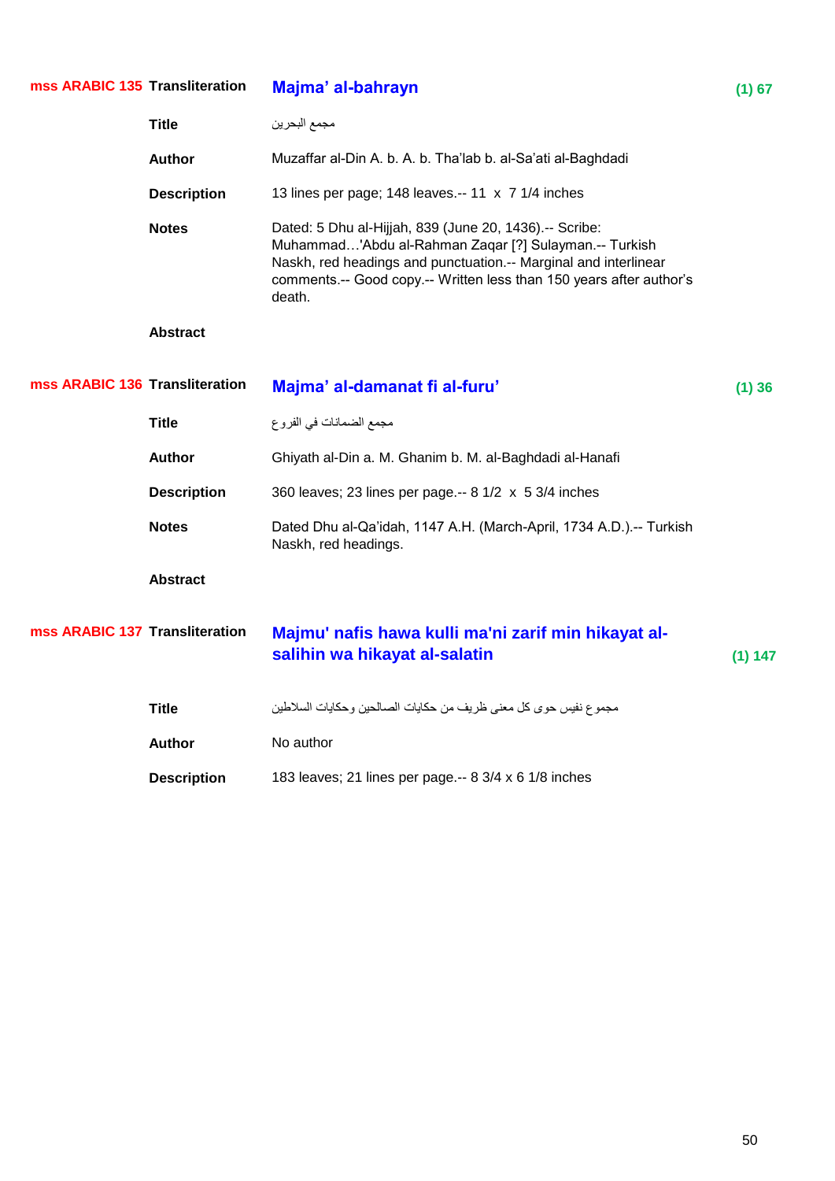**mss ARABIC 135** **Transliteration** **Majma' al-bahrayn** **(1) 67**

**Title** مجمع البحرين

**Author** Muzaffar al-Din A. b. A. b. Tha'lab b. al-Sa'ati al-Baghdadi

**Description** 13 lines per page; 148 leaves.-- 11 x 7 1/4 inches

**Notes** Dated: 5 Dhu al-Hijjah, 839 (June 20, 1436).-- Scribe: Muhammad…'Abdu al-Rahman Zaqar [?] Sulayman.-- Turkish Naskh, red headings and punctuation.-- Marginal and interlinear comments.-- Good copy.-- Written less than 150 years after author's death.

**Abstract**

**mss ARABIC 136** **Transliteration** **Majma' al-damanat fi al-furu'** **(1) 36**

**Title** مجمع الضمانات في الفروع

**Author** Ghiyath al-Din a. M. Ghanim b. M. al-Baghdadi al-Hanafi

**Description** 360 leaves; 23 lines per page.-- 8 1/2 x 5 3/4 inches

**Notes** Dated Dhu al-Qa'idah, 1147 A.H. (March-April, 1734 A.D.).-- Turkish Naskh, red headings.

**Abstract**

**mss ARABIC 137** **Transliteration** **Majmu' nafis hawa kulli ma'ni zarif min hikayat al-salihin wa hikayat al-salatin** **(1) 147**

**Title** مجموع نفيس حوى كل معنى ظريف من حكايات الصالحين وحكايات السلاطين

**Author** No author

**Description** 183 leaves; 21 lines per page.-- 8 3/4 x 6 1/8 inches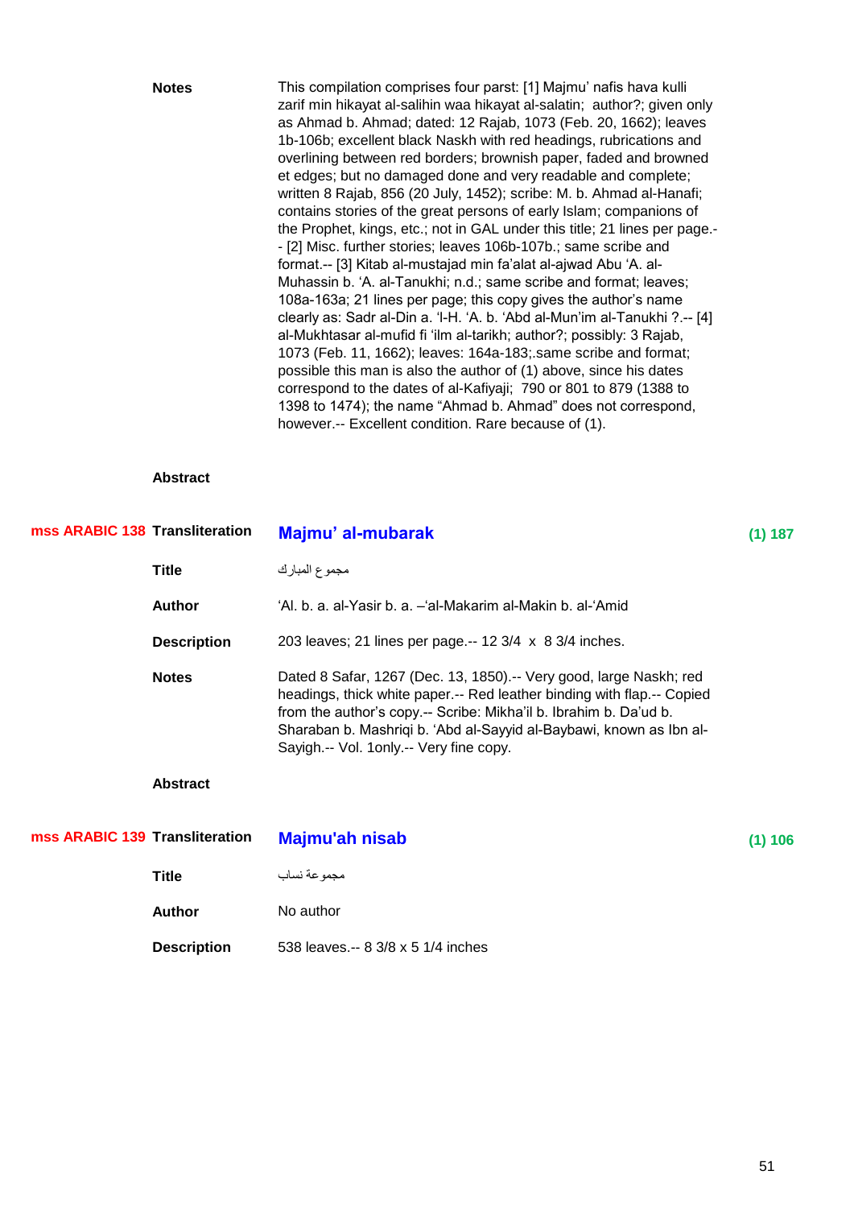**Notes**

This compilation comprises four parst: [1] Majmu' nafis hava kulli zarif min hikayat al-salihin waa hikayat al-salatin; author?; given only as Ahmad b. Ahmad; dated: 12 Rajab, 1073 (Feb. 20, 1662); leaves 1b-106b; excellent black Naskh with red headings, rubrications and overlining between red borders; brownish paper, faded and browned et edges; but no damaged done and very readable and complete; written 8 Rajab, 856 (20 July, 1452); scribe: M. b. Ahmad al-Hanafi; contains stories of the great persons of early Islam; companions of the Prophet, kings, etc.; not in GAL under this title; 21 lines per page.-- [2] Misc. further stories; leaves 106b-107b.; same scribe and format.-- [3] Kitab al-mustajad min fa'alat al-ajwad Abu 'A. al-Muhassin b. 'A. al-Tanukhi; n.d.; same scribe and format; leaves; 108a-163a; 21 lines per page; this copy gives the author's name clearly as: Sadr al-Din a. 'l-H. 'A. b. 'Abd al-Mun'im al-Tanukhi ?.-- [4] al-Mukhtasar al-mufid fi 'ilm al-tarikh; author?; possibly: 3 Rajab, 1073 (Feb. 11, 1662); leaves: 164a-183;.same scribe and format; possible this man is also the author of (1) above, since his dates correspond to the dates of al-Kafiyaji; 790 or 801 to 879 (1388 to 1398 to 1474); the name "Ahmad b. Ahmad" does not correspond, however.-- Excellent condition. Rare because of (1).

**Abstract**

---

**mss ARABIC 138**

**Transliteration** **Majmu' al-mubarak** (1) 187

**Title** مجموع المبارك

**Author** 'Al. b. a. al-Yasir b. a. –'al-Makarim al-Makin b. al-'Amid

**Description** 203 leaves; 21 lines per page.-- 12 3/4 x 8 3/4 inches.

**Notes** Dated 8 Safar, 1267 (Dec. 13, 1850).-- Very good, large Naskh; red headings, thick white paper.-- Red leather binding with flap.-- Copied from the author's copy.-- Scribe: Mikha'il b. Ibrahim b. Da'ud b. Sharaban b. Mashriqi b. 'Abd al-Sayyid al-Baybawi, known as Ibn al-Sayigh.-- Vol. 1only.-- Very fine copy.

**Abstract**

---

**mss ARABIC 139**

**Transliteration** **Majmu'ah nisab** (1) 106

**Title** مجموعة نساب

**Author** No author

**Description** 538 leaves.-- 8 3/8 x 5 1/4 inches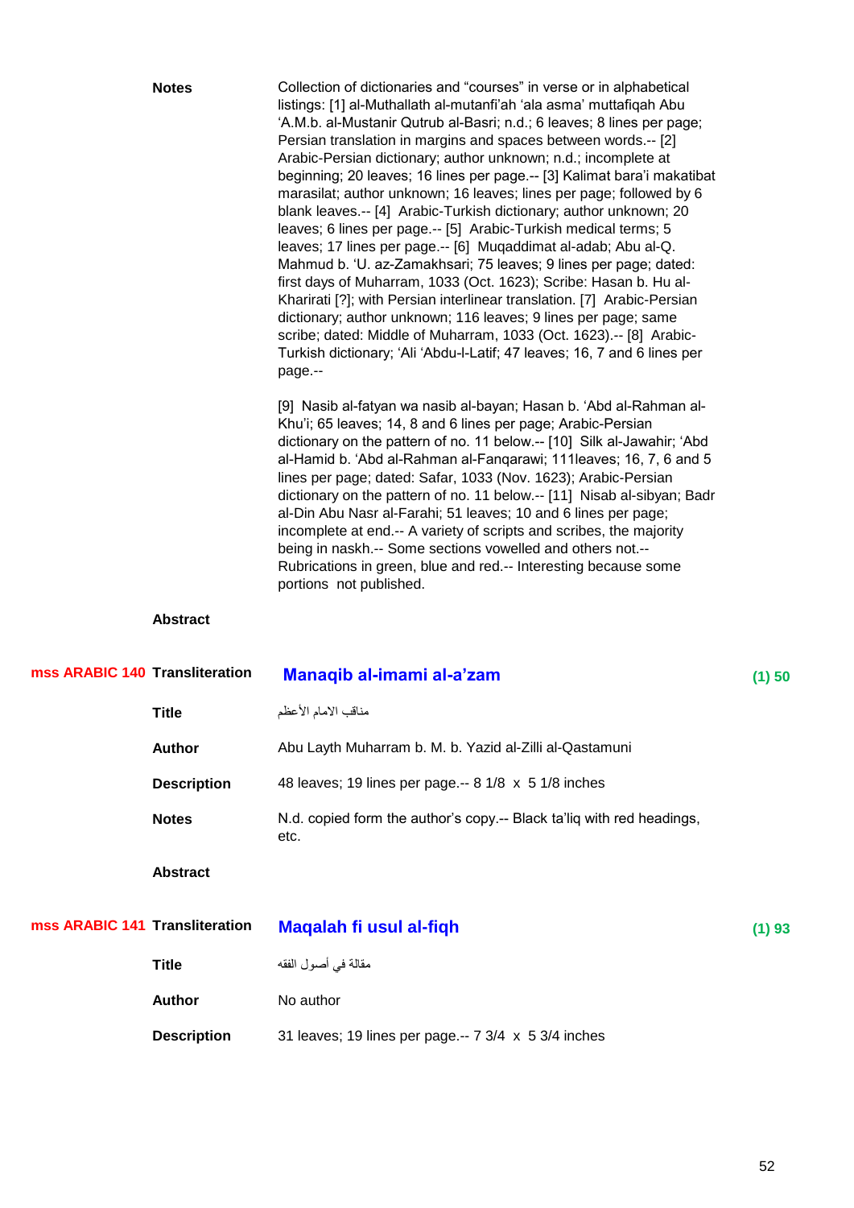**Notes** Collection of dictionaries and "courses" in verse or in alphabetical listings: [1] al-Muthallath al-mutanfi'ah 'ala asma' muttafiqah Abu 'A.M.b. al-Mustanir Qutrub al-Basri; n.d.; 6 leaves; 8 lines per page; Persian translation in margins and spaces between words.-- [2] Arabic-Persian dictionary; author unknown; n.d.; incomplete at beginning; 20 leaves; 16 lines per page.-- [3] Kalimat bara'i makatibat marasilat; author unknown; 16 leaves; lines per page; followed by 6 blank leaves.-- [4] Arabic-Turkish dictionary; author unknown; 20 leaves; 6 lines per page.-- [5] Arabic-Turkish medical terms; 5 leaves; 17 lines per page.-- [6] Muqaddimat al-adab; Abu al-Q. Mahmud b. 'U. az-Zamakhsari; 75 leaves; 9 lines per page; dated: first days of Muharram, 1033 (Oct. 1623); Scribe: Hasan b. Hu al-Kharirati [?]; with Persian interlinear translation. [7] Arabic-Persian dictionary; author unknown; 116 leaves; 9 lines per page; same scribe; dated: Middle of Muharram, 1033 (Oct. 1623).-- [8] Arabic-Turkish dictionary; 'Ali 'Abdu-l-Latif; 47 leaves; 16, 7 and 6 lines per page.--

[9] Nasib al-fatyan wa nasib al-bayan; Hasan b. 'Abd al-Rahman al-Khu'i; 65 leaves; 14, 8 and 6 lines per page; Arabic-Persian dictionary on the pattern of no. 11 below.-- [10] Silk al-Jawahir; 'Abd al-Hamid b. 'Abd al-Rahman al-Fanqarawi; 111leaves; 16, 7, 6 and 5 lines per page; dated: Safar, 1033 (Nov. 1623); Arabic-Persian dictionary on the pattern of no. 11 below.-- [11] Nisab al-sibyan; Badr al-Din Abu Nasr al-Farahi; 51 leaves; 10 and 6 lines per page; incomplete at end.-- A variety of scripts and scribes, the majority being in naskh.-- Some sections vowelled and others not.-- Rubrications in green, blue and red.-- Interesting because some portions not published.

**Abstract**

**mss ARABIC 140** **Transliteration** **Manaqib al-imami al-a'zam** **(1) 50**

**Title** مناقب الامام الأعظم

**Author** Abu Layth Muharram b. M. b. Yazid al-Zilli al-Qastamuni

**Description** 48 leaves; 19 lines per page.-- 8 1/8 x 5 1/8 inches

**Notes** N.d. copied form the author's copy.-- Black ta'liq with red headings, etc.

**Abstract**

**mss ARABIC 141** **Transliteration** **Maqalah fi usul al-fiqh** **(1) 93**

**Title** مقالة في أصول الفقه

**Author** No author

**Description** 31 leaves; 19 lines per page.-- 7 3/4 x 5 3/4 inches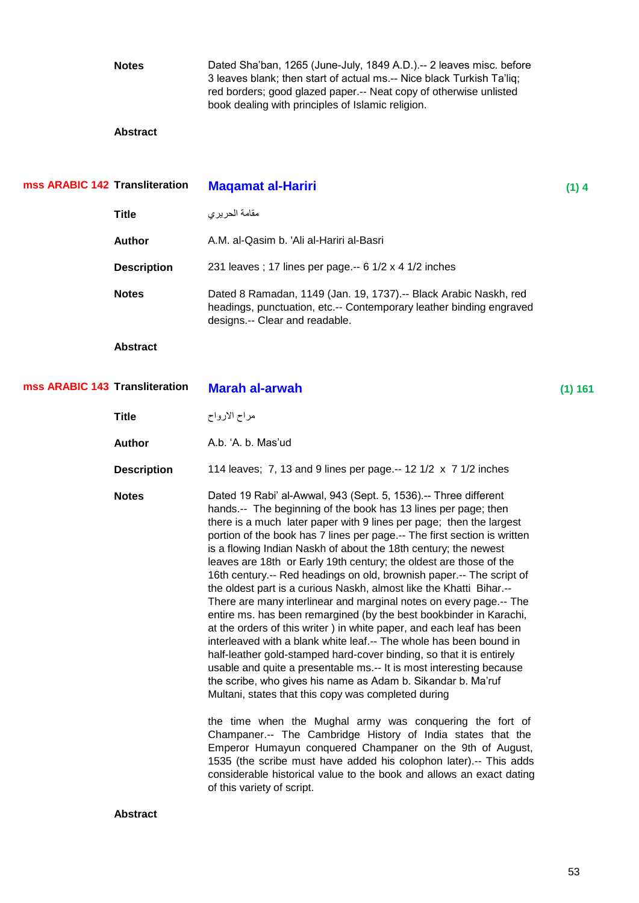**Notes** Dated Sha'ban, 1265 (June-July, 1849 A.D.).-- 2 leaves misc. before 3 leaves blank; then start of actual ms.-- Nice black Turkish Ta'liq; red borders; good glazed paper.-- Neat copy of otherwise unlisted book dealing with principles of Islamic religion.

**Abstract**

---

**mss ARABIC 142** **Transliteration** **Maqamat al-Hariri** **(1) 4**

**Title** مقامة الحريري

**Author** A.M. al-Qasim b. 'Ali al-Hariri al-Basri

**Description** 231 leaves ; 17 lines per page.-- 6 1/2 x 4 1/2 inches

**Notes** Dated 8 Ramadan, 1149 (Jan. 19, 1737).-- Black Arabic Naskh, red headings, punctuation, etc.-- Contemporary leather binding engraved designs.-- Clear and readable.

**Abstract**

---

**mss ARABIC 143** **Transliteration** **Marah al-arwah** **(1) 161**

**Title** مراح الارواح

**Author** A.b. 'A. b. Mas'ud

**Description** 114 leaves; 7, 13 and 9 lines per page.-- 12 1/2 x 7 1/2 inches

**Notes** Dated 19 Rabi' al-Awwal, 943 (Sept. 5, 1536).-- Three different hands.-- The beginning of the book has 13 lines per page; then there is a much later paper with 9 lines per page; then the largest portion of the book has 7 lines per page.-- The first section is written is a flowing Indian Naskh of about the 18th century; the newest leaves are 18th or Early 19th century; the oldest are those of the 16th century.-- Red headings on old, brownish paper.-- The script of the oldest part is a curious Naskh, almost like the Khatti Bihar.-- There are many interlinear and marginal notes on every page.-- The entire ms. has been remargined (by the best bookbinder in Karachi, at the orders of this writer ) in white paper, and each leaf has been interleaved with a blank white leaf.-- The whole has been bound in half-leather gold-stamped hard-cover binding, so that it is entirely usable and quite a presentable ms.-- It is most interesting because the scribe, who gives his name as Adam b. Sikandar b. Ma'ruf Multani, states that this copy was completed during

the time when the Mughal army was conquering the fort of Champaner.-- The Cambridge History of India states that the Emperor Humayun conquered Champaner on the 9th of August, 1535 (the scribe must have added his colophon later).-- This adds considerable historical value to the book and allows an exact dating of this variety of script.

**Abstract**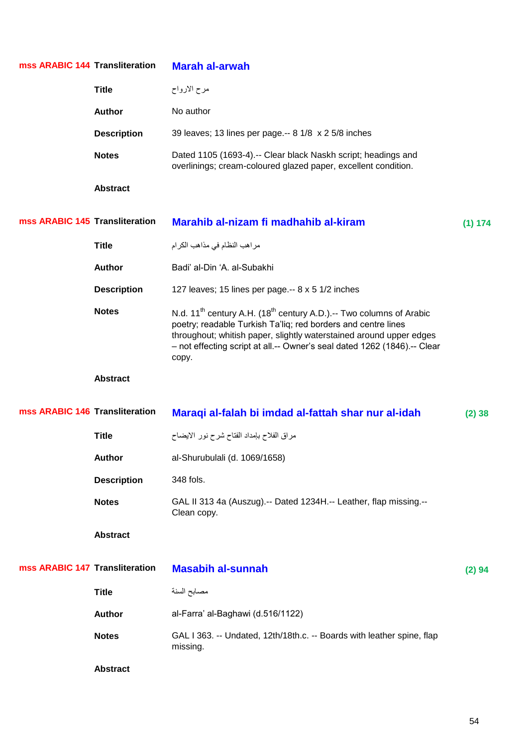**mss ARABIC 144**

| | |
|---|---|
| **Transliteration** | **Marah al-arwah** |
| **Title** | مرح الارواح |
| **Author** | No author |
| **Description** | 39 leaves; 13 lines per page.-- 8 1/8 x 2 5/8 inches |
| **Notes** | Dated 1105 (1693-4).-- Clear black Naskh script; headings and overlinings; cream-coloured glazed paper, excellent condition. |
| **Abstract** | |

**mss ARABIC 145** (1) 174

| | |
|---|---|
| **Transliteration** | **Marahib al-nizam fi madhahib al-kiram** |
| **Title** | مراهب النظام في مذاهب الكرام |
| **Author** | Badi' al-Din 'A. al-Subakhi |
| **Description** | 127 leaves; 15 lines per page.-- 8 x 5 1/2 inches |
| **Notes** | N.d. 11th century A.H. (18th century A.D.).-- Two columns of Arabic poetry; readable Turkish Ta'liq; red borders and centre lines throughout; whitish paper, slightly waterstained around upper edges – not effecting script at all.-- Owner's seal dated 1262 (1846).-- Clear copy. |
| **Abstract** | |

**mss ARABIC 146** (2) 38

| | |
|---|---|
| **Transliteration** | **Maraqi al-falah bi imdad al-fattah shar nur al-idah** |
| **Title** | مراق الفلاح بإمداد الفتاح شرح نور الايضاح |
| **Author** | al-Shurubulali (d. 1069/1658) |
| **Description** | 348 fols. |
| **Notes** | GAL II 313 4a (Auszug).-- Dated 1234H.-- Leather, flap missing.-- Clean copy. |
| **Abstract** | |

**mss ARABIC 147** (2) 94

| | |
|---|---|
| **Transliteration** | **Masabih al-sunnah** |
| **Title** | مصابح السنة |
| **Author** | al-Farra' al-Baghawi (d.516/1122) |
| **Notes** | GAL I 363. -- Undated, 12th/18th.c. -- Boards with leather spine, flap missing. |
| **Abstract** | |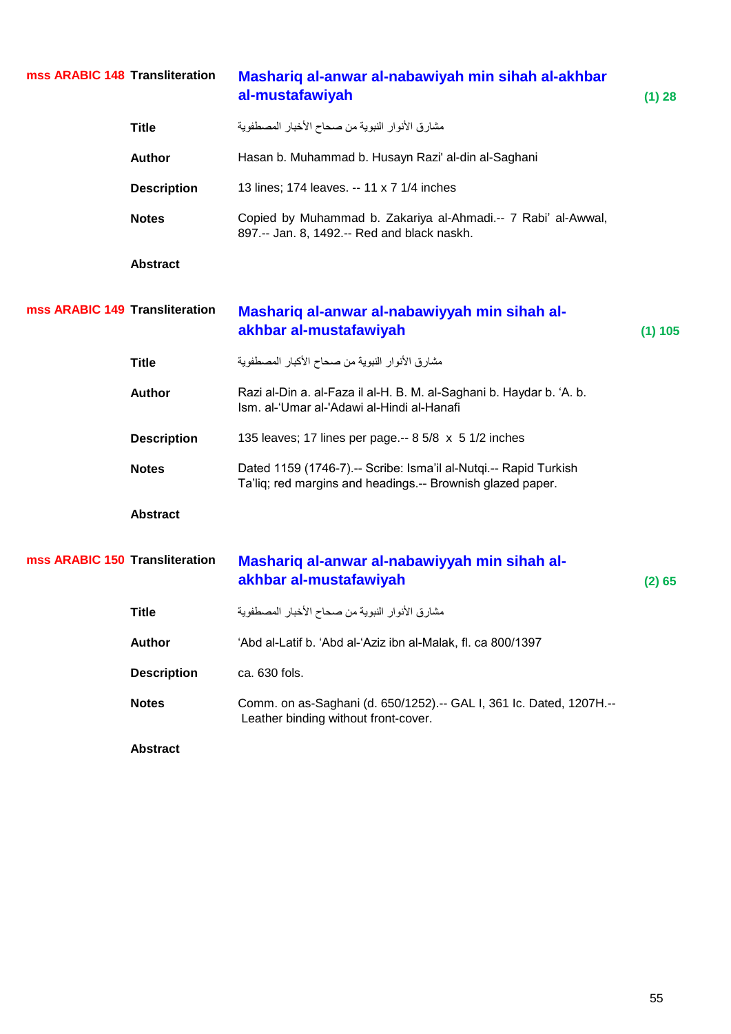**mss ARABIC 148**

**Transliteration** **Mashariq al-anwar al-nabawiyah min sihah al-akhbar al-mustafawiyah** **(1) 28**

**Title** مشارق الأنوار النبوية من صحاح الأخبار المصطفوية

**Author** Hasan b. Muhammad b. Husayn Razi' al-din al-Saghani

**Description** 13 lines; 174 leaves. -- 11 x 7 1/4 inches

**Notes** Copied by Muhammad b. Zakariya al-Ahmadi.-- 7 Rabi' al-Awwal, 897.-- Jan. 8, 1492.-- Red and black naskh.

**Abstract**

**mss ARABIC 149**

**Transliteration** **Mashariq al-anwar al-nabawiyyah min sihah al-akhbar al-mustafawiyah** **(1) 105**

**Title** مشارق الأنوار النبوية من صحاح الأكبار المصطفوية

**Author** Razi al-Din a. al-Faza il al-H. B. M. al-Saghani b. Haydar b. 'A. b. Ism. al-'Umar al-'Adawi al-Hindi al-Hanafi

**Description** 135 leaves; 17 lines per page.-- 8 5/8 x 5 1/2 inches

**Notes** Dated 1159 (1746-7).-- Scribe: Isma'il al-Nutqi.-- Rapid Turkish Ta'liq; red margins and headings.-- Brownish glazed paper.

**Abstract**

**mss ARABIC 150**

**Transliteration** **Mashariq al-anwar al-nabawiyyah min sihah al-akhbar al-mustafawiyah** **(2) 65**

**Title** مشارق الأنوار النبوية من صحاح الأخبار المصطفوية

**Author** 'Abd al-Latif b. 'Abd al-'Aziz ibn al-Malak, fl. ca 800/1397

**Description** ca. 630 fols.

**Notes** Comm. on as-Saghani (d. 650/1252).-- GAL I, 361 Ic. Dated, 1207H.-- Leather binding without front-cover.

**Abstract**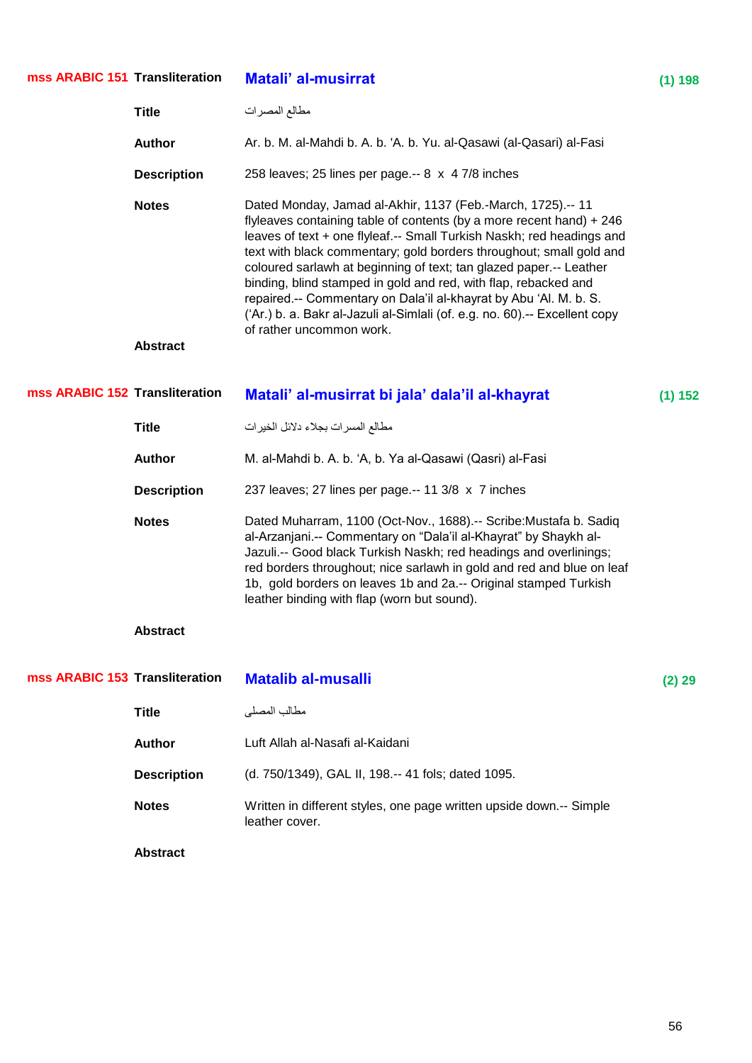**mss ARABIC 151** **Transliteration** **Matali' al-musirrat** **(1) 198**

**Title** مطالع المصرات

**Author** Ar. b. M. al-Mahdi b. A. b. 'A. b. Yu. al-Qasawi (al-Qasari) al-Fasi

**Description** 258 leaves; 25 lines per page.-- 8 x 4 7/8 inches

**Notes** Dated Monday, Jamad al-Akhir, 1137 (Feb.-March, 1725).-- 11 flyleaves containing table of contents (by a more recent hand) + 246 leaves of text + one flyleaf.-- Small Turkish Naskh; red headings and text with black commentary; gold borders throughout; small gold and coloured sarlawh at beginning of text; tan glazed paper.-- Leather binding, blind stamped in gold and red, with flap, rebacked and repaired.-- Commentary on Dala'il al-khayrat by Abu 'Al. M. b. S. ('Ar.) b. a. Bakr al-Jazuli al-Simlali (of. e.g. no. 60).-- Excellent copy of rather uncommon work.

**Abstract**

**mss ARABIC 152** **Transliteration** **Matali' al-musirrat bi jala' dala'il al-khayrat** **(1) 152**

**Title** مطالع المسرات بجلاء دلائل الخيرات

**Author** M. al-Mahdi b. A. b. 'A, b. Ya al-Qasawi (Qasri) al-Fasi

**Description** 237 leaves; 27 lines per page.-- 11 3/8 x 7 inches

**Notes** Dated Muharram, 1100 (Oct-Nov., 1688).-- Scribe:Mustafa b. Sadiq al-Arzanjani.-- Commentary on "Dala'il al-Khayrat" by Shaykh al-Jazuli.-- Good black Turkish Naskh; red headings and overlinings; red borders throughout; nice sarlawh in gold and red and blue on leaf 1b, gold borders on leaves 1b and 2a.-- Original stamped Turkish leather binding with flap (worn but sound).

**Abstract**

**mss ARABIC 153** **Transliteration** **Matalib al-musalli** **(2) 29**

**Title** مطالب المصلى

**Author** Luft Allah al-Nasafi al-Kaidani

**Description** (d. 750/1349), GAL II, 198.-- 41 fols; dated 1095.

**Notes** Written in different styles, one page written upside down.-- Simple leather cover.

**Abstract**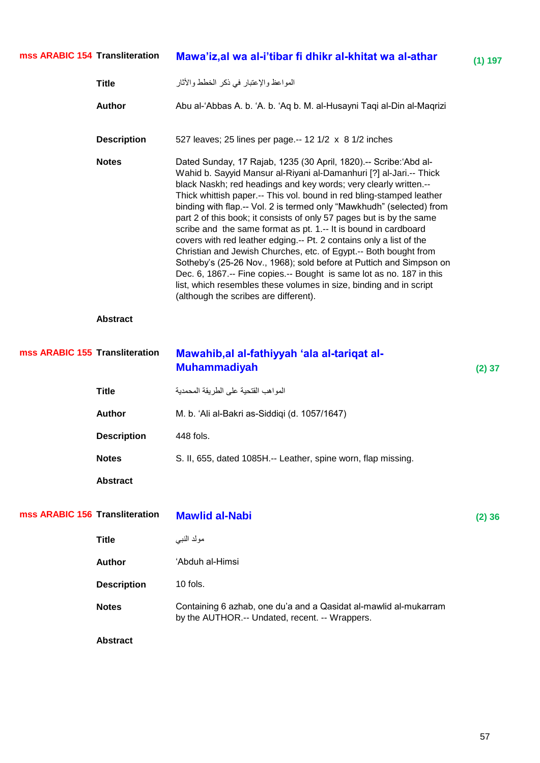**mss ARABIC 154** **Transliteration** **Mawa'iz,al wa al-i'tibar fi dhikr al-khitat wa al-athar** **(1) 197**

**Title** المواعظ والإعتبار في ذكر الخطط والأثار

**Author** Abu al-'Abbas A. b. 'A. b. 'Aq b. M. al-Husayni Taqi al-Din al-Maqrizi

**Description** 527 leaves; 25 lines per page.-- 12 1/2 x 8 1/2 inches

**Notes** Dated Sunday, 17 Rajab, 1235 (30 April, 1820).-- Scribe:'Abd al-Wahid b. Sayyid Mansur al-Riyani al-Damanhuri [?] al-Jari.-- Thick black Naskh; red headings and key words; very clearly written.-- Thick whittish paper.-- This vol. bound in red bling-stamped leather binding with flap.-- Vol. 2 is termed only "Mawkhudh" (selected) from part 2 of this book; it consists of only 57 pages but is by the same scribe and the same format as pt. 1.-- It is bound in cardboard covers with red leather edging.-- Pt. 2 contains only a list of the Christian and Jewish Churches, etc. of Egypt.-- Both bought from Sotheby's (25-26 Nov., 1968); sold before at Puttich and Simpson on Dec. 6, 1867.-- Fine copies.-- Bought is same lot as no. 187 in this list, which resembles these volumes in size, binding and in script (although the scribes are different).

**Abstract**

**mss ARABIC 155** **Transliteration** **Mawahib,al al-fathiyyah 'ala al-tariqat al-Muhammadiyah** **(2) 37**

**Title** المواهب الفتحية على الطريقة المحمدية

**Author** M. b. 'Ali al-Bakri as-Siddiqi (d. 1057/1647)

**Description** 448 fols.

**Notes** S. II, 655, dated 1085H.-- Leather, spine worn, flap missing.

**Abstract**

**mss ARABIC 156** **Transliteration** **Mawlid al-Nabi** **(2) 36**

**Title** مولد النبي

**Author** 'Abduh al-Himsi

**Description** 10 fols.

**Notes** Containing 6 azhab, one du'a and a Qasidat al-mawlid al-mukarram by the AUTHOR.-- Undated, recent. -- Wrappers.

**Abstract**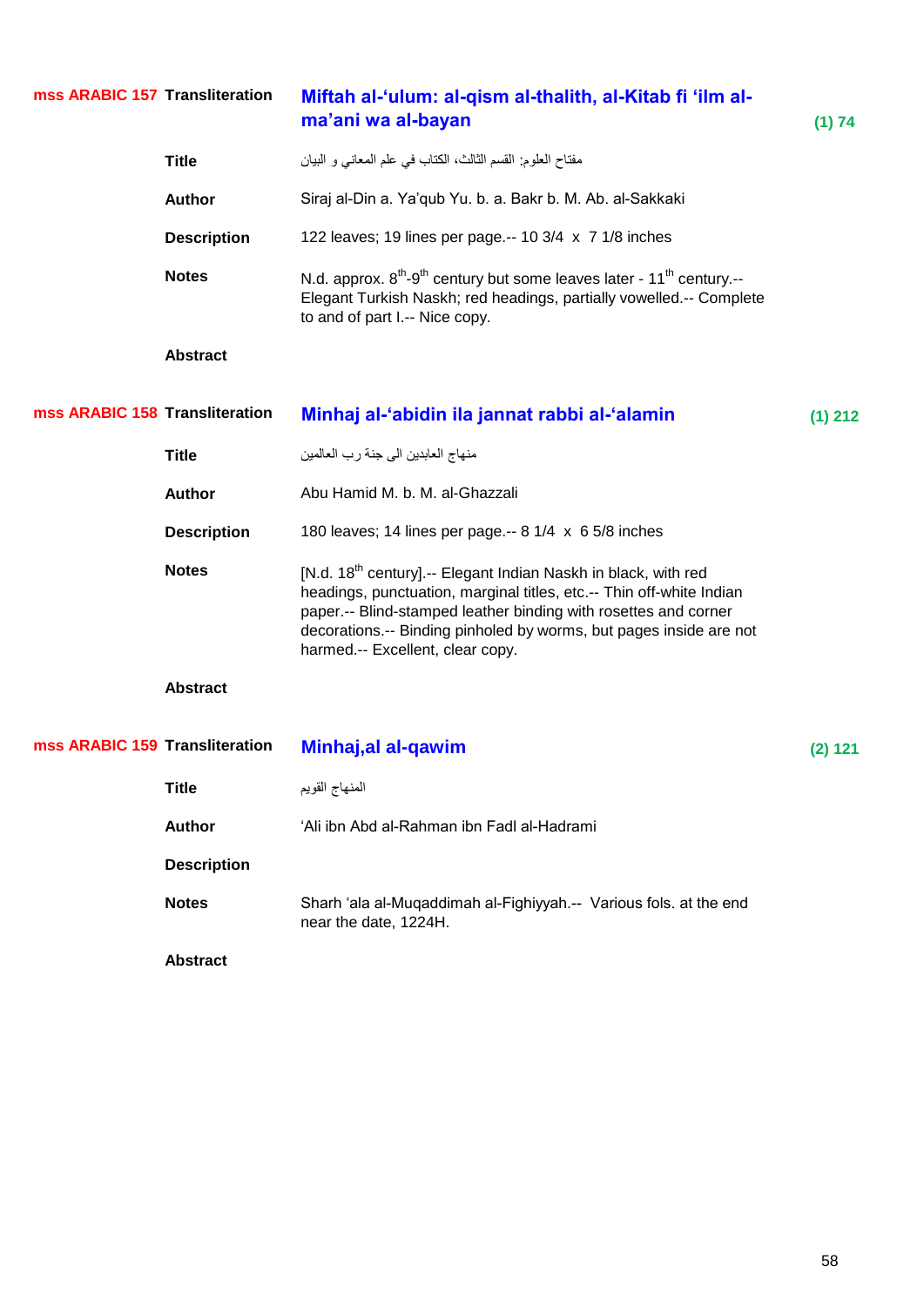**mss ARABIC 157** **Transliteration** **Miftah al-‘ulum: al-qism al-thalith, al-Kitab fi ‘ilm al-ma’ani wa al-bayan** **(1) 74**

**Title** مفتاح العلوم: القسم الثالث، الكتاب في علم المعاني و البيان

**Author** Siraj al-Din a. Ya’qub Yu. b. a. Bakr b. M. Ab. al-Sakkaki

**Description** 122 leaves; 19 lines per page.-- 10 3/4 x 7 1/8 inches

**Notes** N.d. approx. 8th-9th century but some leaves later - 11th century.-- Elegant Turkish Naskh; red headings, partially vowelled.-- Complete to and of part I.-- Nice copy.

**Abstract**

**mss ARABIC 158** **Transliteration** **Minhaj al-‘abidin ila jannat rabbi al-‘alamin** **(1) 212**

**Title** منهاج العابدين الى جنة رب العالمين

**Author** Abu Hamid M. b. M. al-Ghazzali

**Description** 180 leaves; 14 lines per page.-- 8 1/4 x 6 5/8 inches

**Notes** [N.d. 18th century].-- Elegant Indian Naskh in black, with red headings, punctuation, marginal titles, etc.-- Thin off-white Indian paper.-- Blind-stamped leather binding with rosettes and corner decorations.-- Binding pinholed by worms, but pages inside are not harmed.-- Excellent, clear copy.

**Abstract**

**mss ARABIC 159** **Transliteration** **Minhaj,al al-qawim** **(2) 121**

**Title** المنهاج القويم

**Author** ‘Ali ibn Abd al-Rahman ibn Fadl al-Hadrami

**Description**

**Notes** Sharh ‘ala al-Muqaddimah al-Fighiyyah.-- Various fols. at the end near the date, 1224H.

**Abstract**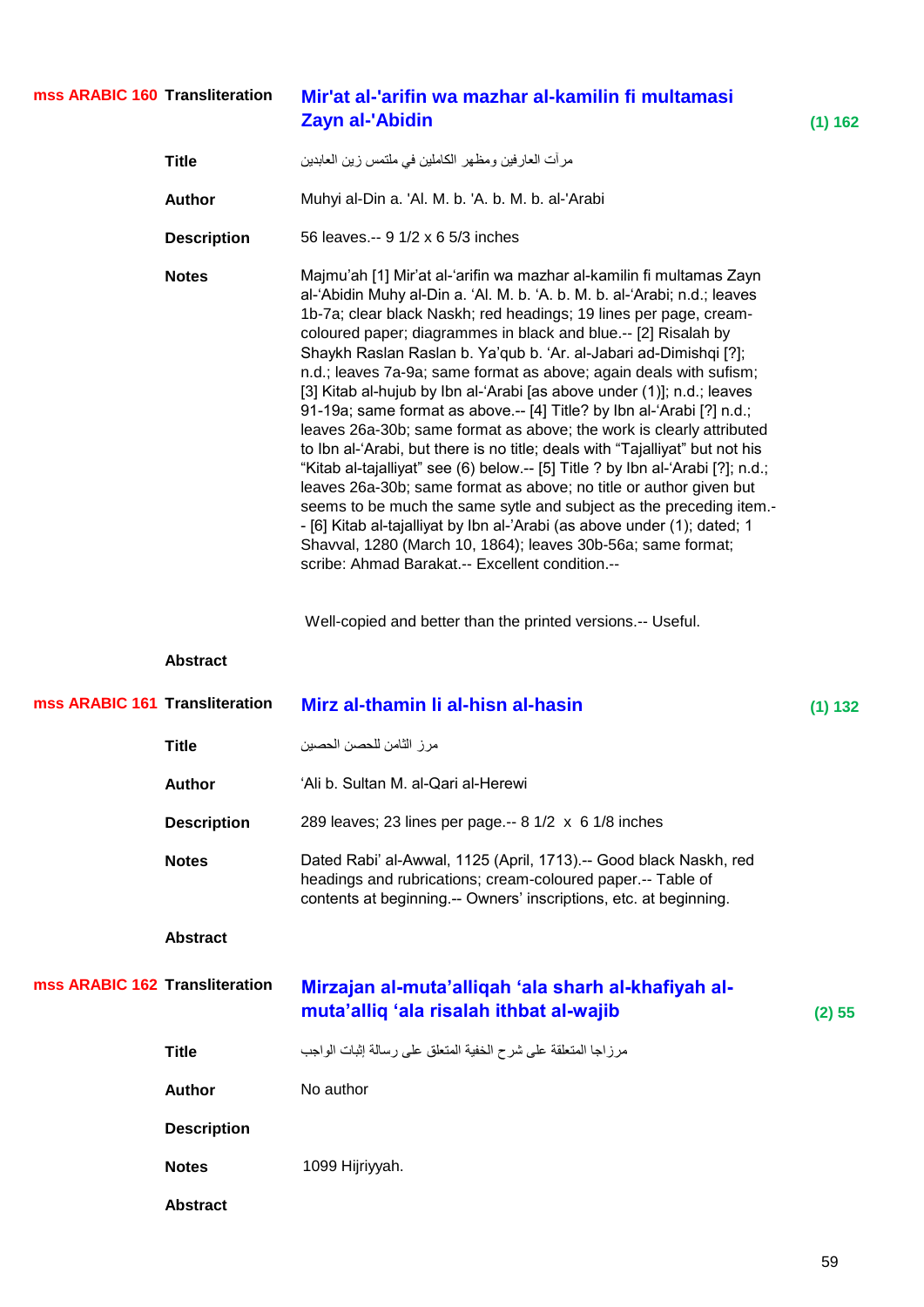**mss ARABIC 160**

**Transliteration** Mir'at al-'arifin wa mazhar al-kamilin fi multamasi Zayn al-'Abidin **(1) 162**

**Title** مرآت العارفين ومظهر الكاملين في ملتمس زين العابدين

**Author** Muhyi al-Din a. 'Al. M. b. 'A. b. M. b. al-'Arabi

**Description** 56 leaves.-- 9 1/2 x 6 5/3 inches

**Notes** Majmu'ah [1] Mir'at al-'arifin wa mazhar al-kamilin fi multamas Zayn al-'Abidin Muhy al-Din a. 'Al. M. b. 'A. b. M. b. al-'Arabi; n.d.; leaves 1b-7a; clear black Naskh; red headings; 19 lines per page, cream-coloured paper; diagrammes in black and blue.-- [2] Risalah by Shaykh Raslan Raslan b. Ya'qub b. 'Ar. al-Jabari ad-Dimishqi [?]; n.d.; leaves 7a-9a; same format as above; again deals with sufism; [3] Kitab al-hujub by Ibn al-'Arabi [as above under (1)]; n.d.; leaves 91-19a; same format as above.-- [4] Title? by Ibn al-'Arabi [?] n.d.; leaves 26a-30b; same format as above; the work is clearly attributed to Ibn al-'Arabi, but there is no title; deals with "Tajalliyat" but not his "Kitab al-tajalliyat" see (6) below.-- [5] Title ? by Ibn al-'Arabi [?]; n.d.; leaves 26a-30b; same format as above; no title or author given but seems to be much the same sytle and subject as the preceding item.-- [6] Kitab al-tajalliyat by Ibn al-'Arabi (as above under (1); dated; 1 Shavval, 1280 (March 10, 1864); leaves 30b-56a; same format; scribe: Ahmad Barakat.-- Excellent condition.--

Well-copied and better than the printed versions.-- Useful.

**Abstract**

**mss ARABIC 161**

**Transliteration** Mirz al-thamin li al-hisn al-hasin **(1) 132**

**Title** مرز الثامن للحصن الحصين

**Author** 'Ali b. Sultan M. al-Qari al-Herewi

**Description** 289 leaves; 23 lines per page.-- 8 1/2 x 6 1/8 inches

**Notes** Dated Rabi' al-Awwal, 1125 (April, 1713).-- Good black Naskh, red headings and rubrications; cream-coloured paper.-- Table of contents at beginning.-- Owners' inscriptions, etc. at beginning.

**Abstract**

**mss ARABIC 162**

**Transliteration** Mirzajan al-muta'alliqah 'ala sharh al-khafiyah al-muta'alliq 'ala risalah ithbat al-wajib **(2) 55**

**Title** مرزاجا المتعلقة على شرح الخفية المتعلق على رسالة إثبات الواجب

**Author** No author

**Description**

**Notes** 1099 Hijriyyah.

**Abstract**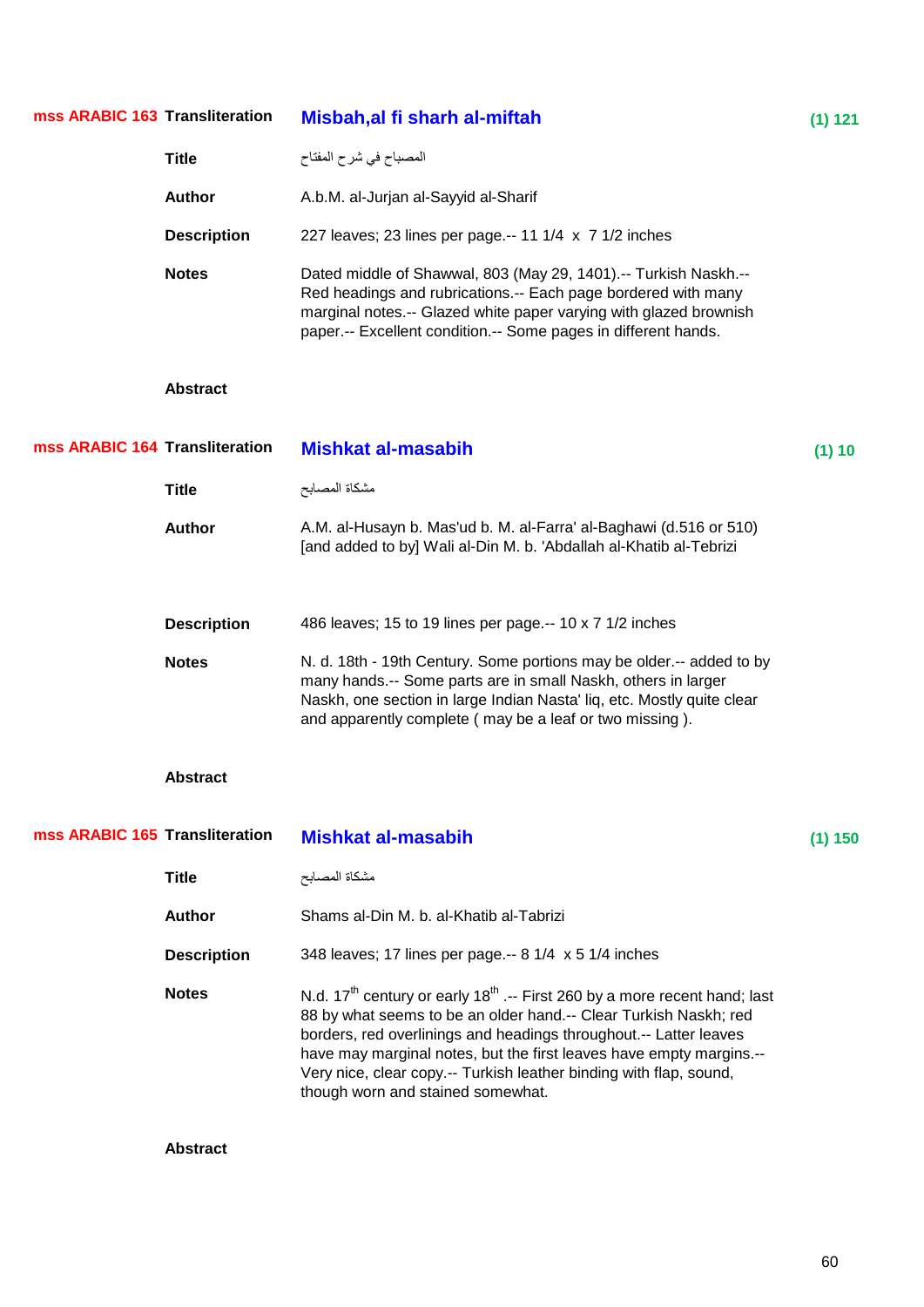## mss ARABIC 163

**Transliteration** **Misbah,al fi sharh al-miftah** **(1) 121**

**Title** المصباح في شرح المفتاح

**Author** A.b.M. al-Jurjan al-Sayyid al-Sharif

**Description** 227 leaves; 23 lines per page.-- 11 1/4 x 7 1/2 inches

**Notes** Dated middle of Shawwal, 803 (May 29, 1401).-- Turkish Naskh.-- Red headings and rubrications.-- Each page bordered with many marginal notes.-- Glazed white paper varying with glazed brownish paper.-- Excellent condition.-- Some pages in different hands.

**Abstract**

## mss ARABIC 164

**Transliteration** **Mishkat al-masabih** **(1) 10**

**Title** مشكاة المصابح

**Author** A.M. al-Husayn b. Mas'ud b. M. al-Farra' al-Baghawi (d.516 or 510) [and added to by] Wali al-Din M. b. 'Abdallah al-Khatib al-Tebrizi

**Description** 486 leaves; 15 to 19 lines per page.-- 10 x 7 1/2 inches

**Notes** N. d. 18th - 19th Century. Some portions may be older.-- added to by many hands.-- Some parts are in small Naskh, others in larger Naskh, one section in large Indian Nasta' liq, etc. Mostly quite clear and apparently complete ( may be a leaf or two missing ).

**Abstract**

## mss ARABIC 165

**Transliteration** **Mishkat al-masabih** **(1) 150**

**Title** مشكاة المصابح

**Author** Shams al-Din M. b. al-Khatib al-Tabrizi

**Description** 348 leaves; 17 lines per page.-- 8 1/4 x 5 1/4 inches

**Notes** N.d. 17th century or early 18th .-- First 260 by a more recent hand; last 88 by what seems to be an older hand.-- Clear Turkish Naskh; red borders, red overlinings and headings throughout.-- Latter leaves have may marginal notes, but the first leaves have empty margins.-- Very nice, clear copy.-- Turkish leather binding with flap, sound, though worn and stained somewhat.

**Abstract**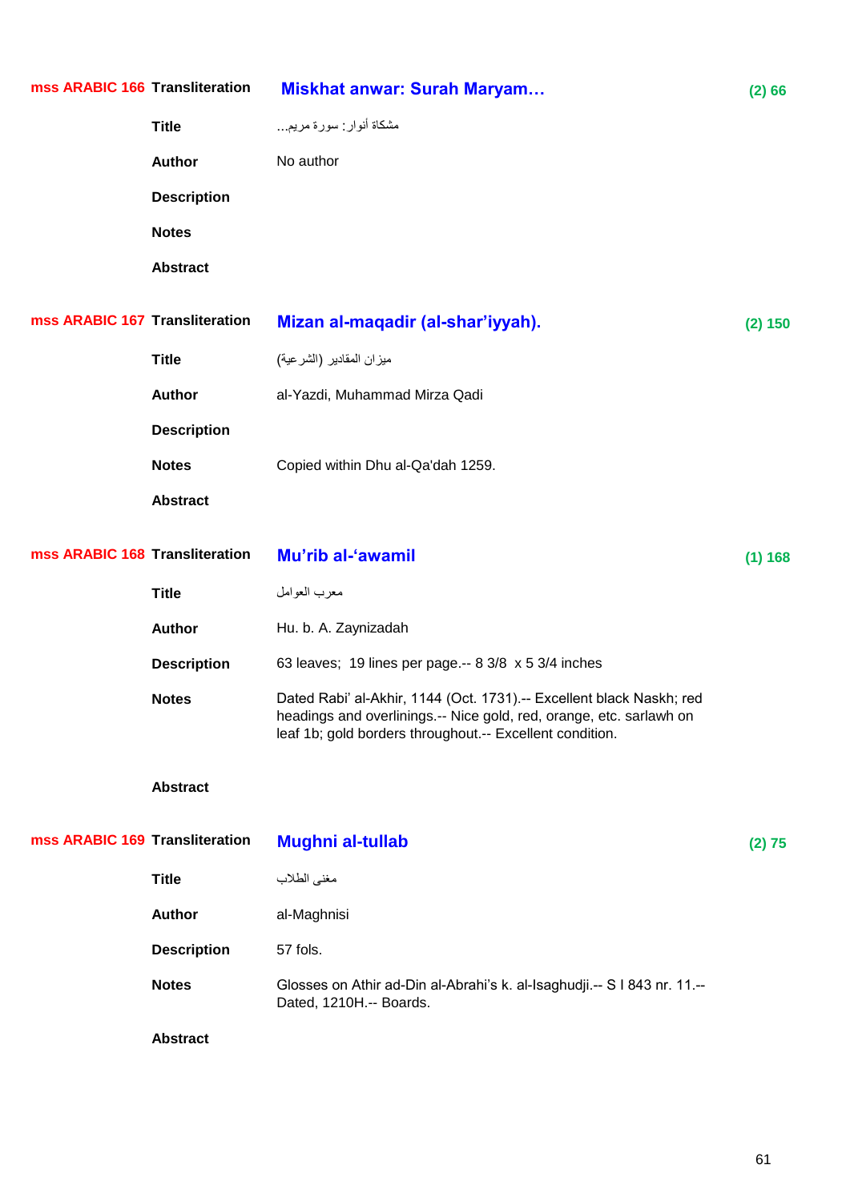**mss ARABIC 166** **Transliteration** **Miskhat anwar: Surah Maryam…** **(2) 66**

**Title** مشكاة أنوار: سورة مريم...

**Author** No author

**Description**

**Notes**

**Abstract**

**mss ARABIC 167** **Transliteration** **Mizan al-maqadir (al-shar'iyyah).** **(2) 150**

**Title** ميزان المقادير (الشرعية)

**Author** al-Yazdi, Muhammad Mirza Qadi

**Description**

**Notes** Copied within Dhu al-Qa'dah 1259.

**Abstract**

**mss ARABIC 168** **Transliteration** **Mu'rib al-'awamil** **(1) 168**

**Title** معرب العوامل

**Author** Hu. b. A. Zaynizadah

**Description** 63 leaves; 19 lines per page.-- 8 3/8 x 5 3/4 inches

**Notes** Dated Rabi' al-Akhir, 1144 (Oct. 1731).-- Excellent black Naskh; red headings and overlinings.-- Nice gold, red, orange, etc. sarlawh on leaf 1b; gold borders throughout.-- Excellent condition.

**Abstract**

**mss ARABIC 169** **Transliteration** **Mughni al-tullab** **(2) 75**

**Title** مغنى الطلاب

**Author** al-Maghnisi

**Description** 57 fols.

**Notes** Glosses on Athir ad-Din al-Abrahi's k. al-Isaghudji.-- S I 843 nr. 11.-- Dated, 1210H.-- Boards.

**Abstract**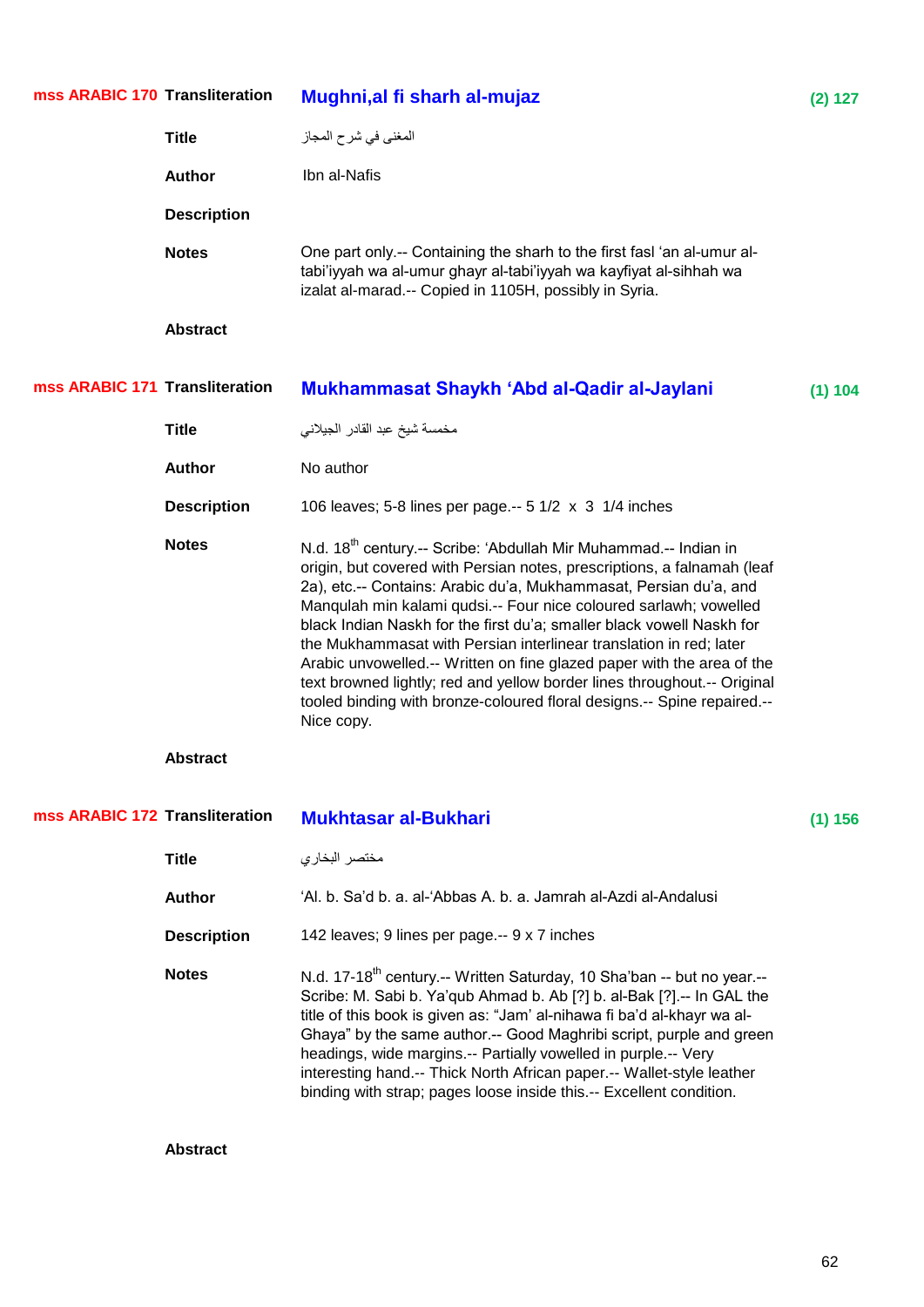**mss ARABIC 170** **Transliteration** **Mughni,al fi sharh al-mujaz** **(2) 127**

**Title** المغنى في شرح المجاز

**Author** Ibn al-Nafis

**Description**

**Notes** One part only.-- Containing the sharh to the first fasl ‘an al-umur al-tabi’iyyah wa al-umur ghayr al-tabi’iyyah wa kayfiyat al-sihhah wa izalat al-marad.-- Copied in 1105H, possibly in Syria.

**Abstract**

**mss ARABIC 171** **Transliteration** **Mukhammasat Shaykh ‘Abd al-Qadir al-Jaylani** **(1) 104**

**Title** مخمسة شيخ عبد القادر الجيلاني

**Author** No author

**Description** 106 leaves; 5-8 lines per page.-- 5 1/2 x 3 1/4 inches

**Notes** N.d. 18th century.-- Scribe: ‘Abdullah Mir Muhammad.-- Indian in origin, but covered with Persian notes, prescriptions, a falnamah (leaf 2a), etc.-- Contains: Arabic du’a, Mukhammasat, Persian du’a, and Manqulah min kalami qudsi.-- Four nice coloured sarlawh; vowelled black Indian Naskh for the first du’a; smaller black vowell Naskh for the Mukhammasat with Persian interlinear translation in red; later Arabic unvowelled.-- Written on fine glazed paper with the area of the text browned lightly; red and yellow border lines throughout.-- Original tooled binding with bronze-coloured floral designs.-- Spine repaired.-- Nice copy.

**Abstract**

**mss ARABIC 172** **Transliteration** **Mukhtasar al-Bukhari** **(1) 156**

**Title** مختصر البخاري

**Author** ‘Al. b. Sa’d b. a. al-‘Abbas A. b. a. Jamrah al-Azdi al-Andalusi

**Description** 142 leaves; 9 lines per page.-- 9 x 7 inches

**Notes** N.d. 17-18th century.-- Written Saturday, 10 Sha’ban -- but no year.-- Scribe: M. Sabi b. Ya’qub Ahmad b. Ab [?] b. al-Bak [?].-- In GAL the title of this book is given as: “Jam’ al-nihawa fi ba’d al-khayr wa al-Ghaya” by the same author.-- Good Maghribi script, purple and green headings, wide margins.-- Partially vowelled in purple.-- Very interesting hand.-- Thick North African paper.-- Wallet-style leather binding with strap; pages loose inside this.-- Excellent condition.

**Abstract**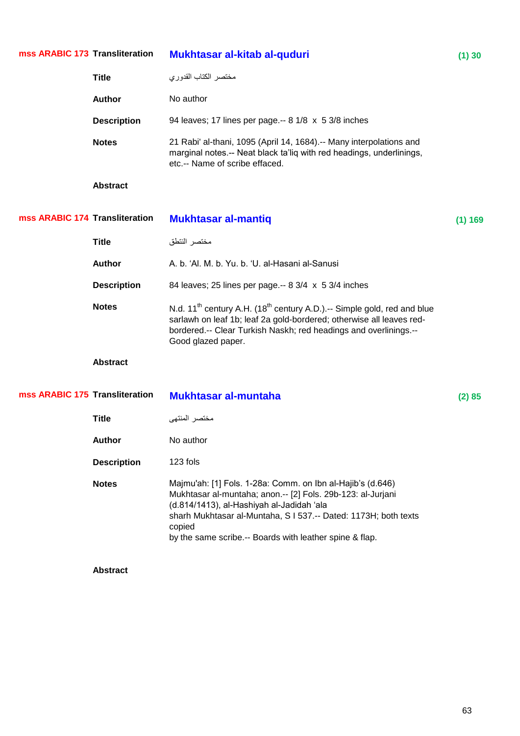**mss ARABIC 173** **Transliteration** **Mukhtasar al-kitab al-quduri** **(1) 30**

**Title** مختصر الكتاب القدوري

**Author** No author

**Description** 94 leaves; 17 lines per page.-- 8 1/8 x 5 3/8 inches

**Notes** 21 Rabi' al-thani, 1095 (April 14, 1684).-- Many interpolations and marginal notes.-- Neat black ta'liq with red headings, underlinings, etc.-- Name of scribe effaced.

**Abstract**

**mss ARABIC 174** **Transliteration** **Mukhtasar al-mantiq** **(1) 169**

**Title** مختصر النتطق

**Author** A. b. ʻAl. M. b. Yu. b. ʻU. al-Hasani al-Sanusi

**Description** 84 leaves; 25 lines per page.-- 8 3/4 x 5 3/4 inches

**Notes** N.d. 11th century A.H. (18th century A.D.).-- Simple gold, red and blue sarlawh on leaf 1b; leaf 2a gold-bordered; otherwise all leaves red-bordered.-- Clear Turkish Naskh; red headings and overlinings.-- Good glazed paper.

**Abstract**

**mss ARABIC 175** **Transliteration** **Mukhtasar al-muntaha** **(2) 85**

**Title** مختصر المنتهى

**Author** No author

**Description** 123 fols

**Notes** Majmu'ah: [1] Fols. 1-28a: Comm. on Ibn al-Hajib's (d.646) Mukhtasar al-muntaha; anon.-- [2] Fols. 29b-123: al-Jurjani (d.814/1413), al-Hashiyah al-Jadidah ʻala sharh Mukhtasar al-Muntaha, S I 537.-- Dated: 1173H; both texts copied by the same scribe.-- Boards with leather spine & flap.

**Abstract**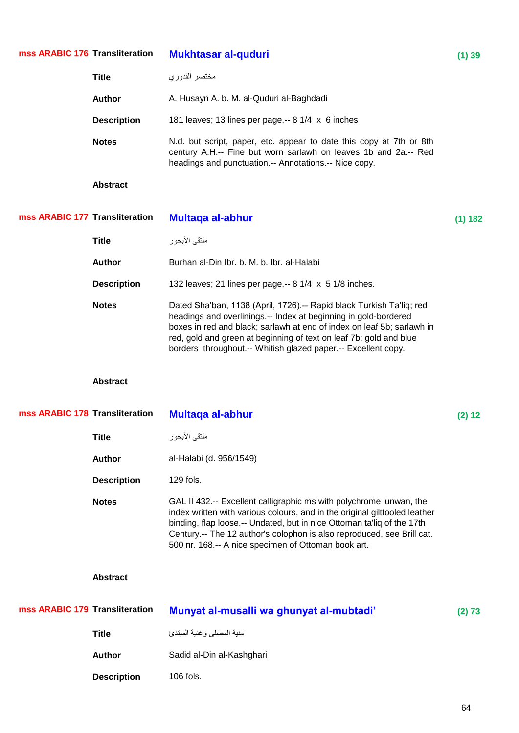## mss ARABIC 176

**Transliteration:** **Mukhtasar al-quduri** — (1) 39

**Title:** مختصر القدوري

**Author:** A. Husayn A. b. M. al-Quduri al-Baghdadi

**Description:** 181 leaves; 13 lines per page.-- 8 1/4 x 6 inches

**Notes:** N.d. but script, paper, etc. appear to date this copy at 7th or 8th century A.H.-- Fine but worn sarlawh on leaves 1b and 2a.-- Red headings and punctuation.-- Annotations.-- Nice copy.

**Abstract:**

## mss ARABIC 177

**Transliteration:** **Multaqa al-abhur** — (1) 182

**Title:** ملتقى الأبحور

**Author:** Burhan al-Din Ibr. b. M. b. Ibr. al-Halabi

**Description:** 132 leaves; 21 lines per page.-- 8 1/4 x 5 1/8 inches.

**Notes:** Dated Sha'ban, 1138 (April, 1726).-- Rapid black Turkish Ta'liq; red headings and overlinings.-- Index at beginning in gold-bordered boxes in red and black; sarlawh at end of index on leaf 5b; sarlawh in red, gold and green at beginning of text on leaf 7b; gold and blue borders throughout.-- Whitish glazed paper.-- Excellent copy.

**Abstract:**

## mss ARABIC 178

**Transliteration:** **Multaqa al-abhur** — (2) 12

**Title:** ملتقى الأبحور

**Author:** al-Halabi (d. 956/1549)

**Description:** 129 fols.

**Notes:** GAL II 432.-- Excellent calligraphic ms with polychrome 'unwan, the index written with various colours, and in the original gilttooled leather binding, flap loose.-- Undated, but in nice Ottoman ta'liq of the 17th Century.-- The 12 author's colophon is also reproduced, see Brill cat. 500 nr. 168.-- A nice specimen of Ottoman book art.

**Abstract:**

## mss ARABIC 179

**Transliteration:** **Munyat al-musalli wa ghunyat al-mubtadi'** — (2) 73

**Title:** منية المصلى وغنية المبتدئ

**Author:** Sadid al-Din al-Kashghari

**Description:** 106 fols.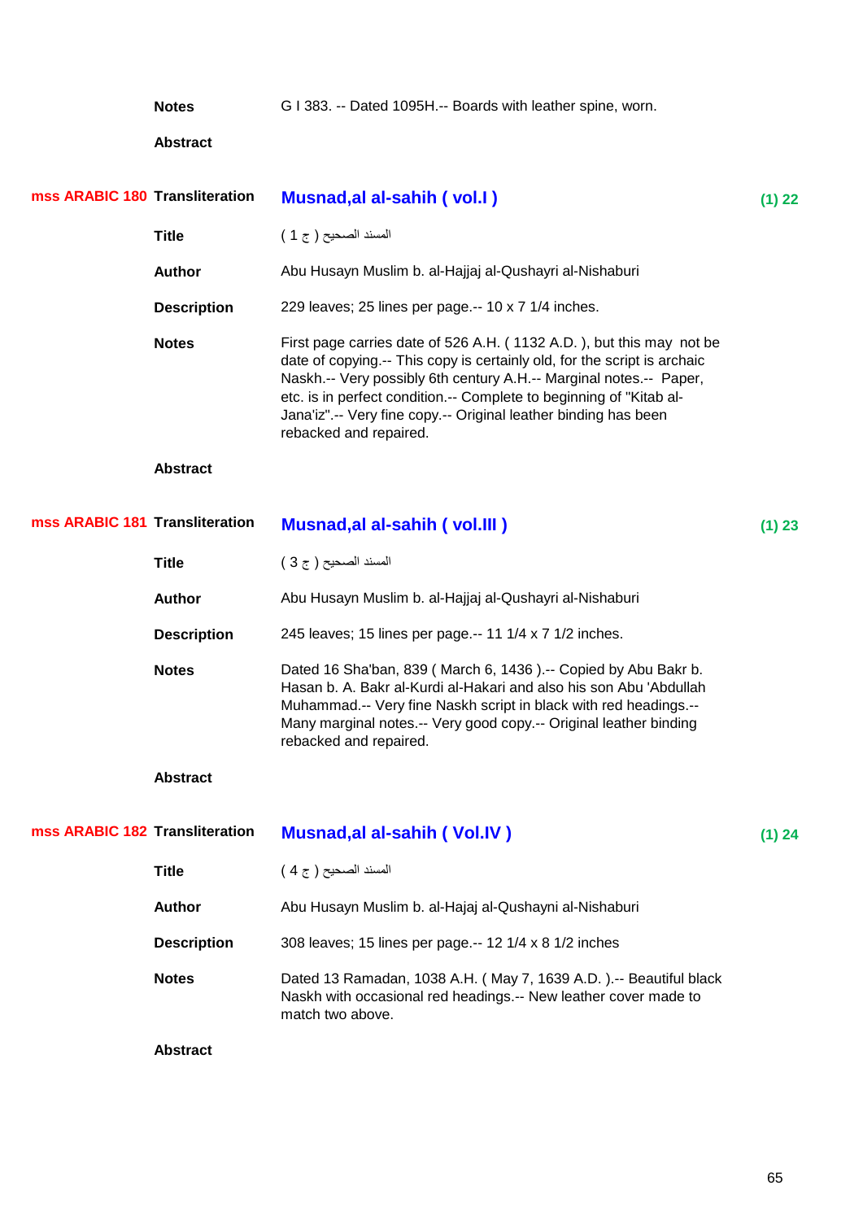**Notes** G I 383. -- Dated 1095H.-- Boards with leather spine, worn.

**Abstract**

---

**mss ARABIC 180** **Transliteration** **Musnad,al al-sahih ( vol.I )** **(1) 22**

**Title** المسند الصحيح ( ج 1 )

**Author** Abu Husayn Muslim b. al-Hajjaj al-Qushayri al-Nishaburi

**Description** 229 leaves; 25 lines per page.-- 10 x 7 1/4 inches.

**Notes** First page carries date of 526 A.H. ( 1132 A.D. ), but this may not be date of copying.-- This copy is certainly old, for the script is archaic Naskh.-- Very possibly 6th century A.H.-- Marginal notes.-- Paper, etc. is in perfect condition.-- Complete to beginning of "Kitab al-Jana'iz".-- Very fine copy.-- Original leather binding has been rebacked and repaired.

**Abstract**

---

**mss ARABIC 181** **Transliteration** **Musnad,al al-sahih ( vol.III )** **(1) 23**

**Title** المسند الصحيح ( ج 3 )

**Author** Abu Husayn Muslim b. al-Hajjaj al-Qushayri al-Nishaburi

**Description** 245 leaves; 15 lines per page.-- 11 1/4 x 7 1/2 inches.

**Notes** Dated 16 Sha'ban, 839 ( March 6, 1436 ).-- Copied by Abu Bakr b. Hasan b. A. Bakr al-Kurdi al-Hakari and also his son Abu 'Abdullah Muhammad.-- Very fine Naskh script in black with red headings.-- Many marginal notes.-- Very good copy.-- Original leather binding rebacked and repaired.

**Abstract**

---

**mss ARABIC 182** **Transliteration** **Musnad,al al-sahih ( Vol.IV )** **(1) 24**

**Title** المسند الصحيح ( ج 4 )

**Author** Abu Husayn Muslim b. al-Hajaj al-Qushayni al-Nishaburi

**Description** 308 leaves; 15 lines per page.-- 12 1/4 x 8 1/2 inches

**Notes** Dated 13 Ramadan, 1038 A.H. ( May 7, 1639 A.D. ).-- Beautiful black Naskh with occasional red headings.-- New leather cover made to match two above.

**Abstract**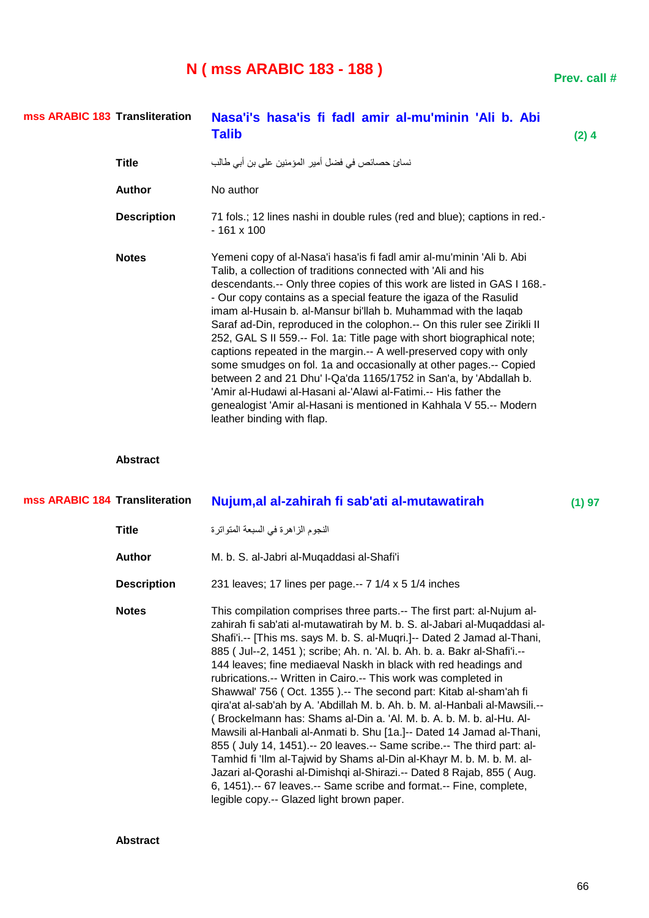# N ( mss ARABIC 183 - 188 )

**Prev. call #**

**mss ARABIC 183**

**Transliteration** **Nasa'i's hasa'is fi fadl amir al-mu'minin 'Ali b. Abi Talib** **(2) 4**

**Title** نسائ حصائص في فضل أمير المؤمنين على بن أبي طالب

**Author** No author

**Description** 71 fols.; 12 lines nashi in double rules (red and blue); captions in red.-- 161 x 100

**Notes** Yemeni copy of al-Nasa'i hasa'is fi fadl amir al-mu'minin 'Ali b. Abi Talib, a collection of traditions connected with 'Ali and his descendants.-- Only three copies of this work are listed in GAS I 168.-- Our copy contains as a special feature the igaza of the Rasulid imam al-Husain b. al-Mansur bi'llah b. Muhammad with the laqab Saraf ad-Din, reproduced in the colophon.-- On this ruler see Zirikli II 252, GAL S II 559.-- Fol. 1a: Title page with short biographical note; captions repeated in the margin.-- A well-preserved copy with only some smudges on fol. 1a and occasionally at other pages.-- Copied between 2 and 21 Dhu' l-Qa'da 1165/1752 in San'a, by 'Abdallah b. 'Amir al-Hudawi al-Hasani al-'Alawi al-Fatimi.-- His father the genealogist 'Amir al-Hasani is mentioned in Kahhala V 55.-- Modern leather binding with flap.

**Abstract**

**mss ARABIC 184**

**Transliteration** **Nujum,al al-zahirah fi sab'ati al-mutawatirah** **(1) 97**

**Title** النجوم الزاهرة في السبعة المتواترة

**Author** M. b. S. al-Jabri al-Muqaddasi al-Shafi'i

**Description** 231 leaves; 17 lines per page.-- 7 1/4 x 5 1/4 inches

**Notes** This compilation comprises three parts.-- The first part: al-Nujum al-zahirah fi sab'ati al-mutawatirah by M. b. S. al-Jabari al-Muqaddasi al-Shafi'i.-- [This ms. says M. b. S. al-Muqri.]-- Dated 2 Jamad al-Thani, 885 ( Jul--2, 1451 ); scribe; Ah. n. 'Al. b. Ah. b. a. Bakr al-Shafi'i.-- 144 leaves; fine mediaeval Naskh in black with red headings and rubrications.-- Written in Cairo.-- This work was completed in Shawwal' 756 ( Oct. 1355 ).-- The second part: Kitab al-sham'ah fi qira'at al-sab'ah by A. 'Abdillah M. b. Ah. b. M. al-Hanbali al-Mawsili.-- ( Brockelmann has: Shams al-Din a. 'Al. M. b. A. b. M. b. al-Hu. Al-Mawsili al-Hanbali al-Anmati b. Shu [1a.]-- Dated 14 Jamad al-Thani, 855 ( July 14, 1451).-- 20 leaves.-- Same scribe.-- The third part: al-Tamhid fi 'Ilm al-Tajwid by Shams al-Din al-Khayr M. b. M. b. M. al-Jazari al-Qorashi al-Dimishqi al-Shirazi.-- Dated 8 Rajab, 855 ( Aug. 6, 1451).-- 67 leaves.-- Same scribe and format.-- Fine, complete, legible copy.-- Glazed light brown paper.

**Abstract**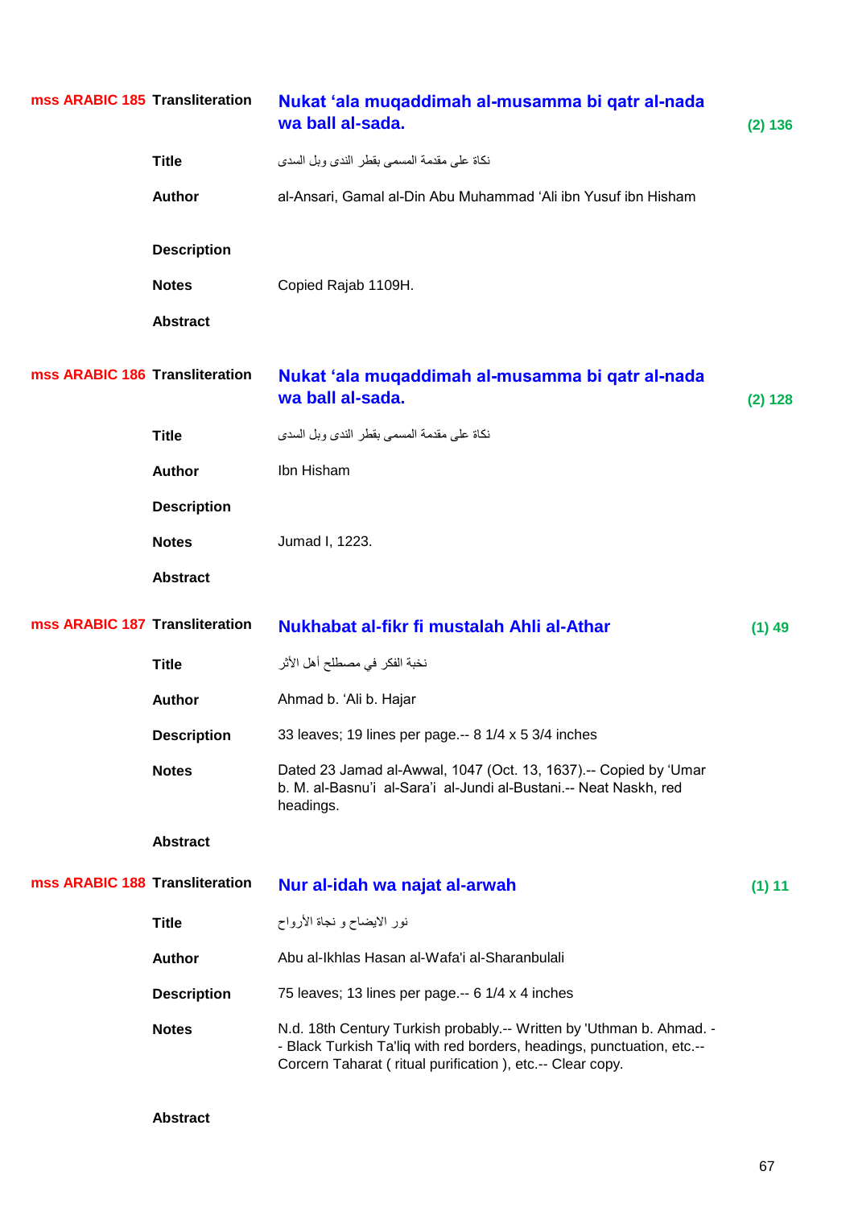**mss ARABIC 185**

**Transliteration** **Nukat ‘ala muqaddimah al-musamma bi qatr al-nada wa ball al-sada.** (2) 136

**Title** نكاة على مقدمة المسمى بقطر الندى وبل السدى

**Author** al-Ansari, Gamal al-Din Abu Muhammad ‘Ali ibn Yusuf ibn Hisham

**Description**

**Notes** Copied Rajab 1109H.

**Abstract**

**mss ARABIC 186**

**Transliteration** **Nukat ‘ala muqaddimah al-musamma bi qatr al-nada wa ball al-sada.** (2) 128

**Title** نكاة على مقدمة المسمى بقطر الندى وبل السدى

**Author** Ibn Hisham

**Description**

**Notes** Jumad I, 1223.

**Abstract**

**mss ARABIC 187**

**Transliteration** **Nukhabat al-fikr fi mustalah Ahli al-Athar** (1) 49

**Title** نخبة الفكر في مصطلح أهل الأثر

**Author** Ahmad b. ‘Ali b. Hajar

**Description** 33 leaves; 19 lines per page.-- 8 1/4 x 5 3/4 inches

**Notes** Dated 23 Jamad al-Awwal, 1047 (Oct. 13, 1637).-- Copied by ‘Umar b. M. al-Basnu'i al-Sara'i al-Jundi al-Bustani.-- Neat Naskh, red headings.

**Abstract**

**mss ARABIC 188**

**Transliteration** **Nur al-idah wa najat al-arwah** (1) 11

**Title** نور الايضاح و نجاة الأرواح

**Author** Abu al-Ikhlas Hasan al-Wafa'i al-Sharanbulali

**Description** 75 leaves; 13 lines per page.-- 6 1/4 x 4 inches

**Notes** N.d. 18th Century Turkish probably.-- Written by 'Uthman b. Ahmad. -- Black Turkish Ta'liq with red borders, headings, punctuation, etc.-- Corcern Taharat ( ritual purification ), etc.-- Clear copy.

**Abstract**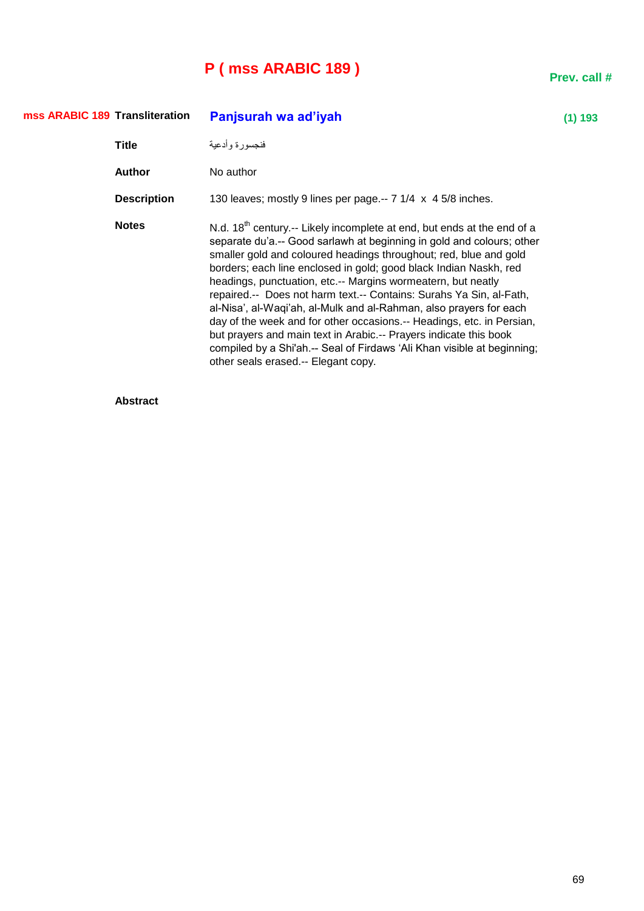# P ( mss ARABIC 189 )

**Prev. call #**

| | | | |
|---|---|---|---|
| **mss ARABIC 189** | **Transliteration** | **Panjsurah wa ad'iyah** | **(1) 193** |
| | **Title** | فنجسورة وأدعية | |
| | **Author** | No author | |
| | **Description** | 130 leaves; mostly 9 lines per page.-- 7 1/4 x 4 5/8 inches. | |
| | **Notes** | N.d. 18th century.-- Likely incomplete at end, but ends at the end of a separate du'a.-- Good sarlawh at beginning in gold and colours; other smaller gold and coloured headings throughout; red, blue and gold borders; each line enclosed in gold; good black Indian Naskh, red headings, punctuation, etc.-- Margins wormeatern, but neatly repaired.-- Does not harm text.-- Contains: Surahs Ya Sin, al-Fath, al-Nisa', al-Waqi'ah, al-Mulk and al-Rahman, also prayers for each day of the week and for other occasions.-- Headings, etc. in Persian, but prayers and main text in Arabic.-- Prayers indicate this book compiled by a Shi'ah.-- Seal of Firdaws 'Ali Khan visible at beginning; other seals erased.-- Elegant copy. | |
| | **Abstract** | | |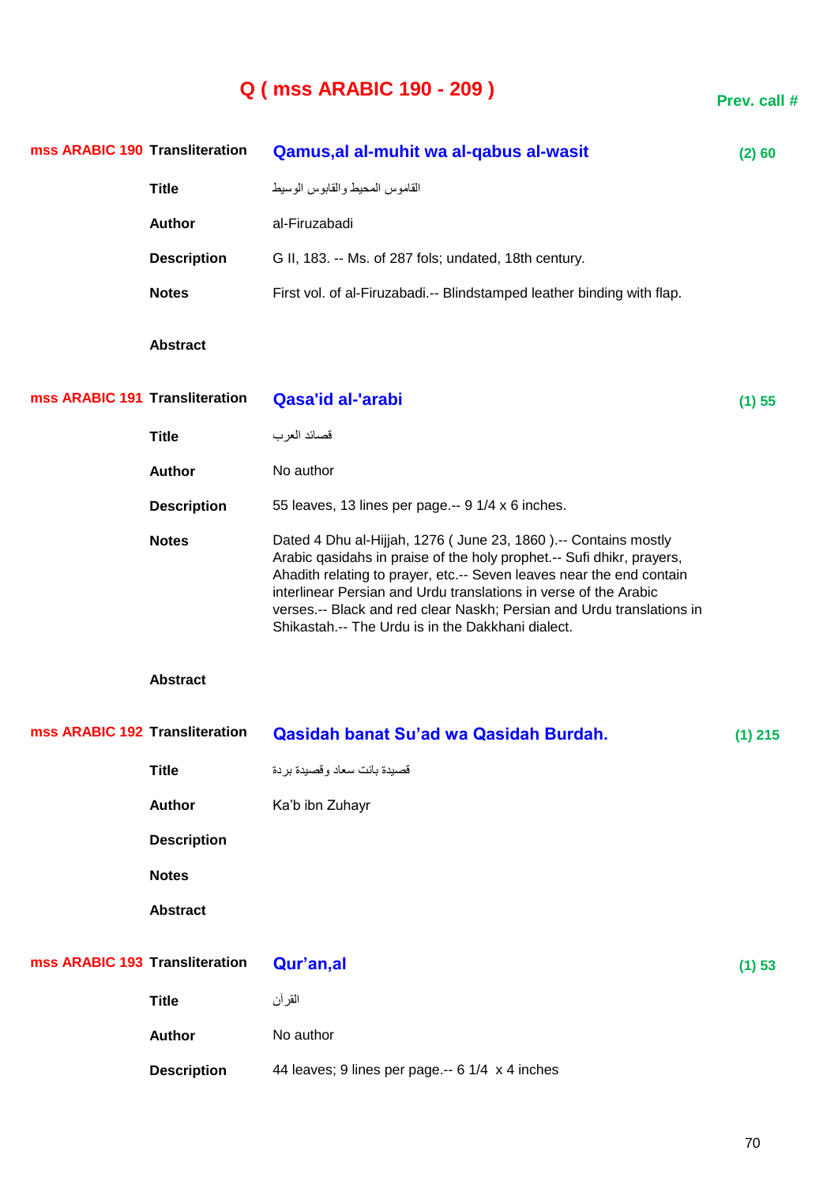# Q ( mss ARABIC 190 - 209 )

**Prev. call #**

| | | | |
|---|---|---|---|
| **mss ARABIC 190** | **Transliteration** | **Qamus,al al-muhit wa al-qabus al-wasit** | **(2) 60** |
| | **Title** | القاموس المحيط والقابوس الوسيط | |
| | **Author** | al-Firuzabadi | |
| | **Description** | G II, 183. -- Ms. of 287 fols; undated, 18th century. | |
| | **Notes** | First vol. of al-Firuzabadi.-- Blindstamped leather binding with flap. | |
| | **Abstract** | | |
| **mss ARABIC 191** | **Transliteration** | **Qasa'id al-'arabi** | **(1) 55** |
| | **Title** | قصائد العرب | |
| | **Author** | No author | |
| | **Description** | 55 leaves, 13 lines per page.-- 9 1/4 x 6 inches. | |
| | **Notes** | Dated 4 Dhu al-Hijjah, 1276 ( June 23, 1860 ).-- Contains mostly Arabic qasidahs in praise of the holy prophet.-- Sufi dhikr, prayers, Ahadith relating to prayer, etc.-- Seven leaves near the end contain interlinear Persian and Urdu translations in verse of the Arabic verses.-- Black and red clear Naskh; Persian and Urdu translations in Shikastah.-- The Urdu is in the Dakkhani dialect. | |
| | **Abstract** | | |
| **mss ARABIC 192** | **Transliteration** | **Qasidah banat Su'ad wa Qasidah Burdah.** | **(1) 215** |
| | **Title** | قصيدة بانت سعاد وقصيدة بردة | |
| | **Author** | Ka'b ibn Zuhayr | |
| | **Description** | | |
| | **Notes** | | |
| | **Abstract** | | |
| **mss ARABIC 193** | **Transliteration** | **Qur'an,al** | **(1) 53** |
| | **Title** | القرآن | |
| | **Author** | No author | |
| | **Description** | 44 leaves; 9 lines per page.-- 6 1/4 x 4 inches | |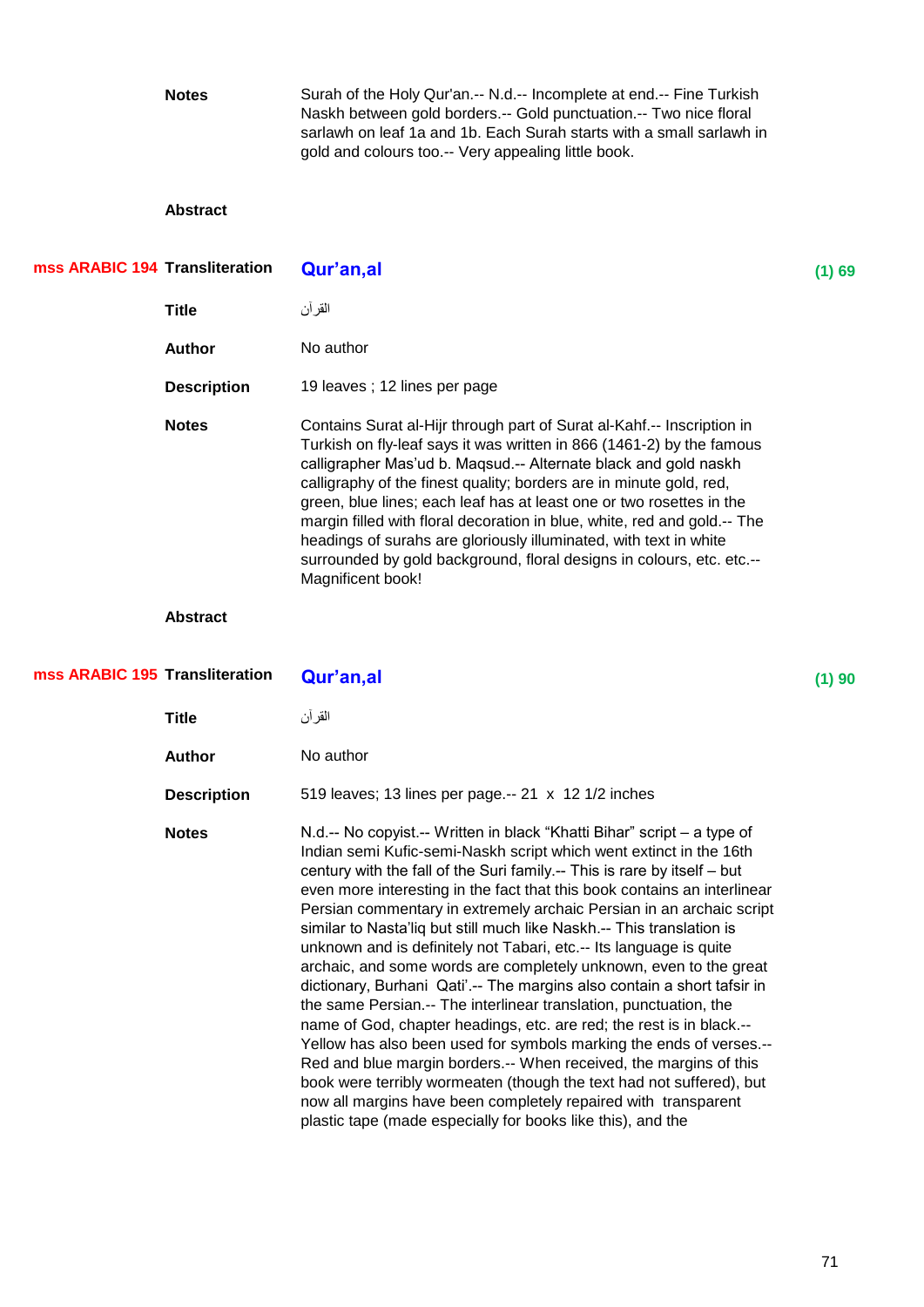**Notes** Surah of the Holy Qur'an.-- N.d.-- Incomplete at end.-- Fine Turkish Naskh between gold borders.-- Gold punctuation.-- Two nice floral sarlawh on leaf 1a and 1b. Each Surah starts with a small sarlawh in gold and colours too.-- Very appealing little book.

**Abstract**

**mss ARABIC 194** **Transliteration** **Qur'an,al** **(1) 69**

**Title** القرآن

**Author** No author

**Description** 19 leaves ; 12 lines per page

**Notes** Contains Surat al-Hijr through part of Surat al-Kahf.-- Inscription in Turkish on fly-leaf says it was written in 866 (1461-2) by the famous calligrapher Mas'ud b. Maqsud.-- Alternate black and gold naskh calligraphy of the finest quality; borders are in minute gold, red, green, blue lines; each leaf has at least one or two rosettes in the margin filled with floral decoration in blue, white, red and gold.-- The headings of surahs are gloriously illuminated, with text in white surrounded by gold background, floral designs in colours, etc. etc.-- Magnificent book!

**Abstract**

**mss ARABIC 195** **Transliteration** **Qur'an,al** **(1) 90**

**Title** القرآن

**Author** No author

**Description** 519 leaves; 13 lines per page.-- 21 x 12 1/2 inches

**Notes** N.d.-- No copyist.-- Written in black "Khatti Bihar" script – a type of Indian semi Kufic-semi-Naskh script which went extinct in the 16th century with the fall of the Suri family.-- This is rare by itself – but even more interesting in the fact that this book contains an interlinear Persian commentary in extremely archaic Persian in an archaic script similar to Nasta'liq but still much like Naskh.-- This translation is unknown and is definitely not Tabari, etc.-- Its language is quite archaic, and some words are completely unknown, even to the great dictionary, Burhani Qati'.-- The margins also contain a short tafsir in the same Persian.-- The interlinear translation, punctuation, the name of God, chapter headings, etc. are red; the rest is in black.-- Yellow has also been used for symbols marking the ends of verses.-- Red and blue margin borders.-- When received, the margins of this book were terribly wormeaten (though the text had not suffered), but now all margins have been completely repaired with transparent plastic tape (made especially for books like this), and the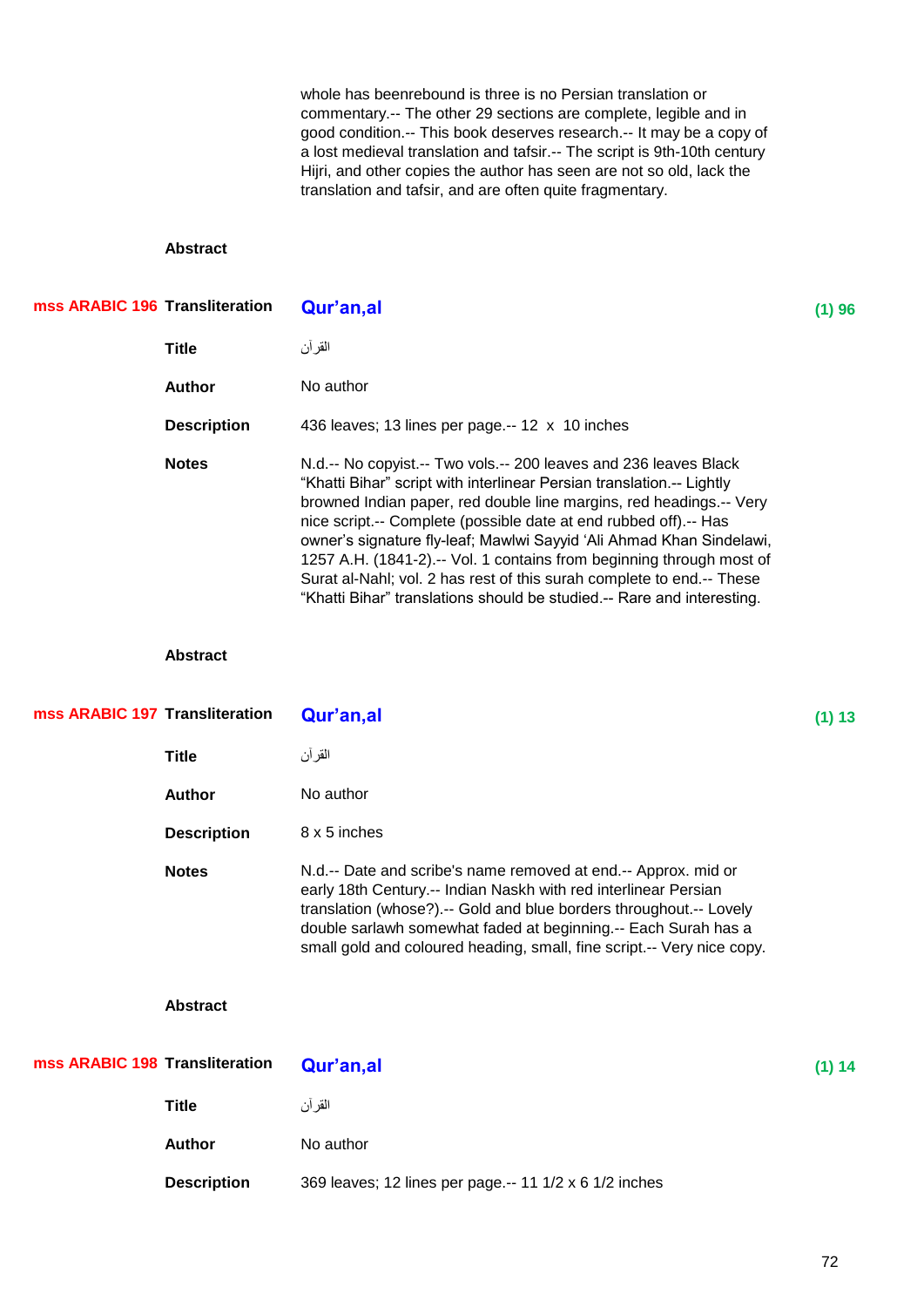whole has beenrebound is three is no Persian translation or commentary.-- The other 29 sections are complete, legible and in good condition.-- This book deserves research.-- It may be a copy of a lost medieval translation and tafsir.-- The script is 9th-10th century Hijri, and other copies the author has seen are not so old, lack the translation and tafsir, and are often quite fragmentary.

**Abstract**

---

**mss ARABIC 196** **Transliteration** **Qur'an,al** **(1) 96**

**Title** القرآن

**Author** No author

**Description** 436 leaves; 13 lines per page.-- 12 x 10 inches

**Notes** N.d.-- No copyist.-- Two vols.-- 200 leaves and 236 leaves Black "Khatti Bihar" script with interlinear Persian translation.-- Lightly browned Indian paper, red double line margins, red headings.-- Very nice script.-- Complete (possible date at end rubbed off).-- Has owner's signature fly-leaf; Mawlwi Sayyid 'Ali Ahmad Khan Sindelawi, 1257 A.H. (1841-2).-- Vol. 1 contains from beginning through most of Surat al-Nahl; vol. 2 has rest of this surah complete to end.-- These "Khatti Bihar" translations should be studied.-- Rare and interesting.

**Abstract**

---

**mss ARABIC 197** **Transliteration** **Qur'an,al** **(1) 13**

**Title** القرآن

**Author** No author

**Description** 8 x 5 inches

**Notes** N.d.-- Date and scribe's name removed at end.-- Approx. mid or early 18th Century.-- Indian Naskh with red interlinear Persian translation (whose?).-- Gold and blue borders throughout.-- Lovely double sarlawh somewhat faded at beginning.-- Each Surah has a small gold and coloured heading, small, fine script.-- Very nice copy.

**Abstract**

---

**mss ARABIC 198** **Transliteration** **Qur'an,al** **(1) 14**

**Title** القرآن

**Author** No author

**Description** 369 leaves; 12 lines per page.-- 11 1/2 x 6 1/2 inches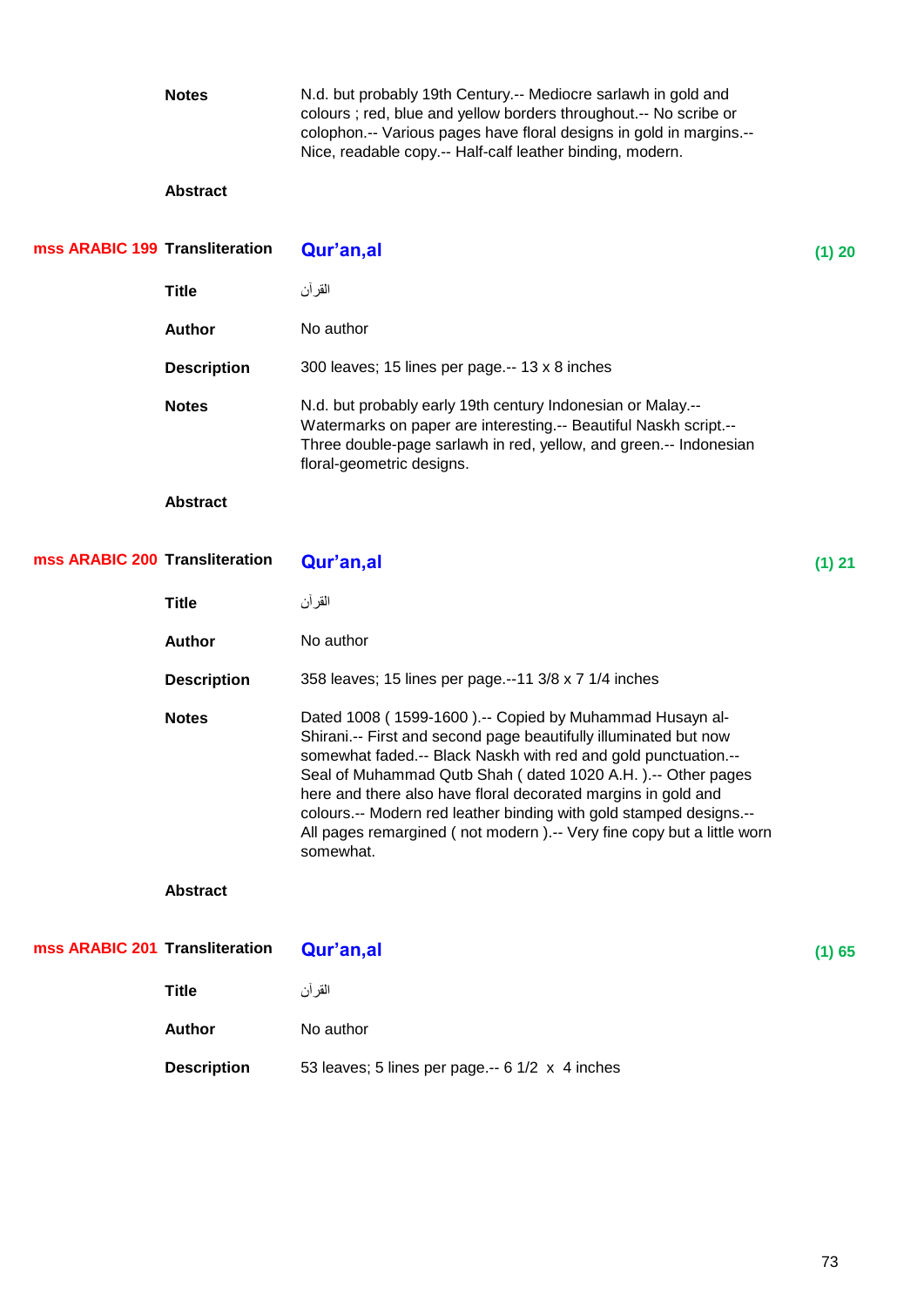**Notes**
N.d. but probably 19th Century.-- Mediocre sarlawh in gold and colours ; red, blue and yellow borders throughout.-- No scribe or colophon.-- Various pages have floral designs in gold in margins.-- Nice, readable copy.-- Half-calf leather binding, modern.

**Abstract**

---

**mss ARABIC 199** **Transliteration** **Qur'an,al** **(1) 20**

**Title**
القرآن

**Author**
No author

**Description**
300 leaves; 15 lines per page.-- 13 x 8 inches

**Notes**
N.d. but probably early 19th century Indonesian or Malay.-- Watermarks on paper are interesting.-- Beautiful Naskh script.-- Three double-page sarlawh in red, yellow, and green.-- Indonesian floral-geometric designs.

**Abstract**

---

**mss ARABIC 200** **Transliteration** **Qur'an,al** **(1) 21**

**Title**
القرآن

**Author**
No author

**Description**
358 leaves; 15 lines per page.--11 3/8 x 7 1/4 inches

**Notes**
Dated 1008 ( 1599-1600 ).-- Copied by Muhammad Husayn al-Shirani.-- First and second page beautifully illuminated but now somewhat faded.-- Black Naskh with red and gold punctuation.-- Seal of Muhammad Qutb Shah ( dated 1020 A.H. ).-- Other pages here and there also have floral decorated margins in gold and colours.-- Modern red leather binding with gold stamped designs.-- All pages remargined ( not modern ).-- Very fine copy but a little worn somewhat.

**Abstract**

---

**mss ARABIC 201** **Transliteration** **Qur'an,al** **(1) 65**

**Title**
القرآن

**Author**
No author

**Description**
53 leaves; 5 lines per page.-- 6 1/2 x 4 inches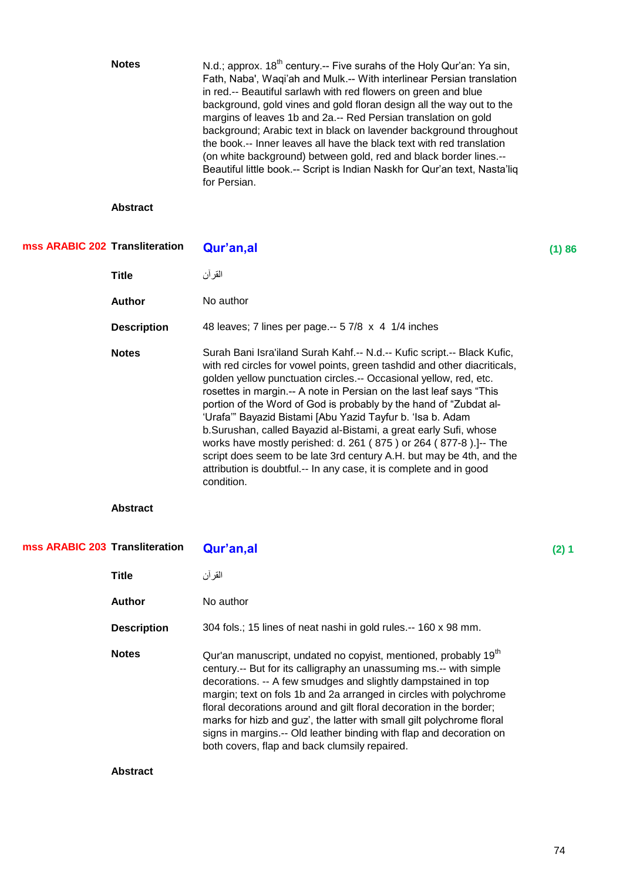**Notes**

N.d.; approx. 18th century.-- Five surahs of the Holy Qur'an: Ya sin, Fath, Naba', Waqi'ah and Mulk.-- With interlinear Persian translation in red.-- Beautiful sarlawh with red flowers on green and blue background, gold vines and gold floran design all the way out to the margins of leaves 1b and 2a.-- Red Persian translation on gold background; Arabic text in black on lavender background throughout the book.-- Inner leaves all have the black text with red translation (on white background) between gold, red and black border lines.-- Beautiful little book.-- Script is Indian Naskh for Qur'an text, Nasta'liq for Persian.

**Abstract**

---

**mss ARABIC 202** **Transliteration** **Qur'an,al** **(1) 86**

**Title**

القرآن

**Author**

No author

**Description**

48 leaves; 7 lines per page.-- 5 7/8 x 4 1/4 inches

**Notes**

Surah Bani Isra'iland Surah Kahf.-- N.d.-- Kufic script.-- Black Kufic, with red circles for vowel points, green tashdid and other diacriticals, golden yellow punctuation circles.-- Occasional yellow, red, etc. rosettes in margin.-- A note in Persian on the last leaf says "This portion of the Word of God is probably by the hand of "Zubdat al-'Urafa'" Bayazid Bistami [Abu Yazid Tayfur b. 'Isa b. Adam b.Surushan, called Bayazid al-Bistami, a great early Sufi, whose works have mostly perished: d. 261 ( 875 ) or 264 ( 877-8 ).]-- The script does seem to be late 3rd century A.H. but may be 4th, and the attribution is doubtful.-- In any case, it is complete and in good condition.

**Abstract**

---

**mss ARABIC 203** **Transliteration** **Qur'an,al** **(2) 1**

**Title**

القرآن

**Author**

No author

**Description**

304 fols.; 15 lines of neat nashi in gold rules.-- 160 x 98 mm.

**Notes**

Qur'an manuscript, undated no copyist, mentioned, probably 19th century.-- But for its calligraphy an unassuming ms.-- with simple decorations. -- A few smudges and slightly dampstained in top margin; text on fols 1b and 2a arranged in circles with polychrome floral decorations around and gilt floral decoration in the border; marks for hizb and guz', the latter with small gilt polychrome floral signs in margins.-- Old leather binding with flap and decoration on both covers, flap and back clumsily repaired.

**Abstract**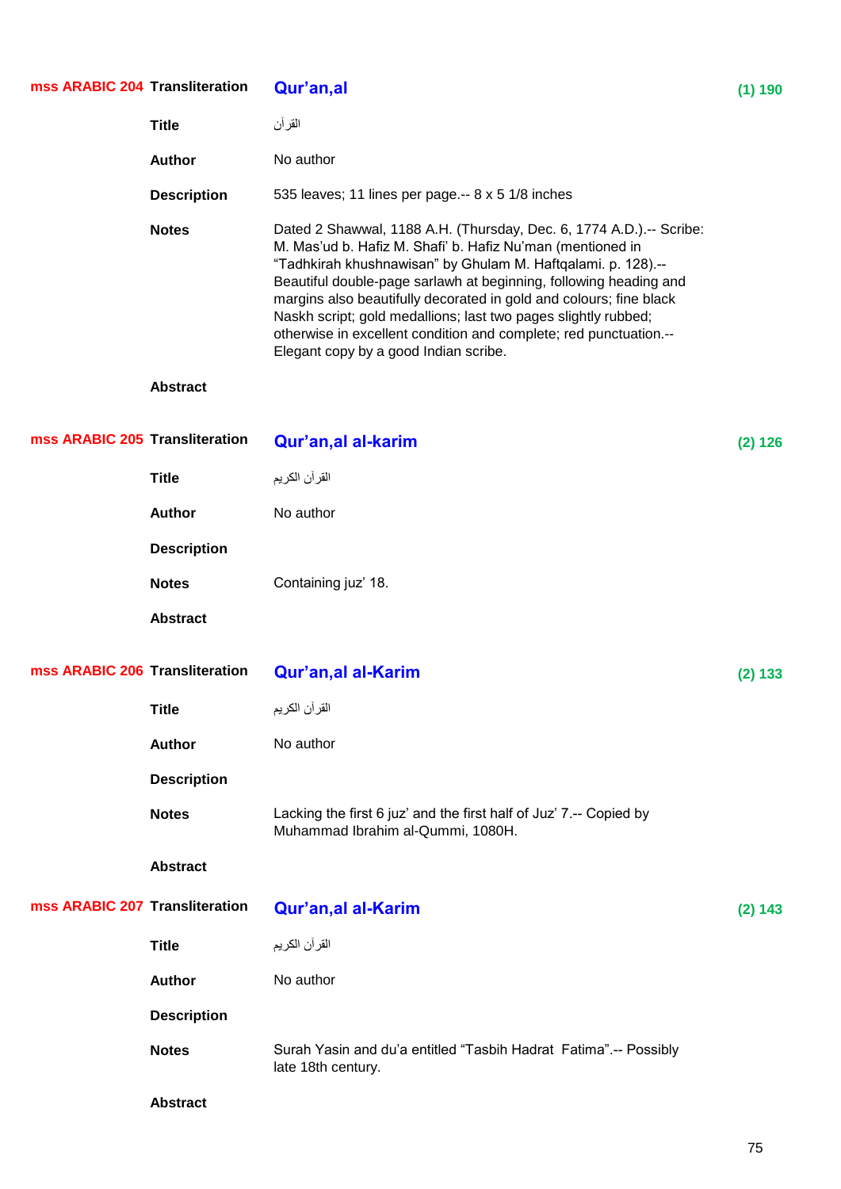**mss ARABIC 204** **Transliteration** **Qur'an,al** **(1) 190**

**Title** القرآن

**Author** No author

**Description** 535 leaves; 11 lines per page.-- 8 x 5 1/8 inches

**Notes** Dated 2 Shawwal, 1188 A.H. (Thursday, Dec. 6, 1774 A.D.).-- Scribe: M. Mas'ud b. Hafiz M. Shafi' b. Hafiz Nu'man (mentioned in "Tadhkirah khushnawisan" by Ghulam M. Haftqalami. p. 128).-- Beautiful double-page sarlawh at beginning, following heading and margins also beautifully decorated in gold and colours; fine black Naskh script; gold medallions; last two pages slightly rubbed; otherwise in excellent condition and complete; red punctuation.-- Elegant copy by a good Indian scribe.

**Abstract**

**mss ARABIC 205** **Transliteration** **Qur'an,al al-karim** **(2) 126**

**Title** القرآن الكريم

**Author** No author

**Description**

**Notes** Containing juz' 18.

**Abstract**

**mss ARABIC 206** **Transliteration** **Qur'an,al al-Karim** **(2) 133**

**Title** القرآن الكريم

**Author** No author

**Description**

**Notes** Lacking the first 6 juz' and the first half of Juz' 7.-- Copied by Muhammad Ibrahim al-Qummi, 1080H.

**Abstract**

**mss ARABIC 207** **Transliteration** **Qur'an,al al-Karim** **(2) 143**

**Title** القرآن الكريم

**Author** No author

**Description**

**Notes** Surah Yasin and du'a entitled "Tasbih Hadrat Fatima".-- Possibly late 18th century.

**Abstract**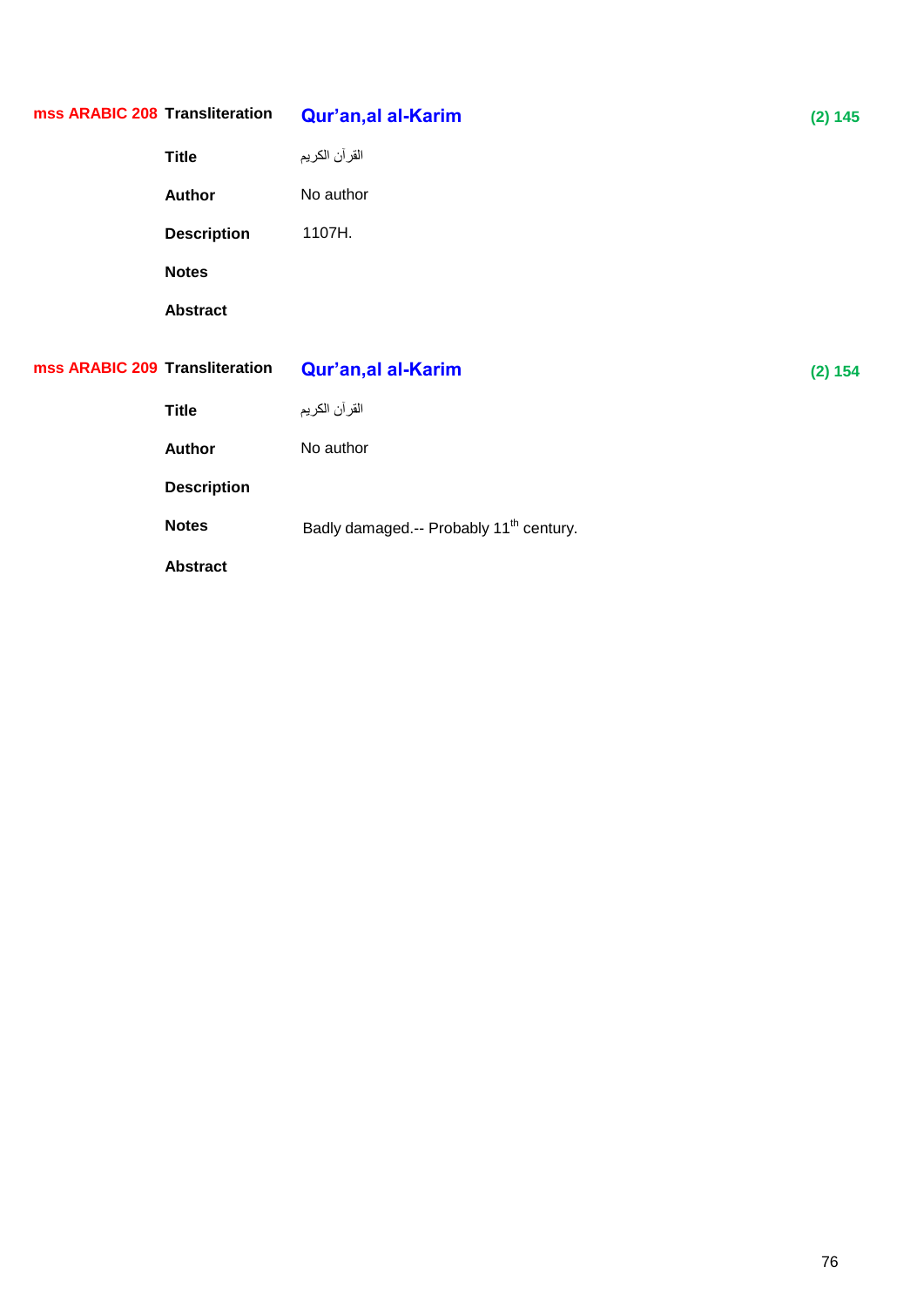**mss ARABIC 208** **Transliteration** **Qur'an,al al-Karim** **(2) 145**

**Title** القرآن الكريم

**Author** No author

**Description** 1107H.

**Notes**

**Abstract**

**mss ARABIC 209** **Transliteration** **Qur'an,al al-Karim** **(2) 154**

**Title** القرآن الكريم

**Author** No author

**Description**

**Notes** Badly damaged.-- Probably 11th century.

**Abstract**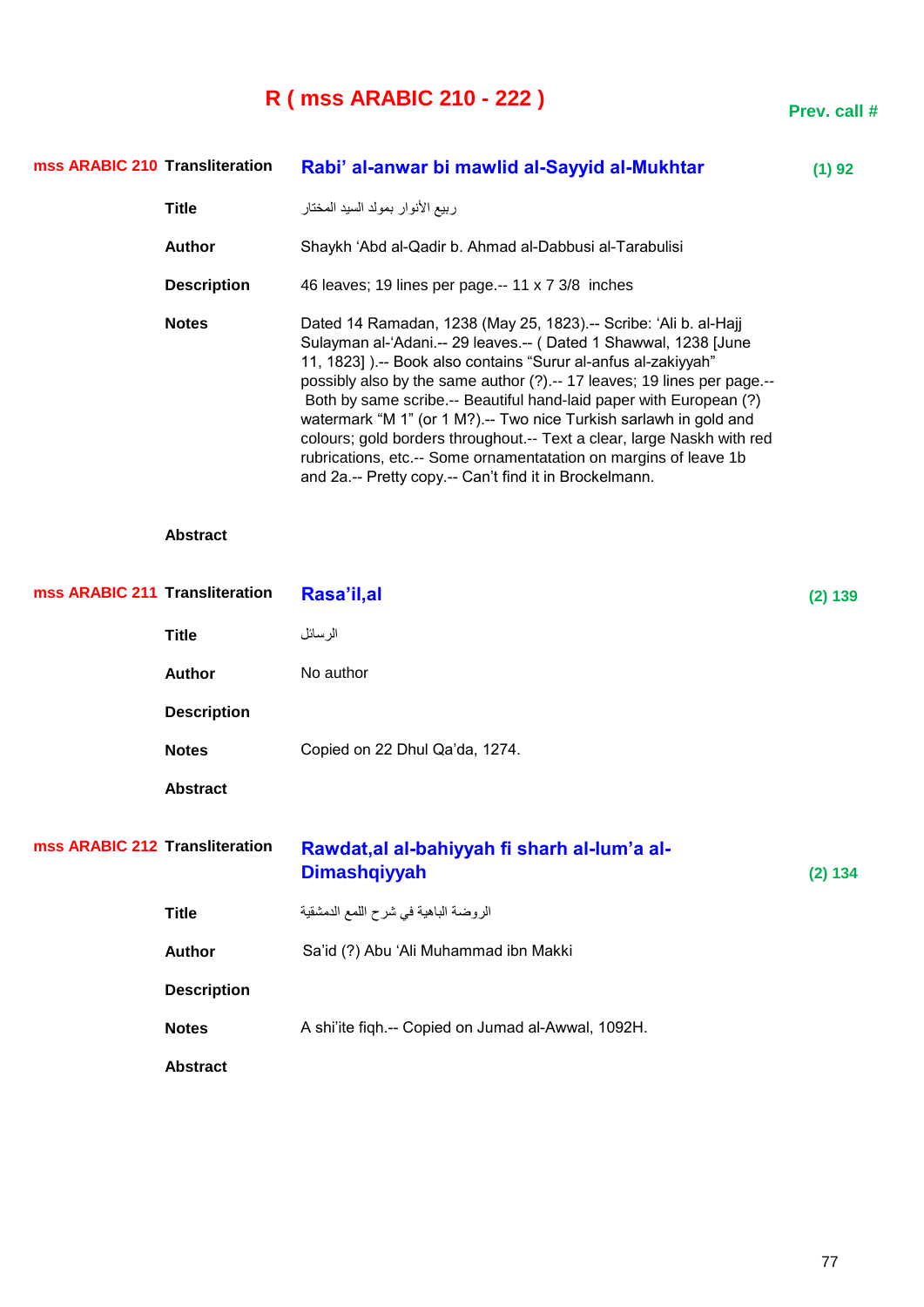# R ( mss ARABIC 210 - 222 )

**Prev. call #**

| | | | |
|---|---|---|---|
| **mss ARABIC 210** | **Transliteration** | **Rabi' al-anwar bi mawlid al-Sayyid al-Mukhtar** | **(1) 92** |
| | **Title** | ربيع الأنوار بمولد السيد المختار | |
| | **Author** | Shaykh 'Abd al-Qadir b. Ahmad al-Dabbusi al-Tarabulisi | |
| | **Description** | 46 leaves; 19 lines per page.-- 11 x 7 3/8 inches | |
| | **Notes** | Dated 14 Ramadan, 1238 (May 25, 1823).-- Scribe: 'Ali b. al-Hajj Sulayman al-'Adani.-- 29 leaves.-- ( Dated 1 Shawwal, 1238 [June 11, 1823] ).-- Book also contains "Surur al-anfus al-zakiyyah" possibly also by the same author (?).-- 17 leaves; 19 lines per page.-- Both by same scribe.-- Beautiful hand-laid paper with European (?) watermark "M 1" (or 1 M?).-- Two nice Turkish sarlawh in gold and colours; gold borders throughout.-- Text a clear, large Naskh with red rubrications, etc.-- Some ornamentatation on margins of leave 1b and 2a.-- Pretty copy.-- Can't find it in Brockelmann. | |
| | **Abstract** | | |
| **mss ARABIC 211** | **Transliteration** | **Rasa'il,al** | **(2) 139** |
| | **Title** | الرسائل | |
| | **Author** | No author | |
| | **Description** | | |
| | **Notes** | Copied on 22 Dhul Qa'da, 1274. | |
| | **Abstract** | | |
| **mss ARABIC 212** | **Transliteration** | **Rawdat,al al-bahiyyah fi sharh al-lum'a al-Dimashqiyyah** | **(2) 134** |
| | **Title** | الروضة الباهية في شرح اللمع الدمشقية | |
| | **Author** | Sa'id (?) Abu 'Ali Muhammad ibn Makki | |
| | **Description** | | |
| | **Notes** | A shi'ite fiqh.-- Copied on Jumad al-Awwal, 1092H. | |
| | **Abstract** | | |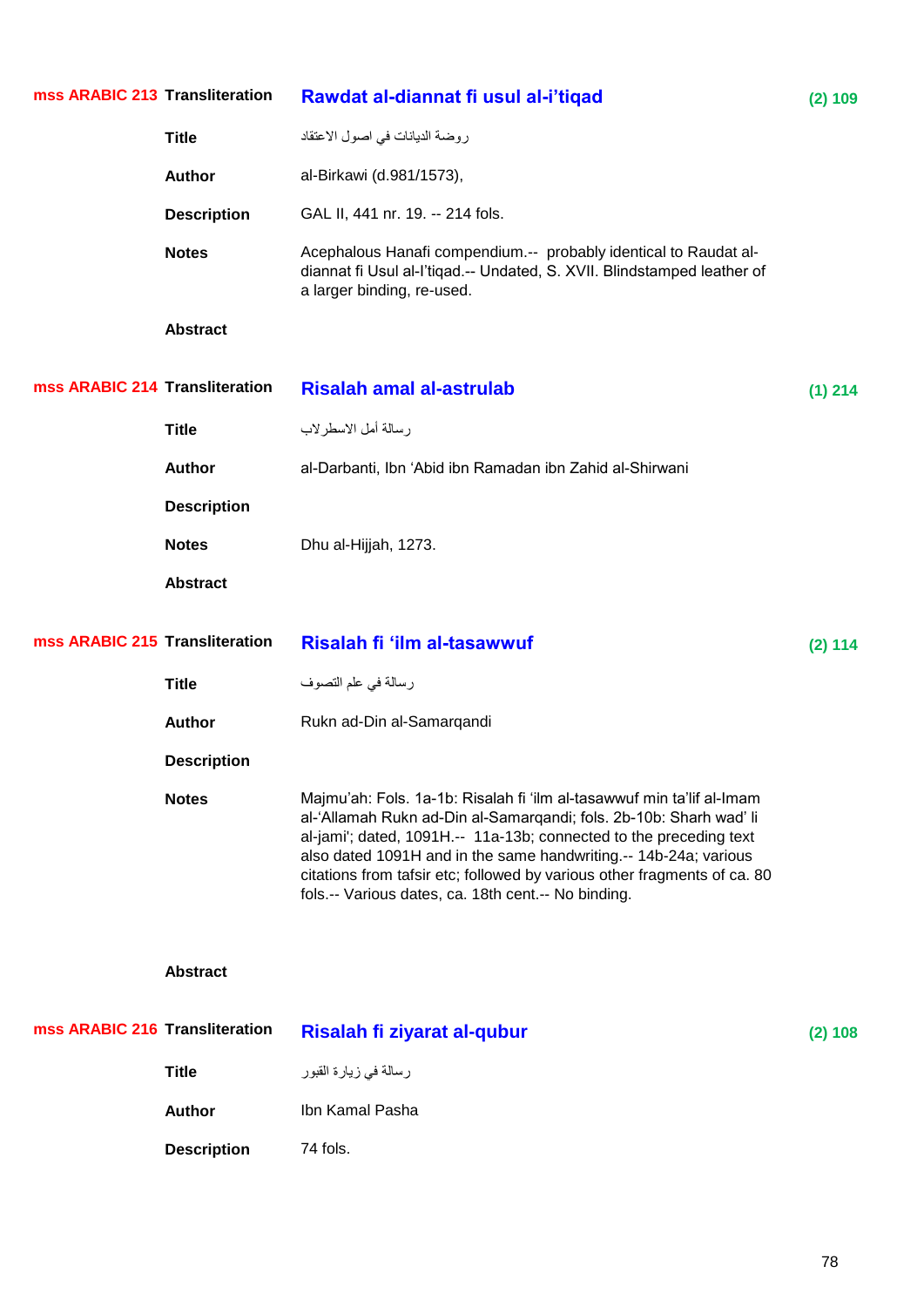## mss ARABIC 213

**Transliteration:** **Rawdat al-diannat fi usul al-i'tiqad** — (2) 109

**Title:** روضة الديانات في اصول الاعتقاد

**Author:** al-Birkawi (d.981/1573),

**Description:** GAL II, 441 nr. 19. -- 214 fols.

**Notes:** Acephalous Hanafi compendium.-- probably identical to Raudat al-diannat fi Usul al-I'tiqad.-- Undated, S. XVII. Blindstamped leather of a larger binding, re-used.

**Abstract**

## mss ARABIC 214

**Transliteration:** **Risalah amal al-astrulab** — (1) 214

**Title:** رسالة أمل الاسطرلاب

**Author:** al-Darbanti, Ibn 'Abid ibn Ramadan ibn Zahid al-Shirwani

**Description**

**Notes:** Dhu al-Hijjah, 1273.

**Abstract**

## mss ARABIC 215

**Transliteration:** **Risalah fi 'ilm al-tasawwuf** — (2) 114

**Title:** رسالة في علم التصوف

**Author:** Rukn ad-Din al-Samarqandi

**Description**

**Notes:** Majmu'ah: Fols. 1a-1b: Risalah fi 'ilm al-tasawwuf min ta'lif al-Imam al-'Allamah Rukn ad-Din al-Samarqandi; fols. 2b-10b: Sharh wad' li al-jami'; dated, 1091H.-- 11a-13b; connected to the preceding text also dated 1091H and in the same handwriting.-- 14b-24a; various citations from tafsir etc; followed by various other fragments of ca. 80 fols.-- Various dates, ca. 18th cent.-- No binding.

**Abstract**

## mss ARABIC 216

**Transliteration:** **Risalah fi ziyarat al-qubur** — (2) 108

**Title:** رسالة في زيارة القبور

**Author:** Ibn Kamal Pasha

**Description:** 74 fols.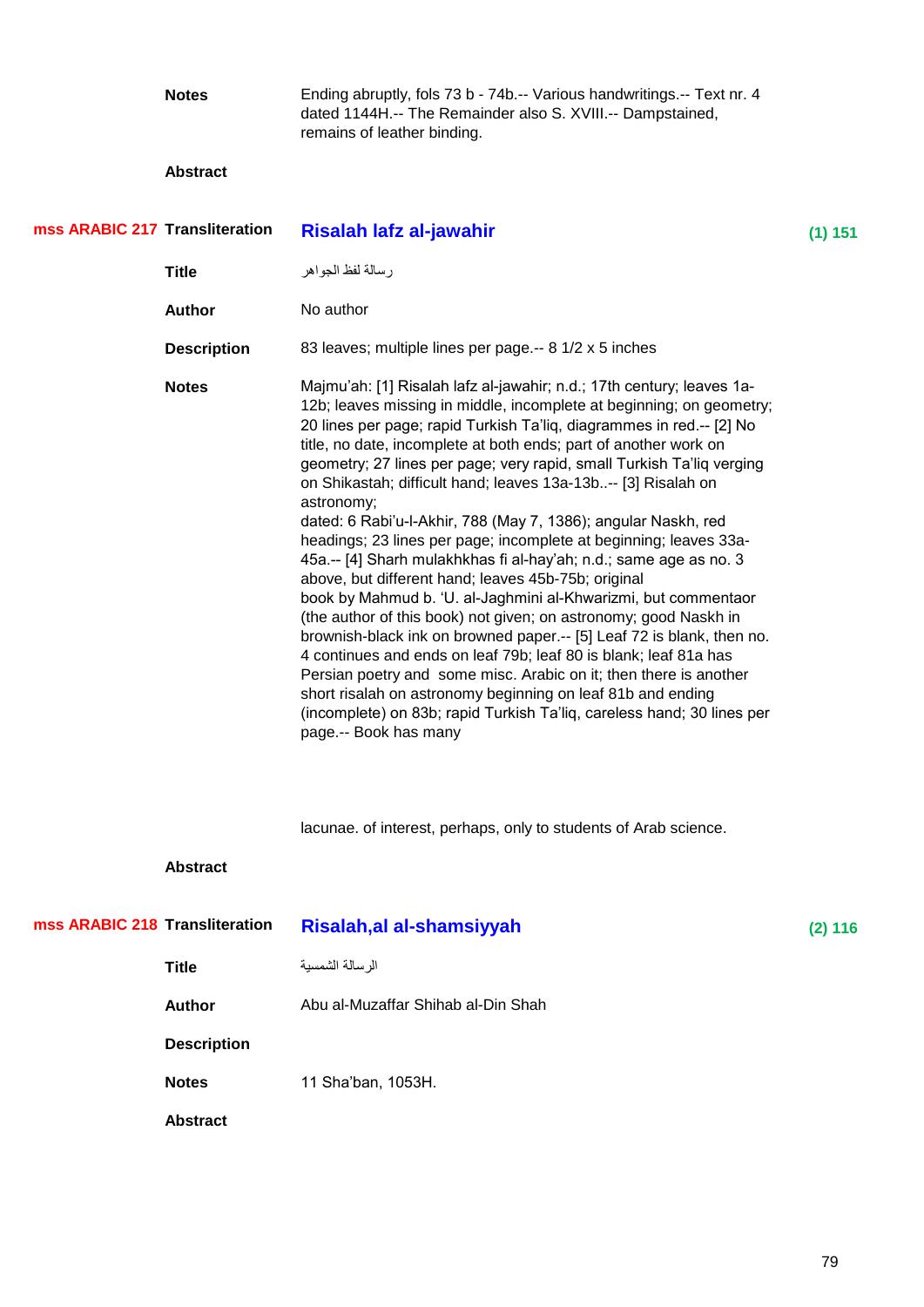**Notes** Ending abruptly, fols 73 b - 74b.-- Various handwritings.-- Text nr. 4 dated 1144H.-- The Remainder also S. XVIII.-- Dampstained, remains of leather binding.

**Abstract**

**mss ARABIC 217** **Transliteration** **Risalah lafz al-jawahir** **(1) 151**

**Title** رسالة لفظ الجواهر

**Author** No author

**Description** 83 leaves; multiple lines per page.-- 8 1/2 x 5 inches

**Notes** Majmu'ah: [1] Risalah lafz al-jawahir; n.d.; 17th century; leaves 1a-12b; leaves missing in middle, incomplete at beginning; on geometry; 20 lines per page; rapid Turkish Ta'liq, diagrammes in red.-- [2] No title, no date, incomplete at both ends; part of another work on geometry; 27 lines per page; very rapid, small Turkish Ta'liq verging on Shikastah; difficult hand; leaves 13a-13b..-- [3] Risalah on astronomy;
dated: 6 Rabi'u-l-Akhir, 788 (May 7, 1386); angular Naskh, red headings; 23 lines per page; incomplete at beginning; leaves 33a-45a.-- [4] Sharh mulakhkhas fi al-hay'ah; n.d.; same age as no. 3 above, but different hand; leaves 45b-75b; original
book by Mahmud b. 'U. al-Jaghmini al-Khwarizmi, but commentaor (the author of this book) not given; on astronomy; good Naskh in brownish-black ink on browned paper.-- [5] Leaf 72 is blank, then no. 4 continues and ends on leaf 79b; leaf 80 is blank; leaf 81a has Persian poetry and some misc. Arabic on it; then there is another short risalah on astronomy beginning on leaf 81b and ending (incomplete) on 83b; rapid Turkish Ta'liq, careless hand; 30 lines per page.-- Book has many

lacunae. of interest, perhaps, only to students of Arab science.

**Abstract**

**mss ARABIC 218** **Transliteration** **Risalah,al al-shamsiyyah** **(2) 116**

**Title** الرسالة الشمسية

**Author** Abu al-Muzaffar Shihab al-Din Shah

**Description**

**Notes** 11 Sha'ban, 1053H.

**Abstract**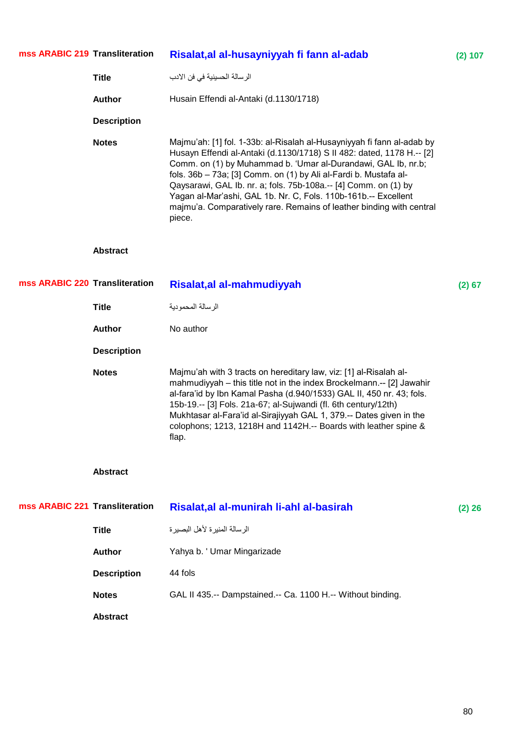**mss ARABIC 219** **Transliteration** **Risalat,al al-husayniyyah fi fann al-adab** **(2) 107**

**Title** الرسالة الحسينية في فن الادب

**Author** Husain Effendi al-Antaki (d.1130/1718)

**Description**

**Notes** Majmu'ah: [1] fol. 1-33b: al-Risalah al-Husayniyyah fi fann al-adab by Husayn Effendi al-Antaki (d.1130/1718) S II 482: dated, 1178 H.-- [2] Comm. on (1) by Muhammad b. 'Umar al-Durandawi, GAL Ib, nr.b; fols. 36b – 73a; [3] Comm. on (1) by Ali al-Fardi b. Mustafa al-Qaysarawi, GAL Ib. nr. a; fols. 75b-108a.-- [4] Comm. on (1) by Yagan al-Mar'ashi, GAL 1b. Nr. C, Fols. 110b-161b.-- Excellent majmu'a. Comparatively rare. Remains of leather binding with central piece.

**Abstract**

**mss ARABIC 220** **Transliteration** **Risalat,al al-mahmudiyyah** **(2) 67**

**Title** الرسالة المحمودية

**Author** No author

**Description**

**Notes** Majmu'ah with 3 tracts on hereditary law, viz: [1] al-Risalah al-mahmudiyyah – this title not in the index Brockelmann.-- [2] Jawahir al-fara'id by Ibn Kamal Pasha (d.940/1533) GAL II, 450 nr. 43; fols. 15b-19.-- [3] Fols. 21a-67; al-Sujwandi (fl. 6th century/12th) Mukhtasar al-Fara'id al-Sirajiyyah GAL 1, 379.-- Dates given in the colophons; 1213, 1218H and 1142H.-- Boards with leather spine & flap.

**Abstract**

**mss ARABIC 221** **Transliteration** **Risalat,al al-munirah li-ahl al-basirah** **(2) 26**

**Title** الرسالة المنيرة لأهل البصيرة

**Author** Yahya b. ' Umar Mingarizade

**Description** 44 fols

**Notes** GAL II 435.-- Dampstained.-- Ca. 1100 H.-- Without binding.

**Abstract**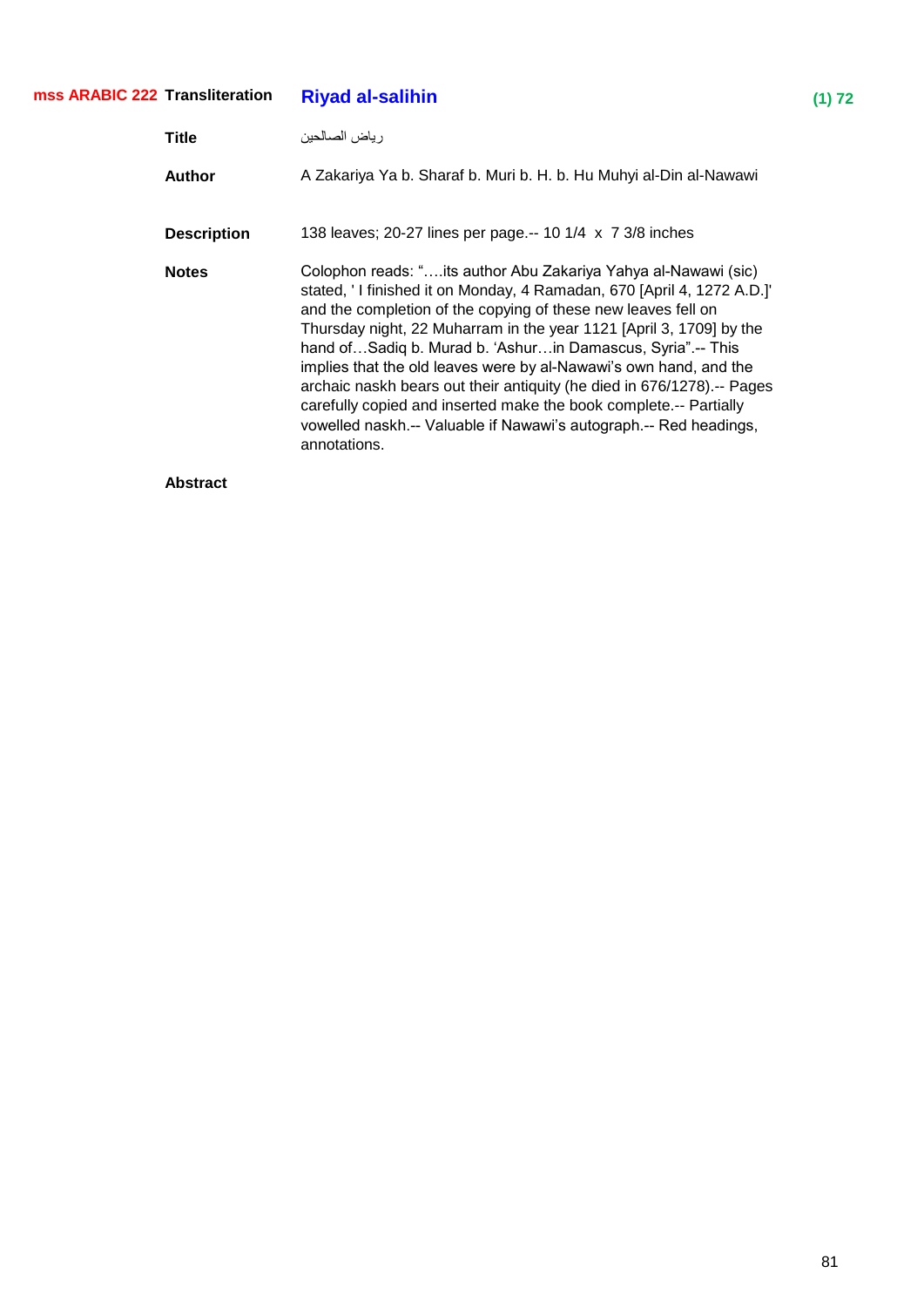**mss ARABIC 222** **Transliteration** **Riyad al-salihin** **(1) 72**

| | |
|---|---|
| **Title** | رياض الصالحين |
| **Author** | A Zakariya Ya b. Sharaf b. Muri b. H. b. Hu Muhyi al-Din al-Nawawi |
| **Description** | 138 leaves; 20-27 lines per page.-- 10 1/4 x 7 3/8 inches |
| **Notes** | Colophon reads: "….its author Abu Zakariya Yahya al-Nawawi (sic) stated, ' I finished it on Monday, 4 Ramadan, 670 [April 4, 1272 A.D.]' and the completion of the copying of these new leaves fell on Thursday night, 22 Muharram in the year 1121 [April 3, 1709] by the hand of…Sadiq b. Murad b. 'Ashur…in Damascus, Syria".-- This implies that the old leaves were by al-Nawawi's own hand, and the archaic naskh bears out their antiquity (he died in 676/1278).-- Pages carefully copied and inserted make the book complete.-- Partially vowelled naskh.-- Valuable if Nawawi's autograph.-- Red headings, annotations. |
| **Abstract** | |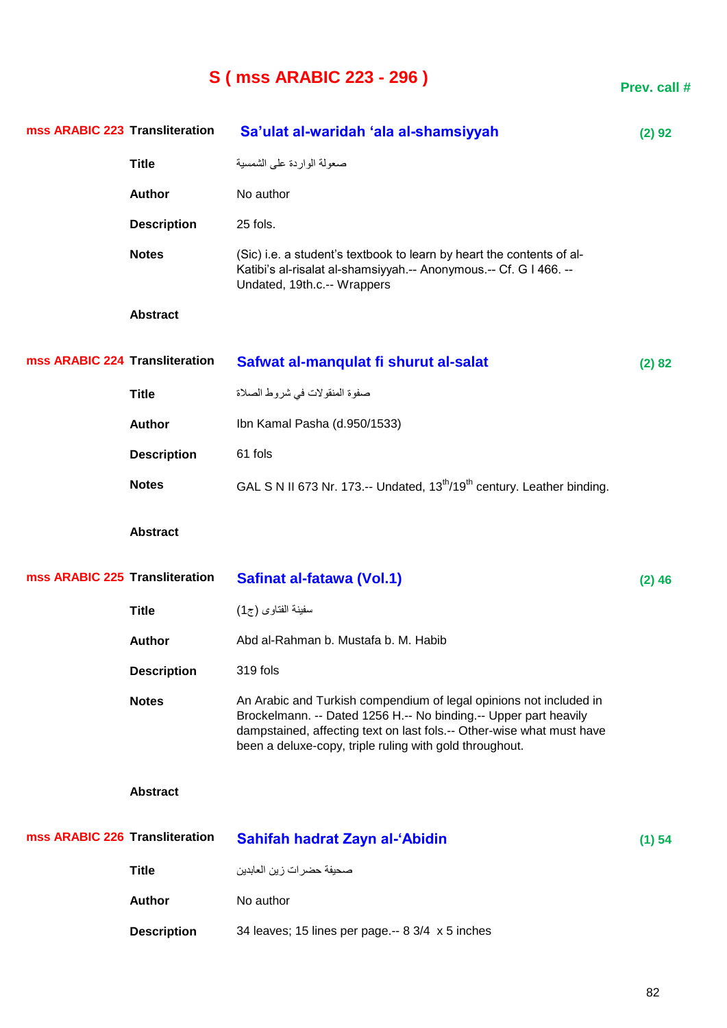# S ( mss ARABIC 223 - 296 )

**Prev. call #**

| | | | |
|---|---|---|---|
| **mss ARABIC 223** | **Transliteration** | **Sa'ulat al-waridah 'ala al-shamsiyyah** | **(2) 92** |
| | **Title** | صعولة الواردة على الشمسية | |
| | **Author** | No author | |
| | **Description** | 25 fols. | |
| | **Notes** | (Sic) i.e. a student's textbook to learn by heart the contents of al-Katibi's al-risalat al-shamsiyyah.-- Anonymous.-- Cf. G I 466. -- Undated, 19th.c.-- Wrappers | |
| | **Abstract** | | |
| **mss ARABIC 224** | **Transliteration** | **Safwat al-manqulat fi shurut al-salat** | **(2) 82** |
| | **Title** | صفوة المنقولات في شروط الصلاة | |
| | **Author** | Ibn Kamal Pasha (d.950/1533) | |
| | **Description** | 61 fols | |
| | **Notes** | GAL S N II 673 Nr. 173.-- Undated, 13th/19th century. Leather binding. | |
| | **Abstract** | | |
| **mss ARABIC 225** | **Transliteration** | **Safinat al-fatawa (Vol.1)** | **(2) 46** |
| | **Title** | سفينة الفتاوى (ج1) | |
| | **Author** | Abd al-Rahman b. Mustafa b. M. Habib | |
| | **Description** | 319 fols | |
| | **Notes** | An Arabic and Turkish compendium of legal opinions not included in Brockelmann. -- Dated 1256 H.-- No binding.-- Upper part heavily dampstained, affecting text on last fols.-- Other-wise what must have been a deluxe-copy, triple ruling with gold throughout. | |
| | **Abstract** | | |
| **mss ARABIC 226** | **Transliteration** | **Sahifah hadrat Zayn al-'Abidin** | **(1) 54** |
| | **Title** | صحيفة حضرات زين العابدين | |
| | **Author** | No author | |
| | **Description** | 34 leaves; 15 lines per page.-- 8 3/4 x 5 inches | |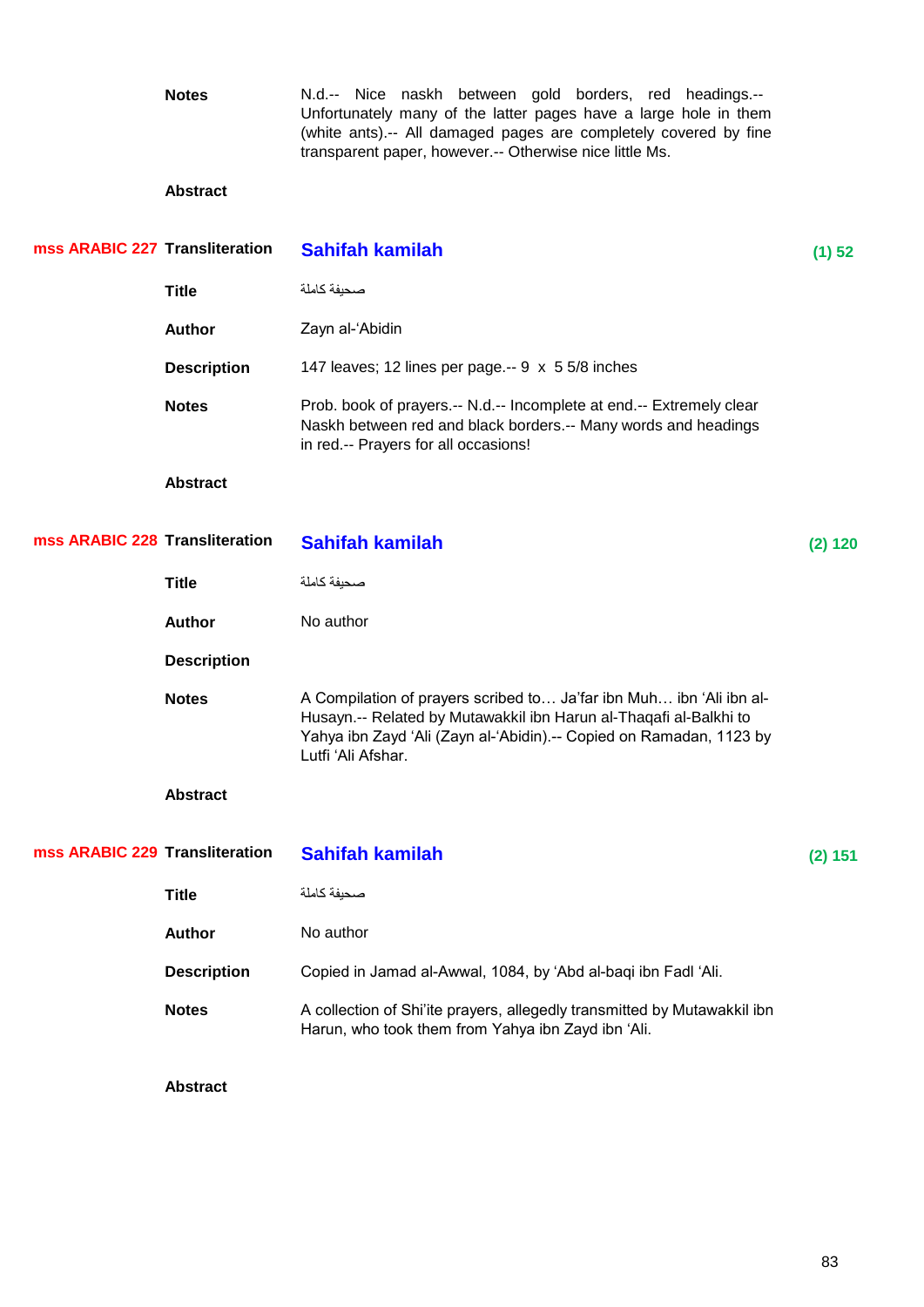**Notes** N.d.-- Nice naskh between gold borders, red headings.-- Unfortunately many of the latter pages have a large hole in them (white ants).-- All damaged pages are completely covered by fine transparent paper, however.-- Otherwise nice little Ms.

**Abstract**

**mss ARABIC 227** **Transliteration** **Sahifah kamilah** **(1) 52**

**Title** صحيفة كاملة

**Author** Zayn al-'Abidin

**Description** 147 leaves; 12 lines per page.-- 9 x 5 5/8 inches

**Notes** Prob. book of prayers.-- N.d.-- Incomplete at end.-- Extremely clear Naskh between red and black borders.-- Many words and headings in red.-- Prayers for all occasions!

**Abstract**

**mss ARABIC 228** **Transliteration** **Sahifah kamilah** **(2) 120**

**Title** صحيفة كاملة

**Author** No author

**Description**

**Notes** A Compilation of prayers scribed to… Ja'far ibn Muh… ibn 'Ali ibn al-Husayn.-- Related by Mutawakkil ibn Harun al-Thaqafi al-Balkhi to Yahya ibn Zayd 'Ali (Zayn al-'Abidin).-- Copied on Ramadan, 1123 by Lutfi 'Ali Afshar.

**Abstract**

**mss ARABIC 229** **Transliteration** **Sahifah kamilah** **(2) 151**

**Title** صحيفة كاملة

**Author** No author

**Description** Copied in Jamad al-Awwal, 1084, by 'Abd al-baqi ibn Fadl 'Ali.

**Notes** A collection of Shi'ite prayers, allegedly transmitted by Mutawakkil ibn Harun, who took them from Yahya ibn Zayd ibn 'Ali.

**Abstract**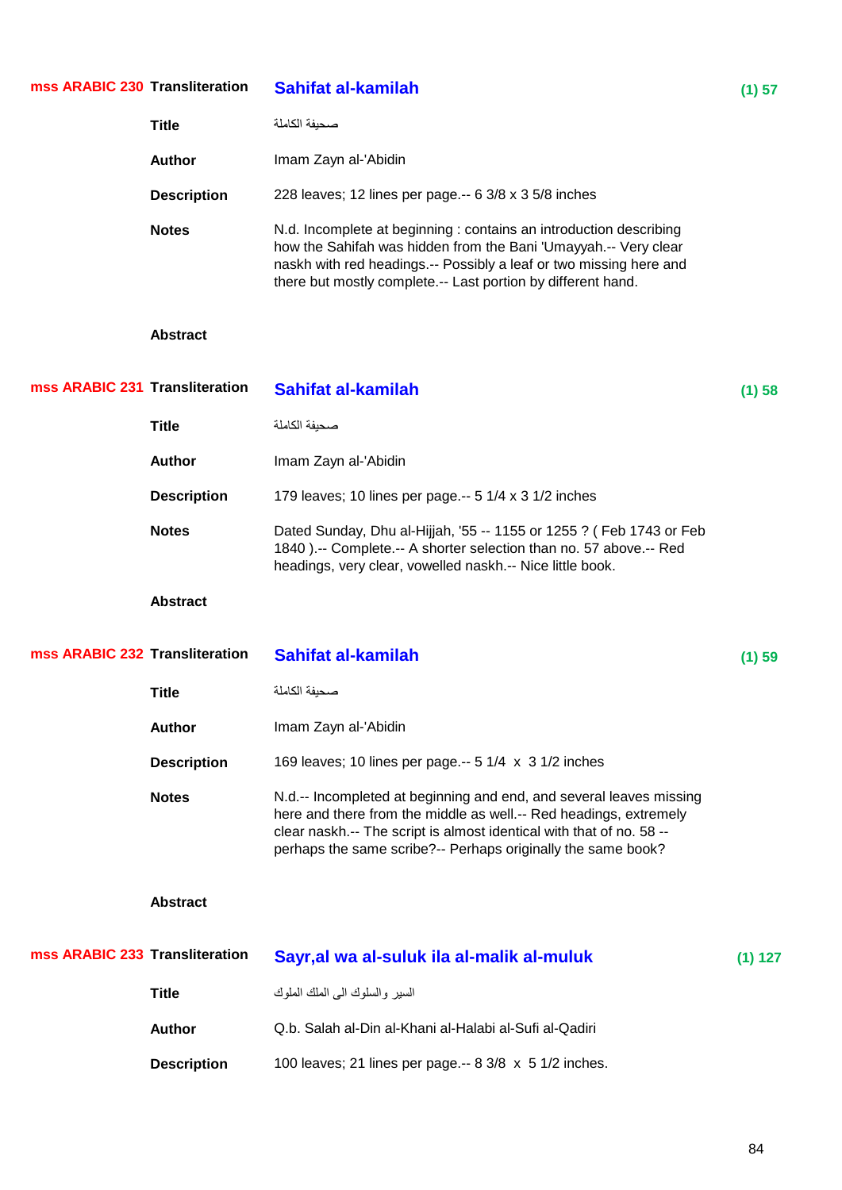**mss ARABIC 230** **Transliteration** **Sahifat al-kamilah** **(1) 57**

**Title** صحيفة الكاملة

**Author** Imam Zayn al-'Abidin

**Description** 228 leaves; 12 lines per page.-- 6 3/8 x 3 5/8 inches

**Notes** N.d. Incomplete at beginning : contains an introduction describing how the Sahifah was hidden from the Bani 'Umayyah.-- Very clear naskh with red headings.-- Possibly a leaf or two missing here and there but mostly complete.-- Last portion by different hand.

**Abstract**

**mss ARABIC 231** **Transliteration** **Sahifat al-kamilah** **(1) 58**

**Title** صحيفة الكاملة

**Author** Imam Zayn al-'Abidin

**Description** 179 leaves; 10 lines per page.-- 5 1/4 x 3 1/2 inches

**Notes** Dated Sunday, Dhu al-Hijjah, '55 -- 1155 or 1255 ? ( Feb 1743 or Feb 1840 ).-- Complete.-- A shorter selection than no. 57 above.-- Red headings, very clear, vowelled naskh.-- Nice little book.

**Abstract**

**mss ARABIC 232** **Transliteration** **Sahifat al-kamilah** **(1) 59**

**Title** صحيفة الكاملة

**Author** Imam Zayn al-'Abidin

**Description** 169 leaves; 10 lines per page.-- 5 1/4 x 3 1/2 inches

**Notes** N.d.-- Incompleted at beginning and end, and several leaves missing here and there from the middle as well.-- Red headings, extremely clear naskh.-- The script is almost identical with that of no. 58 -- perhaps the same scribe?-- Perhaps originally the same book?

**Abstract**

**mss ARABIC 233** **Transliteration** **Sayr,al wa al-suluk ila al-malik al-muluk** **(1) 127**

**Title** السير والسلوك الى الملك الملوك

**Author** Q.b. Salah al-Din al-Khani al-Halabi al-Sufi al-Qadiri

**Description** 100 leaves; 21 lines per page.-- 8 3/8 x 5 1/2 inches.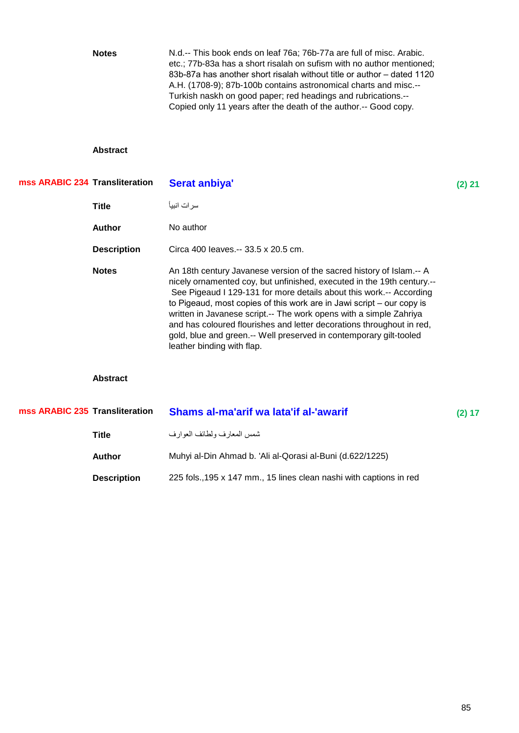**Notes** N.d.-- This book ends on leaf 76a; 76b-77a are full of misc. Arabic. etc.; 77b-83a has a short risalah on sufism with no author mentioned; 83b-87a has another short risalah without title or author – dated 1120 A.H. (1708-9); 87b-100b contains astronomical charts and misc.-- Turkish naskh on good paper; red headings and rubrications.-- Copied only 11 years after the death of the author.-- Good copy.

**Abstract**

**mss ARABIC 234** **Transliteration** **Serat anbiya'** **(2) 21**

**Title** سرات انبيأ

**Author** No author

**Description** Circa 400 leaves.-- 33.5 x 20.5 cm.

**Notes** An 18th century Javanese version of the sacred history of Islam.-- A nicely ornamented coy, but unfinished, executed in the 19th century.-- See Pigeaud I 129-131 for more details about this work.-- According to Pigeaud, most copies of this work are in Jawi script – our copy is written in Javanese script.-- The work opens with a simple Zahriya and has coloured flourishes and letter decorations throughout in red, gold, blue and green.-- Well preserved in contemporary gilt-tooled leather binding with flap.

**Abstract**

**mss ARABIC 235** **Transliteration** **Shams al-ma'arif wa lata'if al-'awarif** **(2) 17**

**Title** شمس المعارف ولطائف العوارف

**Author** Muhyi al-Din Ahmad b. 'Ali al-Qorasi al-Buni (d.622/1225)

**Description** 225 fols.,195 x 147 mm., 15 lines clean nashi with captions in red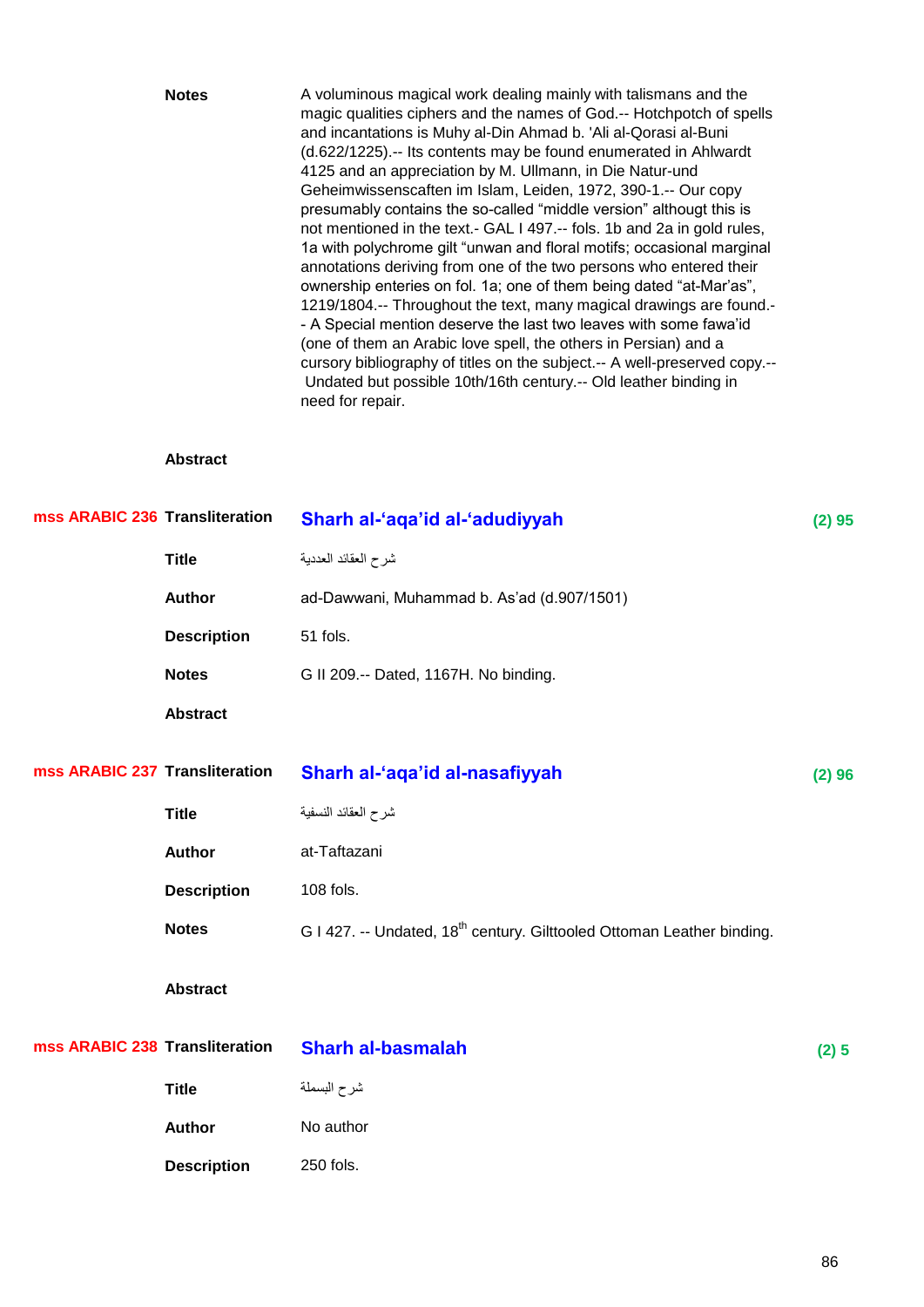**Notes** A voluminous magical work dealing mainly with talismans and the magic qualities ciphers and the names of God.-- Hotchpotch of spells and incantations is Muhy al-Din Ahmad b. 'Ali al-Qorasi al-Buni (d.622/1225).-- Its contents may be found enumerated in Ahlwardt 4125 and an appreciation by M. Ullmann, in Die Natur-und Geheimwissenscaften im Islam, Leiden, 1972, 390-1.-- Our copy presumably contains the so-called "middle version" althougt this is not mentioned in the text.- GAL I 497.-- fols. 1b and 2a in gold rules, 1a with polychrome gilt "unwan and floral motifs; occasional marginal annotations deriving from one of the two persons who entered their ownership enteries on fol. 1a; one of them being dated "at-Mar'as", 1219/1804.-- Throughout the text, many magical drawings are found.-- A Special mention deserve the last two leaves with some fawa'id (one of them an Arabic love spell, the others in Persian) and a cursory bibliography of titles on the subject.-- A well-preserved copy.-- Undated but possible 10th/16th century.-- Old leather binding in need for repair.

**Abstract**

**mss ARABIC 236** **Transliteration** **Sharh al-'aqa'id al-'adudiyyah** **(2) 95**

**Title** شرح العقائد العددية

**Author** ad-Dawwani, Muhammad b. As'ad (d.907/1501)

**Description** 51 fols.

**Notes** G II 209.-- Dated, 1167H. No binding.

**Abstract**

**mss ARABIC 237** **Transliteration** **Sharh al-'aqa'id al-nasafiyyah** **(2) 96**

**Title** شرح العقائد النسفية

**Author** at-Taftazani

**Description** 108 fols.

**Notes** G I 427. -- Undated, 18th century. Gilttooled Ottoman Leather binding.

**Abstract**

**mss ARABIC 238** **Transliteration** **Sharh al-basmalah** **(2) 5**

**Title** شرح البسملة

**Author** No author

**Description** 250 fols.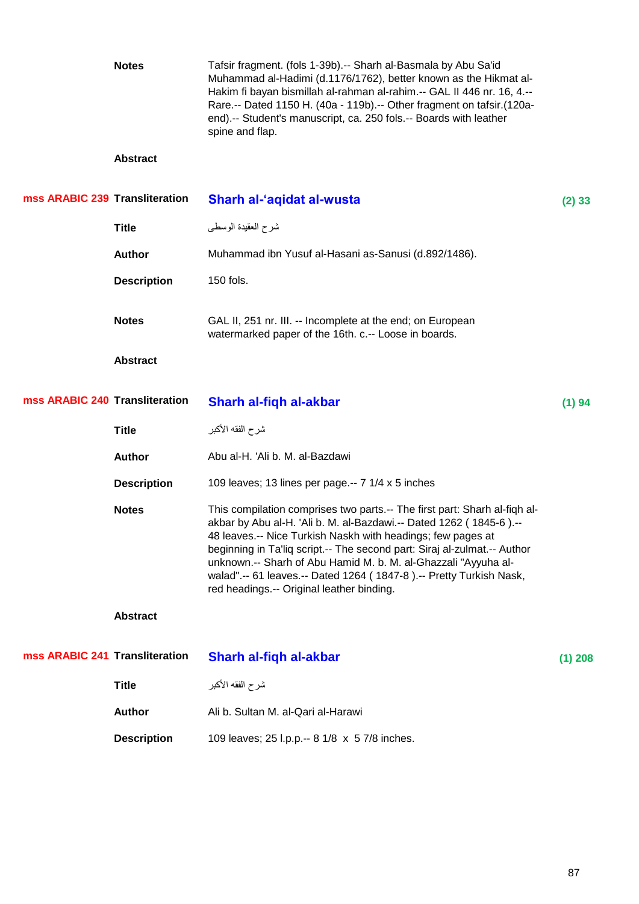**Notes** Tafsir fragment. (fols 1-39b).-- Sharh al-Basmala by Abu Sa'id Muhammad al-Hadimi (d.1176/1762), better known as the Hikmat al-Hakim fi bayan bismillah al-rahman al-rahim.-- GAL II 446 nr. 16, 4.-- Rare.-- Dated 1150 H. (40a - 119b).-- Other fragment on tafsir.(120a-end).-- Student's manuscript, ca. 250 fols.-- Boards with leather spine and flap.

**Abstract**

**mss ARABIC 239** **Transliteration** **Sharh al-‘aqidat al-wusta** **(2) 33**

**Title** شرح العقيدة الوسطى

**Author** Muhammad ibn Yusuf al-Hasani as-Sanusi (d.892/1486).

**Description** 150 fols.

**Notes** GAL II, 251 nr. III. -- Incomplete at the end; on European watermarked paper of the 16th. c.-- Loose in boards.

**Abstract**

**mss ARABIC 240** **Transliteration** **Sharh al-fiqh al-akbar** **(1) 94**

**Title** شرح الفقه الأكبر

**Author** Abu al-H. 'Ali b. M. al-Bazdawi

**Description** 109 leaves; 13 lines per page.-- 7 1/4 x 5 inches

**Notes** This compilation comprises two parts.-- The first part: Sharh al-fiqh al-akbar by Abu al-H. 'Ali b. M. al-Bazdawi.-- Dated 1262 ( 1845-6 ).-- 48 leaves.-- Nice Turkish Naskh with headings; few pages at beginning in Ta'liq script.-- The second part: Siraj al-zulmat.-- Author unknown.-- Sharh of Abu Hamid M. b. M. al-Ghazzali "Ayyuha al-walad".-- 61 leaves.-- Dated 1264 ( 1847-8 ).-- Pretty Turkish Nask, red headings.-- Original leather binding.

**Abstract**

**mss ARABIC 241** **Transliteration** **Sharh al-fiqh al-akbar** **(1) 208**

**Title** شرح الفقه الأكبر

**Author** Ali b. Sultan M. al-Qari al-Harawi

**Description** 109 leaves; 25 l.p.p.-- 8 1/8 x 5 7/8 inches.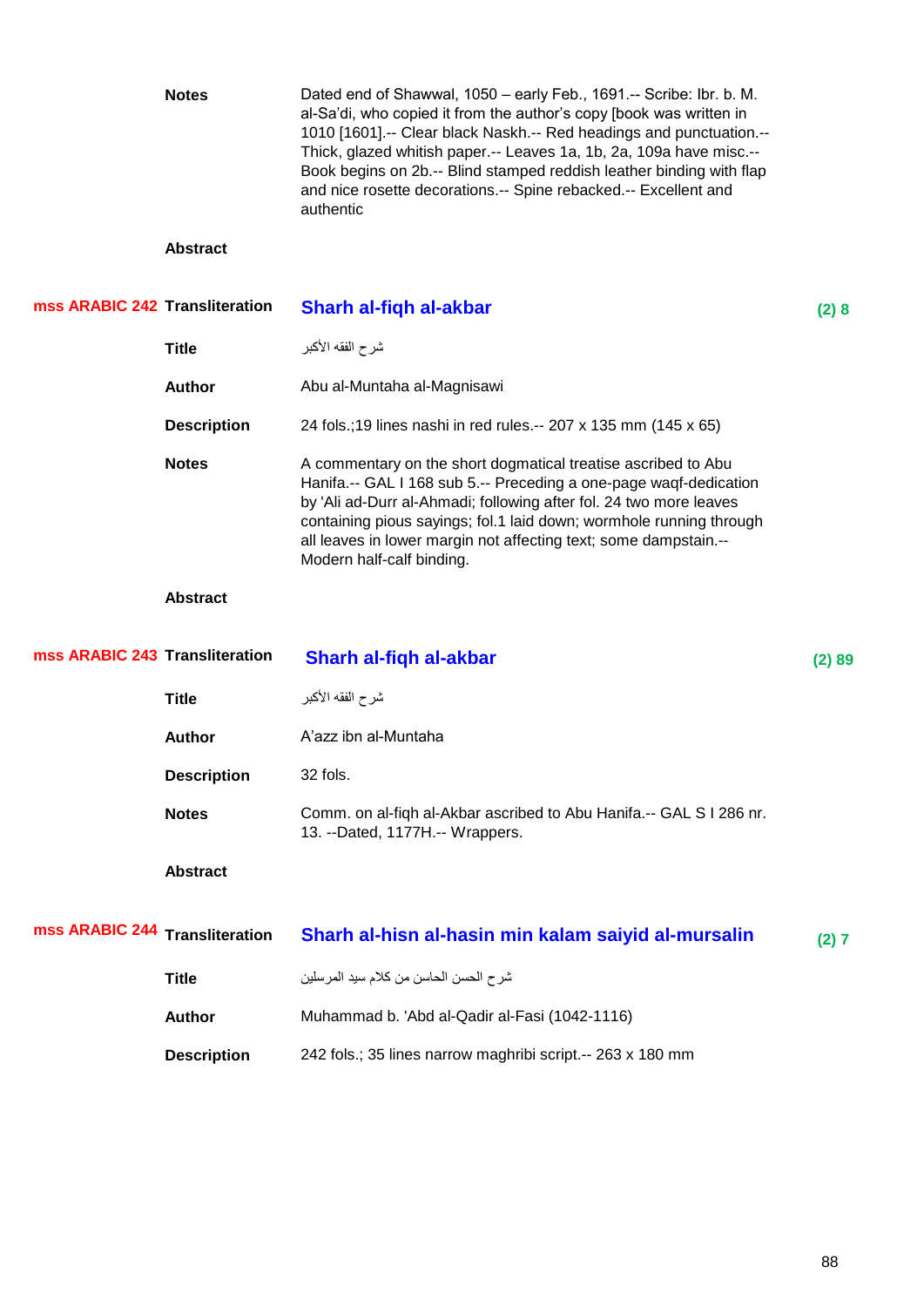**Notes** Dated end of Shawwal, 1050 – early Feb., 1691.-- Scribe: Ibr. b. M. al-Sa'di, who copied it from the author's copy [book was written in 1010 [1601].-- Clear black Naskh.-- Red headings and punctuation.-- Thick, glazed whitish paper.-- Leaves 1a, 1b, 2a, 109a have misc.-- Book begins on 2b.-- Blind stamped reddish leather binding with flap and nice rosette decorations.-- Spine rebacked.-- Excellent and authentic

**Abstract**

---

**mss ARABIC 242** **Transliteration** **Sharh al-fiqh al-akbar** (2) 8

**Title** شرح الفقه الأكبر

**Author** Abu al-Muntaha al-Magnisawi

**Description** 24 fols.;19 lines nashi in red rules.-- 207 x 135 mm (145 x 65)

**Notes** A commentary on the short dogmatical treatise ascribed to Abu Hanifa.-- GAL I 168 sub 5.-- Preceding a one-page waqf-dedication by 'Ali ad-Durr al-Ahmadi; following after fol. 24 two more leaves containing pious sayings; fol.1 laid down; wormhole running through all leaves in lower margin not affecting text; some dampstain.-- Modern half-calf binding.

**Abstract**

---

**mss ARABIC 243** **Transliteration** **Sharh al-fiqh al-akbar** (2) 89

**Title** شرح الفقه الأكبر

**Author** A'azz ibn al-Muntaha

**Description** 32 fols.

**Notes** Comm. on al-fiqh al-Akbar ascribed to Abu Hanifa.-- GAL S I 286 nr. 13. --Dated, 1177H.-- Wrappers.

**Abstract**

---

**mss ARABIC 244** **Transliteration** **Sharh al-hisn al-hasin min kalam saiyid al-mursalin** (2) 7

**Title** شرح الحسن الحاسن من كلام سيد المرسلين

**Author** Muhammad b. 'Abd al-Qadir al-Fasi (1042-1116)

**Description** 242 fols.; 35 lines narrow maghribi script.-- 263 x 180 mm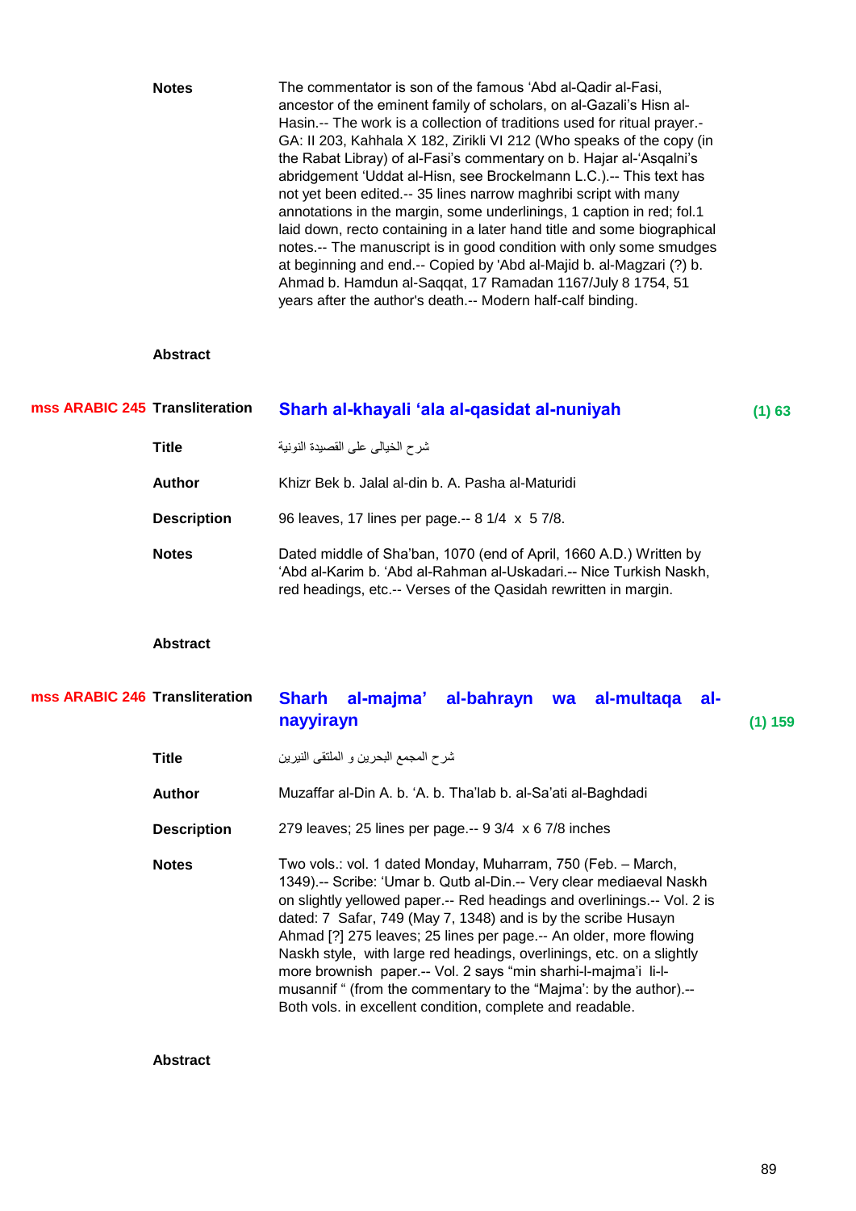**Notes**

The commentator is son of the famous ‘Abd al-Qadir al-Fasi, ancestor of the eminent family of scholars, on al-Gazali’s Hisn al-Hasin.-- The work is a collection of traditions used for ritual prayer.-GA: II 203, Kahhala X 182, Zirikli VI 212 (Who speaks of the copy (in the Rabat Libray) of al-Fasi’s commentary on b. Hajar al-‘Asqalni’s abridgement ‘Uddat al-Hisn, see Brockelmann L.C.).-- This text has not yet been edited.-- 35 lines narrow maghribi script with many annotations in the margin, some underlinings, 1 caption in red; fol.1 laid down, recto containing in a later hand title and some biographical notes.-- The manuscript is in good condition with only some smudges at beginning and end.-- Copied by 'Abd al-Majid b. al-Magzari (?) b. Ahmad b. Hamdun al-Saqqat, 17 Ramadan 1167/July 8 1754, 51 years after the author's death.-- Modern half-calf binding.

**Abstract**

---

**mss ARABIC 245**

**Transliteration** — **Sharh al-khayali ‘ala al-qasidat al-nuniyah** — **(1) 63**

**Title**

شرح الخيالى على القصيدة النونية

**Author**

Khizr Bek b. Jalal al-din b. A. Pasha al-Maturidi

**Description**

96 leaves, 17 lines per page.-- 8 1/4 x 5 7/8.

**Notes**

Dated middle of Sha’ban, 1070 (end of April, 1660 A.D.) Written by ‘Abd al-Karim b. ‘Abd al-Rahman al-Uskadari.-- Nice Turkish Naskh, red headings, etc.-- Verses of the Qasidah rewritten in margin.

**Abstract**

---

**mss ARABIC 246**

**Transliteration** — **Sharh al-majma’ al-bahrayn wa al-multaqa al-nayyirayn** — **(1) 159**

**Title**

شرح المجمع البحرين و الملتقى النيرين

**Author**

Muzaffar al-Din A. b. ‘A. b. Tha’lab b. al-Sa’ati al-Baghdadi

**Description**

279 leaves; 25 lines per page.-- 9 3/4 x 6 7/8 inches

**Notes**

Two vols.: vol. 1 dated Monday, Muharram, 750 (Feb. – March, 1349).-- Scribe: ‘Umar b. Qutb al-Din.-- Very clear mediaeval Naskh on slightly yellowed paper.-- Red headings and overlinings.-- Vol. 2 is dated: 7 Safar, 749 (May 7, 1348) and is by the scribe Husayn Ahmad [?] 275 leaves; 25 lines per page.-- An older, more flowing Naskh style, with large red headings, overlinings, etc. on a slightly more brownish paper.-- Vol. 2 says “min sharhi-l-majma’i li-l-musannif “ (from the commentary to the “Majma’: by the author).-- Both vols. in excellent condition, complete and readable.

**Abstract**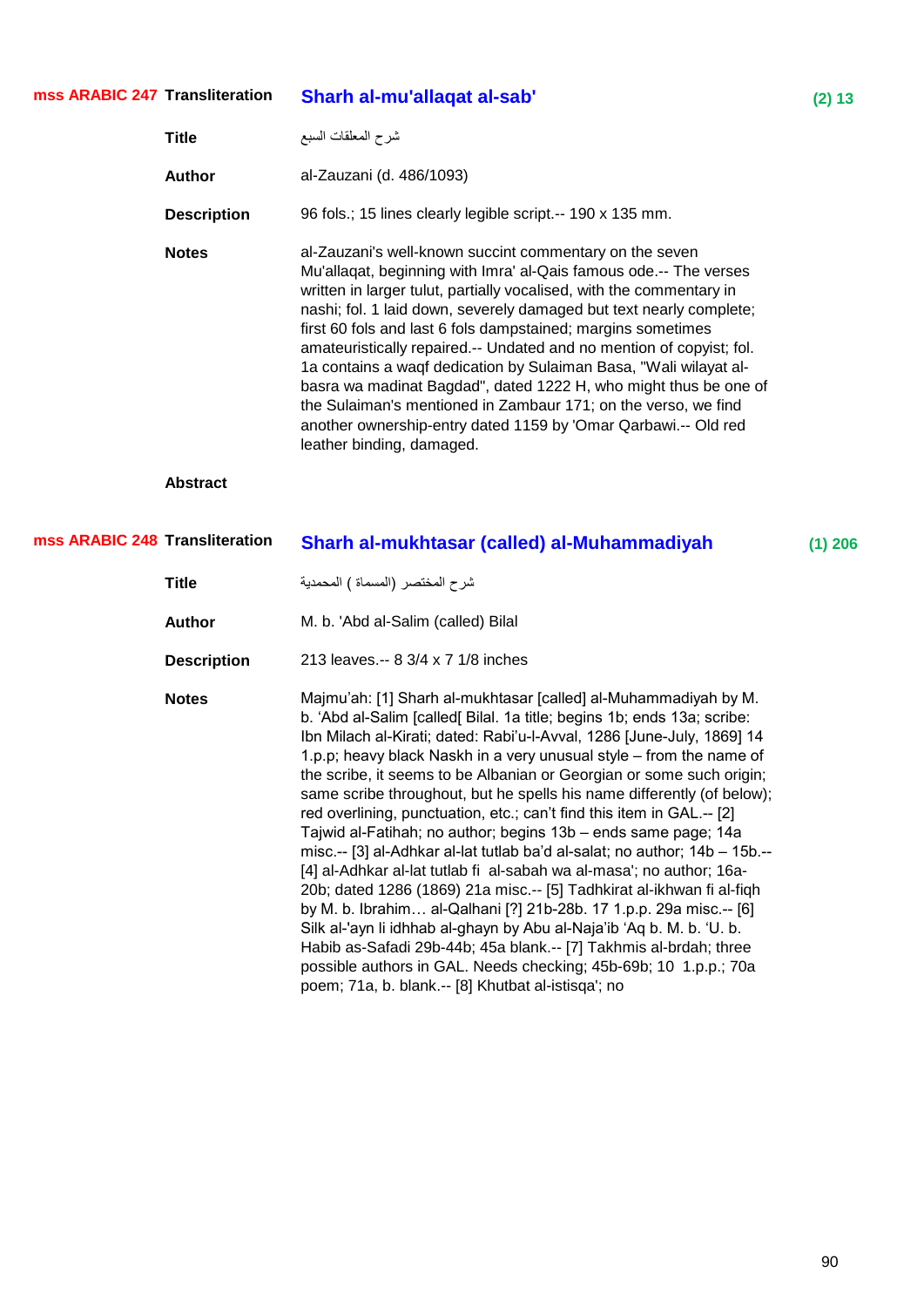**mss ARABIC 247** **Transliteration** **Sharh al-mu'allaqat al-sab'** **(2) 13**

**Title** شرح المعلقات السبع

**Author** al-Zauzani (d. 486/1093)

**Description** 96 fols.; 15 lines clearly legible script.-- 190 x 135 mm.

**Notes** al-Zauzani's well-known succint commentary on the seven Mu'allaqat, beginning with Imra' al-Qais famous ode.-- The verses written in larger tulut, partially vocalised, with the commentary in nashi; fol. 1 laid down, severely damaged but text nearly complete; first 60 fols and last 6 fols dampstained; margins sometimes amateuristically repaired.-- Undated and no mention of copyist; fol. 1a contains a waqf dedication by Sulaiman Basa, "Wali wilayat al-basra wa madinat Bagdad", dated 1222 H, who might thus be one of the Sulaiman's mentioned in Zambaur 171; on the verso, we find another ownership-entry dated 1159 by 'Omar Qarbawi.-- Old red leather binding, damaged.

**Abstract**

**mss ARABIC 248** **Transliteration** **Sharh al-mukhtasar (called) al-Muhammadiyah** **(1) 206**

**Title** شرح المختصر (المسماة ) المحمدية

**Author** M. b. 'Abd al-Salim (called) Bilal

**Description** 213 leaves.-- 8 3/4 x 7 1/8 inches

**Notes** Majmu'ah: [1] Sharh al-mukhtasar [called] al-Muhammadiyah by M. b. ‘Abd al-Salim [called[ Bilal. 1a title; begins 1b; ends 13a; scribe: Ibn Milach al-Kirati; dated: Rabi'u-l-Avval, 1286 [June-July, 1869] 14 1.p.p; heavy black Naskh in a very unusual style – from the name of the scribe, it seems to be Albanian or Georgian or some such origin; same scribe throughout, but he spells his name differently (of below); red overlining, punctuation, etc.; can't find this item in GAL.-- [2] Tajwid al-Fatihah; no author; begins 13b – ends same page; 14a misc.-- [3] al-Adhkar al-lat tutlab ba'd al-salat; no author; 14b – 15b.-- [4] al-Adhkar al-lat tutlab fi al-sabah wa al-masa'; no author; 16a-20b; dated 1286 (1869) 21a misc.-- [5] Tadhkirat al-ikhwan fi al-fiqh by M. b. Ibrahim… al-Qalhani [?] 21b-28b. 17 1.p.p. 29a misc.-- [6] Silk al-'ayn li idhhab al-ghayn by Abu al-Naja'ib ‘Aq b. M. b. ‘U. b. Habib as-Safadi 29b-44b; 45a blank.-- [7] Takhmis al-brdah; three possible authors in GAL. Needs checking; 45b-69b; 10 1.p.p.; 70a poem; 71a, b. blank.-- [8] Khutbat al-istisqa'; no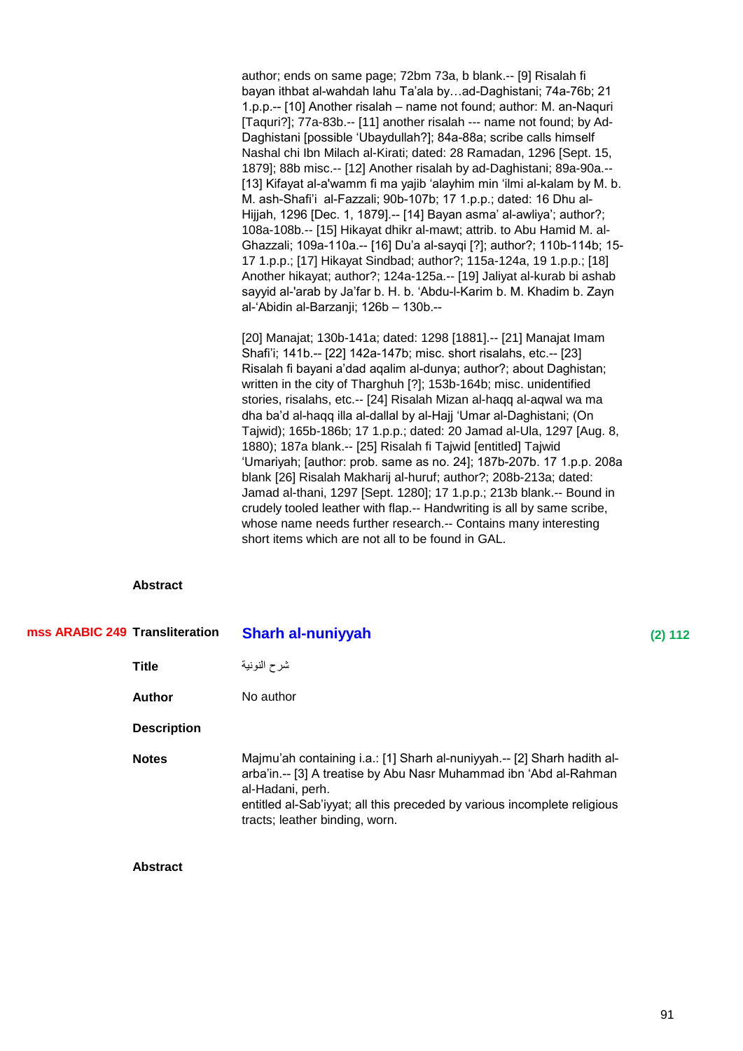author; ends on same page; 72bm 73a, b blank.-- [9] Risalah fi bayan ithbat al-wahdah lahu Ta'ala by…ad-Daghistani; 74a-76b; 21 1.p.p.-- [10] Another risalah – name not found; author: M. an-Naquri [Taquri?]; 77a-83b.-- [11] another risalah --- name not found; by Ad-Daghistani [possible 'Ubaydullah?]; 84a-88a; scribe calls himself Nashal chi Ibn Milach al-Kirati; dated: 28 Ramadan, 1296 [Sept. 15, 1879]; 88b misc.-- [12] Another risalah by ad-Daghistani; 89a-90a.-- [13] Kifayat al-a'wamm fi ma yajib 'alayhim min 'ilmi al-kalam by M. b. M. ash-Shafi'i al-Fazzali; 90b-107b; 17 1.p.p.; dated: 16 Dhu al-Hijjah, 1296 [Dec. 1, 1879].-- [14] Bayan asma' al-awliya'; author?; 108a-108b.-- [15] Hikayat dhikr al-mawt; attrib. to Abu Hamid M. al-Ghazzali; 109a-110a.-- [16] Du'a al-sayqi [?]; author?; 110b-114b; 15-17 1.p.p.; [17] Hikayat Sindbad; author?; 115a-124a, 19 1.p.p.; [18] Another hikayat; author?; 124a-125a.-- [19] Jaliyat al-kurab bi ashab sayyid al-'arab by Ja'far b. H. b. 'Abdu-l-Karim b. M. Khadim b. Zayn al-'Abidin al-Barzanji; 126b – 130b.--

[20] Manajat; 130b-141a; dated: 1298 [1881].-- [21] Manajat Imam Shafi'i; 141b.-- [22] 142a-147b; misc. short risalahs, etc.-- [23] Risalah fi bayani a'dad aqalim al-dunya; author?; about Daghistan; written in the city of Tharghuh [?]; 153b-164b; misc. unidentified stories, risalahs, etc.-- [24] Risalah Mizan al-haqq al-aqwal wa ma dha ba'd al-haqq illa al-dallal by al-Hajj 'Umar al-Daghistani; (On Tajwid); 165b-186b; 17 1.p.p.; dated: 20 Jamad al-Ula, 1297 [Aug. 8, 1880); 187a blank.-- [25] Risalah fi Tajwid [entitled] Tajwid 'Umariyah; [author: prob. same as no. 24]; 187b-207b. 17 1.p.p. 208a blank [26] Risalah Makharij al-huruf; author?; 208b-213a; dated: Jamad al-thani, 1297 [Sept. 1280]; 17 1.p.p.; 213b blank.-- Bound in crudely tooled leather with flap.-- Handwriting is all by same scribe, whose name needs further research.-- Contains many interesting short items which are not all to be found in GAL.

**Abstract**

---

**mss ARABIC 249** **Transliteration** **Sharh al-nuniyyah** **(2) 112**

**Title** شرح النونية

**Author** No author

**Description**

**Notes** Majmu'ah containing i.a.: [1] Sharh al-nuniyyah.-- [2] Sharh hadith al-arba'in.-- [3] A treatise by Abu Nasr Muhammad ibn 'Abd al-Rahman al-Hadani, perh.
entitled al-Sab'iyyat; all this preceded by various incomplete religious tracts; leather binding, worn.

**Abstract**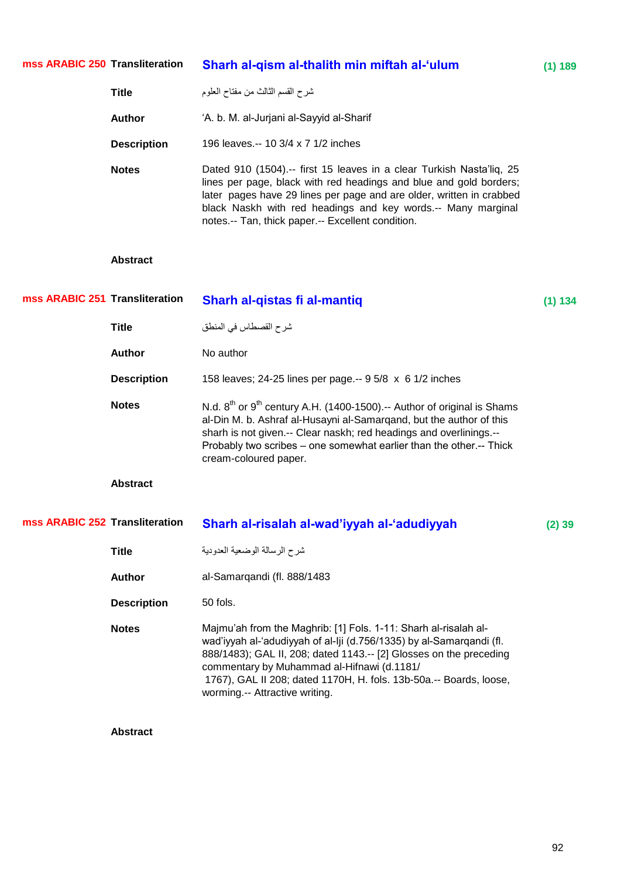**mss ARABIC 250** **Transliteration** **Sharh al-qism al-thalith min miftah al-'ulum** **(1) 189**

**Title** شرح القسم الثالث من مفتاح العلوم

**Author** 'A. b. M. al-Jurjani al-Sayyid al-Sharif

**Description** 196 leaves.-- 10 3/4 x 7 1/2 inches

**Notes** Dated 910 (1504).-- first 15 leaves in a clear Turkish Nasta'liq, 25 lines per page, black with red headings and blue and gold borders; later pages have 29 lines per page and are older, written in crabbed black Naskh with red headings and key words.-- Many marginal notes.-- Tan, thick paper.-- Excellent condition.

**Abstract**

**mss ARABIC 251** **Transliteration** **Sharh al-qistas fi al-mantiq** **(1) 134**

**Title** شرح القصطاس في المنطق

**Author** No author

**Description** 158 leaves; 24-25 lines per page.-- 9 5/8 x 6 1/2 inches

**Notes** N.d. 8th or 9th century A.H. (1400-1500).-- Author of original is Shams al-Din M. b. Ashraf al-Husayni al-Samarqand, but the author of this sharh is not given.-- Clear naskh; red headings and overlinings.-- Probably two scribes – one somewhat earlier than the other.-- Thick cream-coloured paper.

**Abstract**

**mss ARABIC 252** **Transliteration** **Sharh al-risalah al-wad'iyyah al-'adudiyyah** **(2) 39**

**Title** شرح الرسالة الوضعية العدودية

**Author** al-Samarqandi (fl. 888/1483

**Description** 50 fols.

**Notes** Majmu'ah from the Maghrib: [1] Fols. 1-11: Sharh al-risalah al-wad'iyyah al-'adudiyyah of al-Iji (d.756/1335) by al-Samarqandi (fl. 888/1483); GAL II, 208; dated 1143.-- [2] Glosses on the preceding commentary by Muhammad al-Hifnawi (d.1181/ 1767), GAL II 208; dated 1170H, H. fols. 13b-50a.-- Boards, loose, worming.-- Attractive writing.

**Abstract**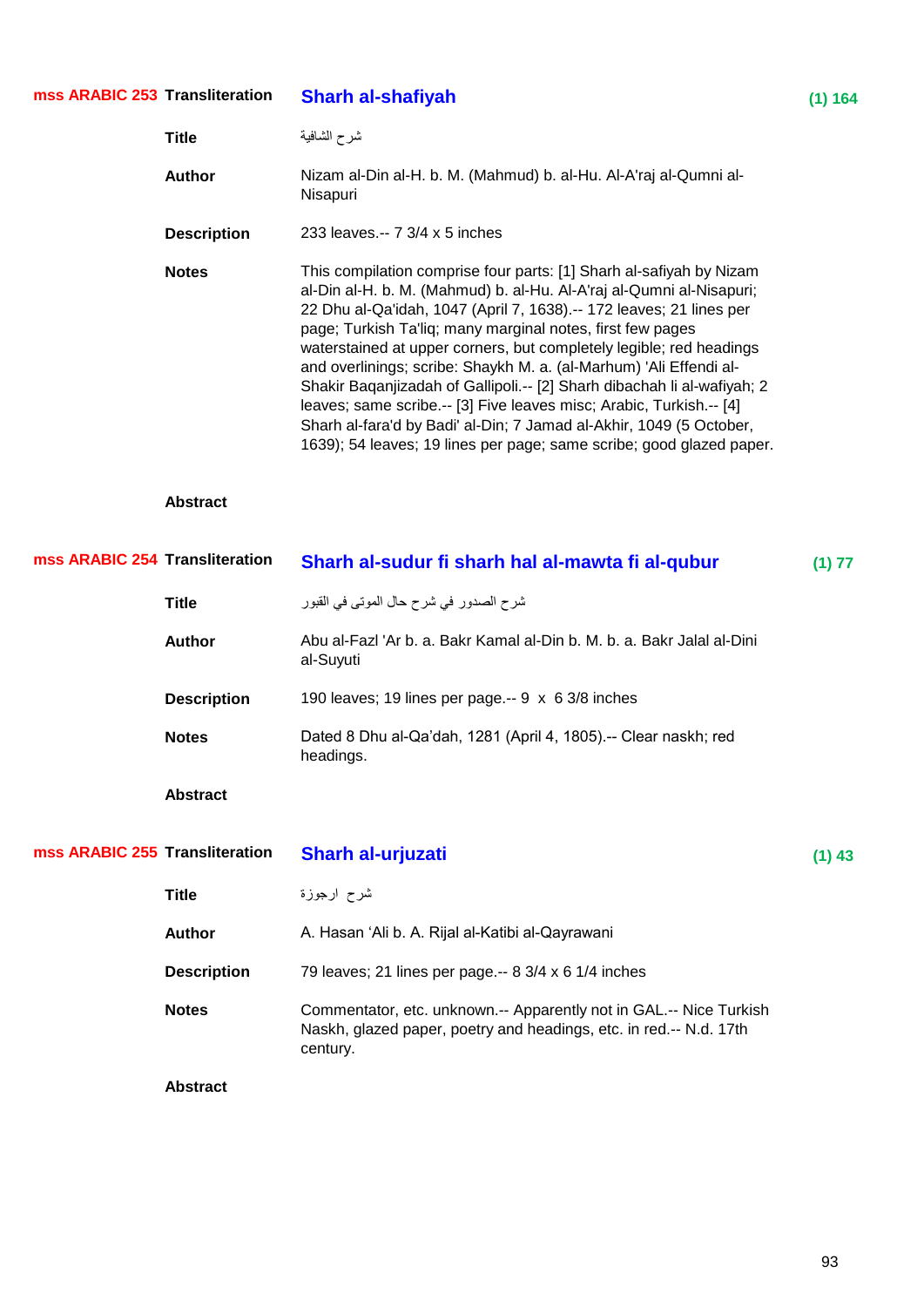**mss ARABIC 253** **Transliteration** **Sharh al-shafiyah** **(1) 164**

**Title** شرح الشافية

**Author** Nizam al-Din al-H. b. M. (Mahmud) b. al-Hu. Al-A'raj al-Qumni al-Nisapuri

**Description** 233 leaves.-- 7 3/4 x 5 inches

**Notes** This compilation comprise four parts: [1] Sharh al-safiyah by Nizam al-Din al-H. b. M. (Mahmud) b. al-Hu. Al-A'raj al-Qumni al-Nisapuri; 22 Dhu al-Qa'idah, 1047 (April 7, 1638).-- 172 leaves; 21 lines per page; Turkish Ta'liq; many marginal notes, first few pages waterstained at upper corners, but completely legible; red headings and overlinings; scribe: Shaykh M. a. (al-Marhum) 'Ali Effendi al-Shakir Baqanjizadah of Gallipoli.-- [2] Sharh dibachah li al-wafiyah; 2 leaves; same scribe.-- [3] Five leaves misc; Arabic, Turkish.-- [4] Sharh al-fara'd by Badi' al-Din; 7 Jamad al-Akhir, 1049 (5 October, 1639); 54 leaves; 19 lines per page; same scribe; good glazed paper.

**Abstract**

**mss ARABIC 254** **Transliteration** **Sharh al-sudur fi sharh hal al-mawta fi al-qubur** **(1) 77**

**Title** شرح الصدور في شرح حال الموتى في القبور

**Author** Abu al-Fazl 'Ar b. a. Bakr Kamal al-Din b. M. b. a. Bakr Jalal al-Dini al-Suyuti

**Description** 190 leaves; 19 lines per page.-- 9 x 6 3/8 inches

**Notes** Dated 8 Dhu al-Qa'dah, 1281 (April 4, 1805).-- Clear naskh; red headings.

**Abstract**

**mss ARABIC 255** **Transliteration** **Sharh al-urjuzati** **(1) 43**

**Title** شرح ارجوزة

**Author** A. Hasan 'Ali b. A. Rijal al-Katibi al-Qayrawani

**Description** 79 leaves; 21 lines per page.-- 8 3/4 x 6 1/4 inches

**Notes** Commentator, etc. unknown.-- Apparently not in GAL.-- Nice Turkish Naskh, glazed paper, poetry and headings, etc. in red.-- N.d. 17th century.

**Abstract**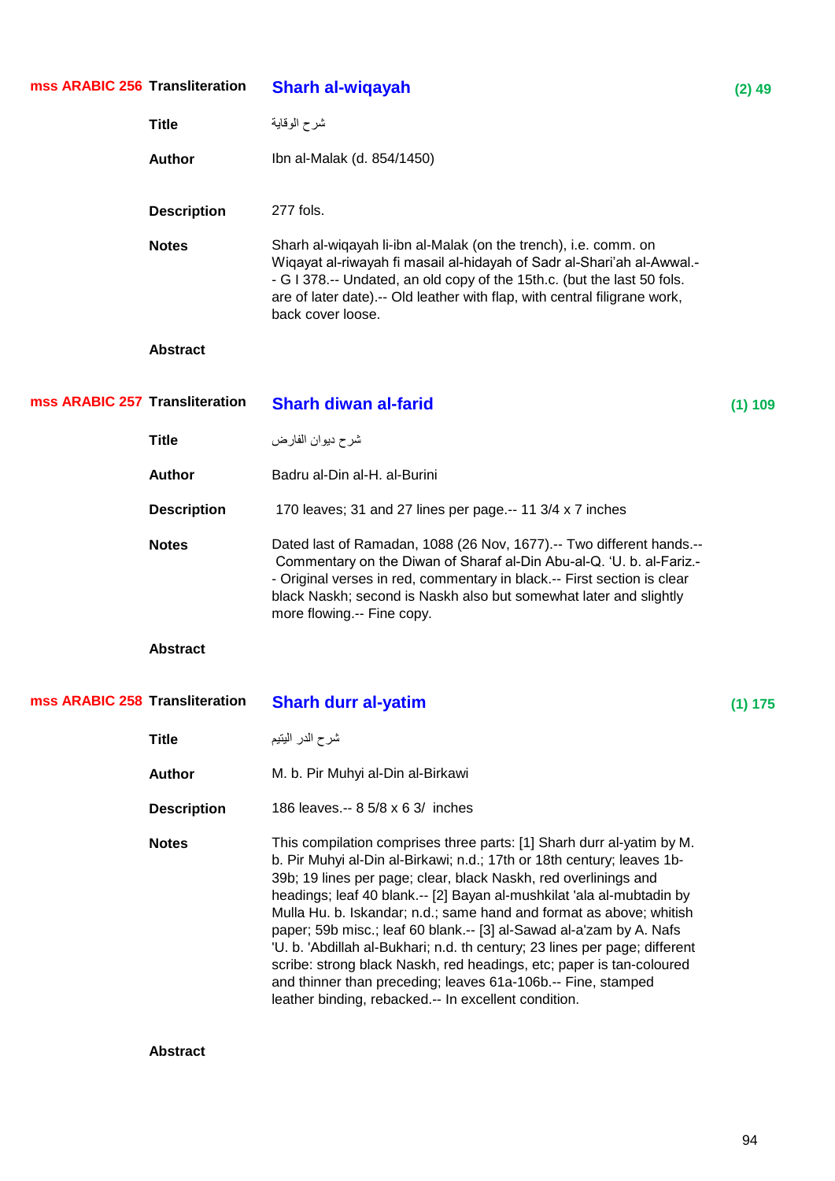**mss ARABIC 256** **Transliteration** **Sharh al-wiqayah** **(2) 49**

**Title** شرح الوقاية

**Author** Ibn al-Malak (d. 854/1450)

**Description** 277 fols.

**Notes** Sharh al-wiqayah li-ibn al-Malak (on the trench), i.e. comm. on Wiqayat al-riwayah fi masail al-hidayah of Sadr al-Shari'ah al-Awwal.-- G I 378.-- Undated, an old copy of the 15th.c. (but the last 50 fols. are of later date).-- Old leather with flap, with central filigrane work, back cover loose.

**Abstract**

**mss ARABIC 257** **Transliteration** **Sharh diwan al-farid** **(1) 109**

**Title** شرح ديوان الفارض

**Author** Badru al-Din al-H. al-Burini

**Description** 170 leaves; 31 and 27 lines per page.-- 11 3/4 x 7 inches

**Notes** Dated last of Ramadan, 1088 (26 Nov, 1677).-- Two different hands.-- Commentary on the Diwan of Sharaf al-Din Abu-al-Q. 'U. b. al-Fariz.-- Original verses in red, commentary in black.-- First section is clear black Naskh; second is Naskh also but somewhat later and slightly more flowing.-- Fine copy.

**Abstract**

**mss ARABIC 258** **Transliteration** **Sharh durr al-yatim** **(1) 175**

**Title** شرح الدر اليتيم

**Author** M. b. Pir Muhyi al-Din al-Birkawi

**Description** 186 leaves.-- 8 5/8 x 6 3/ inches

**Notes** This compilation comprises three parts: [1] Sharh durr al-yatim by M. b. Pir Muhyi al-Din al-Birkawi; n.d.; 17th or 18th century; leaves 1b-39b; 19 lines per page; clear, black Naskh, red overlinings and headings; leaf 40 blank.-- [2] Bayan al-mushkilat 'ala al-mubtadin by Mulla Hu. b. Iskandar; n.d.; same hand and format as above; whitish paper; 59b misc.; leaf 60 blank.-- [3] al-Sawad al-a'zam by A. Nafs 'U. b. 'Abdillah al-Bukhari; n.d. th century; 23 lines per page; different scribe: strong black Naskh, red headings, etc; paper is tan-coloured and thinner than preceding; leaves 61a-106b.-- Fine, stamped leather binding, rebacked.-- In excellent condition.

**Abstract**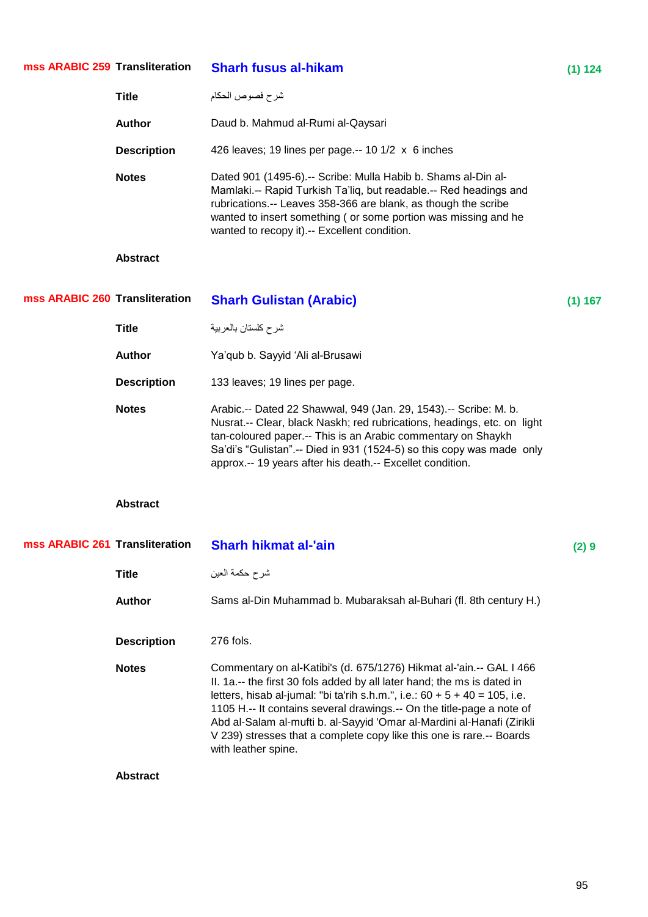## mss ARABIC 259

**Transliteration:** Sharh fusus al-hikam — (1) 124

**Title:** شرح فصوص الحكام

**Author:** Daud b. Mahmud al-Rumi al-Qaysari

**Description:** 426 leaves; 19 lines per page.-- 10 1/2 x 6 inches

**Notes:** Dated 901 (1495-6).-- Scribe: Mulla Habib b. Shams al-Din al-Mamlaki.-- Rapid Turkish Ta'liq, but readable.-- Red headings and rubrications.-- Leaves 358-366 are blank, as though the scribe wanted to insert something ( or some portion was missing and he wanted to recopy it).-- Excellent condition.

**Abstract:**

## mss ARABIC 260

**Transliteration:** Sharh Gulistan (Arabic) — (1) 167

**Title:** شرح كلستان بالعربية

**Author:** Ya'qub b. Sayyid 'Ali al-Brusawi

**Description:** 133 leaves; 19 lines per page.

**Notes:** Arabic.-- Dated 22 Shawwal, 949 (Jan. 29, 1543).-- Scribe: M. b. Nusrat.-- Clear, black Naskh; red rubrications, headings, etc. on light tan-coloured paper.-- This is an Arabic commentary on Shaykh Sa'di's "Gulistan".-- Died in 931 (1524-5) so this copy was made only approx.-- 19 years after his death.-- Excellet condition.

**Abstract:**

## mss ARABIC 261

**Transliteration:** Sharh hikmat al-'ain — (2) 9

**Title:** شرح حكمة العين

**Author:** Sams al-Din Muhammad b. Mubaraksah al-Buhari (fl. 8th century H.)

**Description:** 276 fols.

**Notes:** Commentary on al-Katibi's (d. 675/1276) Hikmat al-'ain.-- GAL I 466 II. 1a.-- the first 30 fols added by all later hand; the ms is dated in letters, hisab al-jumal: "bi ta'rih s.h.m.", i.e.: 60 + 5 + 40 = 105, i.e. 1105 H.-- It contains several drawings.-- On the title-page a note of Abd al-Salam al-mufti b. al-Sayyid 'Omar al-Mardini al-Hanafi (Zirikli V 239) stresses that a complete copy like this one is rare.-- Boards with leather spine.

**Abstract:**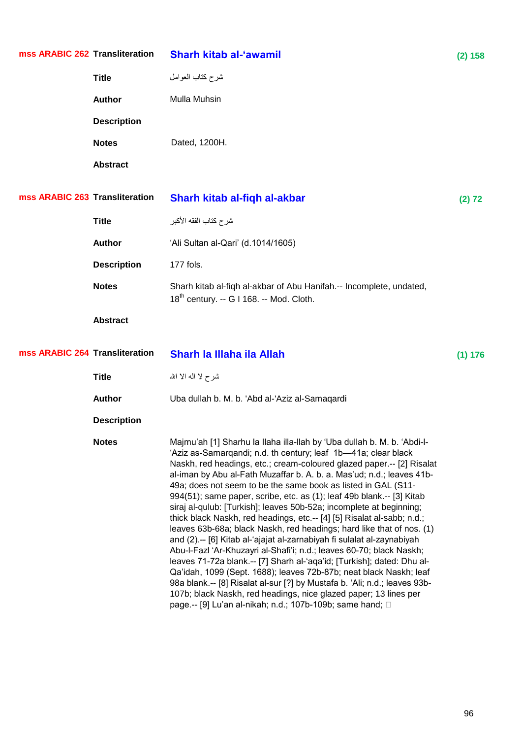**mss ARABIC 262** **Transliteration** **Sharh kitab al-‘awamil** **(2) 158**

**Title** شرح كتاب العوامل

**Author** Mulla Muhsin

**Description**

**Notes** Dated, 1200H.

**Abstract**

**mss ARABIC 263** **Transliteration** **Sharh kitab al-fiqh al-akbar** **(2) 72**

**Title** شرح كتاب الفقه الأكبر

**Author** ‘Ali Sultan al-Qari’ (d.1014/1605)

**Description** 177 fols.

**Notes** Sharh kitab al-fiqh al-akbar of Abu Hanifah.-- Incomplete, undated, 18th century. -- G I 168. -- Mod. Cloth.

**Abstract**

**mss ARABIC 264** **Transliteration** **Sharh la Illaha ila Allah** **(1) 176**

**Title** شرح لا اله الا الله

**Author** Uba dullah b. M. b. 'Abd al-'Aziz al-Samaqardi

**Description**

**Notes** Majmu’ah [1] Sharhu la Ilaha illa-llah by ‘Uba dullah b. M. b. ‘Abdi-l-‘Aziz as-Samarqandi; n.d. th century; leaf 1b—41a; clear black Naskh, red headings, etc.; cream-coloured glazed paper.-- [2] Risalat al-iman by Abu al-Fath Muzaffar b. A. b. a. Mas’ud; n.d.; leaves 41b-49a; does not seem to be the same book as listed in GAL (S11-994(51); same paper, scribe, etc. as (1); leaf 49b blank.-- [3] Kitab siraj al-qulub: [Turkish]; leaves 50b-52a; incomplete at beginning; thick black Naskh, red headings, etc.-- [4] [5] Risalat al-sabb; n.d.; leaves 63b-68a; black Naskh, red headings; hard like that of nos. (1) and (2).-- [6] Kitab al-‘ajajat al-zarnabiyah fi sulalat al-zaynabiyah Abu-l-Fazl ‘Ar-Khuzayri al-Shafi’i; n.d.; leaves 60-70; black Naskh; leaves 71-72a blank.-- [7] Sharh al-‘aqa’id; [Turkish]; dated: Dhu al-Qa’idah, 1099 (Sept. 1688); leaves 72b-87b; neat black Naskh; leaf 98a blank.-- [8] Risalat al-sur [?] by Mustafa b. ‘Ali; n.d.; leaves 93b-107b; black Naskh, red headings, nice glazed paper; 13 lines per page.-- [9] Lu’an al-nikah; n.d.; 107b-109b; same hand;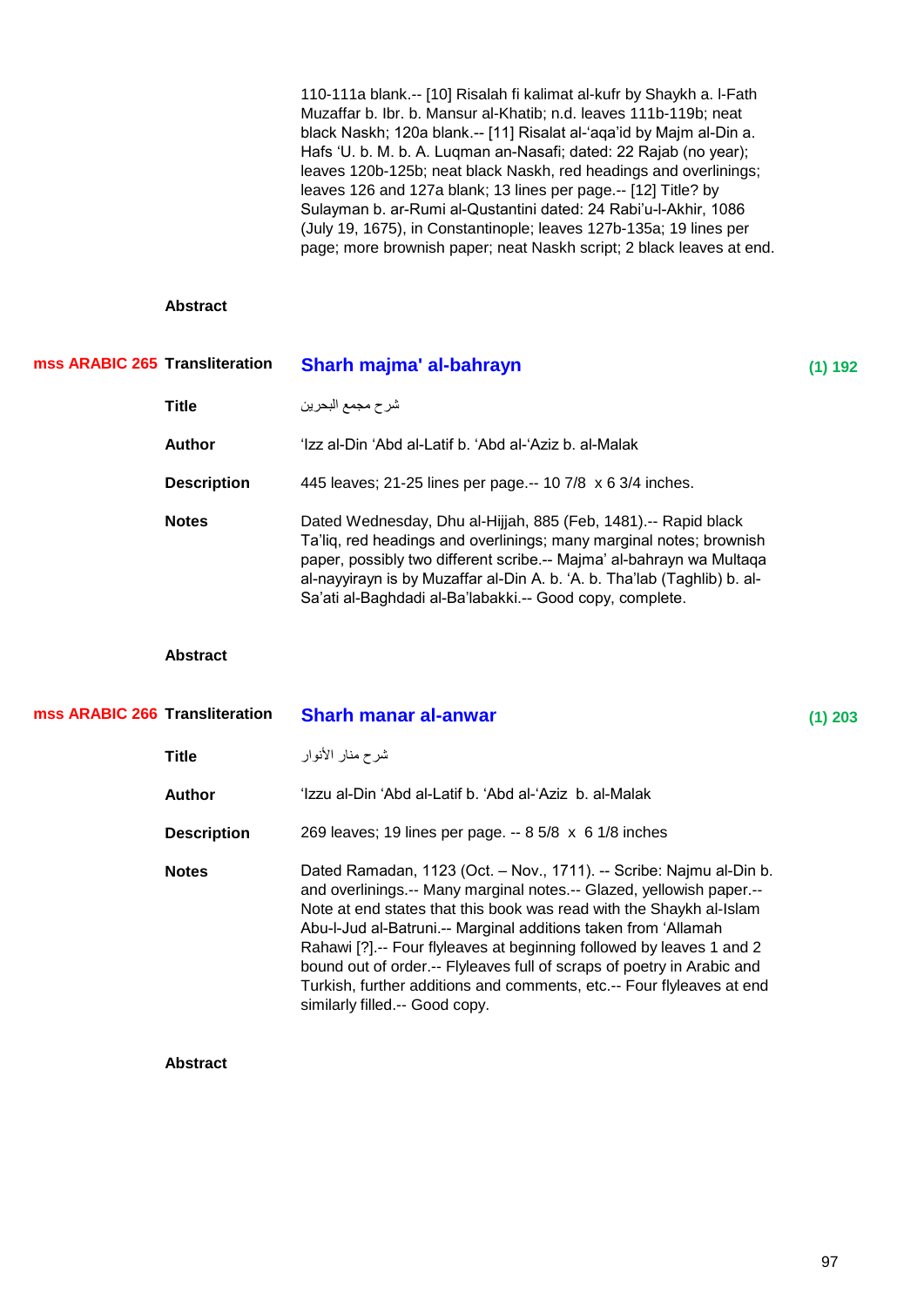110-111a blank.-- [10] Risalah fi kalimat al-kufr by Shaykh a. l-Fath Muzaffar b. Ibr. b. Mansur al-Khatib; n.d. leaves 111b-119b; neat black Naskh; 120a blank.-- [11] Risalat al-‘aqa’id by Majm al-Din a. Hafs ‘U. b. M. b. A. Luqman an-Nasafi; dated: 22 Rajab (no year); leaves 120b-125b; neat black Naskh, red headings and overlinings; leaves 126 and 127a blank; 13 lines per page.-- [12] Title? by Sulayman b. ar-Rumi al-Qustantini dated: 24 Rabi’u-l-Akhir, 1086 (July 19, 1675), in Constantinople; leaves 127b-135a; 19 lines per page; more brownish paper; neat Naskh script; 2 black leaves at end.

**Abstract**

---

**mss ARABIC 265**

**Transliteration** — **Sharh majma' al-bahrayn** — (1) 192

**Title** — شرح مجمع البحرين

**Author** — ‘Izz al-Din ‘Abd al-Latif b. ‘Abd al-‘Aziz b. al-Malak

**Description** — 445 leaves; 21-25 lines per page.-- 10 7/8 x 6 3/4 inches.

**Notes** — Dated Wednesday, Dhu al-Hijjah, 885 (Feb, 1481).-- Rapid black Ta’liq, red headings and overlinings; many marginal notes; brownish paper, possibly two different scribe.-- Majma’ al-bahrayn wa Multaqa al-nayyirayn is by Muzaffar al-Din A. b. ‘A. b. Tha’lab (Taghlib) b. al-Sa’ati al-Baghdadi al-Ba’labakki.-- Good copy, complete.

**Abstract**

---

**mss ARABIC 266**

**Transliteration** — **Sharh manar al-anwar** — (1) 203

**Title** — شرح منار الأنوار

**Author** — ‘Izzu al-Din ‘Abd al-Latif b. ‘Abd al-‘Aziz b. al-Malak

**Description** — 269 leaves; 19 lines per page. -- 8 5/8 x 6 1/8 inches

**Notes** — Dated Ramadan, 1123 (Oct. – Nov., 1711). -- Scribe: Najmu al-Din b. and overlinings.-- Many marginal notes.-- Glazed, yellowish paper.-- Note at end states that this book was read with the Shaykh al-Islam Abu-l-Jud al-Batruni.-- Marginal additions taken from ‘Allamah Rahawi [?].-- Four flyleaves at beginning followed by leaves 1 and 2 bound out of order.-- Flyleaves full of scraps of poetry in Arabic and Turkish, further additions and comments, etc.-- Four flyleaves at end similarly filled.-- Good copy.

**Abstract**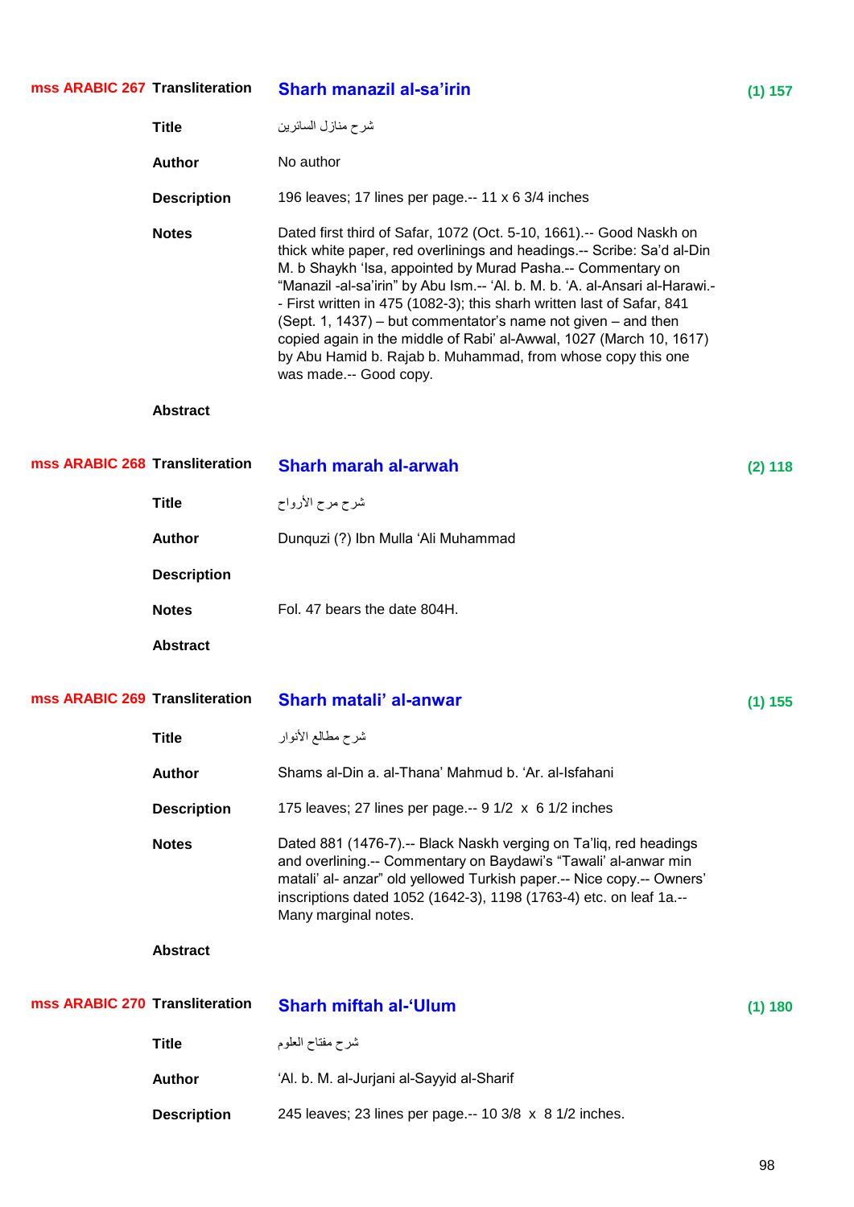## mss ARABIC 267

| | | |
|---|---|---|
| **Transliteration** | **Sharh manazil al-sa'irin** | (1) 157 |
| **Title** | شرح منازل السائرين | |
| **Author** | No author | |
| **Description** | 196 leaves; 17 lines per page.-- 11 x 6 3/4 inches | |
| **Notes** | Dated first third of Safar, 1072 (Oct. 5-10, 1661).-- Good Naskh on thick white paper, red overlinings and headings.-- Scribe: Sa'd al-Din M. b Shaykh 'Isa, appointed by Murad Pasha.-- Commentary on "Manazil -al-sa'irin" by Abu Ism.-- 'Al. b. M. b. 'A. al-Ansari al-Harawi.-- First written in 475 (1082-3); this sharh written last of Safar, 841 (Sept. 1, 1437) – but commentator's name not given – and then copied again in the middle of Rabi' al-Awwal, 1027 (March 10, 1617) by Abu Hamid b. Rajab b. Muhammad, from whose copy this one was made.-- Good copy. | |
| **Abstract** | | |

## mss ARABIC 268

| | | |
|---|---|---|
| **Transliteration** | **Sharh marah al-arwah** | (2) 118 |
| **Title** | شرح مرح الأرواح | |
| **Author** | Dunquzi (?) Ibn Mulla 'Ali Muhammad | |
| **Description** | | |
| **Notes** | Fol. 47 bears the date 804H. | |
| **Abstract** | | |

## mss ARABIC 269

| | | |
|---|---|---|
| **Transliteration** | **Sharh matali' al-anwar** | (1) 155 |
| **Title** | شرح مطالع الأنوار | |
| **Author** | Shams al-Din a. al-Thana' Mahmud b. 'Ar. al-Isfahani | |
| **Description** | 175 leaves; 27 lines per page.-- 9 1/2 x 6 1/2 inches | |
| **Notes** | Dated 881 (1476-7).-- Black Naskh verging on Ta'liq, red headings and overlining.-- Commentary on Baydawi's "Tawali' al-anwar min matali' al- anzar" old yellowed Turkish paper.-- Nice copy.-- Owners' inscriptions dated 1052 (1642-3), 1198 (1763-4) etc. on leaf 1a.-- Many marginal notes. | |
| **Abstract** | | |

## mss ARABIC 270

| | | |
|---|---|---|
| **Transliteration** | **Sharh miftah al-'Ulum** | (1) 180 |
| **Title** | شرح مفتاح العلوم | |
| **Author** | 'Al. b. M. al-Jurjani al-Sayyid al-Sharif | |
| **Description** | 245 leaves; 23 lines per page.-- 10 3/8 x 8 1/2 inches. | |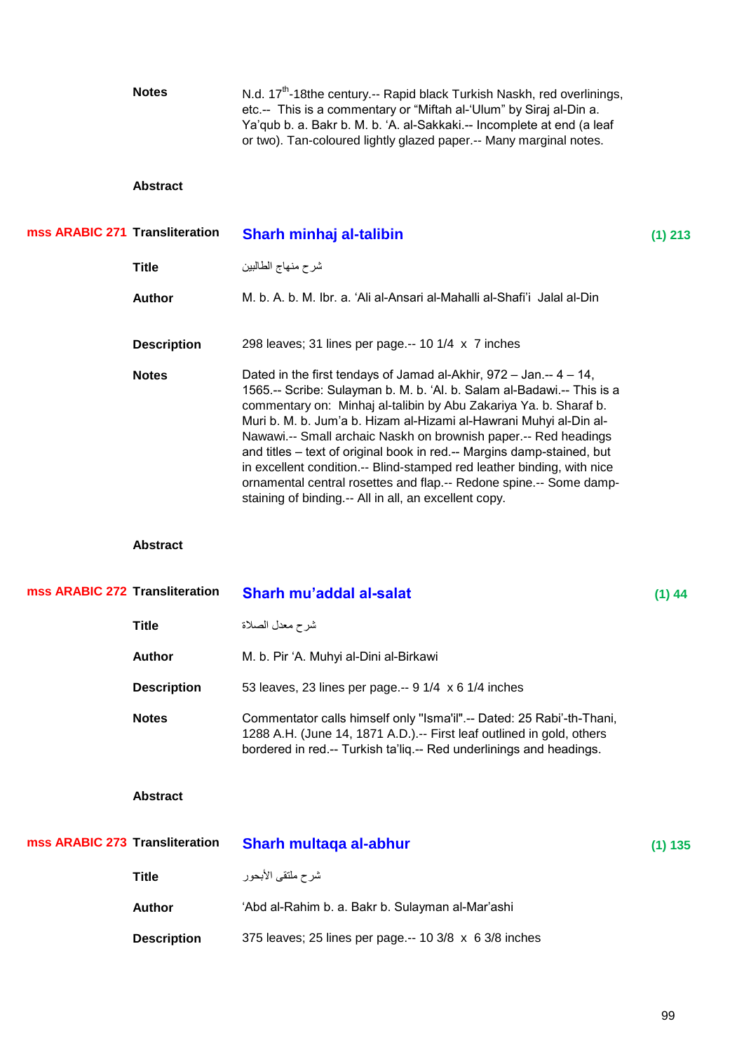**Notes** N.d. 17th-18the century.-- Rapid black Turkish Naskh, red overlinings, etc.-- This is a commentary or "Miftah al-'Ulum" by Siraj al-Din a. Ya'qub b. a. Bakr b. M. b. 'A. al-Sakkaki.-- Incomplete at end (a leaf or two). Tan-coloured lightly glazed paper.-- Many marginal notes.

**Abstract**

## mss ARABIC 271

**Transliteration** **Sharh minhaj al-talibin** (1) 213

**Title** شرح منهاج الطالبين

**Author** M. b. A. b. M. Ibr. a. 'Ali al-Ansari al-Mahalli al-Shafi'i Jalal al-Din

**Description** 298 leaves; 31 lines per page.-- 10 1/4 x 7 inches

**Notes** Dated in the first tendays of Jamad al-Akhir, 972 – Jan.-- 4 – 14, 1565.-- Scribe: Sulayman b. M. b. 'Al. b. Salam al-Badawi.-- This is a commentary on: Minhaj al-talibin by Abu Zakariya Ya. b. Sharaf b. Muri b. M. b. Jum'a b. Hizam al-Hizami al-Hawrani Muhyi al-Din al-Nawawi.-- Small archaic Naskh on brownish paper.-- Red headings and titles – text of original book in red.-- Margins damp-stained, but in excellent condition.-- Blind-stamped red leather binding, with nice ornamental central rosettes and flap.-- Redone spine.-- Some damp-staining of binding.-- All in all, an excellent copy.

**Abstract**

## mss ARABIC 272

**Transliteration** **Sharh mu'addal al-salat** (1) 44

**Title** شرح معدل الصلاة

**Author** M. b. Pir 'A. Muhyi al-Dini al-Birkawi

**Description** 53 leaves, 23 lines per page.-- 9 1/4 x 6 1/4 inches

**Notes** Commentator calls himself only "Isma'il".-- Dated: 25 Rabi'-th-Thani, 1288 A.H. (June 14, 1871 A.D.).-- First leaf outlined in gold, others bordered in red.-- Turkish ta'liq.-- Red underlinings and headings.

**Abstract**

## mss ARABIC 273

**Transliteration** **Sharh multaqa al-abhur** (1) 135

**Title** شرح ملتقى الأبحور

**Author** 'Abd al-Rahim b. a. Bakr b. Sulayman al-Mar'ashi

**Description** 375 leaves; 25 lines per page.-- 10 3/8 x 6 3/8 inches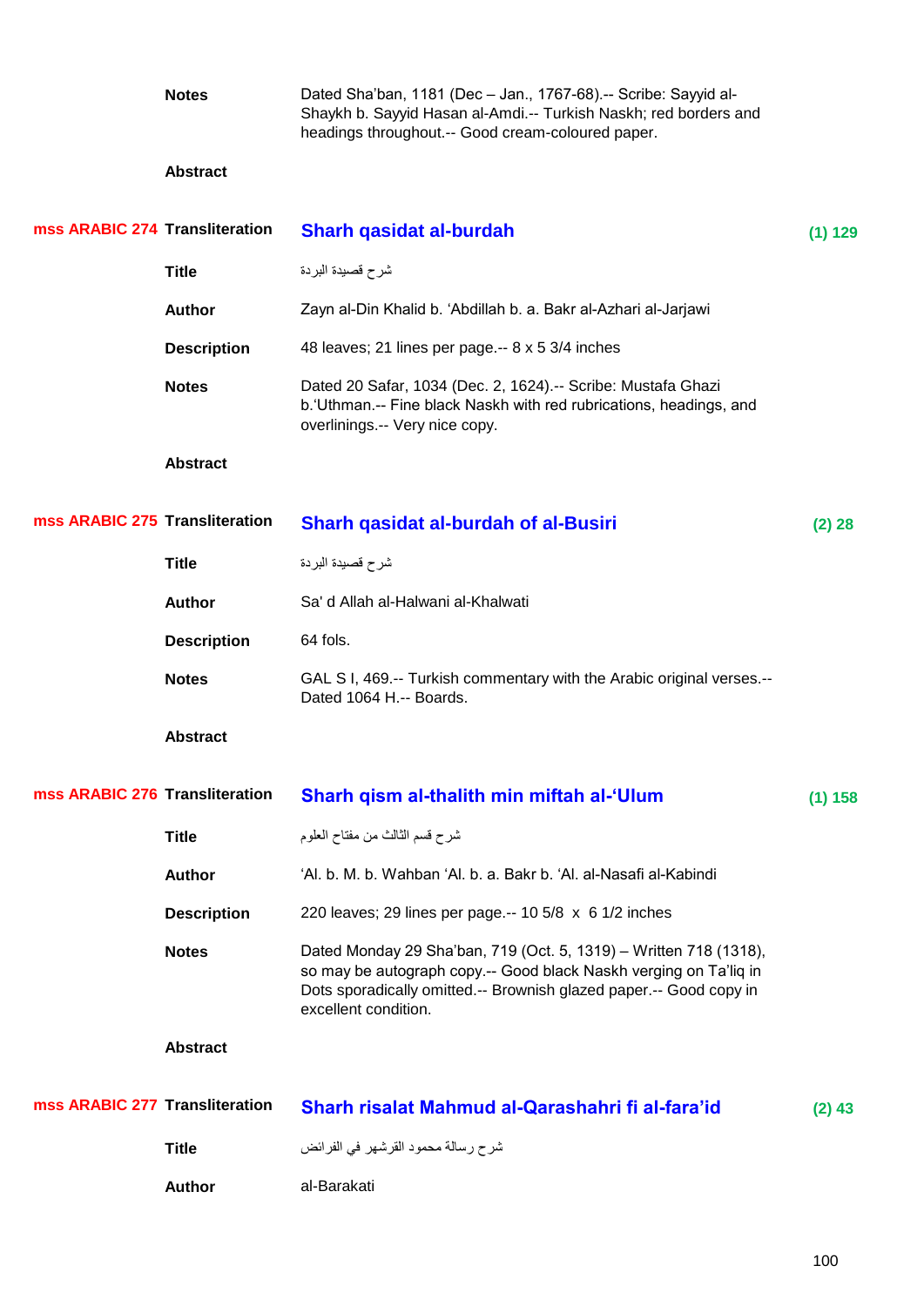**Notes** Dated Sha'ban, 1181 (Dec – Jan., 1767-68).-- Scribe: Sayyid al-Shaykh b. Sayyid Hasan al-Amdi.-- Turkish Naskh; red borders and headings throughout.-- Good cream-coloured paper.

**Abstract**

## mss ARABIC 274

**Transliteration** **Sharh qasidat al-burdah** (1) 129

**Title** شرح قصيدة البردة

**Author** Zayn al-Din Khalid b. 'Abdillah b. a. Bakr al-Azhari al-Jarjawi

**Description** 48 leaves; 21 lines per page.-- 8 x 5 3/4 inches

**Notes** Dated 20 Safar, 1034 (Dec. 2, 1624).-- Scribe: Mustafa Ghazi b.'Uthman.-- Fine black Naskh with red rubrications, headings, and overlinings.-- Very nice copy.

**Abstract**

## mss ARABIC 275

**Transliteration** **Sharh qasidat al-burdah of al-Busiri** (2) 28

**Title** شرح قصيدة البردة

**Author** Sa' d Allah al-Halwani al-Khalwati

**Description** 64 fols.

**Notes** GAL S I, 469.-- Turkish commentary with the Arabic original verses.-- Dated 1064 H.-- Boards.

**Abstract**

## mss ARABIC 276

**Transliteration** **Sharh qism al-thalith min miftah al-'Ulum** (1) 158

**Title** شرح قسم الثالث من مفتاح العلوم

**Author** 'Al. b. M. b. Wahban 'Al. b. a. Bakr b. 'Al. al-Nasafi al-Kabindi

**Description** 220 leaves; 29 lines per page.-- 10 5/8 x 6 1/2 inches

**Notes** Dated Monday 29 Sha'ban, 719 (Oct. 5, 1319) – Written 718 (1318), so may be autograph copy.-- Good black Naskh verging on Ta'liq in Dots sporadically omitted.-- Brownish glazed paper.-- Good copy in excellent condition.

**Abstract**

## mss ARABIC 277

**Transliteration** **Sharh risalat Mahmud al-Qarashahri fi al-fara'id** (2) 43

**Title** شرح رسالة محمود القرشهر في الفرائض

**Author** al-Barakati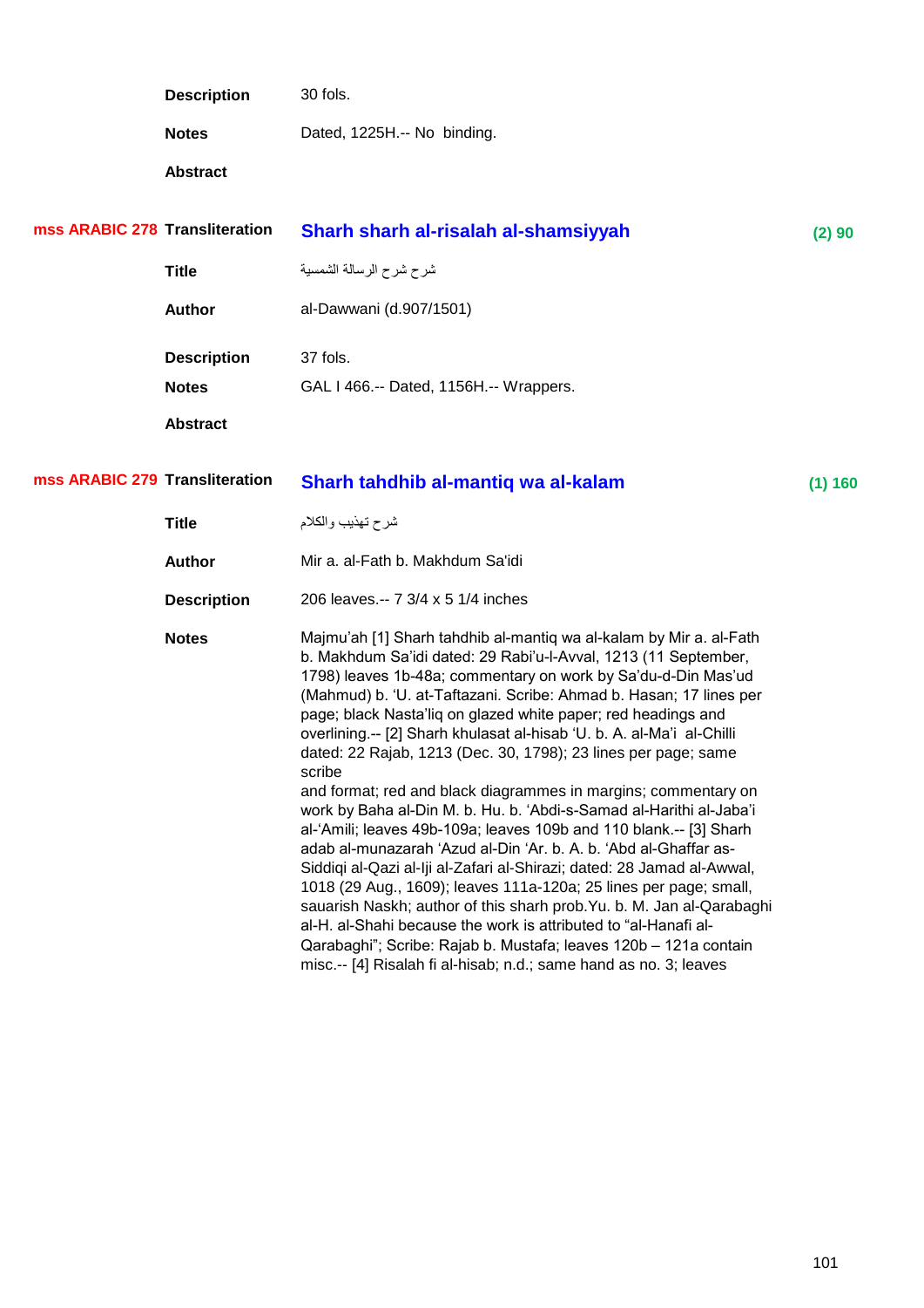| | | |
|---|---|---|
| **Description** | 30 fols. | |
| **Notes** | Dated, 1225H.-- No binding. | |
| **Abstract** | | |

| | | | |
|---|---|---|---|
| **mss ARABIC 278** | **Transliteration** | **Sharh sharh al-risalah al-shamsiyyah** | **(2) 90** |
| | **Title** | شرح شرح الرسالة الشمسية | |
| | **Author** | al-Dawwani (d.907/1501) | |
| | **Description** | 37 fols. | |
| | **Notes** | GAL I 466.-- Dated, 1156H.-- Wrappers. | |
| | **Abstract** | | |

| | | | |
|---|---|---|---|
| **mss ARABIC 279** | **Transliteration** | **Sharh tahdhib al-mantiq wa al-kalam** | **(1) 160** |
| | **Title** | شرح تهذيب والكلام | |
| | **Author** | Mir a. al-Fath b. Makhdum Sa'idi | |
| | **Description** | 206 leaves.-- 7 3/4 x 5 1/4 inches | |
| | **Notes** | Majmu'ah [1] Sharh tahdhib al-mantiq wa al-kalam by Mir a. al-Fath b. Makhdum Sa'idi dated: 29 Rabi'u-l-Avval, 1213 (11 September, 1798) leaves 1b-48a; commentary on work by Sa'du-d-Din Mas'ud (Mahmud) b. 'U. at-Taftazani. Scribe: Ahmad b. Hasan; 17 lines per page; black Nasta'liq on glazed white paper; red headings and overlining.-- [2] Sharh khulasat al-hisab 'U. b. A. al-Ma'i al-Chilli dated: 22 Rajab, 1213 (Dec. 30, 1798); 23 lines per page; same scribe and format; red and black diagrammes in margins; commentary on work by Baha al-Din M. b. Hu. b. 'Abdi-s-Samad al-Harithi al-Jaba'i al-'Amili; leaves 49b-109a; leaves 109b and 110 blank.-- [3] Sharh adab al-munazarah 'Azud al-Din 'Ar. b. A. b. 'Abd al-Ghaffar as-Siddiqi al-Qazi al-Iji al-Zafari al-Shirazi; dated: 28 Jamad al-Awwal, 1018 (29 Aug., 1609); leaves 111a-120a; 25 lines per page; small, sauarish Naskh; author of this sharh prob.Yu. b. M. Jan al-Qarabaghi al-H. al-Shahi because the work is attributed to "al-Hanafi al-Qarabaghi"; Scribe: Rajab b. Mustafa; leaves 120b – 121a contain misc.-- [4] Risalah fi al-hisab; n.d.; same hand as no. 3; leaves | |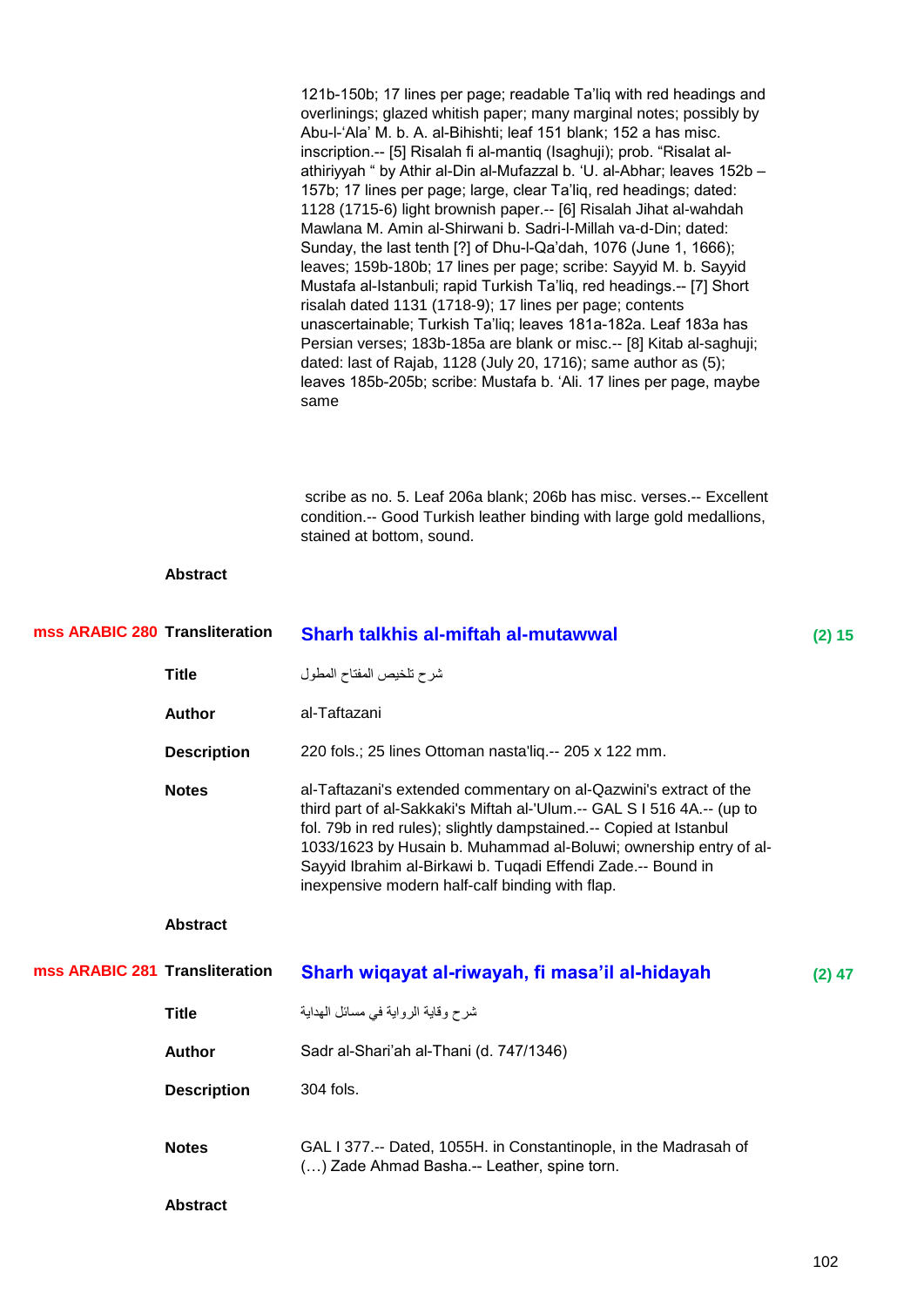121b-150b; 17 lines per page; readable Ta'liq with red headings and overlinings; glazed whitish paper; many marginal notes; possibly by Abu-l-'Ala' M. b. A. al-Bihishti; leaf 151 blank; 152 a has misc. inscription.-- [5] Risalah fi al-mantiq (Isaghuji); prob. "Risalat al-athiriyyah " by Athir al-Din al-Mufazzal b. 'U. al-Abhar; leaves 152b – 157b; 17 lines per page; large, clear Ta'liq, red headings; dated: 1128 (1715-6) light brownish paper.-- [6] Risalah Jihat al-wahdah Mawlana M. Amin al-Shirwani b. Sadri-l-Millah va-d-Din; dated: Sunday, the last tenth [?] of Dhu-l-Qa'dah, 1076 (June 1, 1666); leaves; 159b-180b; 17 lines per page; scribe: Sayyid M. b. Sayyid Mustafa al-Istanbuli; rapid Turkish Ta'liq, red headings.-- [7] Short risalah dated 1131 (1718-9); 17 lines per page; contents unascertainable; Turkish Ta'liq; leaves 181a-182a. Leaf 183a has Persian verses; 183b-185a are blank or misc.-- [8] Kitab al-saghuji; dated: last of Rajab, 1128 (July 20, 1716); same author as (5); leaves 185b-205b; scribe: Mustafa b. 'Ali. 17 lines per page, maybe same

scribe as no. 5. Leaf 206a blank; 206b has misc. verses.-- Excellent condition.-- Good Turkish leather binding with large gold medallions, stained at bottom, sound.

**Abstract**

---

**mss ARABIC 280** **Transliteration** **Sharh talkhis al-miftah al-mutawwal** (2) 15

**Title** شرح تلخيص المفتاح المطول

**Author** al-Taftazani

**Description** 220 fols.; 25 lines Ottoman nasta'liq.-- 205 x 122 mm.

**Notes** al-Taftazani's extended commentary on al-Qazwini's extract of the third part of al-Sakkaki's Miftah al-'Ulum.-- GAL S I 516 4A.-- (up to fol. 79b in red rules); slightly dampstained.-- Copied at Istanbul 1033/1623 by Husain b. Muhammad al-Boluwi; ownership entry of al-Sayyid Ibrahim al-Birkawi b. Tuqadi Effendi Zade.-- Bound in inexpensive modern half-calf binding with flap.

**Abstract**

---

**mss ARABIC 281** **Transliteration** **Sharh wiqayat al-riwayah, fi masa'il al-hidayah** (2) 47

**Title** شرح وقاية الرواية في مسائل الهداية

**Author** Sadr al-Shari'ah al-Thani (d. 747/1346)

**Description** 304 fols.

**Notes** GAL I 377.-- Dated, 1055H. in Constantinople, in the Madrasah of (…) Zade Ahmad Basha.-- Leather, spine torn.

**Abstract**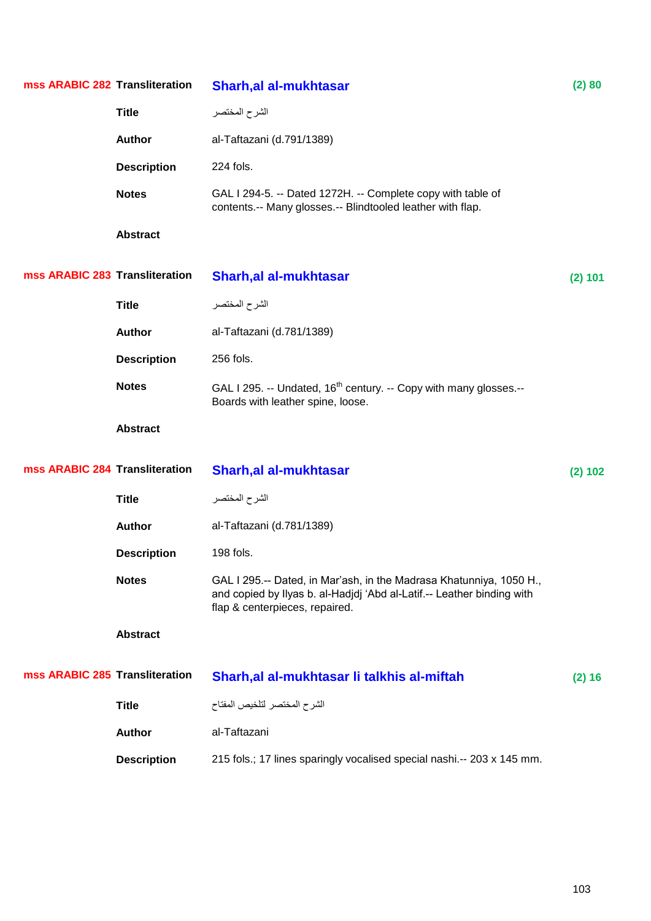**mss ARABIC 282** **Transliteration** **Sharh,al al-mukhtasar** **(2) 80**

**Title** الشرح المختصر

**Author** al-Taftazani (d.791/1389)

**Description** 224 fols.

**Notes** GAL I 294-5. -- Dated 1272H. -- Complete copy with table of contents.-- Many glosses.-- Blindtooled leather with flap.

**Abstract**

**mss ARABIC 283** **Transliteration** **Sharh,al al-mukhtasar** **(2) 101**

**Title** الشرح المختصر

**Author** al-Taftazani (d.781/1389)

**Description** 256 fols.

**Notes** GAL I 295. -- Undated, 16th century. -- Copy with many glosses.-- Boards with leather spine, loose.

**Abstract**

**mss ARABIC 284** **Transliteration** **Sharh,al al-mukhtasar** **(2) 102**

**Title** الشرح المختصر

**Author** al-Taftazani (d.781/1389)

**Description** 198 fols.

**Notes** GAL I 295.-- Dated, in Mar'ash, in the Madrasa Khatunniya, 1050 H., and copied by Ilyas b. al-Hadjdj 'Abd al-Latif.-- Leather binding with flap & centerpieces, repaired.

**Abstract**

**mss ARABIC 285** **Transliteration** **Sharh,al al-mukhtasar li talkhis al-miftah** **(2) 16**

**Title** الشرح المختصر لتلخيص المفتاح

**Author** al-Taftazani

**Description** 215 fols.; 17 lines sparingly vocalised special nashi.-- 203 x 145 mm.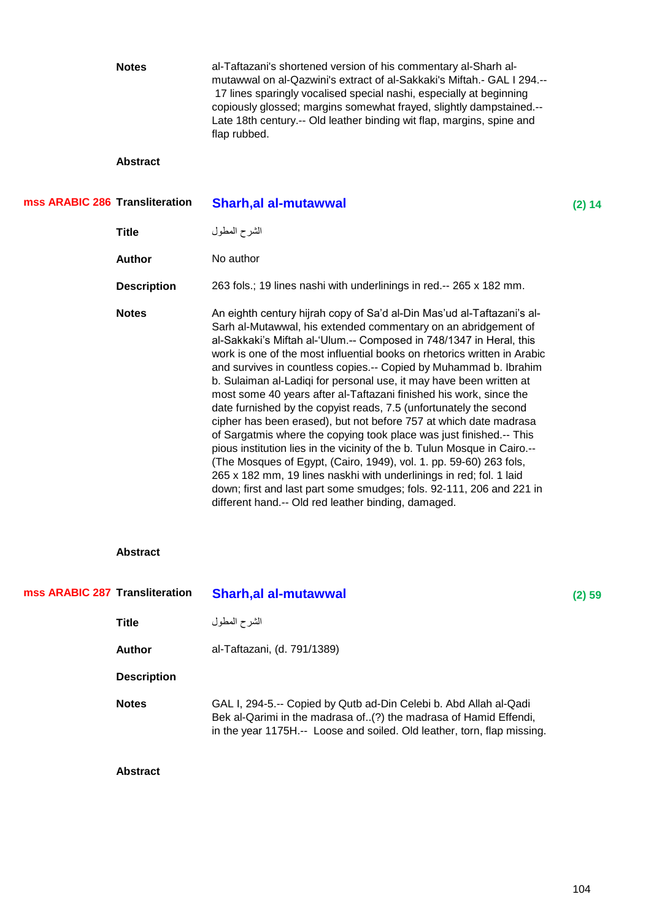**Notes** al-Taftazani's shortened version of his commentary al-Sharh al-mutawwal on al-Qazwini's extract of al-Sakkaki's Miftah.- GAL I 294.-- 17 lines sparingly vocalised special nashi, especially at beginning copiously glossed; margins somewhat frayed, slightly dampstained.-- Late 18th century.-- Old leather binding wit flap, margins, spine and flap rubbed.

**Abstract**

---

**mss ARABIC 286** **Transliteration** **Sharh,al al-mutawwal** **(2) 14**

**Title** الشرح المطول

**Author** No author

**Description** 263 fols.; 19 lines nashi with underlinings in red.-- 265 x 182 mm.

**Notes** An eighth century hijrah copy of Sa'd al-Din Mas'ud al-Taftazani's al-Sarh al-Mutawwal, his extended commentary on an abridgement of al-Sakkaki's Miftah al-'Ulum.-- Composed in 748/1347 in Heral, this work is one of the most influential books on rhetorics written in Arabic and survives in countless copies.-- Copied by Muhammad b. Ibrahim b. Sulaiman al-Ladiqi for personal use, it may have been written at most some 40 years after al-Taftazani finished his work, since the date furnished by the copyist reads, 7.5 (unfortunately the second cipher has been erased), but not before 757 at which date madrasa of Sargatmis where the copying took place was just finished.-- This pious institution lies in the vicinity of the b. Tulun Mosque in Cairo.-- (The Mosques of Egypt, (Cairo, 1949), vol. 1. pp. 59-60) 263 fols, 265 x 182 mm, 19 lines naskhi with underlinings in red; fol. 1 laid down; first and last part some smudges; fols. 92-111, 206 and 221 in different hand.-- Old red leather binding, damaged.

**Abstract**

---

**mss ARABIC 287** **Transliteration** **Sharh,al al-mutawwal** **(2) 59**

**Title** الشرح المطول

**Author** al-Taftazani, (d. 791/1389)

**Description**

**Notes** GAL I, 294-5.-- Copied by Qutb ad-Din Celebi b. Abd Allah al-Qadi Bek al-Qarimi in the madrasa of..(?) the madrasa of Hamid Effendi, in the year 1175H.-- Loose and soiled. Old leather, torn, flap missing.

**Abstract**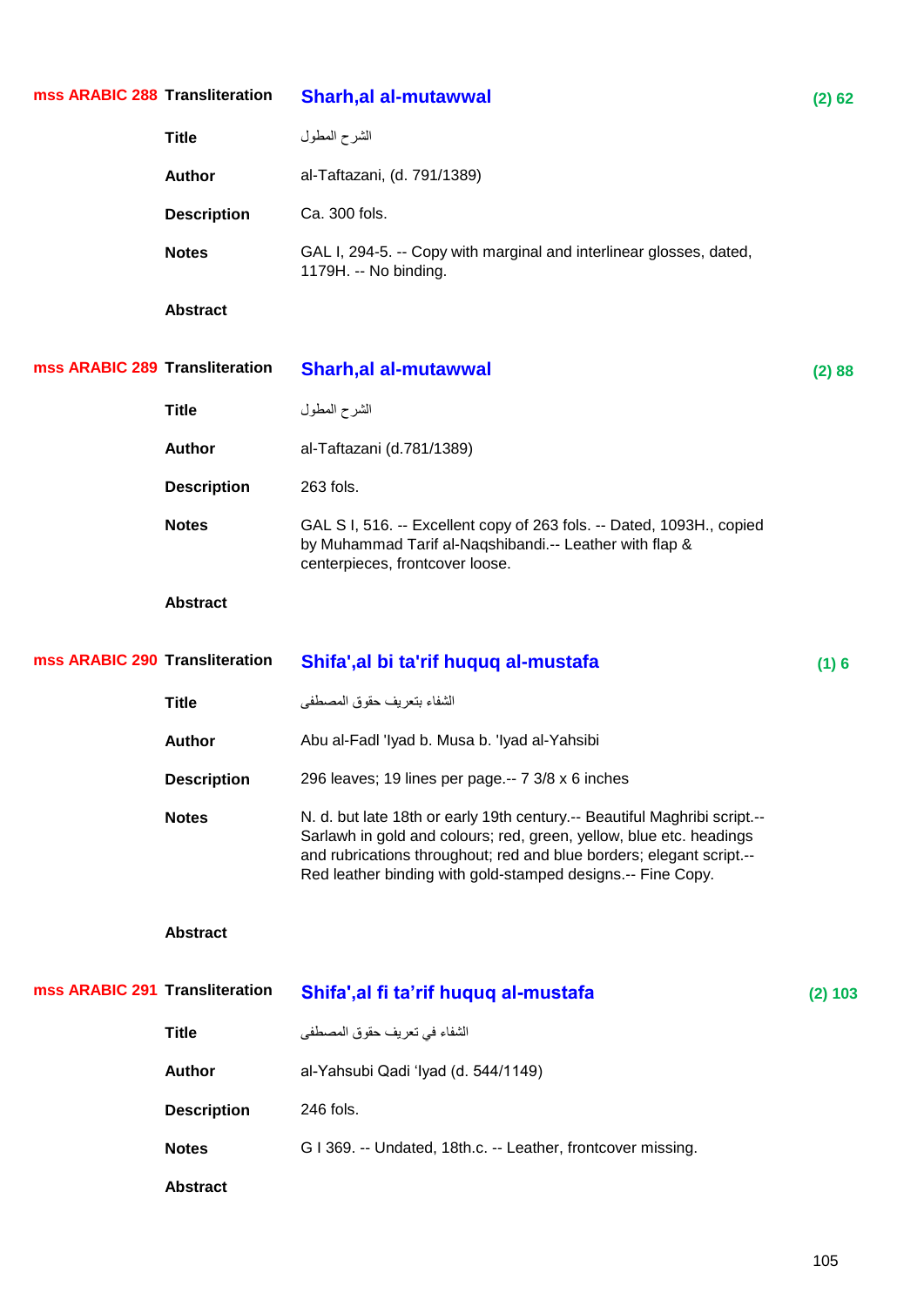**mss ARABIC 288** **Transliteration** **Sharh,al al-mutawwal** **(2) 62**

**Title** الشرح المطول

**Author** al-Taftazani, (d. 791/1389)

**Description** Ca. 300 fols.

**Notes** GAL I, 294-5. -- Copy with marginal and interlinear glosses, dated, 1179H. -- No binding.

**Abstract**

**mss ARABIC 289** **Transliteration** **Sharh,al al-mutawwal** **(2) 88**

**Title** الشرح المطول

**Author** al-Taftazani (d.781/1389)

**Description** 263 fols.

**Notes** GAL S I, 516. -- Excellent copy of 263 fols. -- Dated, 1093H., copied by Muhammad Tarif al-Naqshibandi.-- Leather with flap & centerpieces, frontcover loose.

**Abstract**

**mss ARABIC 290** **Transliteration** **Shifa',al bi ta'rif huquq al-mustafa** **(1) 6**

**Title** الشفاء بتعريف حقوق المصطفى

**Author** Abu al-Fadl 'Iyad b. Musa b. 'Iyad al-Yahsibi

**Description** 296 leaves; 19 lines per page.-- 7 3/8 x 6 inches

**Notes** N. d. but late 18th or early 19th century.-- Beautiful Maghribi script.-- Sarlawh in gold and colours; red, green, yellow, blue etc. headings and rubrications throughout; red and blue borders; elegant script.-- Red leather binding with gold-stamped designs.-- Fine Copy.

**Abstract**

**mss ARABIC 291** **Transliteration** **Shifa',al fi ta'rif huquq al-mustafa** **(2) 103**

**Title** الشفاء في تعريف حقوق المصطفى

**Author** al-Yahsubi Qadi 'Iyad (d. 544/1149)

**Description** 246 fols.

**Notes** G I 369. -- Undated, 18th.c. -- Leather, frontcover missing.

**Abstract**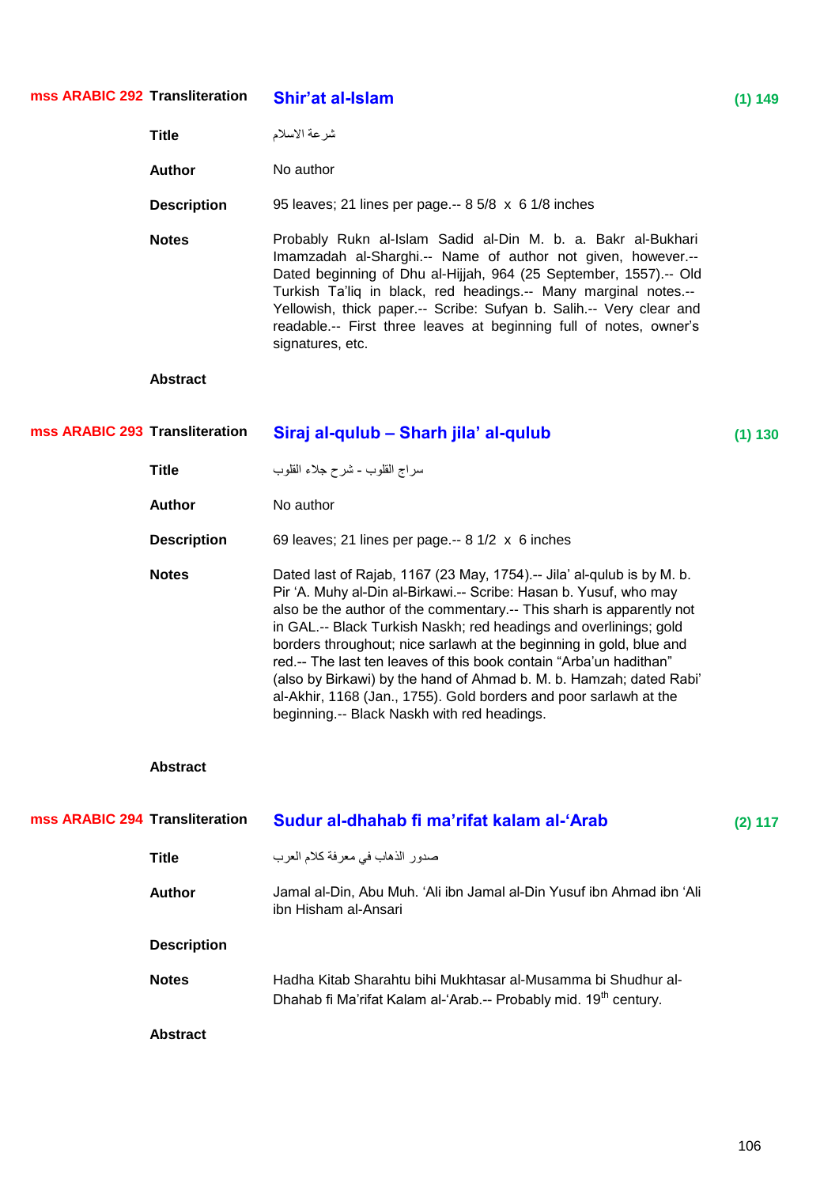## mss ARABIC 292

**Transliteration** **Shir'at al-Islam** **(1) 149**

**Title** شرعة الاسلام

**Author** No author

**Description** 95 leaves; 21 lines per page.-- 8 5/8 x 6 1/8 inches

**Notes** Probably Rukn al-Islam Sadid al-Din M. b. a. Bakr al-Bukhari Imamzadah al-Sharghi.-- Name of author not given, however.-- Dated beginning of Dhu al-Hijjah, 964 (25 September, 1557).-- Old Turkish Ta'liq in black, red headings.-- Many marginal notes.-- Yellowish, thick paper.-- Scribe: Sufyan b. Salih.-- Very clear and readable.-- First three leaves at beginning full of notes, owner's signatures, etc.

**Abstract**

## mss ARABIC 293

**Transliteration** **Siraj al-qulub – Sharh jila' al-qulub** **(1) 130**

**Title** سراج القلوب - شرح جلاء القلوب

**Author** No author

**Description** 69 leaves; 21 lines per page.-- 8 1/2 x 6 inches

**Notes** Dated last of Rajab, 1167 (23 May, 1754).-- Jila' al-qulub is by M. b. Pir 'A. Muhy al-Din al-Birkawi.-- Scribe: Hasan b. Yusuf, who may also be the author of the commentary.-- This sharh is apparently not in GAL.-- Black Turkish Naskh; red headings and overlinings; gold borders throughout; nice sarlawh at the beginning in gold, blue and red.-- The last ten leaves of this book contain "Arba'un hadithan" (also by Birkawi) by the hand of Ahmad b. M. b. Hamzah; dated Rabi' al-Akhir, 1168 (Jan., 1755). Gold borders and poor sarlawh at the beginning.-- Black Naskh with red headings.

**Abstract**

## mss ARABIC 294

**Transliteration** **Sudur al-dhahab fi ma'rifat kalam al-'Arab** **(2) 117**

**Title** صدور الذهاب في معرفة كلام العرب

**Author** Jamal al-Din, Abu Muh. 'Ali ibn Jamal al-Din Yusuf ibn Ahmad ibn 'Ali ibn Hisham al-Ansari

**Description**

**Notes** Hadha Kitab Sharahtu bihi Mukhtasar al-Musamma bi Shudhur al-Dhahab fi Ma'rifat Kalam al-'Arab.-- Probably mid. 19th century.

**Abstract**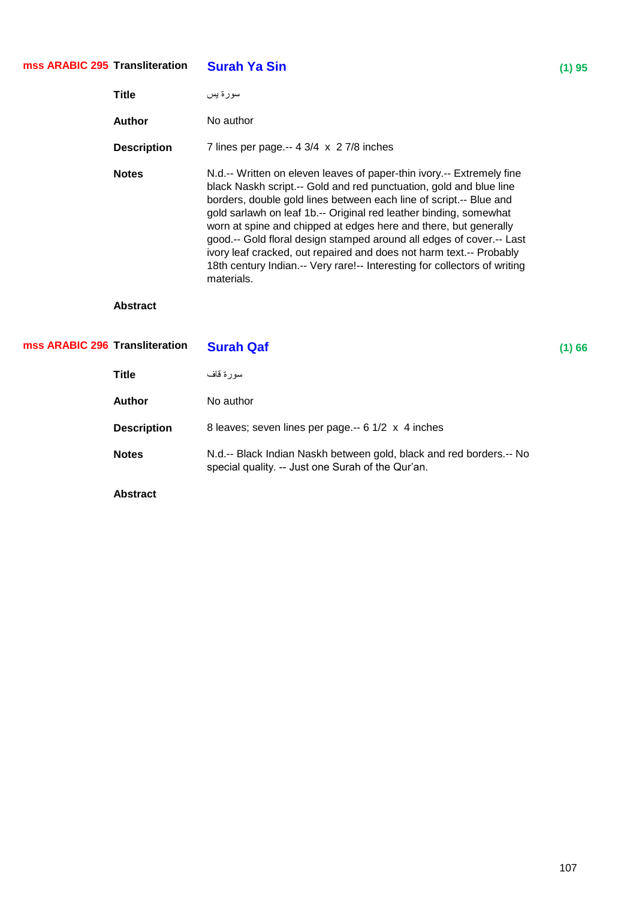**mss ARABIC 295** **Transliteration** **Surah Ya Sin** **(1) 95**

**Title** سورة يس

**Author** No author

**Description** 7 lines per page.-- 4 3/4 x 2 7/8 inches

**Notes** N.d.-- Written on eleven leaves of paper-thin ivory.-- Extremely fine black Naskh script.-- Gold and red punctuation, gold and blue line borders, double gold lines between each line of script.-- Blue and gold sarlawh on leaf 1b.-- Original red leather binding, somewhat worn at spine and chipped at edges here and there, but generally good.-- Gold floral design stamped around all edges of cover.-- Last ivory leaf cracked, out repaired and does not harm text.-- Probably 18th century Indian.-- Very rare!-- Interesting for collectors of writing materials.

**Abstract**

**mss ARABIC 296** **Transliteration** **Surah Qaf** **(1) 66**

**Title** سورة قاف

**Author** No author

**Description** 8 leaves; seven lines per page.-- 6 1/2 x 4 inches

**Notes** N.d.-- Black Indian Naskh between gold, black and red borders.-- No special quality. -- Just one Surah of the Qur'an.

**Abstract**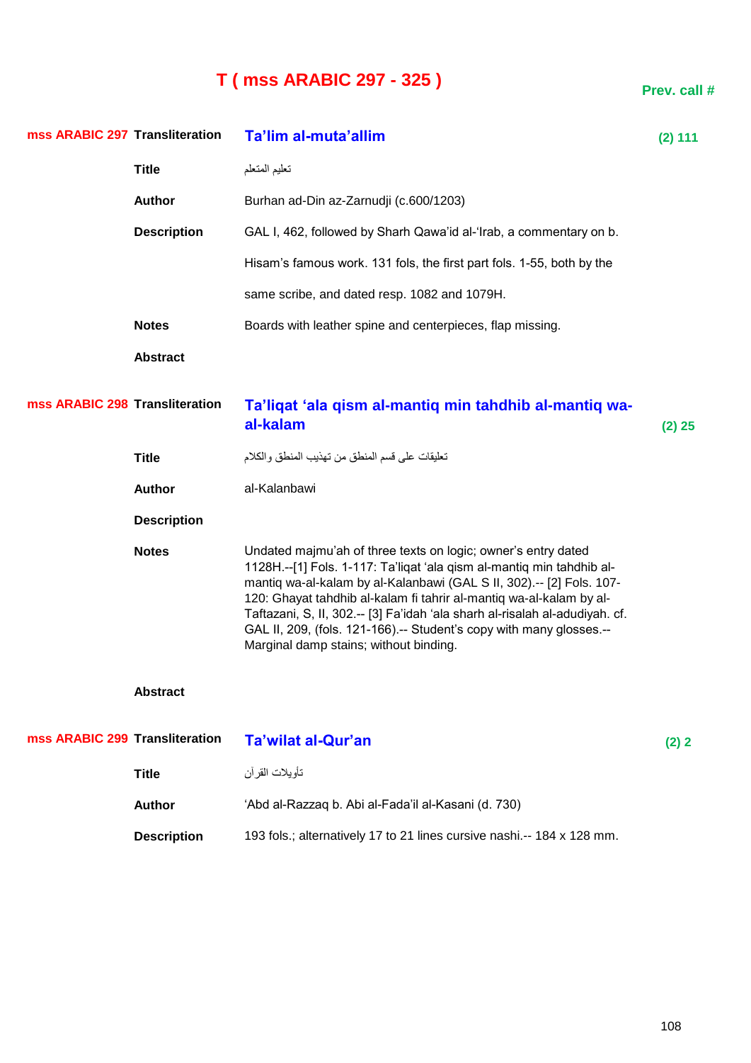# T ( mss ARABIC 297 - 325 )

**Prev. call #**

**mss ARABIC 297**

| | | Prev. call # |
|---|---|---|
| **Transliteration** | **Ta'lim al-muta'allim** | (2) 111 |
| **Title** | تعليم المتعلم | |
| **Author** | Burhan ad-Din az-Zarnudji (c.600/1203) | |
| **Description** | GAL I, 462, followed by Sharh Qawa'id al-'Irab, a commentary on b. Hisam's famous work. 131 fols, the first part fols. 1-55, both by the same scribe, and dated resp. 1082 and 1079H. | |
| **Notes** | Boards with leather spine and centerpieces, flap missing. | |
| **Abstract** | | |

**mss ARABIC 298**

| | | Prev. call # |
|---|---|---|
| **Transliteration** | **Ta'liqat 'ala qism al-mantiq min tahdhib al-mantiq wa-al-kalam** | (2) 25 |
| **Title** | تعليقات على قسم المنطق من تهذيب المنطق والكلام | |
| **Author** | al-Kalanbawi | |
| **Description** | | |
| **Notes** | Undated majmu'ah of three texts on logic; owner's entry dated 1128H.--[1] Fols. 1-117: Ta'liqat 'ala qism al-mantiq min tahdhib al-mantiq wa-al-kalam by al-Kalanbawi (GAL S II, 302).-- [2] Fols. 107-120: Ghayat tahdhib al-kalam fi tahrir al-mantiq wa-al-kalam by al-Taftazani, S, II, 302.-- [3] Fa'idah 'ala sharh al-risalah al-adudiyah. cf. GAL II, 209, (fols. 121-166).-- Student's copy with many glosses.-- Marginal damp stains; without binding. | |
| **Abstract** | | |

**mss ARABIC 299**

| | | Prev. call # |
|---|---|---|
| **Transliteration** | **Ta'wilat al-Qur'an** | (2) 2 |
| **Title** | تأويلات القرآن | |
| **Author** | 'Abd al-Razzaq b. Abi al-Fada'il al-Kasani (d. 730) | |
| **Description** | 193 fols.; alternatively 17 to 21 lines cursive nashi.-- 184 x 128 mm. | |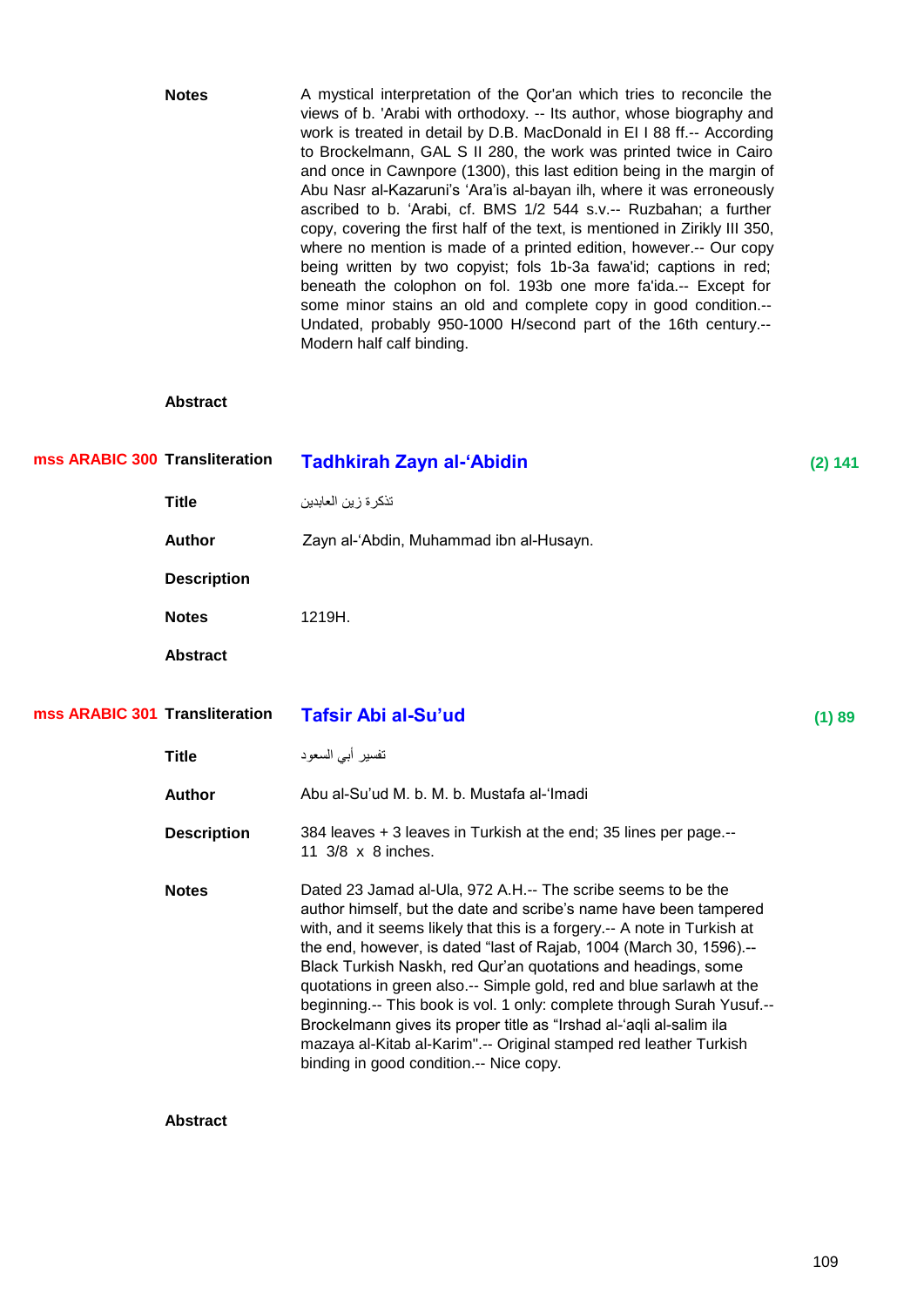**Notes** A mystical interpretation of the Qor'an which tries to reconcile the views of b. 'Arabi with orthodoxy. -- Its author, whose biography and work is treated in detail by D.B. MacDonald in EI I 88 ff.-- According to Brockelmann, GAL S II 280, the work was printed twice in Cairo and once in Cawnpore (1300), this last edition being in the margin of Abu Nasr al-Kazaruni's 'Ara'is al-bayan ilh, where it was erroneously ascribed to b. 'Arabi, cf. BMS 1/2 544 s.v.-- Ruzbahan; a further copy, covering the first half of the text, is mentioned in Zirikly III 350, where no mention is made of a printed edition, however.-- Our copy being written by two copyist; fols 1b-3a fawa'id; captions in red; beneath the colophon on fol. 193b one more fa'ida.-- Except for some minor stains an old and complete copy in good condition.-- Undated, probably 950-1000 H/second part of the 16th century.-- Modern half calf binding.

**Abstract**

---

**mss ARABIC 300** **Transliteration** **Tadhkirah Zayn al-'Abidin** **(2) 141**

**Title** تذكرة زين العابدين

**Author** Zayn al-'Abdin, Muhammad ibn al-Husayn.

**Description**

**Notes** 1219H.

**Abstract**

---

**mss ARABIC 301** **Transliteration** **Tafsir Abi al-Su'ud** **(1) 89**

**Title** تفسير أبي السعود

**Author** Abu al-Su'ud M. b. M. b. Mustafa al-'Imadi

**Description** 384 leaves + 3 leaves in Turkish at the end; 35 lines per page.-- 11 3/8 x 8 inches.

**Notes** Dated 23 Jamad al-Ula, 972 A.H.-- The scribe seems to be the author himself, but the date and scribe's name have been tampered with, and it seems likely that this is a forgery.-- A note in Turkish at the end, however, is dated "last of Rajab, 1004 (March 30, 1596).-- Black Turkish Naskh, red Qur'an quotations and headings, some quotations in green also.-- Simple gold, red and blue sarlawh at the beginning.-- This book is vol. 1 only: complete through Surah Yusuf.-- Brockelmann gives its proper title as "Irshad al-'aqli al-salim ila mazaya al-Kitab al-Karim".-- Original stamped red leather Turkish binding in good condition.-- Nice copy.

**Abstract**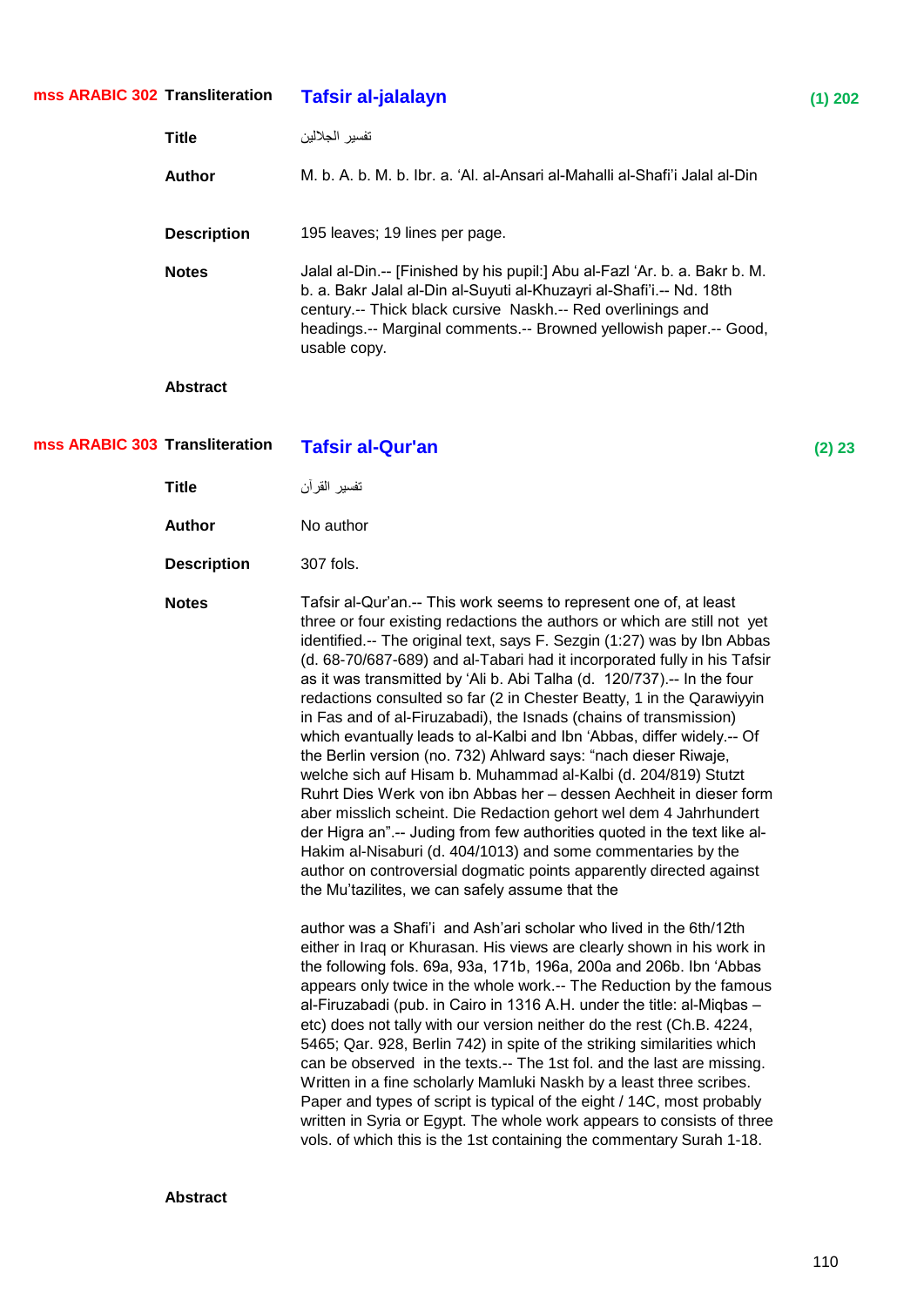**mss ARABIC 302** **Transliteration** **Tafsir al-jalalayn** **(1) 202**

**Title** تفسير الجلالين

**Author** M. b. A. b. M. b. Ibr. a. ‘Al. al-Ansari al-Mahalli al-Shafi’i Jalal al-Din

**Description** 195 leaves; 19 lines per page.

**Notes** Jalal al-Din.-- [Finished by his pupil:] Abu al-Fazl ‘Ar. b. a. Bakr b. M. b. a. Bakr Jalal al-Din al-Suyuti al-Khuzayri al-Shafi’i.-- Nd. 18th century.-- Thick black cursive Naskh.-- Red overlinings and headings.-- Marginal comments.-- Browned yellowish paper.-- Good, usable copy.

**Abstract**

**mss ARABIC 303** **Transliteration** **Tafsir al-Qur'an** **(2) 23**

**Title** تفسير القرآن

**Author** No author

**Description** 307 fols.

**Notes** Tafsir al-Qur’an.-- This work seems to represent one of, at least three or four existing redactions the authors or which are still not yet identified.-- The original text, says F. Sezgin (1:27) was by Ibn Abbas (d. 68-70/687-689) and al-Tabari had it incorporated fully in his Tafsir as it was transmitted by ‘Ali b. Abi Talha (d. 120/737).-- In the four redactions consulted so far (2 in Chester Beatty, 1 in the Qarawiyyin in Fas and of al-Firuzabadi), the Isnads (chains of transmission) which evantually leads to al-Kalbi and Ibn ‘Abbas, differ widely.-- Of the Berlin version (no. 732) Ahlward says: “nach dieser Riwaje, welche sich auf Hisam b. Muhammad al-Kalbi (d. 204/819) Stutzt Ruhrt Dies Werk von ibn Abbas her – dessen Aechheit in dieser form aber misslich scheint. Die Redaction gehort wel dem 4 Jahrhundert der Higra an”.-- Juding from few authorities quoted in the text like al-Hakim al-Nisaburi (d. 404/1013) and some commentaries by the author on controversial dogmatic points apparently directed against the Mu’tazilites, we can safely assume that the

author was a Shafi’i and Ash’ari scholar who lived in the 6th/12th either in Iraq or Khurasan. His views are clearly shown in his work in the following fols. 69a, 93a, 171b, 196a, 200a and 206b. Ibn ‘Abbas appears only twice in the whole work.-- The Reduction by the famous al-Firuzabadi (pub. in Cairo in 1316 A.H. under the title: al-Miqbas – etc) does not tally with our version neither do the rest (Ch.B. 4224, 5465; Qar. 928, Berlin 742) in spite of the striking similarities which can be observed in the texts.-- The 1st fol. and the last are missing. Written in a fine scholarly Mamluki Naskh by a least three scribes. Paper and types of script is typical of the eight / 14C, most probably written in Syria or Egypt. The whole work appears to consists of three vols. of which this is the 1st containing the commentary Surah 1-18.

**Abstract**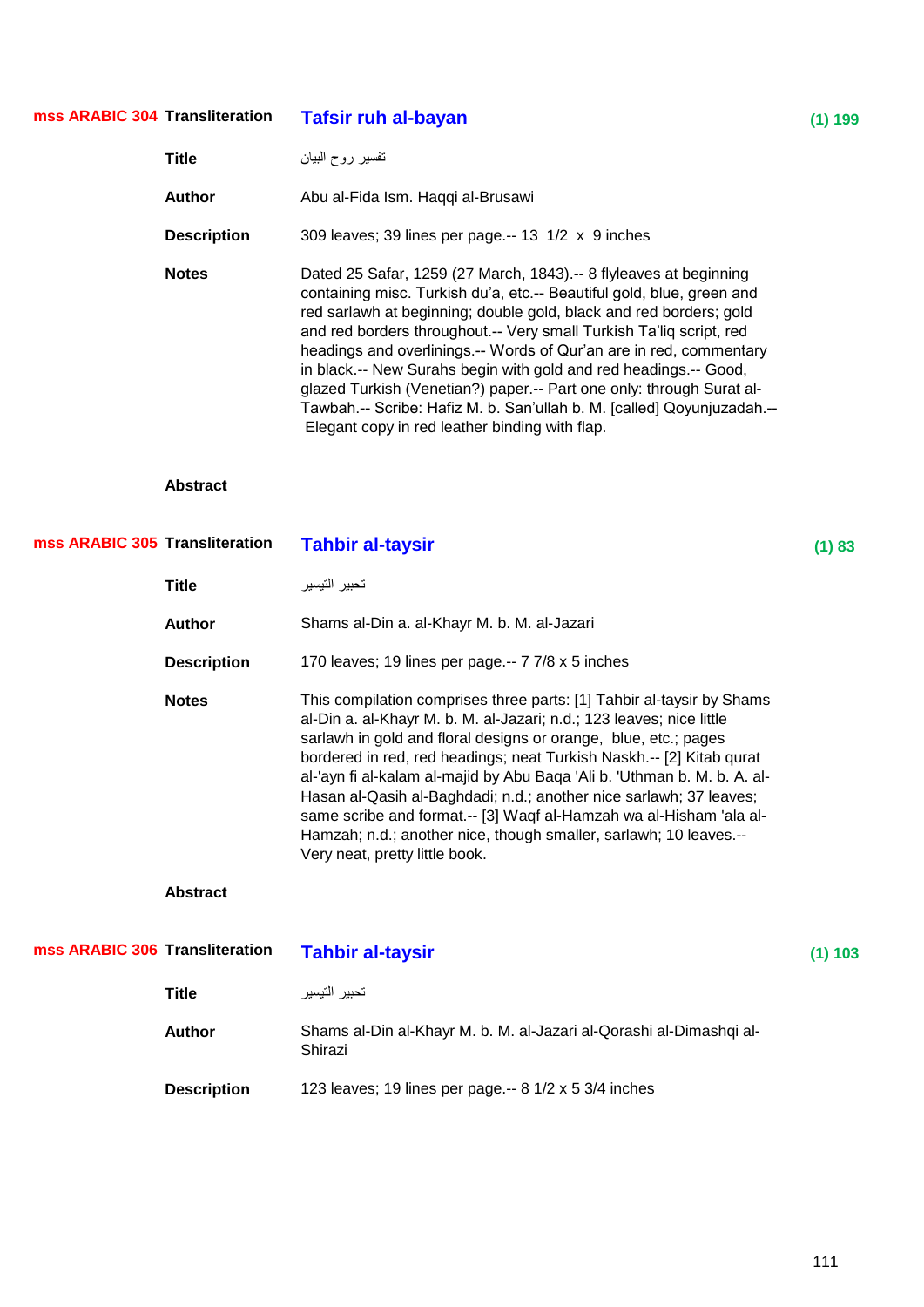**mss ARABIC 304** **Transliteration** **Tafsir ruh al-bayan** **(1) 199**

**Title** تفسير روح البيان

**Author** Abu al-Fida Ism. Haqqi al-Brusawi

**Description** 309 leaves; 39 lines per page.-- 13 1/2 x 9 inches

**Notes** Dated 25 Safar, 1259 (27 March, 1843).-- 8 flyleaves at beginning containing misc. Turkish du'a, etc.-- Beautiful gold, blue, green and red sarlawh at beginning; double gold, black and red borders; gold and red borders throughout.-- Very small Turkish Ta'liq script, red headings and overlinings.-- Words of Qur'an are in red, commentary in black.-- New Surahs begin with gold and red headings.-- Good, glazed Turkish (Venetian?) paper.-- Part one only: through Surat al-Tawbah.-- Scribe: Hafiz M. b. San'ullah b. M. [called] Qoyunjuzadah.-- Elegant copy in red leather binding with flap.

**Abstract**

**mss ARABIC 305** **Transliteration** **Tahbir al-taysir** **(1) 83**

**Title** تحبير التيسير

**Author** Shams al-Din a. al-Khayr M. b. M. al-Jazari

**Description** 170 leaves; 19 lines per page.-- 7 7/8 x 5 inches

**Notes** This compilation comprises three parts: [1] Tahbir al-taysir by Shams al-Din a. al-Khayr M. b. M. al-Jazari; n.d.; 123 leaves; nice little sarlawh in gold and floral designs or orange, blue, etc.; pages bordered in red, red headings; neat Turkish Naskh.-- [2] Kitab qurat al-'ayn fi al-kalam al-majid by Abu Baqa 'Ali b. 'Uthman b. M. b. A. al-Hasan al-Qasih al-Baghdadi; n.d.; another nice sarlawh; 37 leaves; same scribe and format.-- [3] Waqf al-Hamzah wa al-Hisham 'ala al-Hamzah; n.d.; another nice, though smaller, sarlawh; 10 leaves.-- Very neat, pretty little book.

**Abstract**

**mss ARABIC 306** **Transliteration** **Tahbir al-taysir** **(1) 103**

**Title** تحبير التيسير

**Author** Shams al-Din al-Khayr M. b. M. al-Jazari al-Qorashi al-Dimashqi al-Shirazi

**Description** 123 leaves; 19 lines per page.-- 8 1/2 x 5 3/4 inches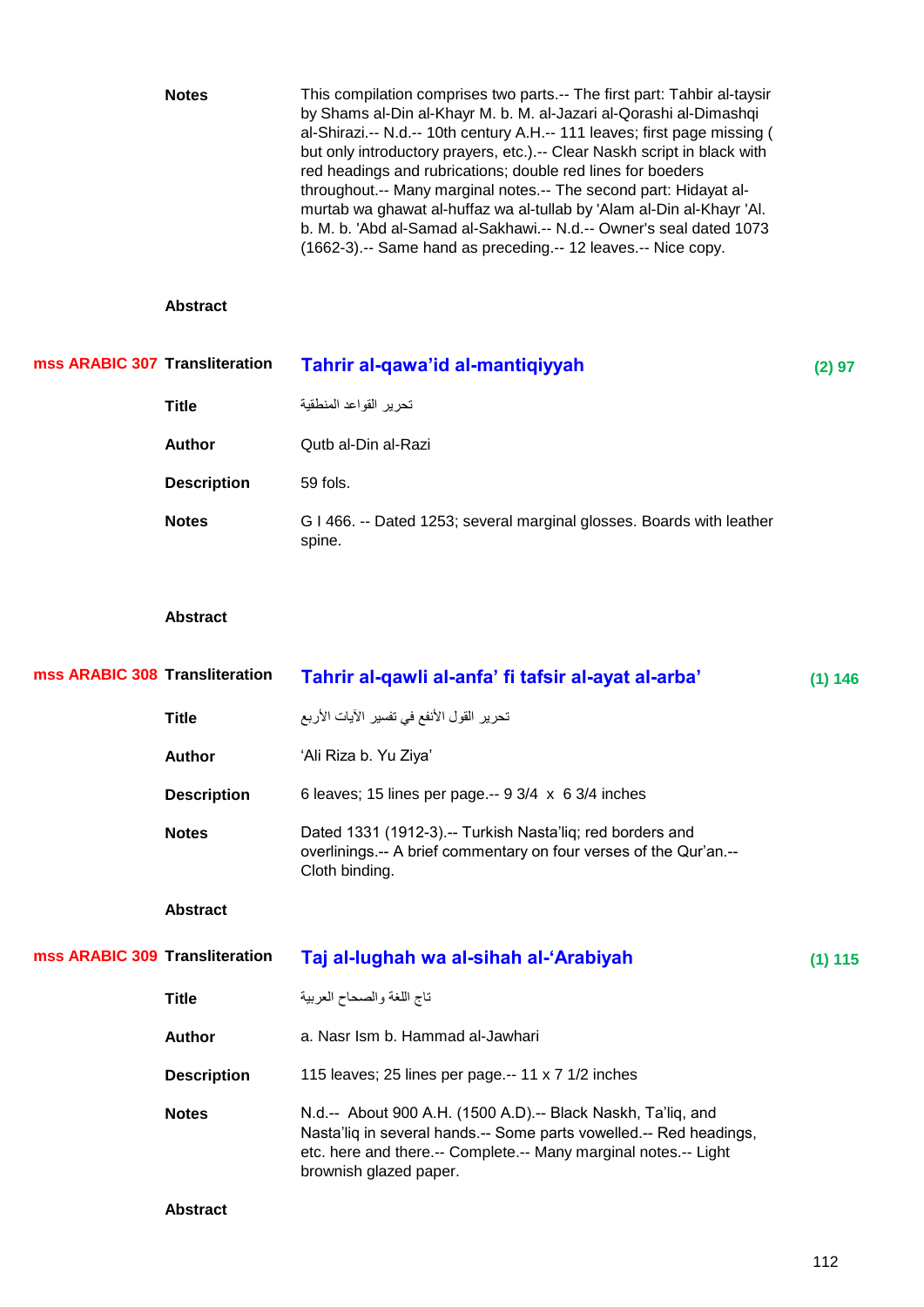**Notes** This compilation comprises two parts.-- The first part: Tahbir al-taysir by Shams al-Din al-Khayr M. b. M. al-Jazari al-Qorashi al-Dimashqi al-Shirazi.-- N.d.-- 10th century A.H.-- 111 leaves; first page missing ( but only introductory prayers, etc.).-- Clear Naskh script in black with red headings and rubrications; double red lines for boeders throughout.-- Many marginal notes.-- The second part: Hidayat al-murtab wa ghawat al-huffaz wa al-tullab by 'Alam al-Din al-Khayr 'Al. b. M. b. 'Abd al-Samad al-Sakhawi.-- N.d.-- Owner's seal dated 1073 (1662-3).-- Same hand as preceding.-- 12 leaves.-- Nice copy.

**Abstract**

## mss ARABIC 307

**Transliteration** **Tahrir al-qawa'id al-mantiqiyyah** (2) 97

**Title** تحرير القواعد المنطقية

**Author** Qutb al-Din al-Razi

**Description** 59 fols.

**Notes** G I 466. -- Dated 1253; several marginal glosses. Boards with leather spine.

**Abstract**

## mss ARABIC 308

**Transliteration** **Tahrir al-qawli al-anfa' fi tafsir al-ayat al-arba'** (1) 146

**Title** تحرير القول الأنفع في تفسير الآيات الأربع

**Author** 'Ali Riza b. Yu Ziya'

**Description** 6 leaves; 15 lines per page.-- 9 3/4 x 6 3/4 inches

**Notes** Dated 1331 (1912-3).-- Turkish Nasta'liq; red borders and overlinings.-- A brief commentary on four verses of the Qur'an.-- Cloth binding.

**Abstract**

## mss ARABIC 309

**Transliteration** **Taj al-lughah wa al-sihah al-'Arabiyah** (1) 115

**Title** تاج اللغة والصحاح العربية

**Author** a. Nasr Ism b. Hammad al-Jawhari

**Description** 115 leaves; 25 lines per page.-- 11 x 7 1/2 inches

**Notes** N.d.-- About 900 A.H. (1500 A.D).-- Black Naskh, Ta'liq, and Nasta'liq in several hands.-- Some parts vowelled.-- Red headings, etc. here and there.-- Complete.-- Many marginal notes.-- Light brownish glazed paper.

**Abstract**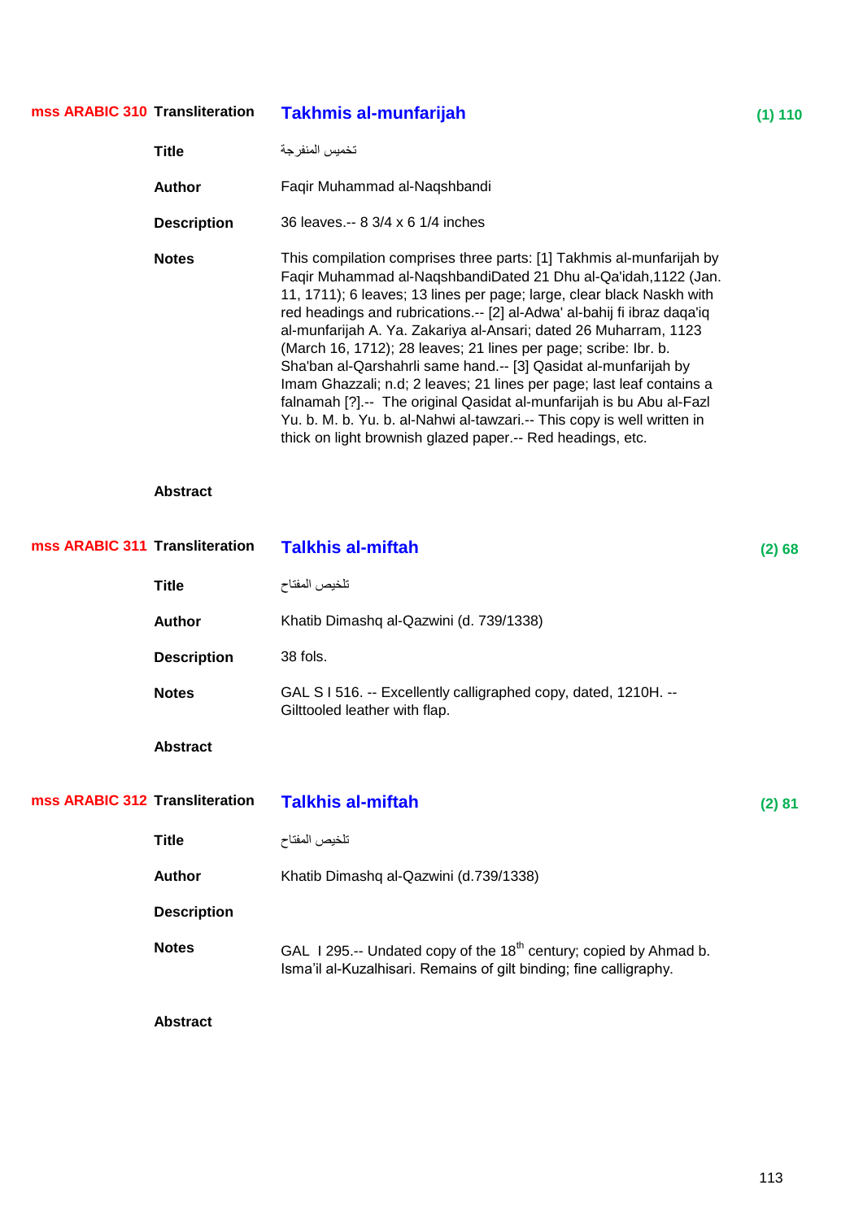**mss ARABIC 310** **Transliteration** **Takhmis al-munfarijah** **(1) 110**

**Title** تخميس المنفرجة

**Author** Faqir Muhammad al-Naqshbandi

**Description** 36 leaves.-- 8 3/4 x 6 1/4 inches

**Notes** This compilation comprises three parts: [1] Takhmis al-munfarijah by Faqir Muhammad al-NaqshbandiDated 21 Dhu al-Qa'idah,1122 (Jan. 11, 1711); 6 leaves; 13 lines per page; large, clear black Naskh with red headings and rubrications.-- [2] al-Adwa' al-bahij fi ibraz daqa'iq al-munfarijah A. Ya. Zakariya al-Ansari; dated 26 Muharram, 1123 (March 16, 1712); 28 leaves; 21 lines per page; scribe: Ibr. b. Sha'ban al-Qarshahrli same hand.-- [3] Qasidat al-munfarijah by Imam Ghazzali; n.d; 2 leaves; 21 lines per page; last leaf contains a falnamah [?].-- The original Qasidat al-munfarijah is bu Abu al-Fazl Yu. b. M. b. Yu. b. al-Nahwi al-tawzari.-- This copy is well written in thick on light brownish glazed paper.-- Red headings, etc.

**Abstract**

**mss ARABIC 311** **Transliteration** **Talkhis al-miftah** **(2) 68**

**Title** تلخيص المفتاح

**Author** Khatib Dimashq al-Qazwini (d. 739/1338)

**Description** 38 fols.

**Notes** GAL S I 516. -- Excellently calligraphed copy, dated, 1210H. -- Gilttooled leather with flap.

**Abstract**

**mss ARABIC 312** **Transliteration** **Talkhis al-miftah** **(2) 81**

**Title** تلخيص المفتاح

**Author** Khatib Dimashq al-Qazwini (d.739/1338)

**Description**

**Notes** GAL I 295.-- Undated copy of the 18th century; copied by Ahmad b. Isma'il al-Kuzalhisari. Remains of gilt binding; fine calligraphy.

**Abstract**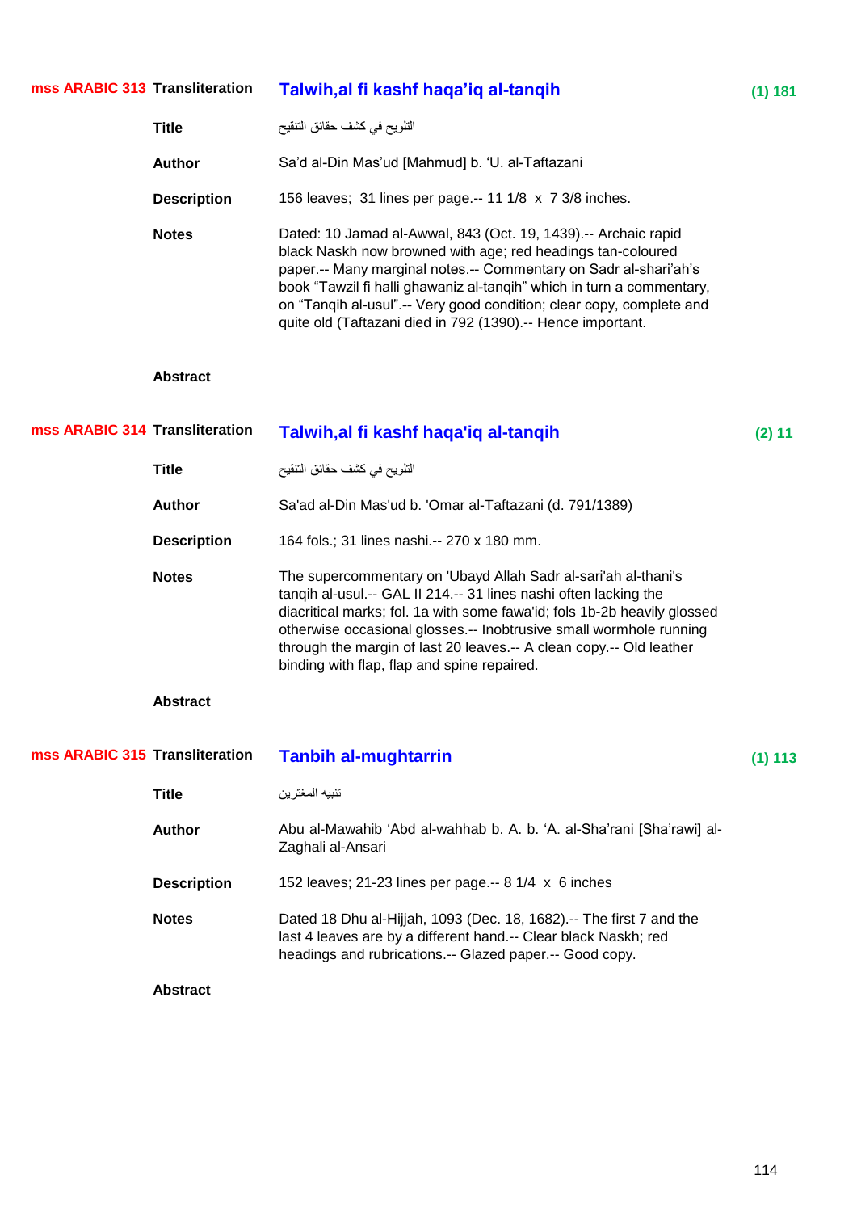## mss ARABIC 313

**Transliteration** **Talwih,al fi kashf haqa'iq al-tanqih** (1) 181

**Title** التلويح في كشف حقائق التنقيح

**Author** Sa'd al-Din Mas'ud [Mahmud] b. 'U. al-Taftazani

**Description** 156 leaves; 31 lines per page.-- 11 1/8 x 7 3/8 inches.

**Notes** Dated: 10 Jamad al-Awwal, 843 (Oct. 19, 1439).-- Archaic rapid black Naskh now browned with age; red headings tan-coloured paper.-- Many marginal notes.-- Commentary on Sadr al-shari'ah's book "Tawzil fi halli ghawaniz al-tanqih" which in turn a commentary, on "Tanqih al-usul".-- Very good condition; clear copy, complete and quite old (Taftazani died in 792 (1390).-- Hence important.

**Abstract**

## mss ARABIC 314

**Transliteration** **Talwih,al fi kashf haqa'iq al-tanqih** (2) 11

**Title** التلويح في كشف حقائق التنقيح

**Author** Sa'ad al-Din Mas'ud b. 'Omar al-Taftazani (d. 791/1389)

**Description** 164 fols.; 31 lines nashi.-- 270 x 180 mm.

**Notes** The supercommentary on 'Ubayd Allah Sadr al-sari'ah al-thani's tanqih al-usul.-- GAL II 214.-- 31 lines nashi often lacking the diacritical marks; fol. 1a with some fawa'id; fols 1b-2b heavily glossed otherwise occasional glosses.-- Inobtrusive small wormhole running through the margin of last 20 leaves.-- A clean copy.-- Old leather binding with flap, flap and spine repaired.

**Abstract**

## mss ARABIC 315

**Transliteration** **Tanbih al-mughtarrin** (1) 113

**Title** تنبيه المغترين

**Author** Abu al-Mawahib 'Abd al-wahhab b. A. b. 'A. al-Sha'rani [Sha'rawi] al-Zaghali al-Ansari

**Description** 152 leaves; 21-23 lines per page.-- 8 1/4 x 6 inches

**Notes** Dated 18 Dhu al-Hijjah, 1093 (Dec. 18, 1682).-- The first 7 and the last 4 leaves are by a different hand.-- Clear black Naskh; red headings and rubrications.-- Glazed paper.-- Good copy.

**Abstract**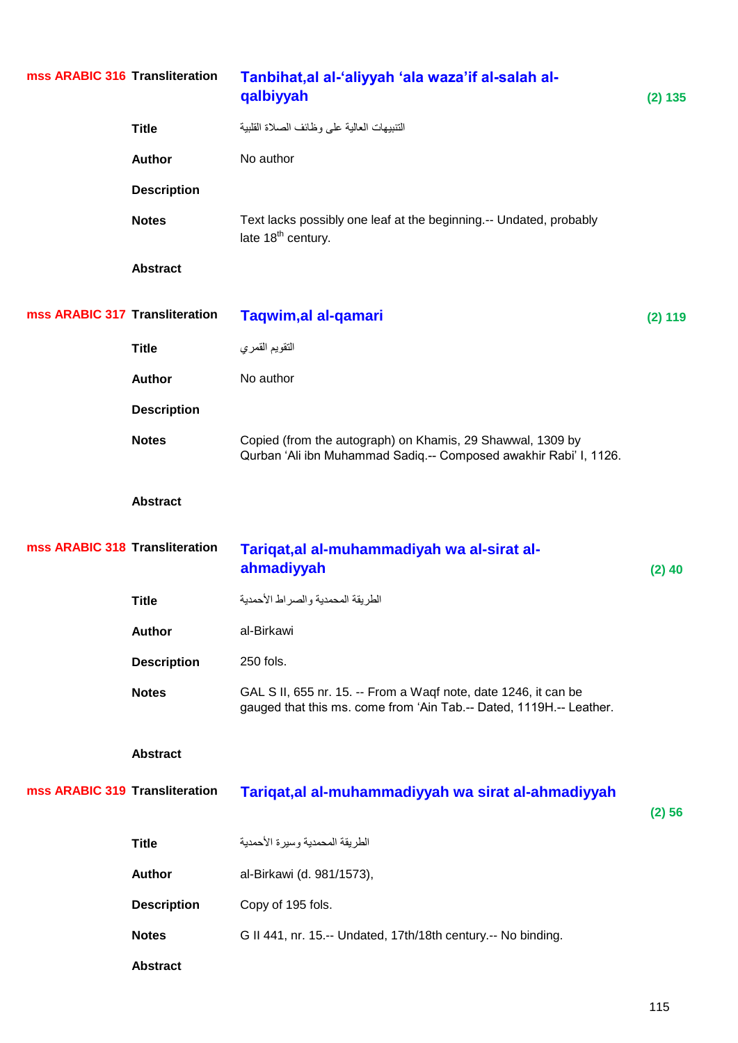**mss ARABIC 316**

| | | |
|---|---|---|
| **Transliteration** | **Tanbihat,al al-'aliyyah 'ala waza'if al-salah al-qalbiyyah** | **(2) 135** |
| **Title** | التنبيهات العالية على وظائف الصلاة القلبية | |
| **Author** | No author | |
| **Description** | | |
| **Notes** | Text lacks possibly one leaf at the beginning.-- Undated, probably late 18th century. | |
| **Abstract** | | |

**mss ARABIC 317**

| | | |
|---|---|---|
| **Transliteration** | **Taqwim,al al-qamari** | **(2) 119** |
| **Title** | التقويم القمري | |
| **Author** | No author | |
| **Description** | | |
| **Notes** | Copied (from the autograph) on Khamis, 29 Shawwal, 1309 by Qurban 'Ali ibn Muhammad Sadiq.-- Composed awakhir Rabi' I, 1126. | |
| **Abstract** | | |

**mss ARABIC 318**

| | | |
|---|---|---|
| **Transliteration** | **Tariqat,al al-muhammadiyah wa al-sirat al-ahmadiyyah** | **(2) 40** |
| **Title** | الطريقة المحمدية والصراط الأحمدية | |
| **Author** | al-Birkawi | |
| **Description** | 250 fols. | |
| **Notes** | GAL S II, 655 nr. 15. -- From a Waqf note, date 1246, it can be gauged that this ms. come from 'Ain Tab.-- Dated, 1119H.-- Leather. | |
| **Abstract** | | |

**mss ARABIC 319**

| | | |
|---|---|---|
| **Transliteration** | **Tariqat,al al-muhammadiyyah wa sirat al-ahmadiyyah** | **(2) 56** |
| **Title** | الطريقة المحمدية وسيرة الأحمدية | |
| **Author** | al-Birkawi (d. 981/1573), | |
| **Description** | Copy of 195 fols. | |
| **Notes** | G II 441, nr. 15.-- Undated, 17th/18th century.-- No binding. | |
| **Abstract** | | |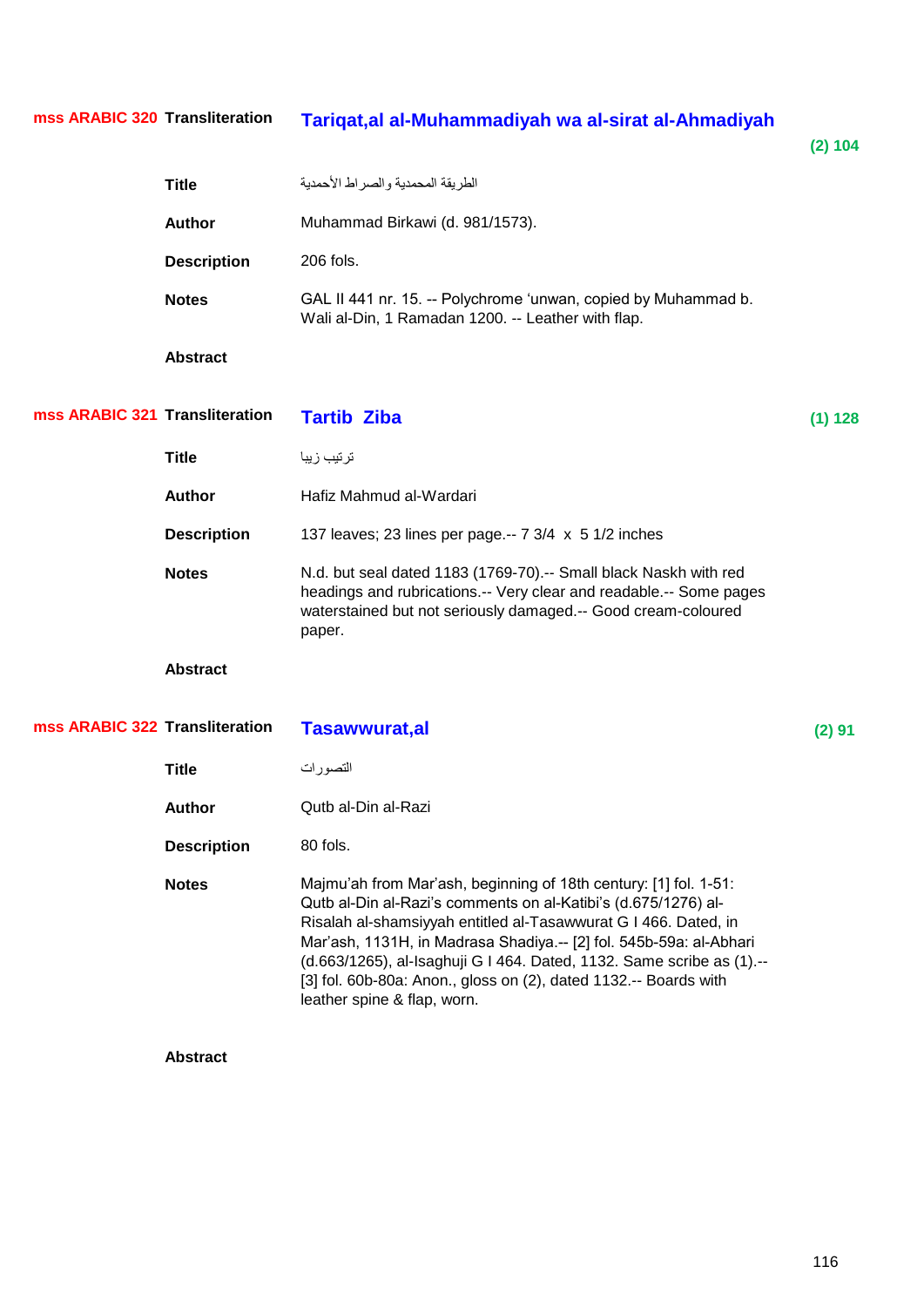**mss ARABIC 320** **Transliteration** **Tariqat,al al-Muhammadiyah wa al-sirat al-Ahmadiyah** **(2) 104**

**Title** الطريقة المحمدية والصراط الأحمدية

**Author** Muhammad Birkawi (d. 981/1573).

**Description** 206 fols.

**Notes** GAL II 441 nr. 15. -- Polychrome ‘unwan, copied by Muhammad b. Wali al-Din, 1 Ramadan 1200. -- Leather with flap.

**Abstract**

**mss ARABIC 321** **Transliteration** **Tartib Ziba** **(1) 128**

**Title** ترتيب زيبا

**Author** Hafiz Mahmud al-Wardari

**Description** 137 leaves; 23 lines per page.-- 7 3/4 x 5 1/2 inches

**Notes** N.d. but seal dated 1183 (1769-70).-- Small black Naskh with red headings and rubrications.-- Very clear and readable.-- Some pages waterstained but not seriously damaged.-- Good cream-coloured paper.

**Abstract**

**mss ARABIC 322** **Transliteration** **Tasawwurat,al** **(2) 91**

**Title** التصورات

**Author** Qutb al-Din al-Razi

**Description** 80 fols.

**Notes** Majmu’ah from Mar’ash, beginning of 18th century: [1] fol. 1-51: Qutb al-Din al-Razi’s comments on al-Katibi’s (d.675/1276) al-Risalah al-shamsiyyah entitled al-Tasawwurat G I 466. Dated, in Mar’ash, 1131H, in Madrasa Shadiya.-- [2] fol. 545b-59a: al-Abhari (d.663/1265), al-Isaghuji G I 464. Dated, 1132. Same scribe as (1).-- [3] fol. 60b-80a: Anon., gloss on (2), dated 1132.-- Boards with leather spine & flap, worn.

**Abstract**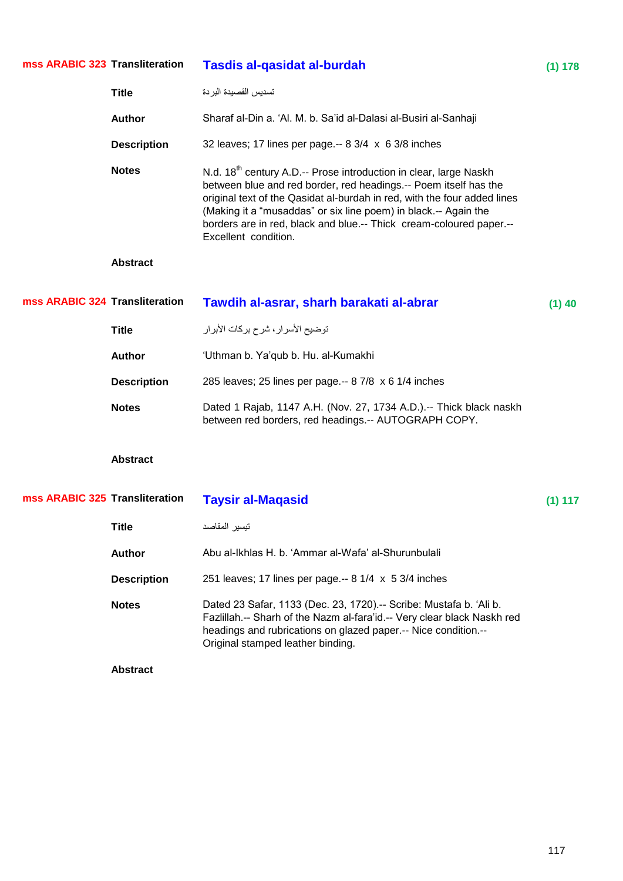## mss ARABIC 323

**Transliteration:** Tasdis al-qasidat al-burdah — (1) 178

**Title:** تسديس القصيدة البردة

**Author:** Sharaf al-Din a. ‘Al. M. b. Sa’id al-Dalasi al-Busiri al-Sanhaji

**Description:** 32 leaves; 17 lines per page.-- 8 3/4 x 6 3/8 inches

**Notes:** N.d. 18th century A.D.-- Prose introduction in clear, large Naskh between blue and red border, red headings.-- Poem itself has the original text of the Qasidat al-burdah in red, with the four added lines (Making it a “musaddas” or six line poem) in black.-- Again the borders are in red, black and blue.-- Thick cream-coloured paper.-- Excellent condition.

**Abstract**

## mss ARABIC 324

**Transliteration:** Tawdih al-asrar, sharh barakati al-abrar — (1) 40

**Title:** توضيح الأسرار، شرح بركات الأبرار

**Author:** ‘Uthman b. Ya’qub b. Hu. al-Kumakhi

**Description:** 285 leaves; 25 lines per page.-- 8 7/8 x 6 1/4 inches

**Notes:** Dated 1 Rajab, 1147 A.H. (Nov. 27, 1734 A.D.).-- Thick black naskh between red borders, red headings.-- AUTOGRAPH COPY.

**Abstract**

## mss ARABIC 325

**Transliteration:** Taysir al-Maqasid — (1) 117

**Title:** تيسير المقاصد

**Author:** Abu al-Ikhlas H. b. ‘Ammar al-Wafa’ al-Shurunbulali

**Description:** 251 leaves; 17 lines per page.-- 8 1/4 x 5 3/4 inches

**Notes:** Dated 23 Safar, 1133 (Dec. 23, 1720).-- Scribe: Mustafa b. ‘Ali b. Fazlillah.-- Sharh of the Nazm al-fara’id.-- Very clear black Naskh red headings and rubrications on glazed paper.-- Nice condition.-- Original stamped leather binding.

**Abstract**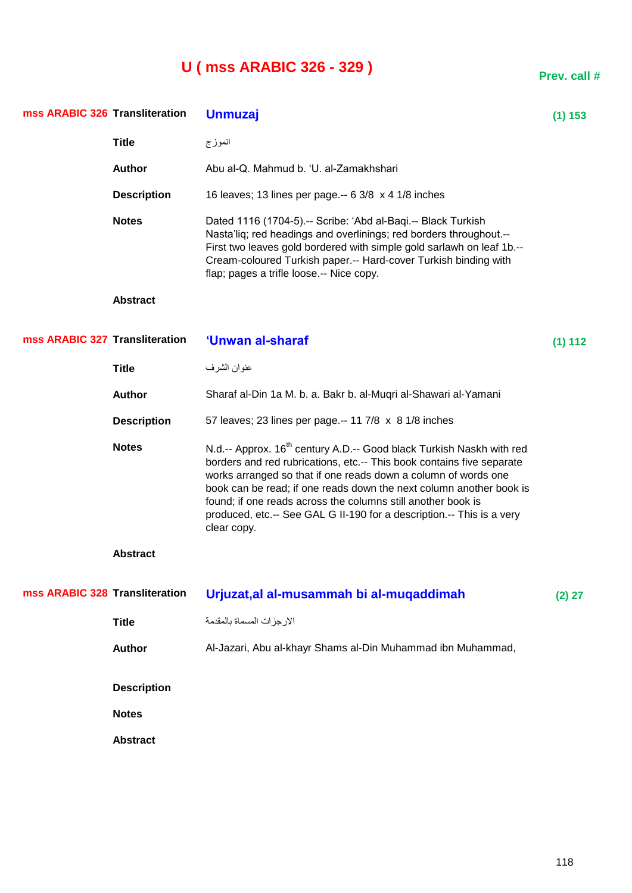# U ( mss ARABIC 326 - 329 )

**Prev. call #**

| | | | |
|---|---|---|---|
| **mss ARABIC 326** | **Transliteration** | **Unmuzaj** | **(1) 153** |
| | **Title** | انموزج | |
| | **Author** | Abu al-Q. Mahmud b. 'U. al-Zamakhshari | |
| | **Description** | 16 leaves; 13 lines per page.-- 6 3/8 x 4 1/8 inches | |
| | **Notes** | Dated 1116 (1704-5).-- Scribe: 'Abd al-Baqi.-- Black Turkish Nasta'liq; red headings and overlinings; red borders throughout.-- First two leaves gold bordered with simple gold sarlawh on leaf 1b.-- Cream-coloured Turkish paper.-- Hard-cover Turkish binding with flap; pages a trifle loose.-- Nice copy. | |
| | **Abstract** | | |
| **mss ARABIC 327** | **Transliteration** | **'Unwan al-sharaf** | **(1) 112** |
| | **Title** | عنوان الشرف | |
| | **Author** | Sharaf al-Din 1a M. b. a. Bakr b. al-Muqri al-Shawari al-Yamani | |
| | **Description** | 57 leaves; 23 lines per page.-- 11 7/8 x 8 1/8 inches | |
| | **Notes** | N.d.-- Approx. 16th century A.D.-- Good black Turkish Naskh with red borders and red rubrications, etc.-- This book contains five separate works arranged so that if one reads down a column of words one book can be read; if one reads down the next column another book is found; if one reads across the columns still another book is produced, etc.-- See GAL G II-190 for a description.-- This is a very clear copy. | |
| | **Abstract** | | |
| **mss ARABIC 328** | **Transliteration** | **Urjuzat,al al-musammah bi al-muqaddimah** | **(2) 27** |
| | **Title** | الارجزات المسماة بالمقدمة | |
| | **Author** | Al-Jazari, Abu al-khayr Shams al-Din Muhammad ibn Muhammad, | |
| | **Description** | | |
| | **Notes** | | |
| | **Abstract** | | |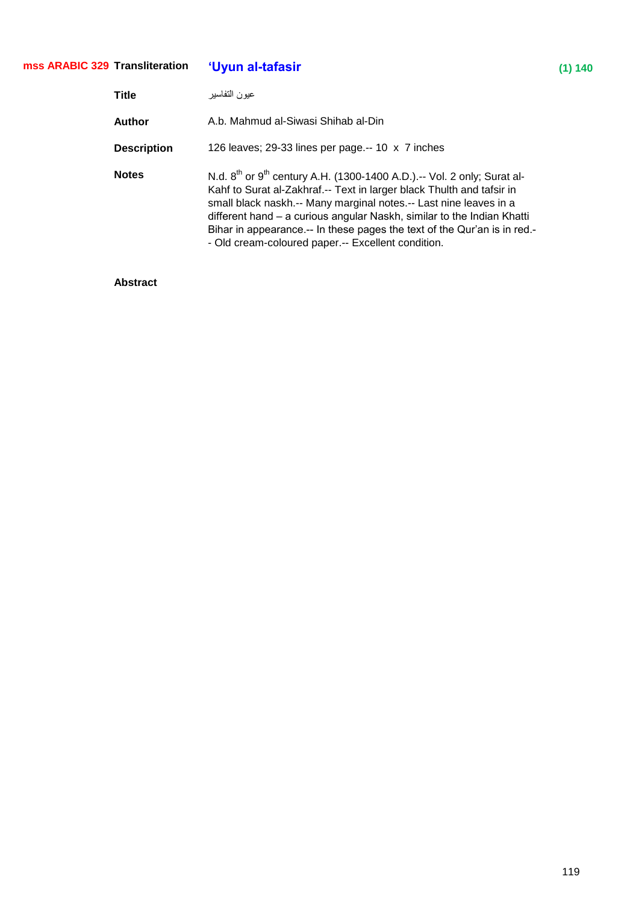**mss ARABIC 329** **Transliteration** **'Uyun al-tafasir** **(1) 140**

| | |
|---|---|
| **Title** | عيون التفاسير |
| **Author** | A.b. Mahmud al-Siwasi Shihab al-Din |
| **Description** | 126 leaves; 29-33 lines per page.-- 10 x 7 inches |
| **Notes** | N.d. 8th or 9th century A.H. (1300-1400 A.D.).-- Vol. 2 only; Surat al-Kahf to Surat al-Zakhraf.-- Text in larger black Thulth and tafsir in small black naskh.-- Many marginal notes.-- Last nine leaves in a different hand – a curious angular Naskh, similar to the Indian Khatti Bihar in appearance.-- In these pages the text of the Qur'an is in red.-- Old cream-coloured paper.-- Excellent condition. |
| **Abstract** | |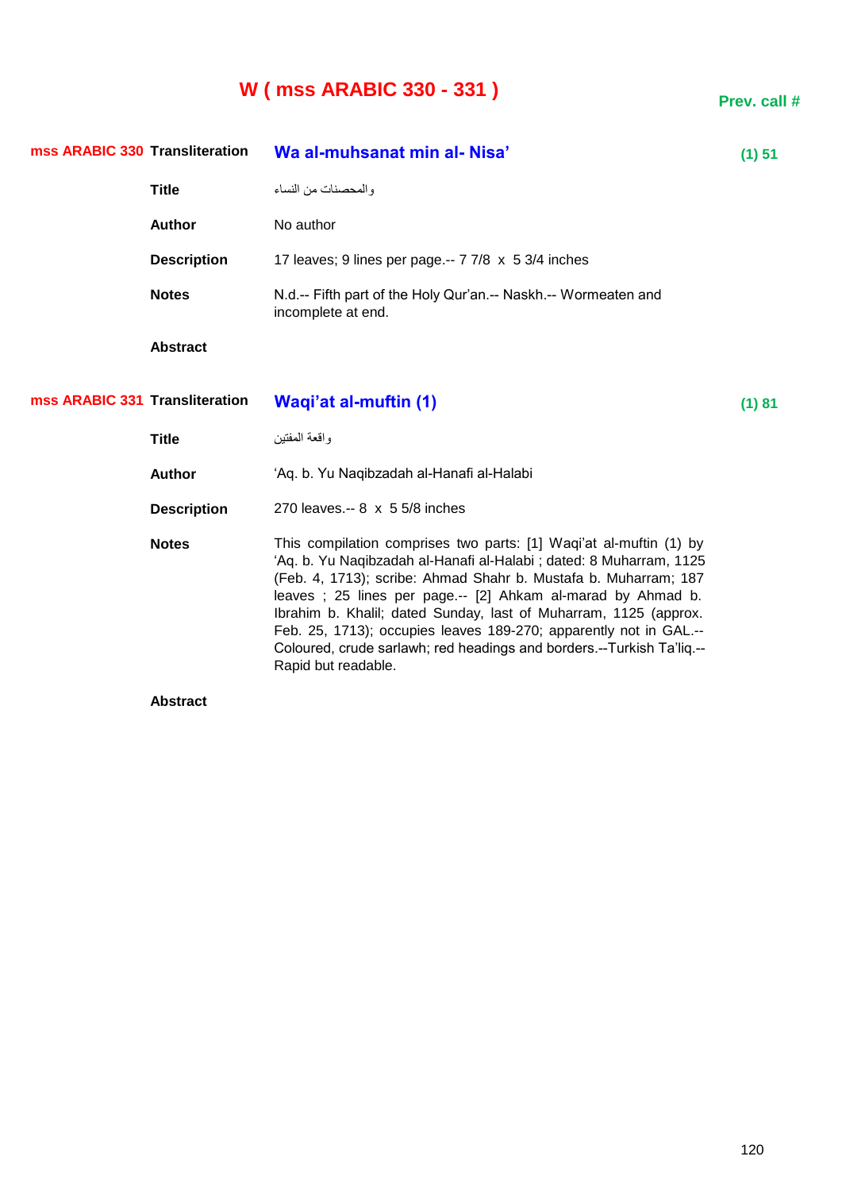# W ( mss ARABIC 330 - 331 )

**Prev. call #**

| | | | |
|---|---|---|---|
| **mss ARABIC 330** | **Transliteration** | **Wa al-muhsanat min al- Nisa’** | **(1) 51** |
| | **Title** | والمحصنات من النساء | |
| | **Author** | No author | |
| | **Description** | 17 leaves; 9 lines per page.-- 7 7/8 x 5 3/4 inches | |
| | **Notes** | N.d.-- Fifth part of the Holy Qur’an.-- Naskh.-- Wormeaten and incomplete at end. | |
| | **Abstract** | | |

| | | | |
|---|---|---|---|
| **mss ARABIC 331** | **Transliteration** | **Waqi’at al-muftin (1)** | **(1) 81** |
| | **Title** | واقعة المفتين | |
| | **Author** | ‘Aq. b. Yu Naqibzadah al-Hanafi al-Halabi | |
| | **Description** | 270 leaves.-- 8 x 5 5/8 inches | |
| | **Notes** | This compilation comprises two parts: [1] Waqi’at al-muftin (1) by ‘Aq. b. Yu Naqibzadah al-Hanafi al-Halabi ; dated: 8 Muharram, 1125 (Feb. 4, 1713); scribe: Ahmad Shahr b. Mustafa b. Muharram; 187 leaves ; 25 lines per page.-- [2] Ahkam al-marad by Ahmad b. Ibrahim b. Khalil; dated Sunday, last of Muharram, 1125 (approx. Feb. 25, 1713); occupies leaves 189-270; apparently not in GAL.-- Coloured, crude sarlawh; red headings and borders.--Turkish Ta’liq.-- Rapid but readable. | |
| | **Abstract** | | |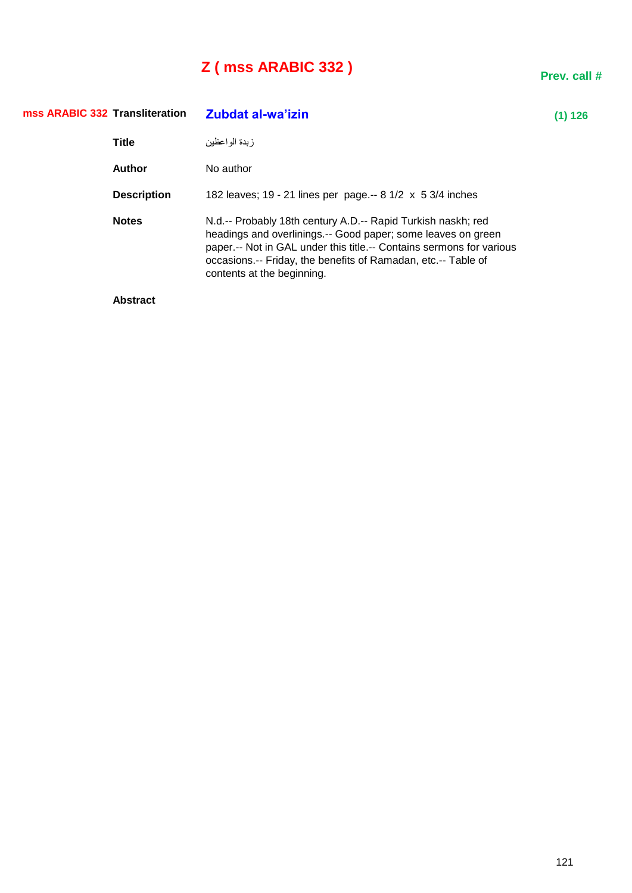# Z ( mss ARABIC 332 )

**Prev. call #**

| | | | |
|---|---|---|---|
| **mss ARABIC 332** | **Transliteration** | **Zubdat al-wa'izin** | **(1) 126** |
| | **Title** | زبدة الواعظين | |
| | **Author** | No author | |
| | **Description** | 182 leaves; 19 - 21 lines per page.-- 8 1/2 x 5 3/4 inches | |
| | **Notes** | N.d.-- Probably 18th century A.D.-- Rapid Turkish naskh; red headings and overlinings.-- Good paper; some leaves on green paper.-- Not in GAL under this title.-- Contains sermons for various occasions.-- Friday, the benefits of Ramadan, etc.-- Table of contents at the beginning. | |
| | **Abstract** | | |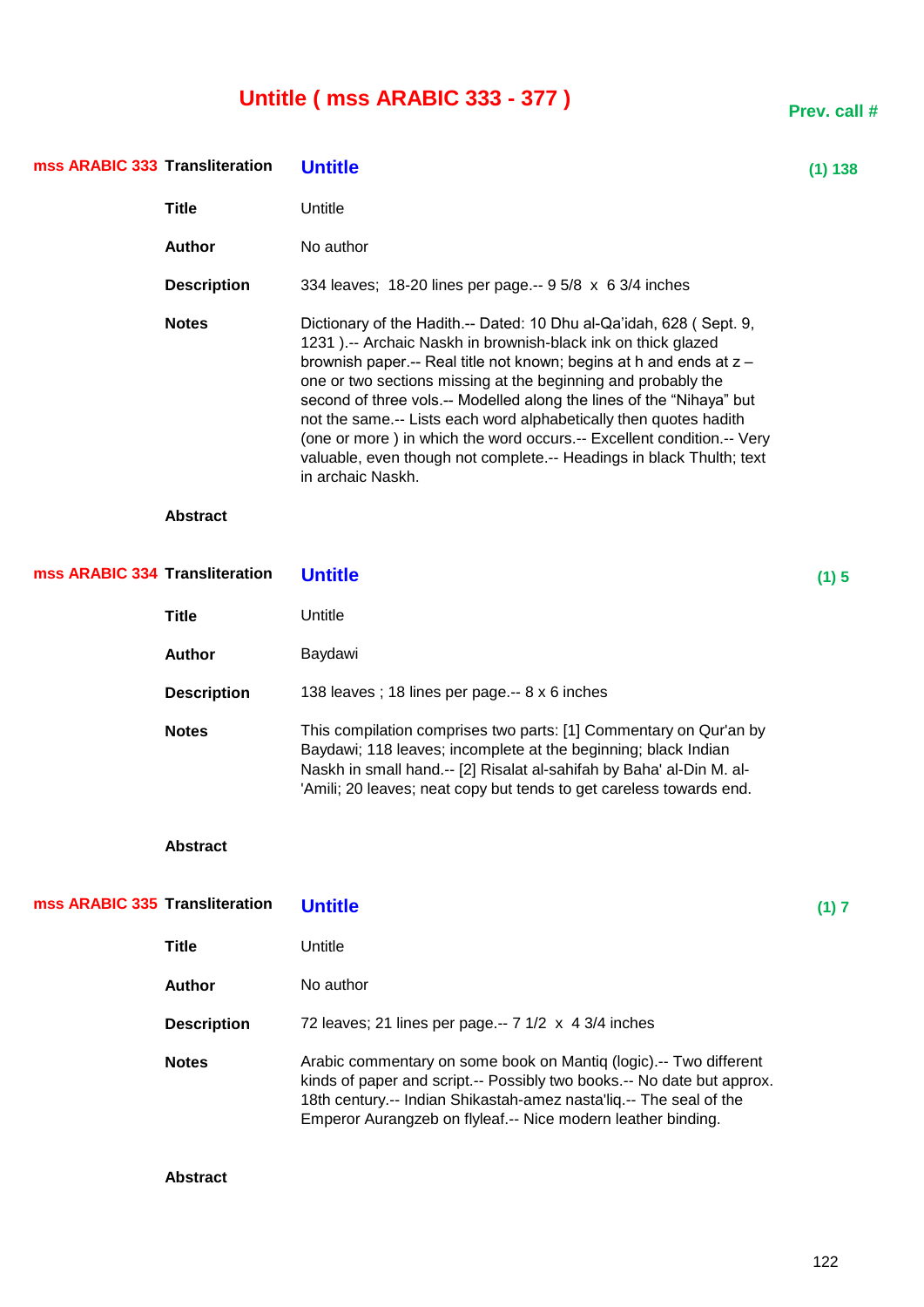# Untitle ( mss ARABIC 333 - 377 )

Prev. call #

## mss ARABIC 333

| | | |
|---|---|---|
| **Transliteration** | **Untitle** | (1) 138 |
| **Title** | Untitle | |
| **Author** | No author | |
| **Description** | 334 leaves; 18-20 lines per page.-- 9 5/8 x 6 3/4 inches | |
| **Notes** | Dictionary of the Hadith.-- Dated: 10 Dhu al-Qa'idah, 628 ( Sept. 9, 1231 ).-- Archaic Naskh in brownish-black ink on thick glazed brownish paper.-- Real title not known; begins at h and ends at z – one or two sections missing at the beginning and probably the second of three vols.-- Modelled along the lines of the "Nihaya" but not the same.-- Lists each word alphabetically then quotes hadith (one or more ) in which the word occurs.-- Excellent condition.-- Very valuable, even though not complete.-- Headings in black Thulth; text in archaic Naskh. | |
| **Abstract** | | |

## mss ARABIC 334

| | | |
|---|---|---|
| **Transliteration** | **Untitle** | (1) 5 |
| **Title** | Untitle | |
| **Author** | Baydawi | |
| **Description** | 138 leaves ; 18 lines per page.-- 8 x 6 inches | |
| **Notes** | This compilation comprises two parts: [1] Commentary on Qur'an by Baydawi; 118 leaves; incomplete at the beginning; black Indian Naskh in small hand.-- [2] Risalat al-sahifah by Baha' al-Din M. al-'Amili; 20 leaves; neat copy but tends to get careless towards end. | |
| **Abstract** | | |

## mss ARABIC 335

| | | |
|---|---|---|
| **Transliteration** | **Untitle** | (1) 7 |
| **Title** | Untitle | |
| **Author** | No author | |
| **Description** | 72 leaves; 21 lines per page.-- 7 1/2 x 4 3/4 inches | |
| **Notes** | Arabic commentary on some book on Mantiq (logic).-- Two different kinds of paper and script.-- Possibly two books.-- No date but approx. 18th century.-- Indian Shikastah-amez nasta'liq.-- The seal of the Emperor Aurangzeb on flyleaf.-- Nice modern leather binding. | |
| **Abstract** | | |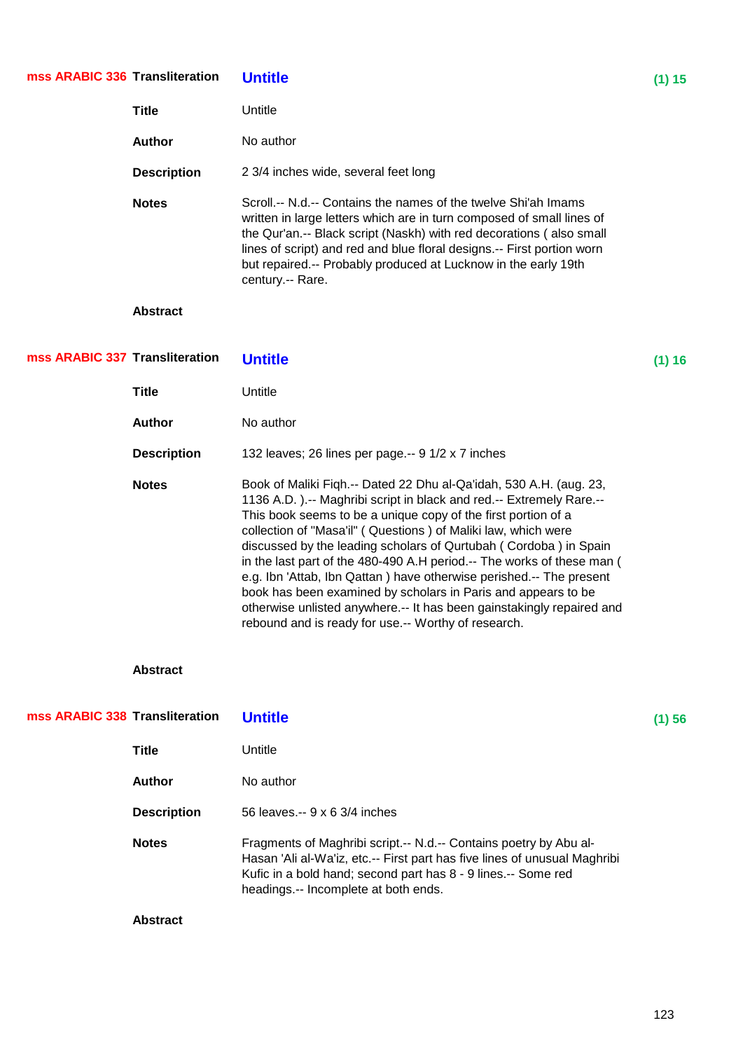**mss ARABIC 336** **Transliteration** **Untitle** **(1) 15**

**Title** Untitle

**Author** No author

**Description** 2 3/4 inches wide, several feet long

**Notes** Scroll.-- N.d.-- Contains the names of the twelve Shi'ah Imams written in large letters which are in turn composed of small lines of the Qur'an.-- Black script (Naskh) with red decorations ( also small lines of script) and red and blue floral designs.-- First portion worn but repaired.-- Probably produced at Lucknow in the early 19th century.-- Rare.

**Abstract**

**mss ARABIC 337** **Transliteration** **Untitle** **(1) 16**

**Title** Untitle

**Author** No author

**Description** 132 leaves; 26 lines per page.-- 9 1/2 x 7 inches

**Notes** Book of Maliki Fiqh.-- Dated 22 Dhu al-Qa'idah, 530 A.H. (aug. 23, 1136 A.D. ).-- Maghribi script in black and red.-- Extremely Rare.-- This book seems to be a unique copy of the first portion of a collection of "Masa'il" ( Questions ) of Maliki law, which were discussed by the leading scholars of Qurtubah ( Cordoba ) in Spain in the last part of the 480-490 A.H period.-- The works of these man ( e.g. Ibn 'Attab, Ibn Qattan ) have otherwise perished.-- The present book has been examined by scholars in Paris and appears to be otherwise unlisted anywhere.-- It has been gainstakingly repaired and rebound and is ready for use.-- Worthy of research.

**Abstract**

**mss ARABIC 338** **Transliteration** **Untitle** **(1) 56**

**Title** Untitle

**Author** No author

**Description** 56 leaves.-- 9 x 6 3/4 inches

**Notes** Fragments of Maghribi script.-- N.d.-- Contains poetry by Abu al-Hasan 'Ali al-Wa'iz, etc.-- First part has five lines of unusual Maghribi Kufic in a bold hand; second part has 8 - 9 lines.-- Some red headings.-- Incomplete at both ends.

**Abstract**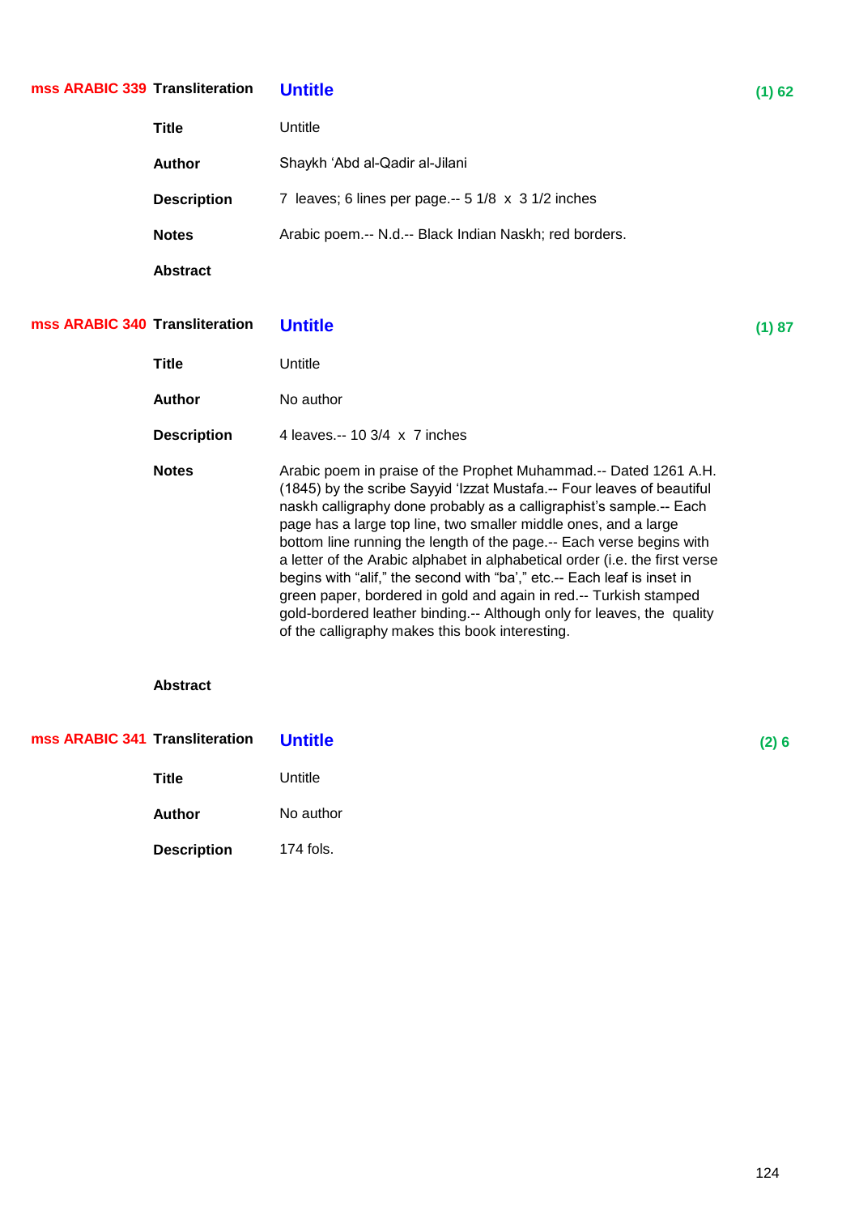**mss ARABIC 339** **Transliteration** **Untitle** **(1) 62**

**Title** Untitle

**Author** Shaykh ‘Abd al-Qadir al-Jilani

**Description** 7 leaves; 6 lines per page.-- 5 1/8 x 3 1/2 inches

**Notes** Arabic poem.-- N.d.-- Black Indian Naskh; red borders.

**Abstract**

**mss ARABIC 340** **Transliteration** **Untitle** **(1) 87**

**Title** Untitle

**Author** No author

**Description** 4 leaves.-- 10 3/4 x 7 inches

**Notes** Arabic poem in praise of the Prophet Muhammad.-- Dated 1261 A.H. (1845) by the scribe Sayyid ‘Izzat Mustafa.-- Four leaves of beautiful naskh calligraphy done probably as a calligraphist’s sample.-- Each page has a large top line, two smaller middle ones, and a large bottom line running the length of the page.-- Each verse begins with a letter of the Arabic alphabet in alphabetical order (i.e. the first verse begins with “alif,” the second with “ba’,” etc.-- Each leaf is inset in green paper, bordered in gold and again in red.-- Turkish stamped gold-bordered leather binding.-- Although only for leaves, the quality of the calligraphy makes this book interesting.

**Abstract**

**mss ARABIC 341** **Transliteration** **Untitle** **(2) 6**

**Title** Untitle

**Author** No author

**Description** 174 fols.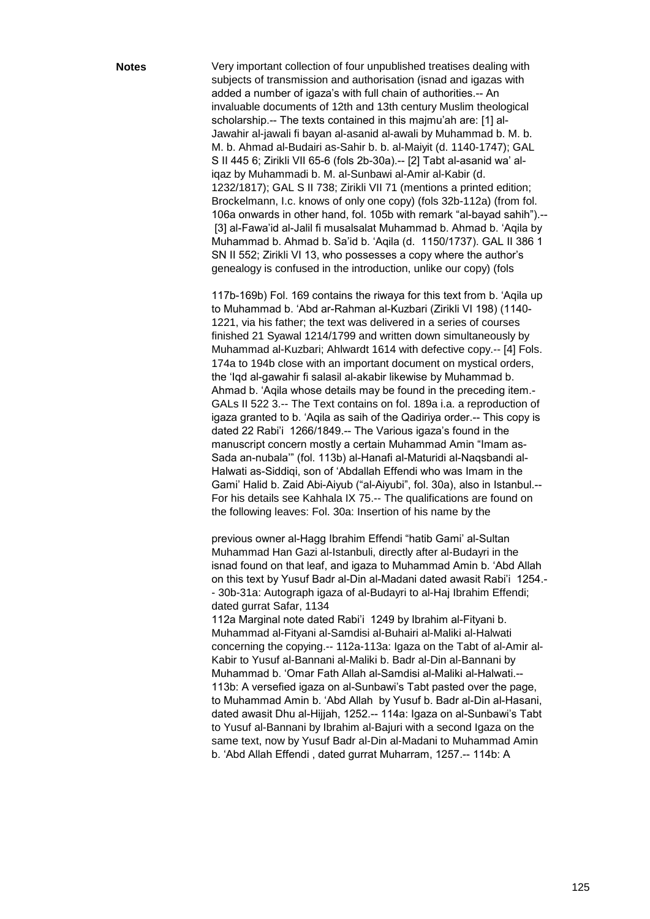**Notes**

Very important collection of four unpublished treatises dealing with subjects of transmission and authorisation (isnad and igazas with added a number of igaza's with full chain of authorities.-- An invaluable documents of 12th and 13th century Muslim theological scholarship.-- The texts contained in this majmu'ah are: [1] al-Jawahir al-jawali fi bayan al-asanid al-awali by Muhammad b. M. b. M. b. Ahmad al-Budairi as-Sahir b. b. al-Maiyit (d. 1140-1747); GAL S II 445 6; Zirikli VII 65-6 (fols 2b-30a).-- [2] Tabt al-asanid wa' al-iqaz by Muhammadi b. M. al-Sunbawi al-Amir al-Kabir (d. 1232/1817); GAL S II 738; Zirikli VII 71 (mentions a printed edition; Brockelmann, I.c. knows of only one copy) (fols 32b-112a) (from fol. 106a onwards in other hand, fol. 105b with remark "al-bayad sahih").-- [3] al-Fawa'id al-Jalil fi musalsalat Muhammad b. Ahmad b. 'Aqila by Muhammad b. Ahmad b. Sa'id b. 'Aqila (d. 1150/1737). GAL II 386 1 SN II 552; Zirikli VI 13, who possesses a copy where the author's genealogy is confused in the introduction, unlike our copy) (fols

117b-169b) Fol. 169 contains the riwaya for this text from b. 'Aqila up to Muhammad b. 'Abd ar-Rahman al-Kuzbari (Zirikli VI 198) (1140-1221, via his father; the text was delivered in a series of courses finished 21 Syawal 1214/1799 and written down simultaneously by Muhammad al-Kuzbari; Ahlwardt 1614 with defective copy.-- [4] Fols. 174a to 194b close with an important document on mystical orders, the 'Iqd al-gawahir fi salasil al-akabir likewise by Muhammad b. Ahmad b. 'Aqila whose details may be found in the preceding item.-GALs II 522 3.-- The Text contains on fol. 189a i.a. a reproduction of igaza granted to b. 'Aqila as saih of the Qadiriya order.-- This copy is dated 22 Rabi'i 1266/1849.-- The Various igaza's found in the manuscript concern mostly a certain Muhammad Amin "Imam as-Sada an-nubala'" (fol. 113b) al-Hanafi al-Maturidi al-Naqsbandi al-Halwati as-Siddiqi, son of 'Abdallah Effendi who was Imam in the Gami' Halid b. Zaid Abi-Aiyub ("al-Aiyubi", fol. 30a), also in Istanbul.-- For his details see Kahhala IX 75.-- The qualifications are found on the following leaves: Fol. 30a: Insertion of his name by the

previous owner al-Hagg Ibrahim Effendi "hatib Gami' al-Sultan Muhammad Han Gazi al-Istanbuli, directly after al-Budayri in the isnad found on that leaf, and igaza to Muhammad Amin b. 'Abd Allah on this text by Yusuf Badr al-Din al-Madani dated awasit Rabi'i 1254.-- 30b-31a: Autograph igaza of al-Budayri to al-Haj Ibrahim Effendi; dated gurrat Safar, 1134
112a Marginal note dated Rabi'i 1249 by Ibrahim al-Fityani b. Muhammad al-Fityani al-Samdisi al-Buhairi al-Maliki al-Halwati concerning the copying.-- 112a-113a: Igaza on the Tabt of al-Amir al-Kabir to Yusuf al-Bannani al-Maliki b. Badr al-Din al-Bannani by Muhammad b. 'Omar Fath Allah al-Samdisi al-Maliki al-Halwati.-- 113b: A versefied igaza on al-Sunbawi's Tabt pasted over the page, to Muhammad Amin b. 'Abd Allah by Yusuf b. Badr al-Din al-Hasani, dated awasit Dhu al-Hijjah, 1252.-- 114a: Igaza on al-Sunbawi's Tabt to Yusuf al-Bannani by Ibrahim al-Bajuri with a second Igaza on the same text, now by Yusuf Badr al-Din al-Madani to Muhammad Amin b. 'Abd Allah Effendi , dated gurrat Muharram, 1257.-- 114b: A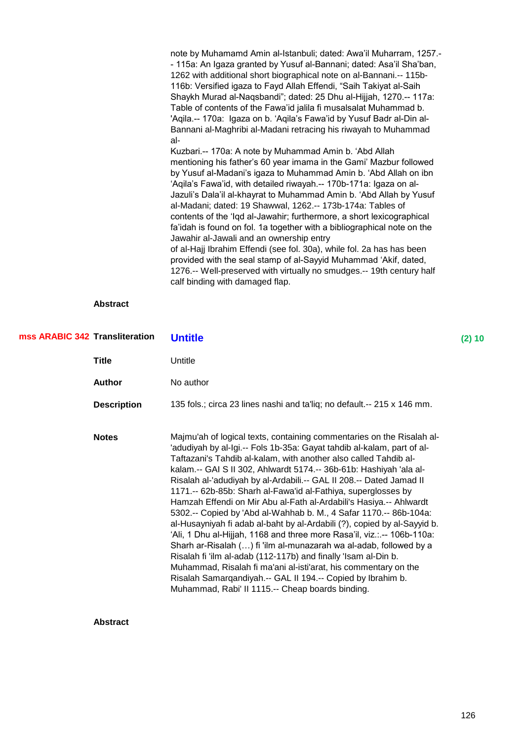note by Muhamamd Amin al-Istanbuli; dated: Awa'il Muharram, 1257.-- 115a: An Igaza granted by Yusuf al-Bannani; dated: Asa'il Sha'ban, 1262 with additional short biographical note on al-Bannani.-- 115b-116b: Versified igaza to Fayd Allah Effendi, "Saih Takiyat al-Saih Shaykh Murad al-Naqsbandi"; dated: 25 Dhu al-Hijjah, 1270.-- 117a: Table of contents of the Fawa'id jalila fi musalsalat Muhammad b. 'Aqila.-- 170a: Igaza on b. 'Aqila's Fawa'id by Yusuf Badr al-Din al-Bannani al-Maghribi al-Madani retracing his riwayah to Muhammad al-
Kuzbari.-- 170a: A note by Muhammad Amin b. 'Abd Allah mentioning his father's 60 year imama in the Gami' Mazbur followed by Yusuf al-Madani's igaza to Muhammad Amin b. 'Abd Allah on ibn 'Aqila's Fawa'id, with detailed riwayah.-- 170b-171a: Igaza on al-Jazuli's Dala'il al-khayrat to Muhammad Amin b. 'Abd Allah by Yusuf al-Madani; dated: 19 Shawwal, 1262.-- 173b-174a: Tables of contents of the 'Iqd al-Jawahir; furthermore, a short lexicographical fa'idah is found on fol. 1a together with a bibliographical note on the Jawahir al-Jawali and an ownership entry
of al-Hajj Ibrahim Effendi (see fol. 30a), while fol. 2a has has been provided with the seal stamp of al-Sayyid Muhammad 'Akif, dated, 1276.-- Well-preserved with virtually no smudges.-- 19th century half calf binding with damaged flap.

**Abstract**

**mss ARABIC 342** **Transliteration** **Untitle** **(2) 10**

**Title** Untitle

**Author** No author

**Description** 135 fols.; circa 23 lines nashi and ta'liq; no default.-- 215 x 146 mm.

**Notes** Majmu'ah of logical texts, containing commentaries on the Risalah al-'adudiyah by al-Igi.-- Fols 1b-35a: Gayat tahdib al-kalam, part of al-Taftazani's Tahdib al-kalam, with another also called Tahdib al-kalam.-- GAI S II 302, Ahlwardt 5174.-- 36b-61b: Hashiyah 'ala al-Risalah al-'adudiyah by al-Ardabili.-- GAL II 208.-- Dated Jamad II 1171.-- 62b-85b: Sharh al-Fawa'id al-Fathiya, superglosses by Hamzah Effendi on Mir Abu al-Fath al-Ardabili's Hasiya.-- Ahlwardt 5302.-- Copied by 'Abd al-Wahhab b. M., 4 Safar 1170.-- 86b-104a: al-Husayniyah fi adab al-baht by al-Ardabili (?), copied by al-Sayyid b. 'Ali, 1 Dhu al-Hijjah, 1168 and three more Rasa'il, viz.:.-- 106b-110a: Sharh ar-Risalah (…) fi 'ilm al-munazarah wa al-adab, followed by a Risalah fi 'ilm al-adab (112-117b) and finally 'Isam al-Din b. Muhammad, Risalah fi ma'ani al-isti'arat, his commentary on the Risalah Samarqandiyah.-- GAL II 194.-- Copied by Ibrahim b. Muhammad, Rabi' II 1115.-- Cheap boards binding.

**Abstract**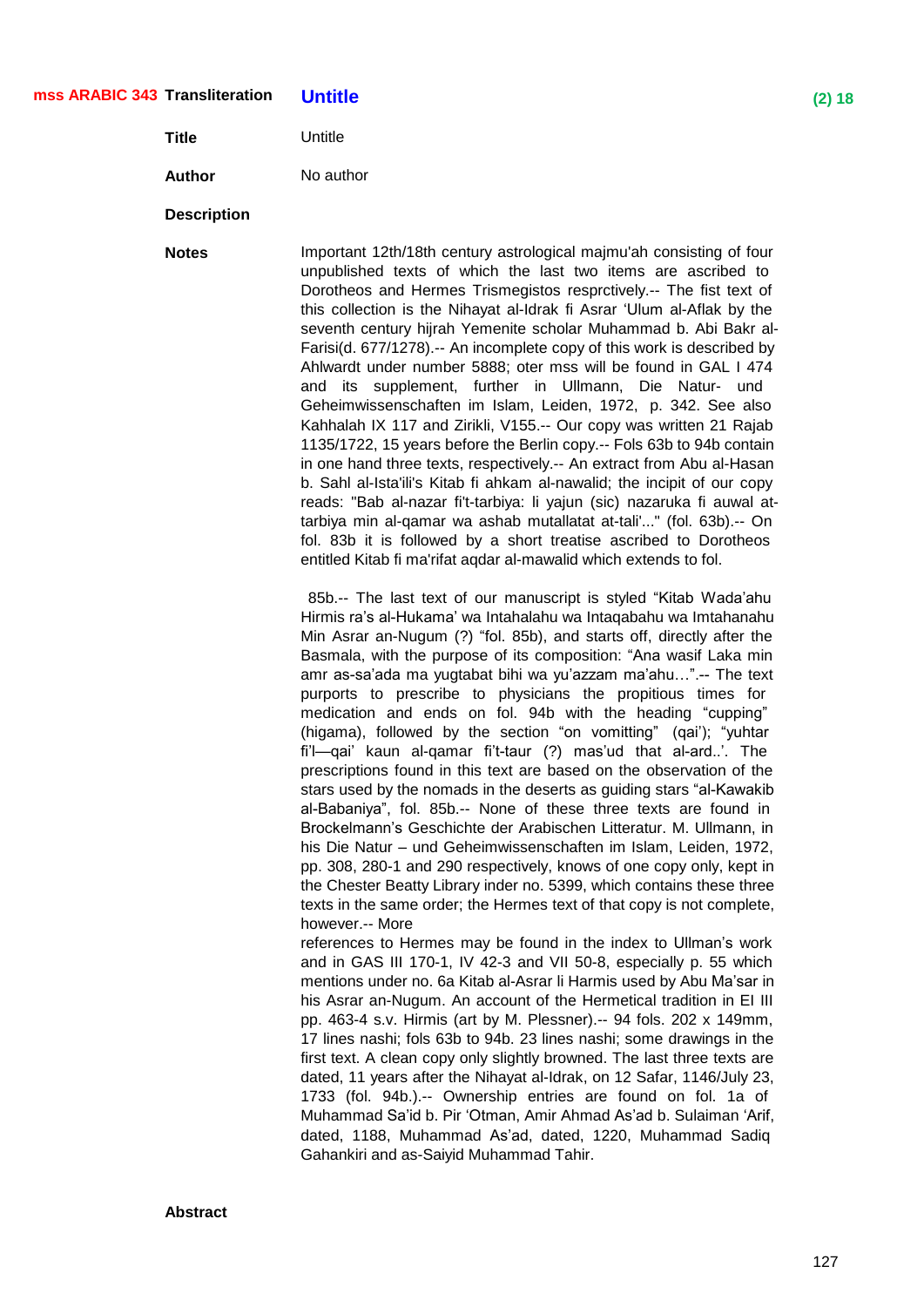**mss ARABIC 343** **Transliteration** **Untitle** **(2) 18**

**Title** Untitle

**Author** No author

**Description**

**Notes** Important 12th/18th century astrological majmu'ah consisting of four unpublished texts of which the last two items are ascribed to Dorotheos and Hermes Trismegistos resprctively.-- The fist text of this collection is the Nihayat al-Idrak fi Asrar ‘Ulum al-Aflak by the seventh century hijrah Yemenite scholar Muhammad b. Abi Bakr al-Farisi(d. 677/1278).-- An incomplete copy of this work is described by Ahlwardt under number 5888; oter mss will be found in GAL I 474 and its supplement, further in Ullmann, Die Natur- und Geheimwissenschaften im Islam, Leiden, 1972, p. 342. See also Kahhalah IX 117 and Zirikli, V155.-- Our copy was written 21 Rajab 1135/1722, 15 years before the Berlin copy.-- Fols 63b to 94b contain in one hand three texts, respectively.-- An extract from Abu al-Hasan b. Sahl al-Ista'ili's Kitab fi ahkam al-nawalid; the incipit of our copy reads: "Bab al-nazar fi't-tarbiya: li yajun (sic) nazaruka fi auwal at-tarbiya min al-qamar wa ashab mutallatat at-tali'..." (fol. 63b).-- On fol. 83b it is followed by a short treatise ascribed to Dorotheos entitled Kitab fi ma'rifat aqdar al-mawalid which extends to fol.

85b.-- The last text of our manuscript is styled “Kitab Wada’ahu Hirmis ra’s al-Hukama’ wa Intahalahu wa Intaqabahu wa Imtahanahu Min Asrar an-Nugum (?) “fol. 85b), and starts off, directly after the Basmala, with the purpose of its composition: “Ana wasif Laka min amr as-sa’ada ma yugtabat bihi wa yu’azzam ma’ahu…”.-- The text purports to prescribe to physicians the propitious times for medication and ends on fol. 94b with the heading “cupping” (higama), followed by the section “on vomitting” (qai’); “yuhtar fi’l—qai’ kaun al-qamar fi’t-taur (?) mas’ud that al-ard..’. The prescriptions found in this text are based on the observation of the stars used by the nomads in the deserts as guiding stars “al-Kawakib al-Babaniya”, fol. 85b.-- None of these three texts are found in Brockelmann’s Geschichte der Arabischen Litteratur. M. Ullmann, in his Die Natur – und Geheimwissenschaften im Islam, Leiden, 1972, pp. 308, 280-1 and 290 respectively, knows of one copy only, kept in the Chester Beatty Library inder no. 5399, which contains these three texts in the same order; the Hermes text of that copy is not complete, however.-- More
references to Hermes may be found in the index to Ullman’s work and in GAS III 170-1, IV 42-3 and VII 50-8, especially p. 55 which mentions under no. 6a Kitab al-Asrar li Harmis used by Abu Ma’sar in his Asrar an-Nugum. An account of the Hermetical tradition in EI III pp. 463-4 s.v. Hirmis (art by M. Plessner).-- 94 fols. 202 x 149mm, 17 lines nashi; fols 63b to 94b. 23 lines nashi; some drawings in the first text. A clean copy only slightly browned. The last three texts are dated, 11 years after the Nihayat al-Idrak, on 12 Safar, 1146/July 23, 1733 (fol. 94b.).-- Ownership entries are found on fol. 1a of Muhammad Sa’id b. Pir ‘Otman, Amir Ahmad As’ad b. Sulaiman ‘Arif, dated, 1188, Muhammad As’ad, dated, 1220, Muhammad Sadiq Gahankiri and as-Saiyid Muhammad Tahir.

**Abstract**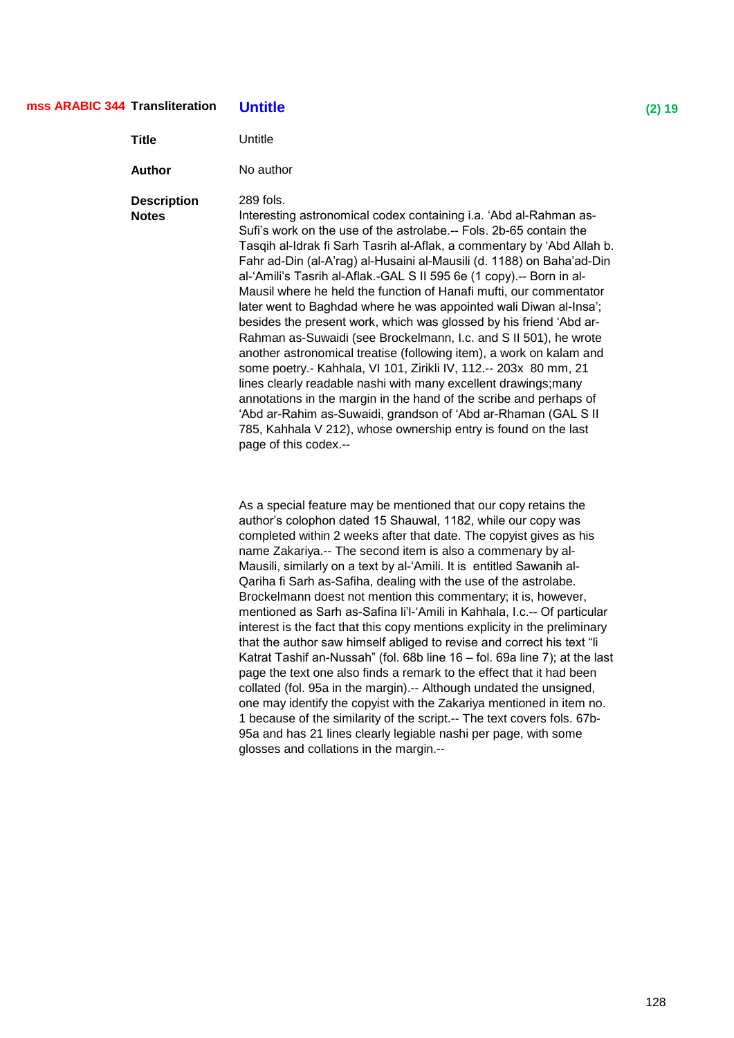**mss ARABIC 344** **Transliteration** **Untitle** **(2) 19**

| | |
|---|---|
| **Title** | Untitle |
| **Author** | No author |

**Description Notes**

289 fols.
Interesting astronomical codex containing i.a. 'Abd al-Rahman as-Sufi's work on the use of the astrolabe.-- Fols. 2b-65 contain the Tasqih al-Idrak fi Sarh Tasrih al-Aflak, a commentary by 'Abd Allah b. Fahr ad-Din (al-A'rag) al-Husaini al-Mausili (d. 1188) on Baha'ad-Din al-'Amili's Tasrih al-Aflak.-GAL S II 595 6e (1 copy).-- Born in al-Mausil where he held the function of Hanafi mufti, our commentator later went to Baghdad where he was appointed wali Diwan al-Insa'; besides the present work, which was glossed by his friend 'Abd ar-Rahman as-Suwaidi (see Brockelmann, l.c. and S II 501), he wrote another astronomical treatise (following item), a work on kalam and some poetry.- Kahhala, VI 101, Zirikli IV, 112.-- 203x 80 mm, 21 lines clearly readable nashi with many excellent drawings;many annotations in the margin in the hand of the scribe and perhaps of 'Abd ar-Rahim as-Suwaidi, grandson of 'Abd ar-Rhaman (GAL S II 785, Kahhala V 212), whose ownership entry is found on the last page of this codex.--

As a special feature may be mentioned that our copy retains the author's colophon dated 15 Shauwal, 1182, while our copy was completed within 2 weeks after that date. The copyist gives as his name Zakariya.-- The second item is also a commenary by al-Mausili, similarly on a text by al-'Amili. It is entitled Sawanih al-Qariha fi Sarh as-Safiha, dealing with the use of the astrolabe. Brockelmann doest not mention this commentary; it is, however, mentioned as Sarh as-Safina li'l-'Amili in Kahhala, l.c.-- Of particular interest is the fact that this copy mentions explicity in the preliminary that the author saw himself abliged to revise and correct his text "li Katrat Tashif an-Nussah" (fol. 68b line 16 – fol. 69a line 7); at the last page the text one also finds a remark to the effect that it had been collated (fol. 95a in the margin).-- Although undated the unsigned, one may identify the copyist with the Zakariya mentioned in item no. 1 because of the similarity of the script.-- The text covers fols. 67b-95a and has 21 lines clearly legiable nashi per page, with some glosses and collations in the margin.--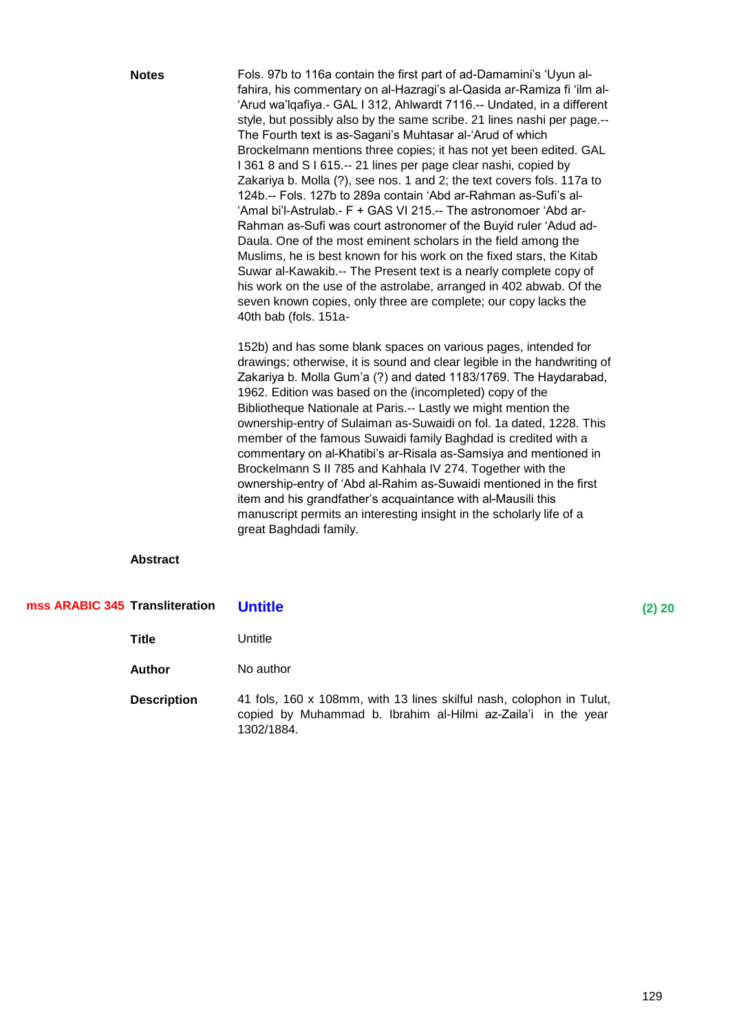**Notes**

Fols. 97b to 116a contain the first part of ad-Damamini's 'Uyun al-fahira, his commentary on al-Hazragi's al-Qasida ar-Ramiza fi 'ilm al-'Arud wa'lqafiya.- GAL I 312, Ahlwardt 7116.-- Undated, in a different style, but possibly also by the same scribe. 21 lines nashi per page.-- The Fourth text is as-Sagani's Muhtasar al-'Arud of which Brockelmann mentions three copies; it has not yet been edited. GAL I 361 8 and S I 615.-- 21 lines per page clear nashi, copied by Zakariya b. Molla (?), see nos. 1 and 2; the text covers fols. 117a to 124b.-- Fols. 127b to 289a contain 'Abd ar-Rahman as-Sufi's al-'Amal bi'l-Astrulab.- F + GAS VI 215.-- The astronomoer 'Abd ar-Rahman as-Sufi was court astronomer of the Buyid ruler 'Adud ad-Daula. One of the most eminent scholars in the field among the Muslims, he is best known for his work on the fixed stars, the Kitab Suwar al-Kawakib.-- The Present text is a nearly complete copy of his work on the use of the astrolabe, arranged in 402 abwab. Of the seven known copies, only three are complete; our copy lacks the 40th bab (fols. 151a-

152b) and has some blank spaces on various pages, intended for drawings; otherwise, it is sound and clear legible in the handwriting of Zakariya b. Molla Gum'a (?) and dated 1183/1769. The Haydarabad, 1962. Edition was based on the (incompleted) copy of the Bibliotheque Nationale at Paris.-- Lastly we might mention the ownership-entry of Sulaiman as-Suwaidi on fol. 1a dated, 1228. This member of the famous Suwaidi family Baghdad is credited with a commentary on al-Khatibi's ar-Risala as-Samsiya and mentioned in Brockelmann S II 785 and Kahhala IV 274. Together with the ownership-entry of 'Abd al-Rahim as-Suwaidi mentioned in the first item and his grandfather's acquaintance with al-Mausili this manuscript permits an interesting insight in the scholarly life of a great Baghdadi family.

**Abstract**

**mss ARABIC 345** **Transliteration** **Untitle** **(2) 20**

**Title** Untitle

**Author** No author

**Description** 41 fols, 160 x 108mm, with 13 lines skilful nash, colophon in Tulut, copied by Muhammad b. Ibrahim al-Hilmi az-Zaila'i in the year 1302/1884.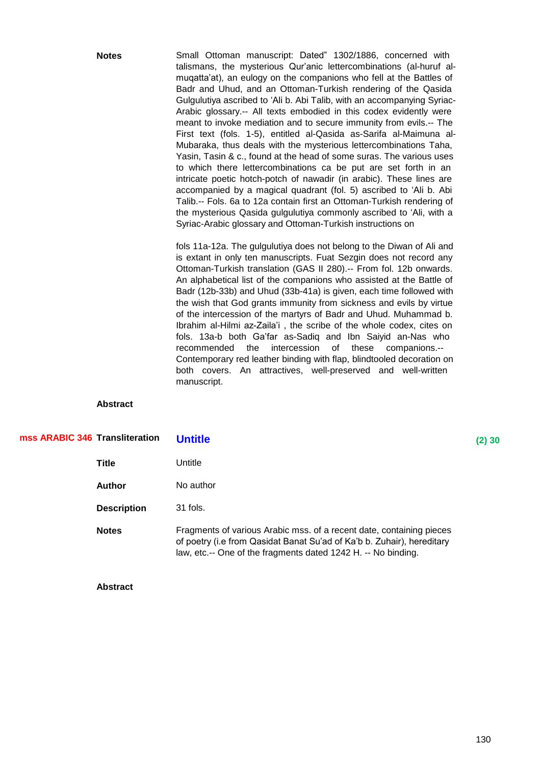**Notes**

Small Ottoman manuscript: Dated" 1302/1886, concerned with talismans, the mysterious Qur'anic lettercombinations (al-huruf al-muqatta'at), an eulogy on the companions who fell at the Battles of Badr and Uhud, and an Ottoman-Turkish rendering of the Qasida Gulgulutiya ascribed to 'Ali b. Abi Talib, with an accompanying Syriac-Arabic glossary.-- All texts embodied in this codex evidently were meant to invoke mediation and to secure immunity from evils.-- The First text (fols. 1-5), entitled al-Qasida as-Sarifa al-Maimuna al-Mubaraka, thus deals with the mysterious lettercombinations Taha, Yasin, Tasin & c., found at the head of some suras. The various uses to which there lettercombinations ca be put are set forth in an intricate poetic hotch-potch of nawadir (in arabic). These lines are accompanied by a magical quadrant (fol. 5) ascribed to 'Ali b. Abi Talib.-- Fols. 6a to 12a contain first an Ottoman-Turkish rendering of the mysterious Qasida gulgulutiya commonly ascribed to 'Ali, with a Syriac-Arabic glossary and Ottoman-Turkish instructions on

fols 11a-12a. The gulgulutiya does not belong to the Diwan of Ali and is extant in only ten manuscripts. Fuat Sezgin does not record any Ottoman-Turkish translation (GAS II 280).-- From fol. 12b onwards. An alphabetical list of the companions who assisted at the Battle of Badr (12b-33b) and Uhud (33b-41a) is given, each time followed with the wish that God grants immunity from sickness and evils by virtue of the intercession of the martyrs of Badr and Uhud. Muhammad b. Ibrahim al-Hilmi az-Zaila'i , the scribe of the whole codex, cites on fols. 13a-b both Ga'far as-Sadiq and Ibn Saiyid an-Nas who recommended the intercession of these companions.-- Contemporary red leather binding with flap, blindtooled decoration on both covers. An attractives, well-preserved and well-written manuscript.

**Abstract**

**mss ARABIC 346** **Transliteration** **Untitle** **(2) 30**

**Title** Untitle

**Author** No author

**Description** 31 fols.

**Notes** Fragments of various Arabic mss. of a recent date, containing pieces of poetry (i.e from Qasidat Banat Su'ad of Ka'b b. Zuhair), hereditary law, etc.-- One of the fragments dated 1242 H. -- No binding.

**Abstract**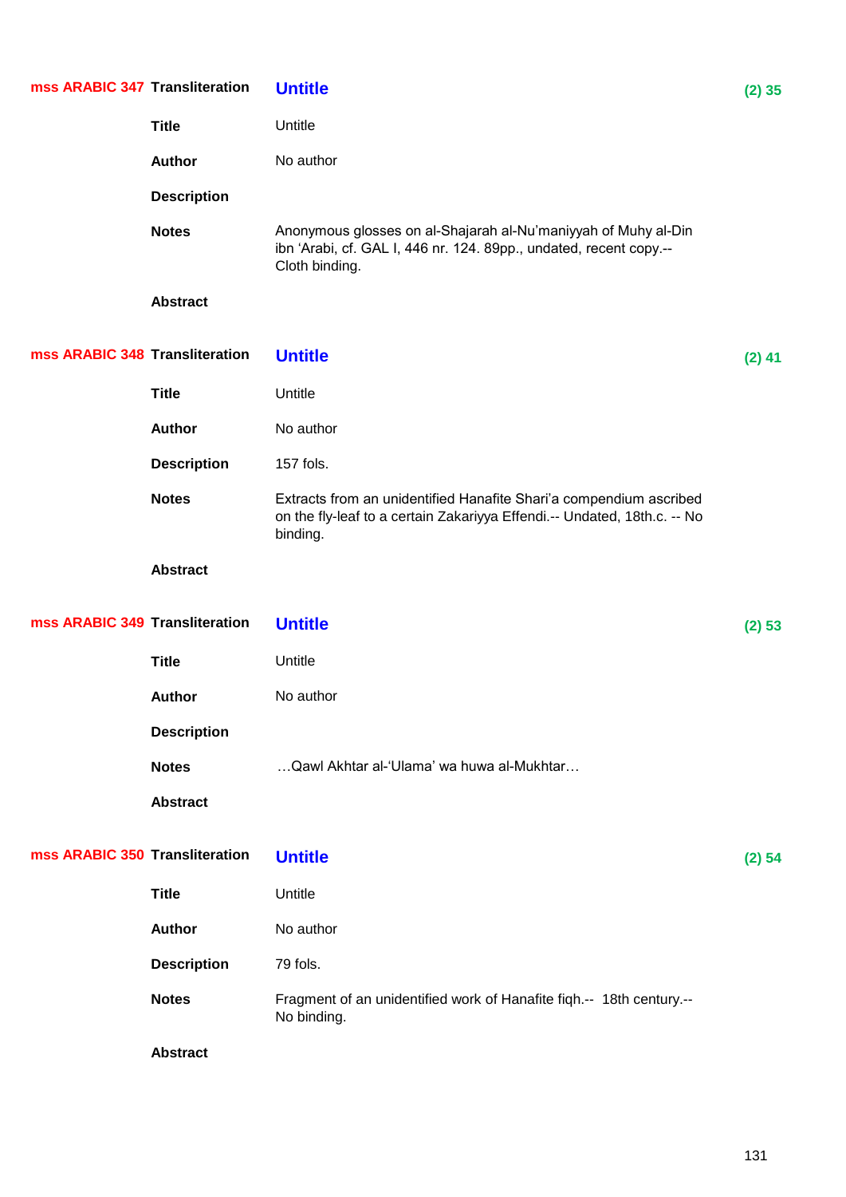**mss ARABIC 347** **Transliteration** **Untitle** (2) 35

**Title** Untitle

**Author** No author

**Description**

**Notes** Anonymous glosses on al-Shajarah al-Nu'maniyyah of Muhy al-Din ibn 'Arabi, cf. GAL I, 446 nr. 124. 89pp., undated, recent copy.-- Cloth binding.

**Abstract**

**mss ARABIC 348** **Transliteration** **Untitle** (2) 41

**Title** Untitle

**Author** No author

**Description** 157 fols.

**Notes** Extracts from an unidentified Hanafite Shari'a compendium ascribed on the fly-leaf to a certain Zakariyya Effendi.-- Undated, 18th.c. -- No binding.

**Abstract**

**mss ARABIC 349** **Transliteration** **Untitle** (2) 53

**Title** Untitle

**Author** No author

**Description**

**Notes** …Qawl Akhtar al-'Ulama' wa huwa al-Mukhtar…

**Abstract**

**mss ARABIC 350** **Transliteration** **Untitle** (2) 54

**Title** Untitle

**Author** No author

**Description** 79 fols.

**Notes** Fragment of an unidentified work of Hanafite fiqh.-- 18th century.-- No binding.

**Abstract**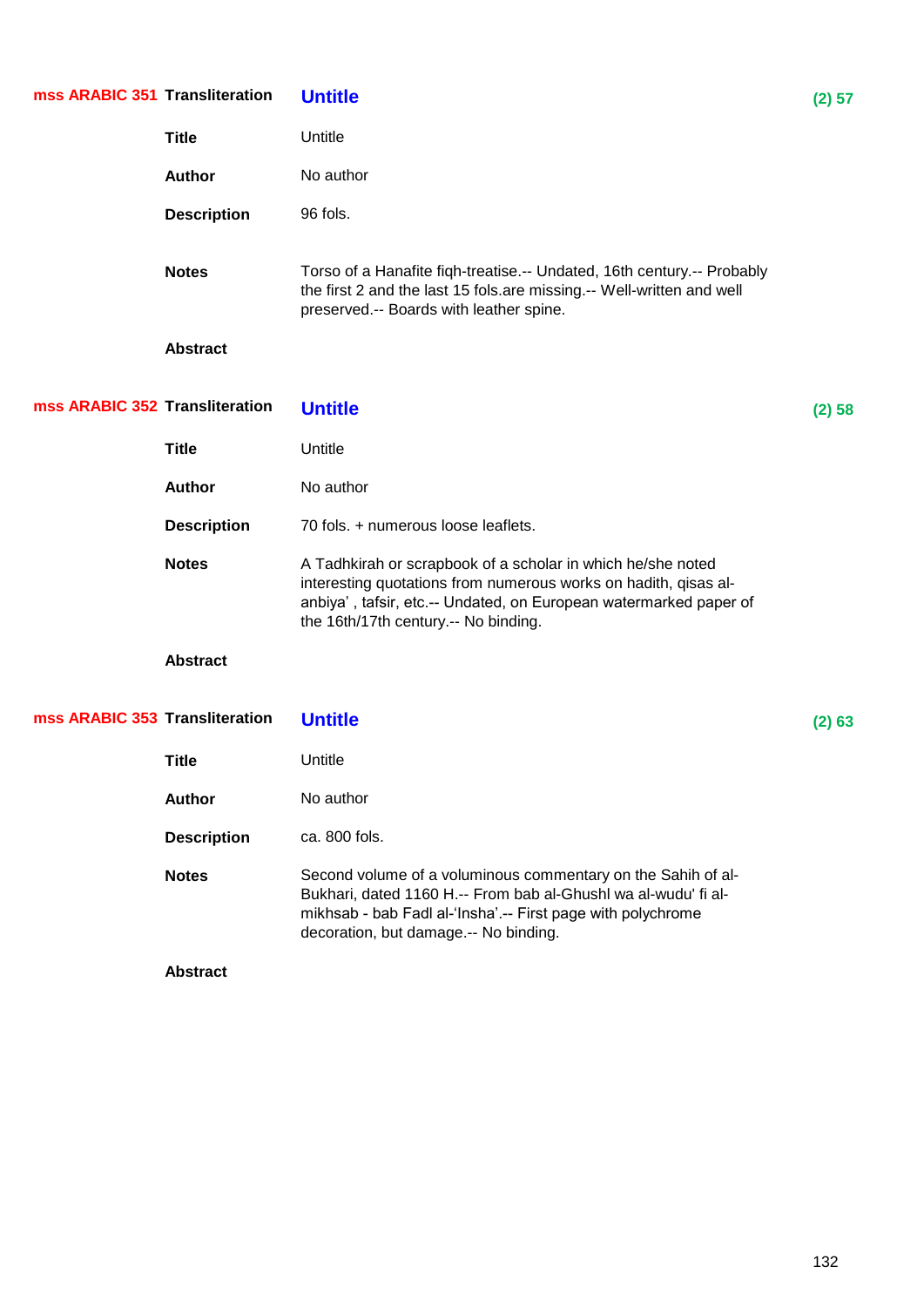**mss ARABIC 351** **Transliteration** **Untitle** **(2) 57**

**Title** Untitle

**Author** No author

**Description** 96 fols.

**Notes** Torso of a Hanafite fiqh-treatise.-- Undated, 16th century.-- Probably the first 2 and the last 15 fols.are missing.-- Well-written and well preserved.-- Boards with leather spine.

**Abstract**

**mss ARABIC 352** **Transliteration** **Untitle** **(2) 58**

**Title** Untitle

**Author** No author

**Description** 70 fols. + numerous loose leaflets.

**Notes** A Tadhkirah or scrapbook of a scholar in which he/she noted interesting quotations from numerous works on hadith, qisas al-anbiya' , tafsir, etc.-- Undated, on European watermarked paper of the 16th/17th century.-- No binding.

**Abstract**

**mss ARABIC 353** **Transliteration** **Untitle** **(2) 63**

**Title** Untitle

**Author** No author

**Description** ca. 800 fols.

**Notes** Second volume of a voluminous commentary on the Sahih of al-Bukhari, dated 1160 H.-- From bab al-Ghushl wa al-wudu' fi al-mikhsab - bab Fadl al-'Insha'.-- First page with polychrome decoration, but damage.-- No binding.

**Abstract**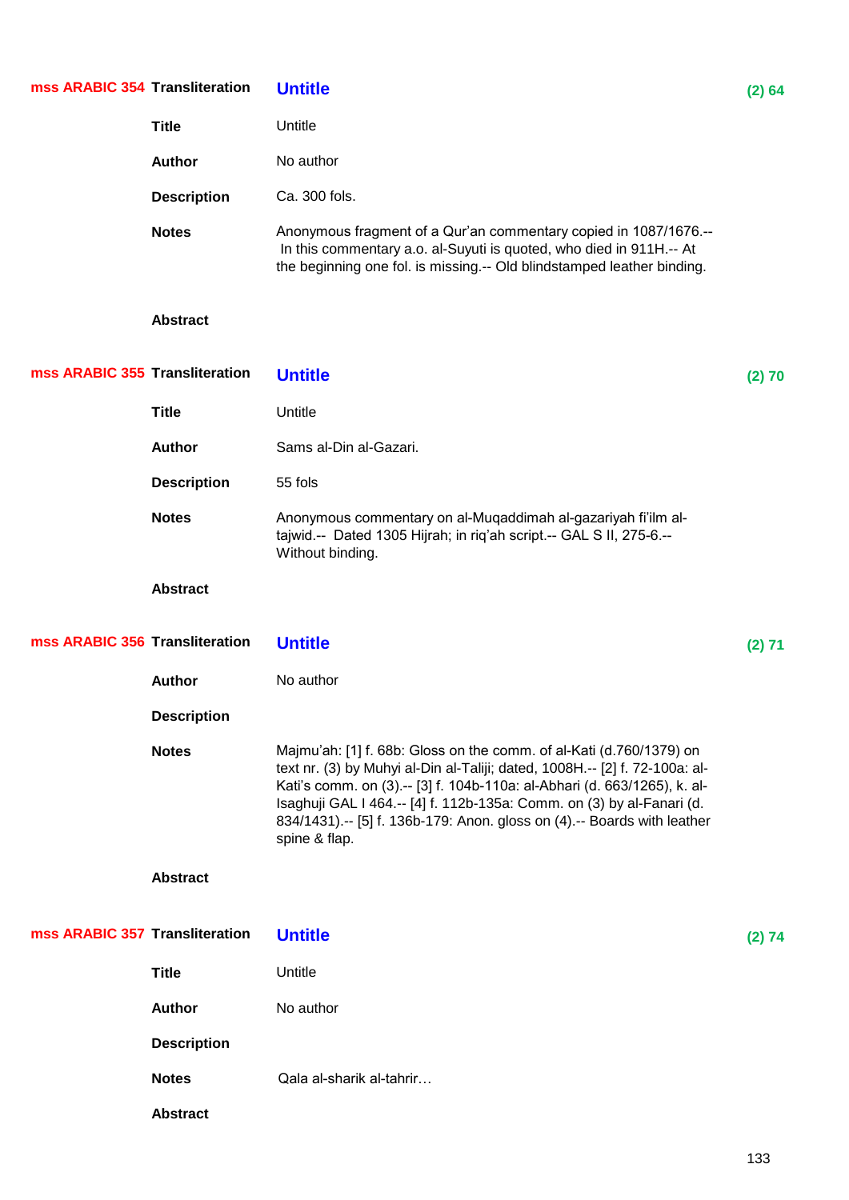**mss ARABIC 354** **Transliteration** **Untitle** **(2) 64**

**Title** Untitle

**Author** No author

**Description** Ca. 300 fols.

**Notes** Anonymous fragment of a Qur'an commentary copied in 1087/1676.-- In this commentary a.o. al-Suyuti is quoted, who died in 911H.-- At the beginning one fol. is missing.-- Old blindstamped leather binding.

**Abstract**

**mss ARABIC 355** **Transliteration** **Untitle** **(2) 70**

**Title** Untitle

**Author** Sams al-Din al-Gazari.

**Description** 55 fols

**Notes** Anonymous commentary on al-Muqaddimah al-gazariyah fi'ilm al-tajwid.-- Dated 1305 Hijrah; in riq'ah script.-- GAL S II, 275-6.-- Without binding.

**Abstract**

**mss ARABIC 356** **Transliteration** **Untitle** **(2) 71**

**Author** No author

**Description**

**Notes** Majmu'ah: [1] f. 68b: Gloss on the comm. of al-Kati (d.760/1379) on text nr. (3) by Muhyi al-Din al-Taliji; dated, 1008H.-- [2] f. 72-100a: al-Kati's comm. on (3).-- [3] f. 104b-110a: al-Abhari (d. 663/1265), k. al-Isaghuji GAL I 464.-- [4] f. 112b-135a: Comm. on (3) by al-Fanari (d. 834/1431).-- [5] f. 136b-179: Anon. gloss on (4).-- Boards with leather spine & flap.

**Abstract**

**mss ARABIC 357** **Transliteration** **Untitle** **(2) 74**

**Title** Untitle

**Author** No author

**Description**

**Notes** Qala al-sharik al-tahrir…

**Abstract**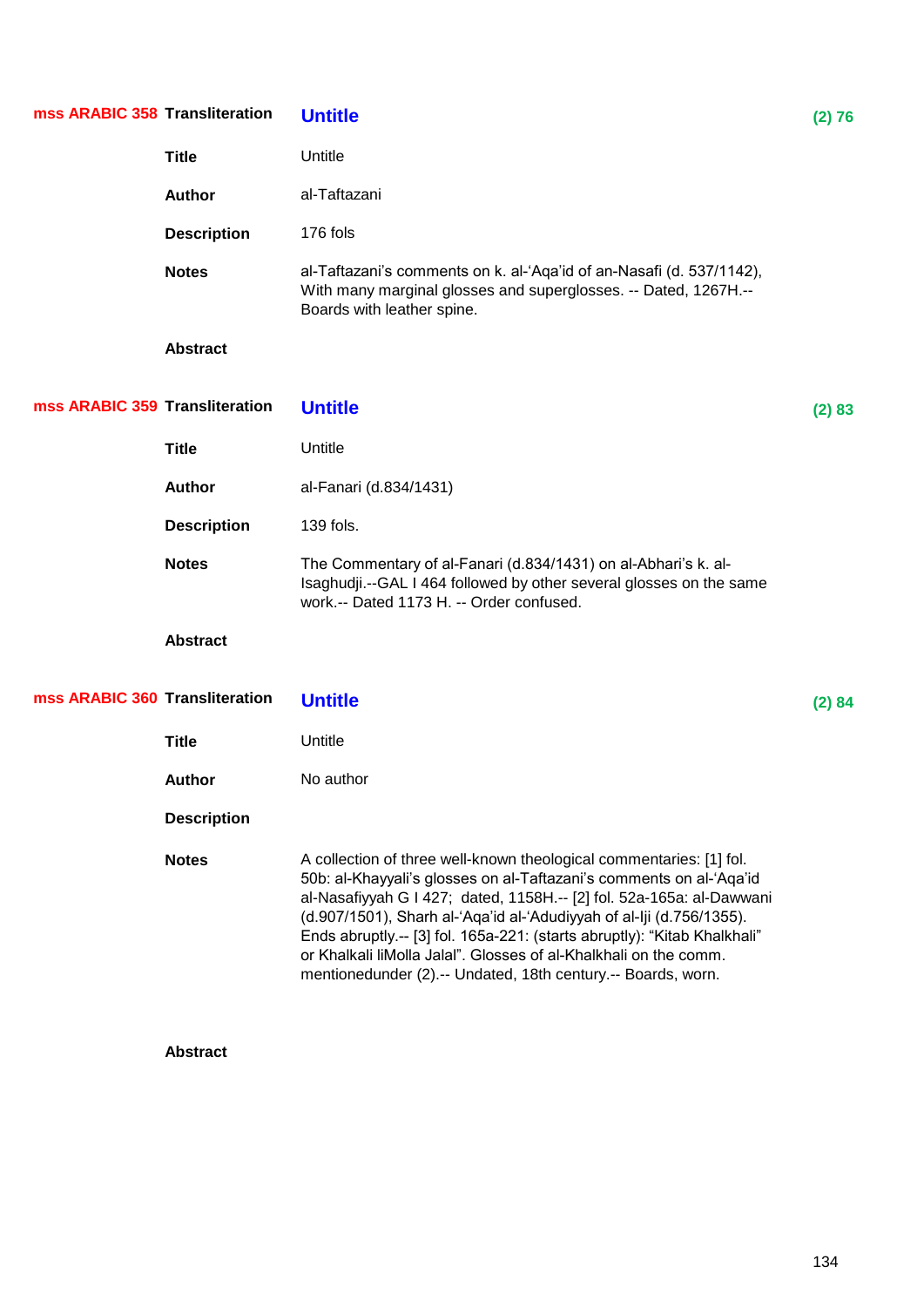**mss ARABIC 358** **Transliteration** **Untitle** **(2) 76**

**Title** Untitle

**Author** al-Taftazani

**Description** 176 fols

**Notes** al-Taftazani's comments on k. al-'Aqa'id of an-Nasafi (d. 537/1142), With many marginal glosses and superglosses. -- Dated, 1267H.-- Boards with leather spine.

**Abstract**

**mss ARABIC 359** **Transliteration** **Untitle** **(2) 83**

**Title** Untitle

**Author** al-Fanari (d.834/1431)

**Description** 139 fols.

**Notes** The Commentary of al-Fanari (d.834/1431) on al-Abhari's k. al-Isaghudji.--GAL I 464 followed by other several glosses on the same work.-- Dated 1173 H. -- Order confused.

**Abstract**

**mss ARABIC 360** **Transliteration** **Untitle** **(2) 84**

**Title** Untitle

**Author** No author

**Description**

**Notes** A collection of three well-known theological commentaries: [1] fol. 50b: al-Khayyali's glosses on al-Taftazani's comments on al-'Aqa'id al-Nasafiyyah G I 427; dated, 1158H.-- [2] fol. 52a-165a: al-Dawwani (d.907/1501), Sharh al-'Aqa'id al-'Adudiyyah of al-Iji (d.756/1355). Ends abruptly.-- [3] fol. 165a-221: (starts abruptly): "Kitab Khalkhali" or Khalkali liMolla Jalal". Glosses of al-Khalkhali on the comm. mentionedunder (2).-- Undated, 18th century.-- Boards, worn.

**Abstract**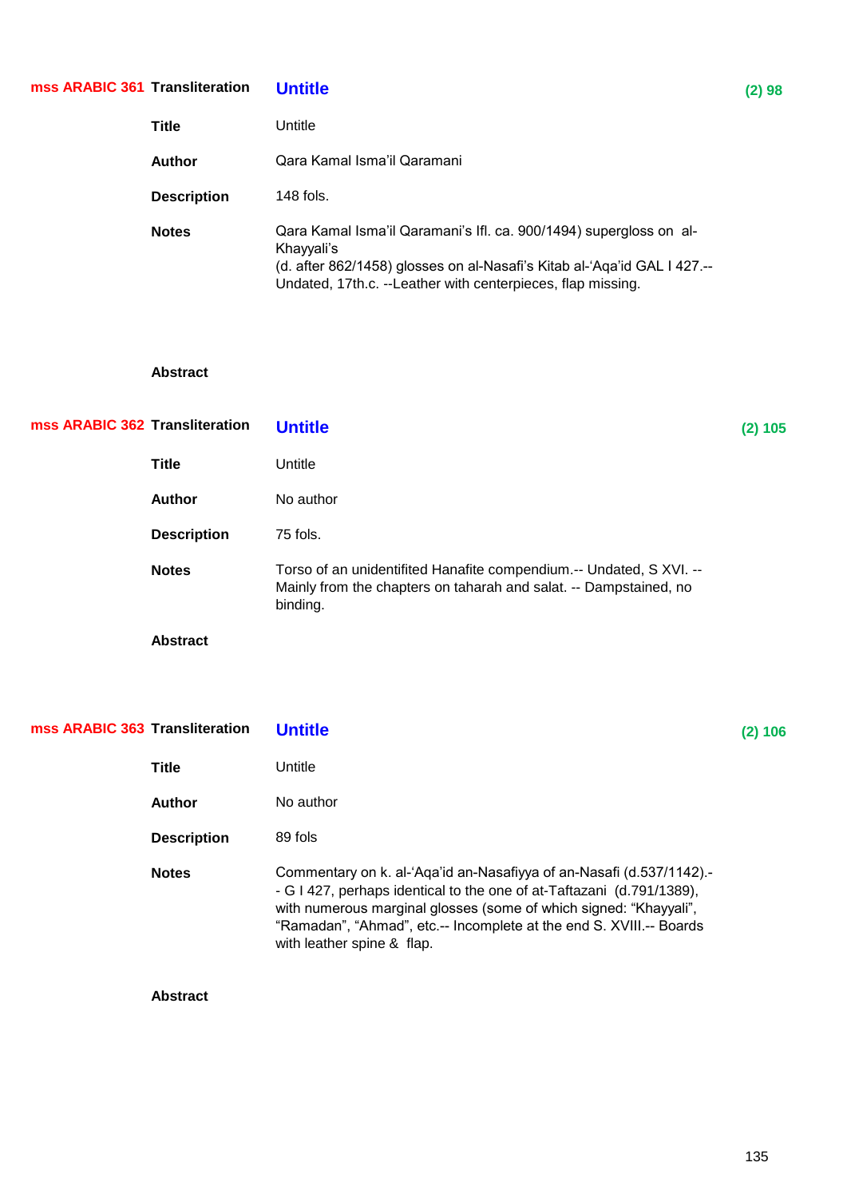**mss ARABIC 361** **Transliteration** **Untitle** **(2) 98**

**Title** Untitle

**Author** Qara Kamal Isma'il Qaramani

**Description** 148 fols.

**Notes** Qara Kamal Isma'il Qaramani's Ifl. ca. 900/1494) supergloss on al-Khayyali's
(d. after 862/1458) glosses on al-Nasafi's Kitab al-'Aqa'id GAL I 427.--
Undated, 17th.c. --Leather with centerpieces, flap missing.

**Abstract**

**mss ARABIC 362** **Transliteration** **Untitle** **(2) 105**

**Title** Untitle

**Author** No author

**Description** 75 fols.

**Notes** Torso of an unidentifited Hanafite compendium.-- Undated, S XVI. --
Mainly from the chapters on taharah and salat. -- Dampstained, no
binding.

**Abstract**

**mss ARABIC 363** **Transliteration** **Untitle** **(2) 106**

**Title** Untitle

**Author** No author

**Description** 89 fols

**Notes** Commentary on k. al-'Aqa'id an-Nasafiyya of an-Nasafi (d.537/1142).-
- G I 427, perhaps identical to the one of at-Taftazani (d.791/1389),
with numerous marginal glosses (some of which signed: "Khayyali",
"Ramadan", "Ahmad", etc.-- Incomplete at the end S. XVIII.-- Boards
with leather spine & flap.

**Abstract**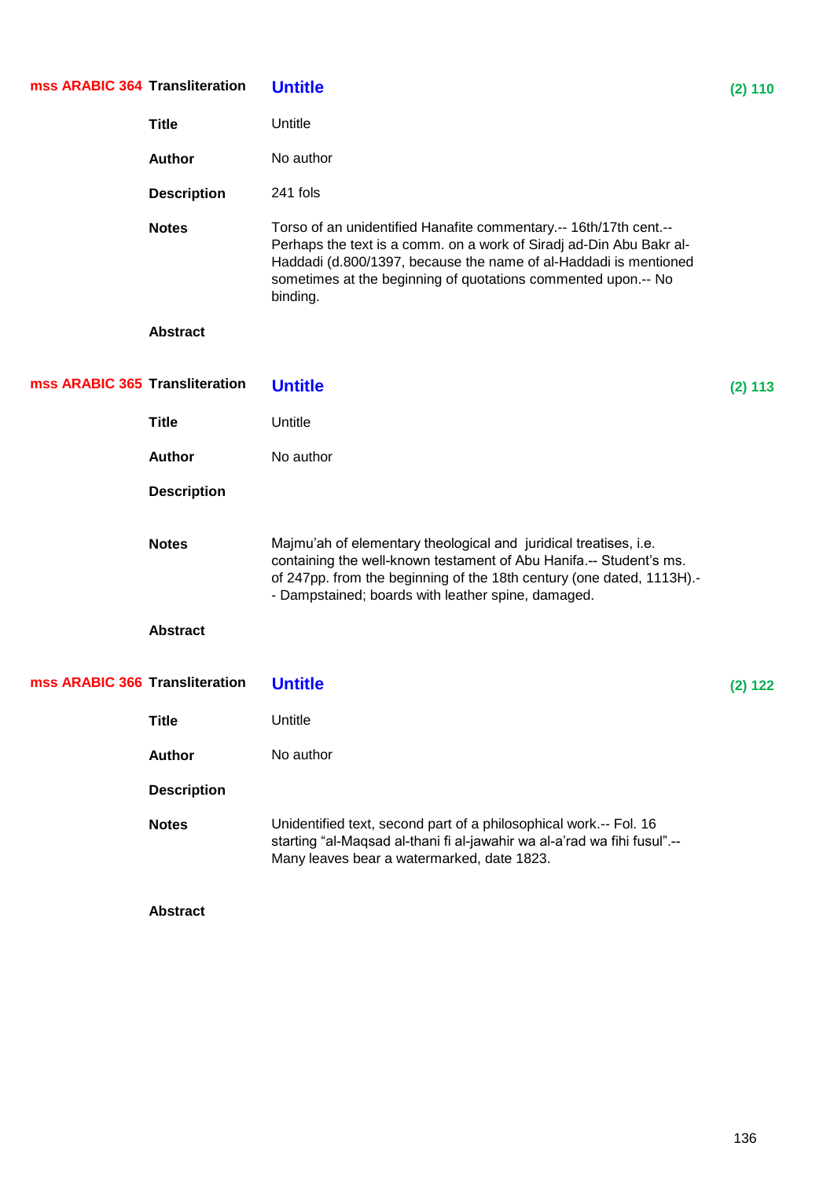**mss ARABIC 364** **Transliteration** **Untitle** **(2) 110**

**Title** Untitle

**Author** No author

**Description** 241 fols

**Notes** Torso of an unidentified Hanafite commentary.-- 16th/17th cent.-- Perhaps the text is a comm. on a work of Siradj ad-Din Abu Bakr al-Haddadi (d.800/1397, because the name of al-Haddadi is mentioned sometimes at the beginning of quotations commented upon.-- No binding.

**Abstract**

**mss ARABIC 365** **Transliteration** **Untitle** **(2) 113**

**Title** Untitle

**Author** No author

**Description**

**Notes** Majmu'ah of elementary theological and juridical treatises, i.e. containing the well-known testament of Abu Hanifa.-- Student's ms. of 247pp. from the beginning of the 18th century (one dated, 1113H).-- Dampstained; boards with leather spine, damaged.

**Abstract**

**mss ARABIC 366** **Transliteration** **Untitle** **(2) 122**

**Title** Untitle

**Author** No author

**Description**

**Notes** Unidentified text, second part of a philosophical work.-- Fol. 16 starting "al-Maqsad al-thani fi al-jawahir wa al-a'rad wa fihi fusul".-- Many leaves bear a watermarked, date 1823.

**Abstract**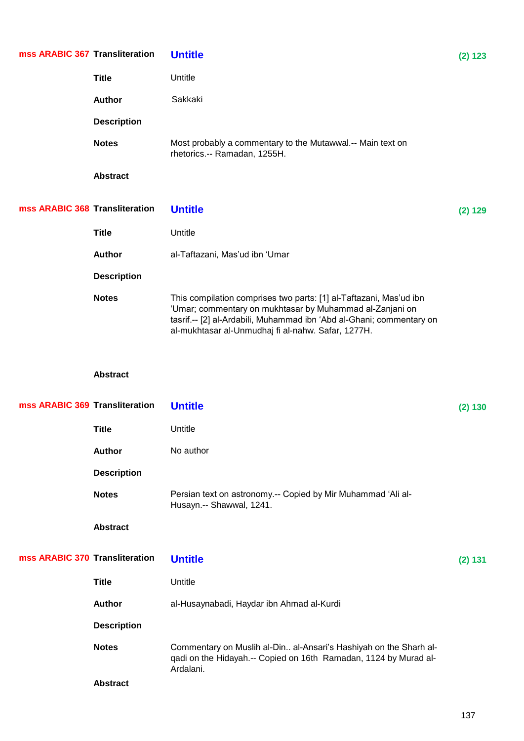**mss ARABIC 367** **Transliteration** **Untitle** **(2) 123**

**Title** Untitle

**Author** Sakkaki

**Description**

**Notes** Most probably a commentary to the Mutawwal.-- Main text on rhetorics.-- Ramadan, 1255H.

**Abstract**

**mss ARABIC 368** **Transliteration** **Untitle** **(2) 129**

**Title** Untitle

**Author** al-Taftazani, Mas'ud ibn 'Umar

**Description**

**Notes** This compilation comprises two parts: [1] al-Taftazani, Mas'ud ibn 'Umar; commentary on mukhtasar by Muhammad al-Zanjani on tasrif.-- [2] al-Ardabili, Muhammad ibn 'Abd al-Ghani; commentary on al-mukhtasar al-Unmudhaj fi al-nahw. Safar, 1277H.

**Abstract**

**mss ARABIC 369** **Transliteration** **Untitle** **(2) 130**

**Title** Untitle

**Author** No author

**Description**

**Notes** Persian text on astronomy.-- Copied by Mir Muhammad 'Ali al-Husayn.-- Shawwal, 1241.

**Abstract**

**mss ARABIC 370** **Transliteration** **Untitle** **(2) 131**

**Title** Untitle

**Author** al-Husaynabadi, Haydar ibn Ahmad al-Kurdi

**Description**

**Notes** Commentary on Muslih al-Din.. al-Ansari's Hashiyah on the Sharh al-qadi on the Hidayah.-- Copied on 16th Ramadan, 1124 by Murad al-Ardalani.

**Abstract**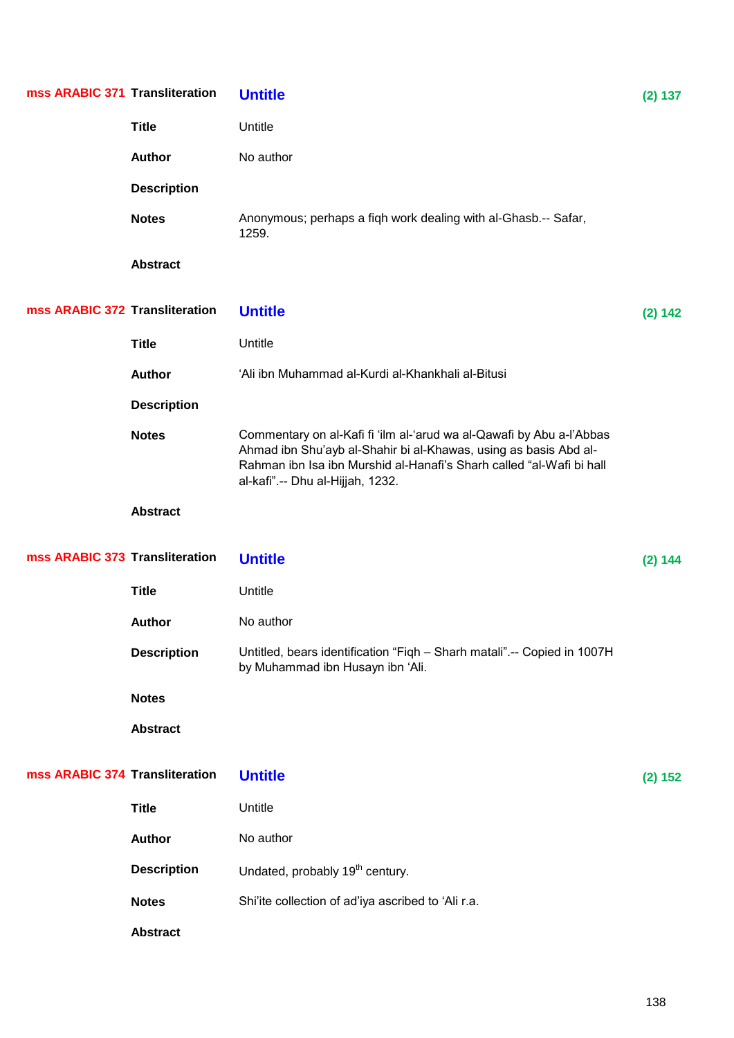**mss ARABIC 371** **Transliteration** **Untitle** **(2) 137**

**Title** Untitle

**Author** No author

**Description**

**Notes** Anonymous; perhaps a fiqh work dealing with al-Ghasb.-- Safar, 1259.

**Abstract**

**mss ARABIC 372** **Transliteration** **Untitle** **(2) 142**

**Title** Untitle

**Author** ‘Ali ibn Muhammad al-Kurdi al-Khankhali al-Bitusi

**Description**

**Notes** Commentary on al-Kafi fi ‘ilm al-‘arud wa al-Qawafi by Abu a-l’Abbas Ahmad ibn Shu’ayb al-Shahir bi al-Khawas, using as basis Abd al-Rahman ibn Isa ibn Murshid al-Hanafi’s Sharh called “al-Wafi bi hall al-kafi”.-- Dhu al-Hijjah, 1232.

**Abstract**

**mss ARABIC 373** **Transliteration** **Untitle** **(2) 144**

**Title** Untitle

**Author** No author

**Description** Untitled, bears identification “Fiqh – Sharh matali”.-- Copied in 1007H by Muhammad ibn Husayn ibn ‘Ali.

**Notes**

**Abstract**

**mss ARABIC 374** **Transliteration** **Untitle** **(2) 152**

**Title** Untitle

**Author** No author

**Description** Undated, probably 19th century.

**Notes** Shi’ite collection of ad’iya ascribed to ‘Ali r.a.

**Abstract**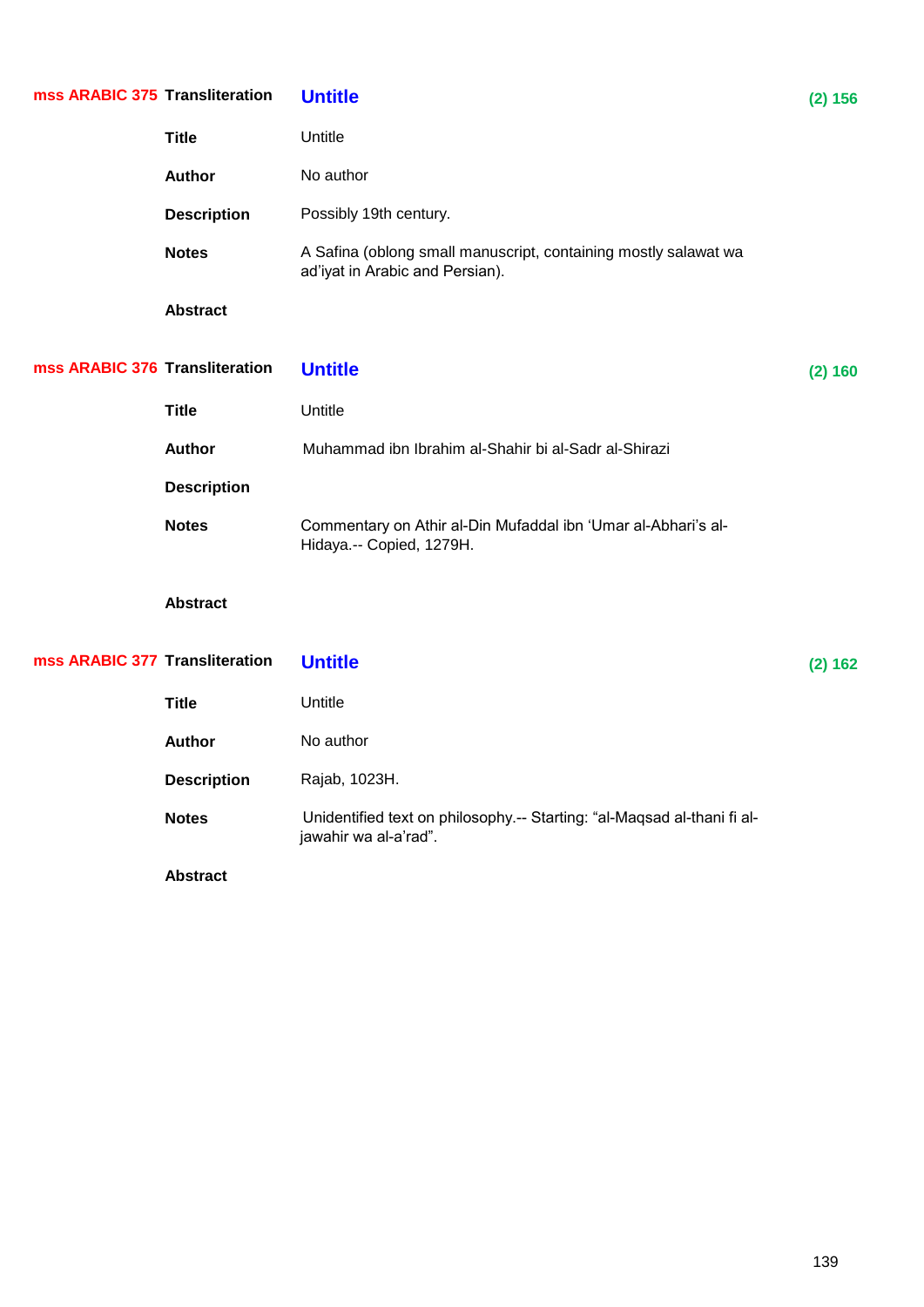**mss ARABIC 375** **Transliteration** **Untitle** **(2) 156**

**Title** Untitle

**Author** No author

**Description** Possibly 19th century.

**Notes** A Safina (oblong small manuscript, containing mostly salawat wa ad'iyat in Arabic and Persian).

**Abstract**

**mss ARABIC 376** **Transliteration** **Untitle** **(2) 160**

**Title** Untitle

**Author** Muhammad ibn Ibrahim al-Shahir bi al-Sadr al-Shirazi

**Description**

**Notes** Commentary on Athir al-Din Mufaddal ibn 'Umar al-Abhari's al-Hidaya.-- Copied, 1279H.

**Abstract**

**mss ARABIC 377** **Transliteration** **Untitle** **(2) 162**

**Title** Untitle

**Author** No author

**Description** Rajab, 1023H.

**Notes** Unidentified text on philosophy.-- Starting: "al-Maqsad al-thani fi al-jawahir wa al-a'rad".

**Abstract**